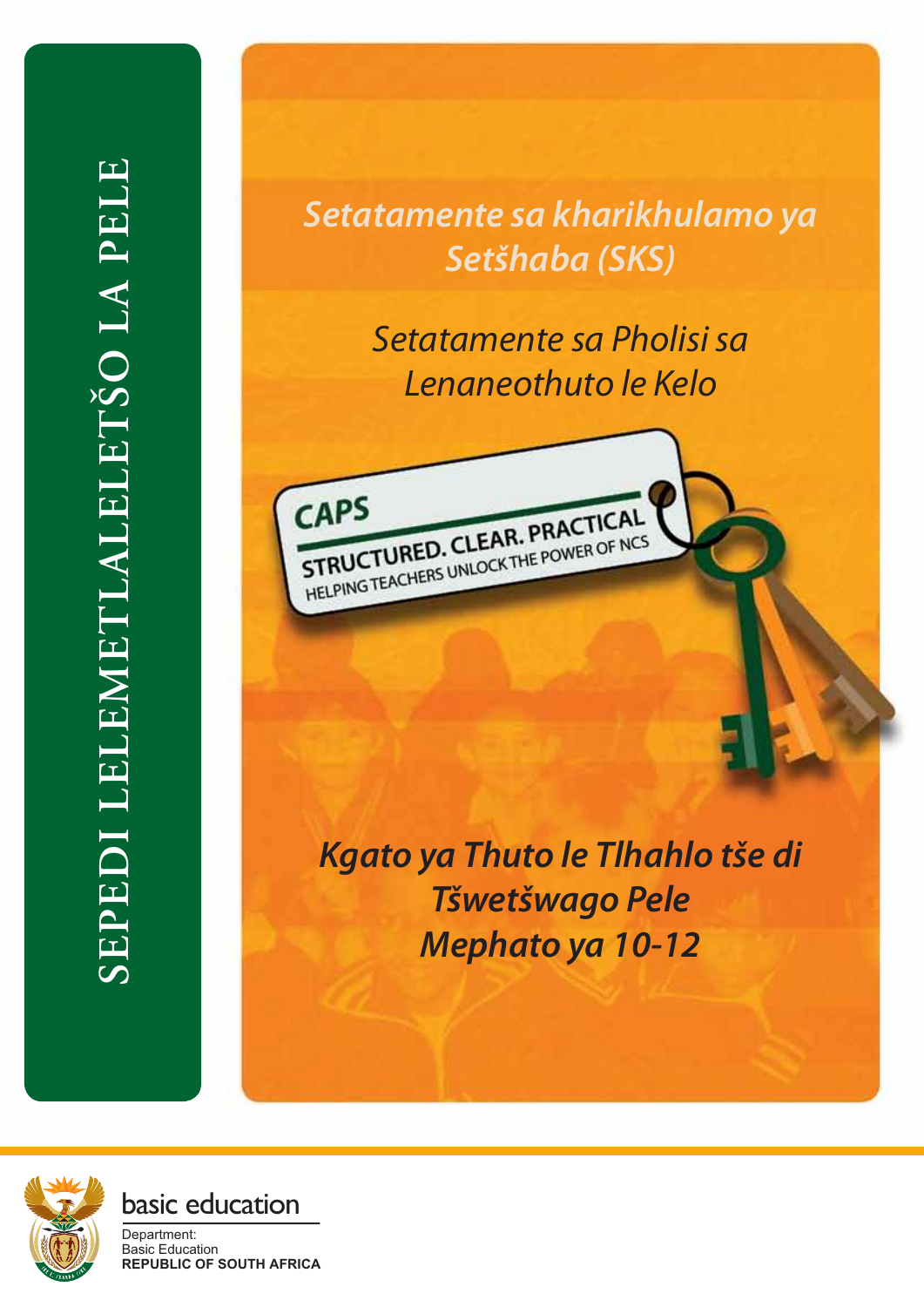# SEPEDI LELEMETLALELETŠO LA PELE

*Setatamente sa kharikhulamo ya Setšhaba (SKS)*

*Setatamente sa Pholisi sa Lenaneothuto le Kelo*

CAPS
STRUCTURED. CLEAR. PRACTICAL
HELPING TEACHERS UNLOCK THE POWER OF NCS

***Kgato ya Thuto le Tlhahlo tše di Tšwetšwago Pele***
***Mephato ya 10-12***

basic education

Department:
Basic Education
**REPUBLIC OF SOUTH AFRICA**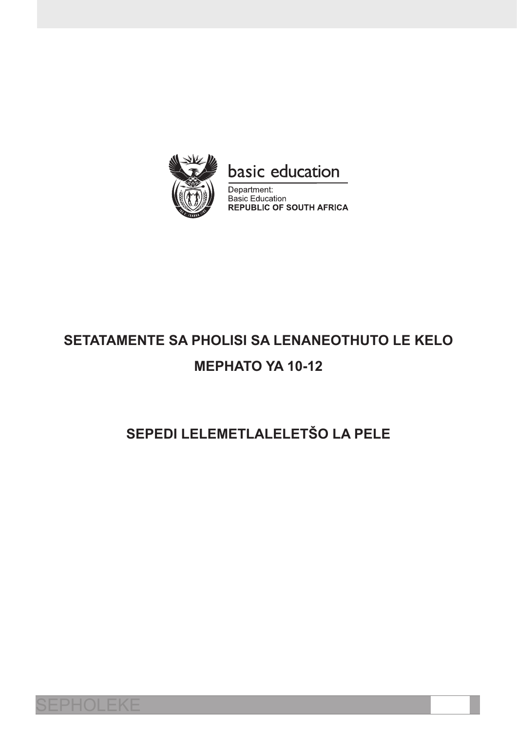basic education

Department:
Basic Education
**REPUBLIC OF SOUTH AFRICA**

# SETATAMENTE SA PHOLISI SA LENANEOTHUTO LE KELO

# MEPHATO YA 10-12

## SEPEDI LELEMETLALELETŠO LA PELE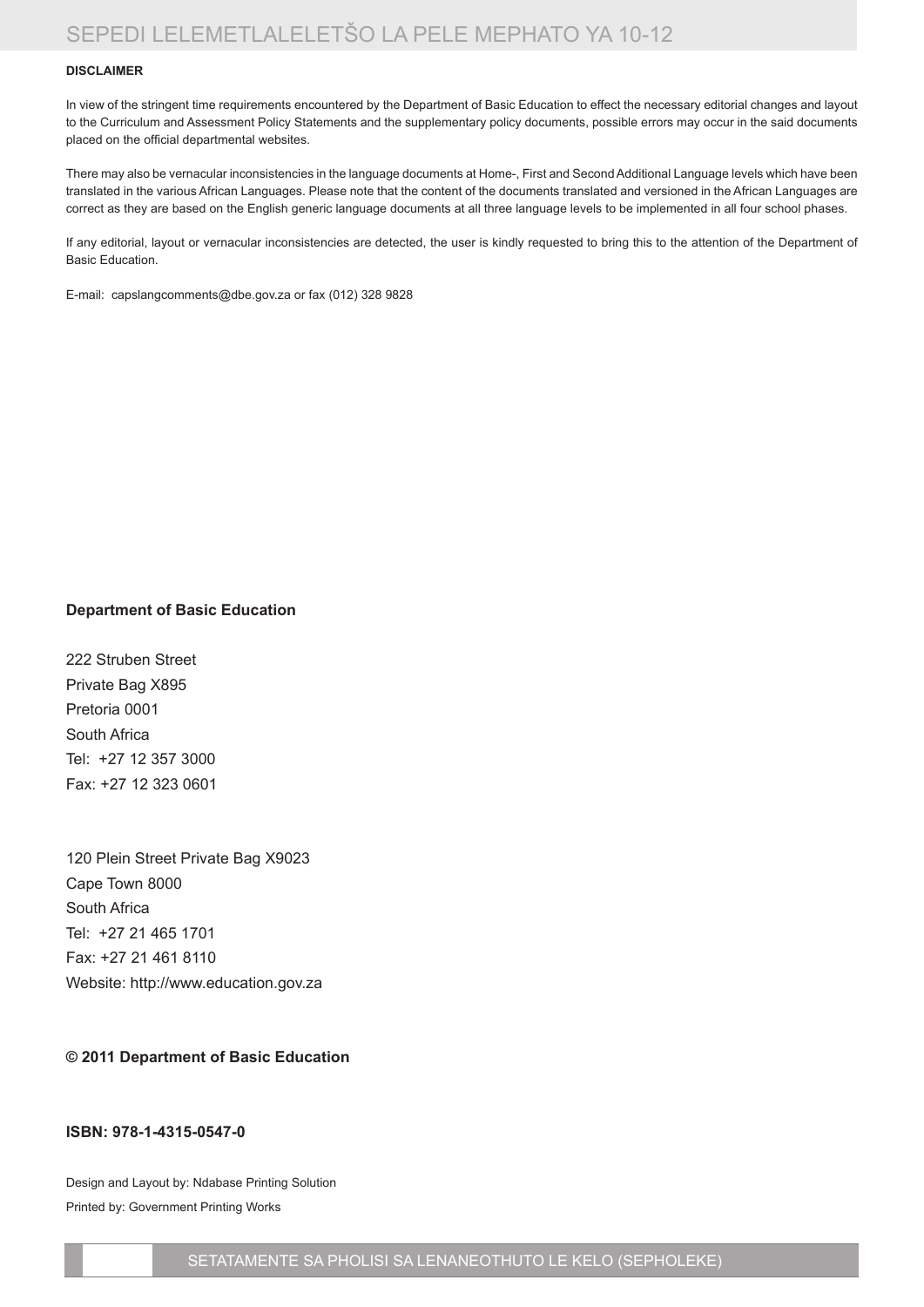**DISCLAIMER**

In view of the stringent time requirements encountered by the Department of Basic Education to effect the necessary editorial changes and layout to the Curriculum and Assessment Policy Statements and the supplementary policy documents, possible errors may occur in the said documents placed on the official departmental websites.

There may also be vernacular inconsistencies in the language documents at Home-, First and Second Additional Language levels which have been translated in the various African Languages. Please note that the content of the documents translated and versioned in the African Languages are correct as they are based on the English generic language documents at all three language levels to be implemented in all four school phases.

If any editorial, layout or vernacular inconsistencies are detected, the user is kindly requested to bring this to the attention of the Department of Basic Education.

E-mail: capslangcomments@dbe.gov.za or fax (012) 328 9828

**Department of Basic Education**

222 Struben Street
Private Bag X895
Pretoria 0001
South Africa
Tel: +27 12 357 3000
Fax: +27 12 323 0601

120 Plein Street Private Bag X9023
Cape Town 8000
South Africa
Tel: +27 21 465 1701
Fax: +27 21 461 8110
Website: http://www.education.gov.za

**© 2011 Department of Basic Education**

**ISBN: 978-1-4315-0547-0**

Design and Layout by: Ndabase Printing Solution
Printed by: Government Printing Works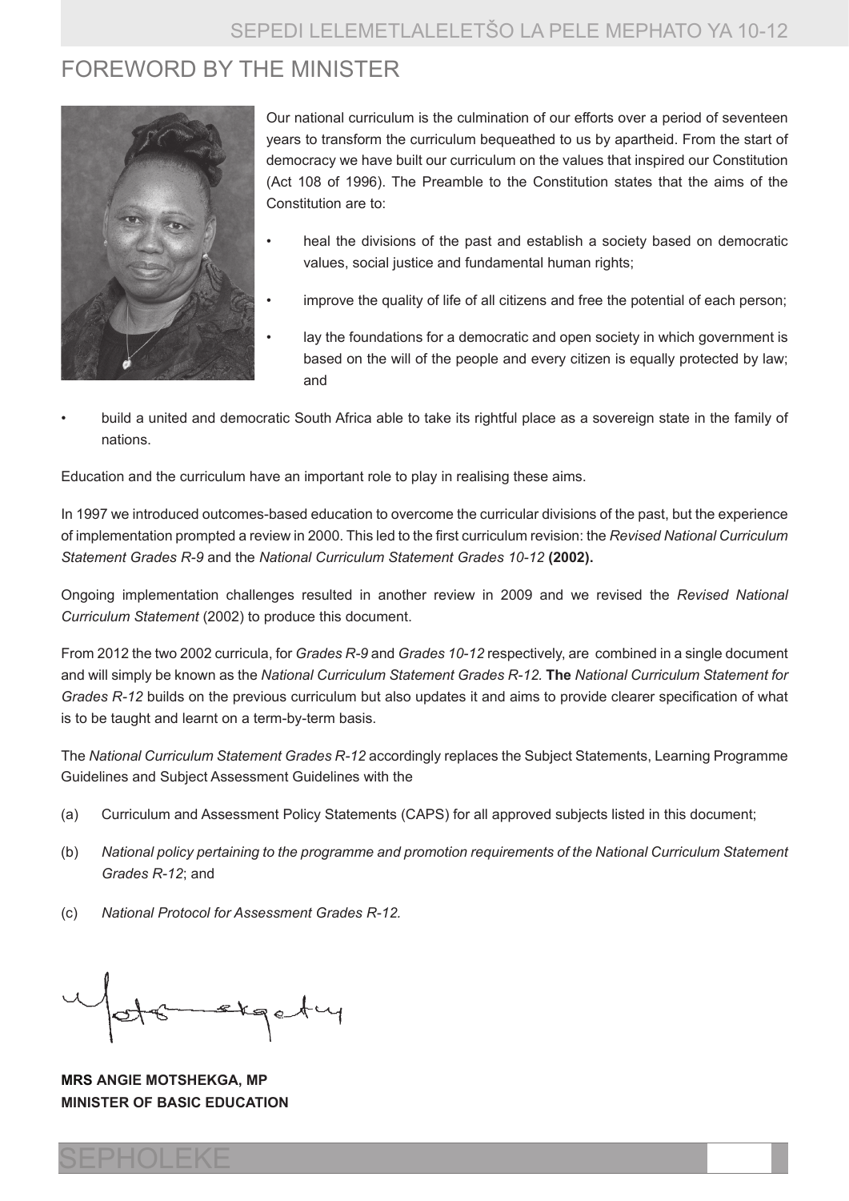# FOREWORD BY THE MINISTER

Our national curriculum is the culmination of our efforts over a period of seventeen years to transform the curriculum bequeathed to us by apartheid. From the start of democracy we have built our curriculum on the values that inspired our Constitution (Act 108 of 1996). The Preamble to the Constitution states that the aims of the Constitution are to:

- heal the divisions of the past and establish a society based on democratic values, social justice and fundamental human rights;
- improve the quality of life of all citizens and free the potential of each person;
- lay the foundations for a democratic and open society in which government is based on the will of the people and every citizen is equally protected by law; and
- build a united and democratic South Africa able to take its rightful place as a sovereign state in the family of nations.

Education and the curriculum have an important role to play in realising these aims.

In 1997 we introduced outcomes-based education to overcome the curricular divisions of the past, but the experience of implementation prompted a review in 2000. This led to the first curriculum revision: the *Revised National Curriculum Statement Grades R-9* and the *National Curriculum Statement Grades 10-12* **(2002).**

Ongoing implementation challenges resulted in another review in 2009 and we revised the *Revised National Curriculum Statement* (2002) to produce this document.

From 2012 the two 2002 curricula, for *Grades R-9* and *Grades 10-12* respectively, are combined in a single document and will simply be known as the *National Curriculum Statement Grades R-12.* **The** *National Curriculum Statement for Grades R-12* builds on the previous curriculum but also updates it and aims to provide clearer specification of what is to be taught and learnt on a term-by-term basis.

The *National Curriculum Statement Grades R-12* accordingly replaces the Subject Statements, Learning Programme Guidelines and Subject Assessment Guidelines with the

(a) Curriculum and Assessment Policy Statements (CAPS) for all approved subjects listed in this document;

(b) *National policy pertaining to the programme and promotion requirements of the National Curriculum Statement Grades R-12*; and

(c) *National Protocol for Assessment Grades R-12.*

**MRS ANGIE MOTSHEKGA, MP**
**MINISTER OF BASIC EDUCATION**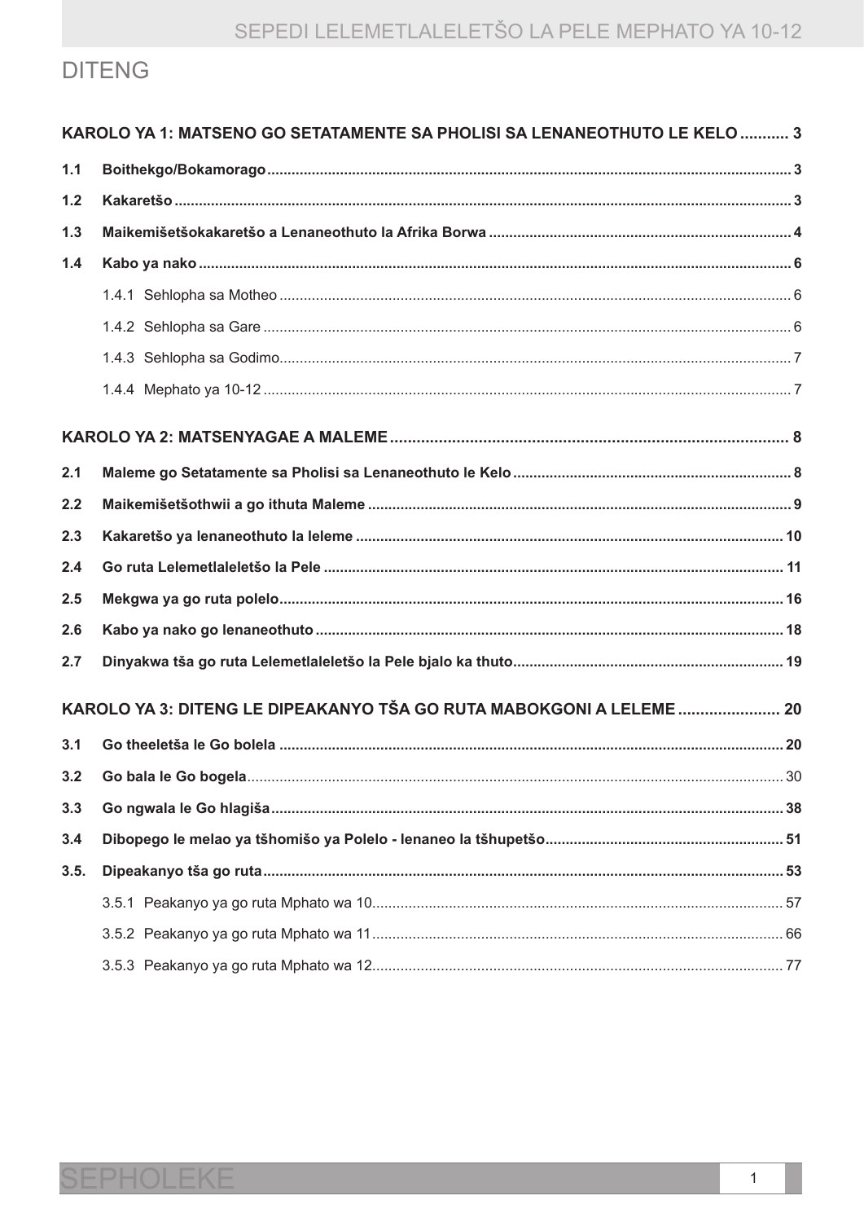# DITENG

| | | |
|---|---|---|
| **KAROLO YA 1: MATSENO GO SETATAMENTE SA PHOLISI SA LENANEOTHUTO LE KELO** | | **3** |
| **1.1** | **Boithekgo/Bokamorago** | **3** |
| **1.2** | **Kakaretšo** | **3** |
| **1.3** | **Maikemišetšokakaretšo a Lenaneothuto la Afrika Borwa** | **4** |
| **1.4** | **Kabo ya nako** | **6** |
| | 1.4.1 Sehlopha sa Motheo | 6 |
| | 1.4.2 Sehlopha sa Gare | 6 |
| | 1.4.3 Sehlopha sa Godimo | 7 |
| | 1.4.4 Mephato ya 10-12 | 7 |
| **KAROLO YA 2: MATSENYAGAE A MALEME** | | **8** |
| **2.1** | **Maleme go Setatamente sa Pholisi sa Lenaneothuto le Kelo** | **8** |
| **2.2** | **Maikemišetšothwii a go ithuta Maleme** | **9** |
| **2.3** | **Kakaretšo ya lenaneothuto la leleme** | **10** |
| **2.4** | **Go ruta Lelemetlaleletšo la Pele** | **11** |
| **2.5** | **Mekgwa ya go ruta polelo** | **16** |
| **2.6** | **Kabo ya nako go lenaneothuto** | **18** |
| **2.7** | **Dinyakwa tša go ruta Lelemetlaleletšo la Pele bjalo ka thuto** | **19** |
| **KAROLO YA 3: DITENG LE DIPEAKANYO TŠA GO RUTA MABOKGONI A LELEME** | | **20** |
| **3.1** | **Go theeletša le Go bolela** | **20** |
| **3.2** | **Go bala le Go bogela** | 30 |
| **3.3** | **Go ngwala le Go hlagiša** | **38** |
| **3.4** | **Dibopego le melao ya tšhomišo ya Polelo - lenaneo la tšhupetšo** | **51** |
| **3.5.** | **Dipeakanyo tša go ruta** | **53** |
| | 3.5.1 Peakanyo ya go ruta Mphato wa 10 | 57 |
| | 3.5.2 Peakanyo ya go ruta Mphato wa 11 | 66 |
| | 3.5.3 Peakanyo ya go ruta Mphato wa 12 | 77 |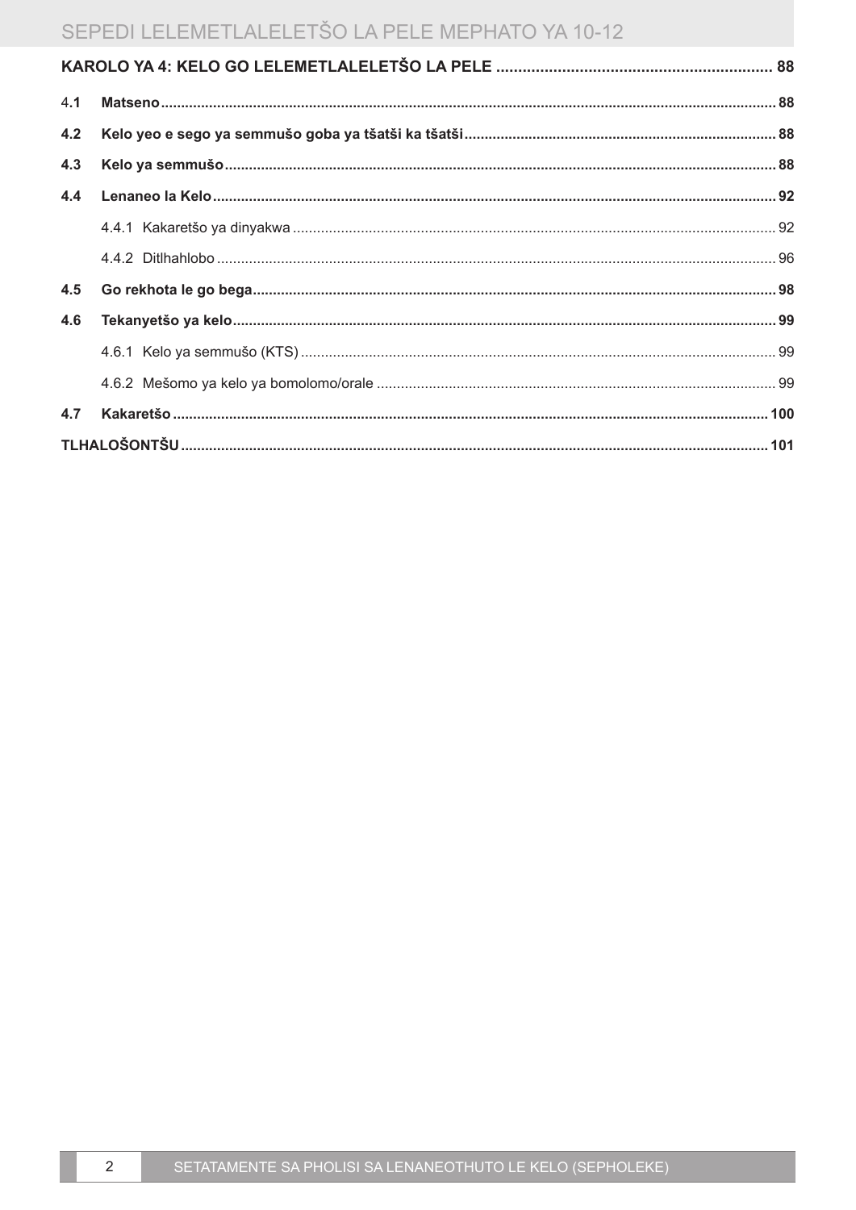**KAROLO YA 4: KELO GO LELEMETLALELETŠO LA PELE .......... 88**

4.**1** **Matseno** .......... **88**

**4.2** **Kelo yeo e sego ya semmušo goba ya tšatši ka tšatši** .......... **88**

**4.3** **Kelo ya semmušo** .......... **88**

**4.4** **Lenaneo la Kelo** .......... **92**

4.4.1 Kakaretšo ya dinyakwa .......... 92

4.4.2 Ditlhahlobo .......... 96

**4.5** **Go rekhota le go bega** .......... **98**

**4.6** **Tekanyetšo ya kelo** .......... **99**

4.6.1 Kelo ya semmušo (KTS) .......... 99

4.6.2 Mešomo ya kelo ya bomolomo/orale .......... 99

**4.7** **Kakaretšo** .......... **100**

**TLHALOŠONTŠU** .......... **101**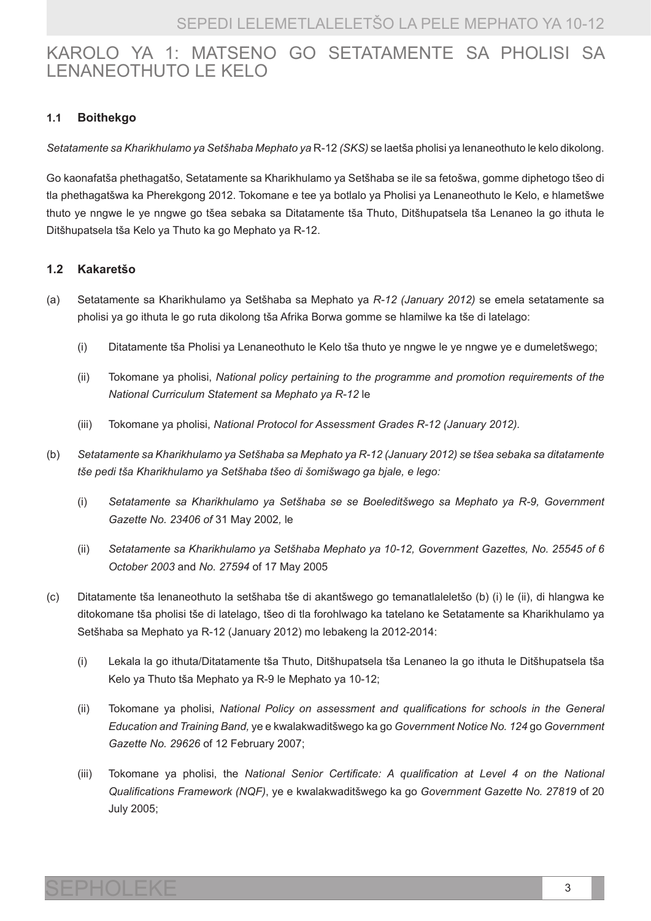# KAROLO YA 1: MATSENO GO SETATAMENTE SA PHOLISI SA LENANEOTHUTO LE KELO

## 1.1 Boithekgo

*Setatamente sa Kharikhulamo ya Setšhaba Mephato ya* R-12 *(SKS)* se laetša pholisi ya lenaneothuto le kelo dikolong.

Go kaonafatša phethagatšo, Setatamente sa Kharikhulamo ya Setšhaba se ile sa fetošwa, gomme diphetogo tšeo di tla phethagatšwa ka Pherekgong 2012. Tokomane e tee ya botlalo ya Pholisi ya Lenaneothuto le Kelo, e hlametšwe thuto ye nngwe le ye nngwe go tšea sebaka sa Ditatamente tša Thuto, Ditšhupatsela tša Lenaneo la go ithuta le Ditšhupatsela tša Kelo ya Thuto ka go Mephato ya R-12.

## 1.2 Kakaretšo

(a) Setatamente sa Kharikhulamo ya Setšhaba sa Mephato ya *R-12 (January 2012)* se emela setatamente sa pholisi ya go ithuta le go ruta dikolong tša Afrika Borwa gomme se hlamilwe ka tše di latelago:

   (i) Ditatamente tša Pholisi ya Lenaneothuto le Kelo tša thuto ye nngwe le ye nngwe ye e dumeletšwego;

   (ii) Tokomane ya pholisi, *National policy pertaining to the programme and promotion requirements of the National Curriculum Statement sa Mephato ya R-12* le

   (iii) Tokomane ya pholisi, *National Protocol for Assessment Grades R-12 (January 2012).*

(b) *Setatamente sa Kharikhulamo ya Setšhaba sa Mephato ya R-12 (January 2012) se tšea sebaka sa ditatamente tše pedi tša Kharikhulamo ya Setšhaba tšeo di šomišwago ga bjale, e lego:*

   (i) *Setatamente sa Kharikhulamo ya Setšhaba se se Boeleditšwego sa Mephato ya R-9, Government Gazette No. 23406 of* 31 May 2002*,* le

   (ii) *Setatamente sa Kharikhulamo ya Setšhaba Mephato ya 10-12, Government Gazettes, No. 25545 of 6 October 2003* and *No. 27594* of 17 May 2005

(c) Ditatamente tša lenaneothuto la setšhaba tše di akantšwego go temanatlaleletšo (b) (i) le (ii), di hlangwa ke ditokomane tša pholisi tše di latelago, tšeo di tla forohlwago ka tatelano ke Setatamente sa Kharikhulamo ya Setšhaba sa Mephato ya R-12 (January 2012) mo lebakeng la 2012-2014:

   (i) Lekala la go ithuta/Ditatamente tša Thuto, Ditšhupatsela tša Lenaneo la go ithuta le Ditšhupatsela tša Kelo ya Thuto tša Mephato ya R-9 le Mephato ya 10-12;

   (ii) Tokomane ya pholisi, *National Policy on assessment and qualifications for schools in the General Education and Training Band,* ye e kwalakwaditšwego ka go *Government Notice No. 124* go *Government Gazette No. 29626* of 12 February 2007;

   (iii) Tokomane ya pholisi, the *National Senior Certificate: A qualification at Level 4 on the National Qualifications Framework (NQF)*, ye e kwalakwaditšwego ka go *Government Gazette No. 27819* of 20 July 2005;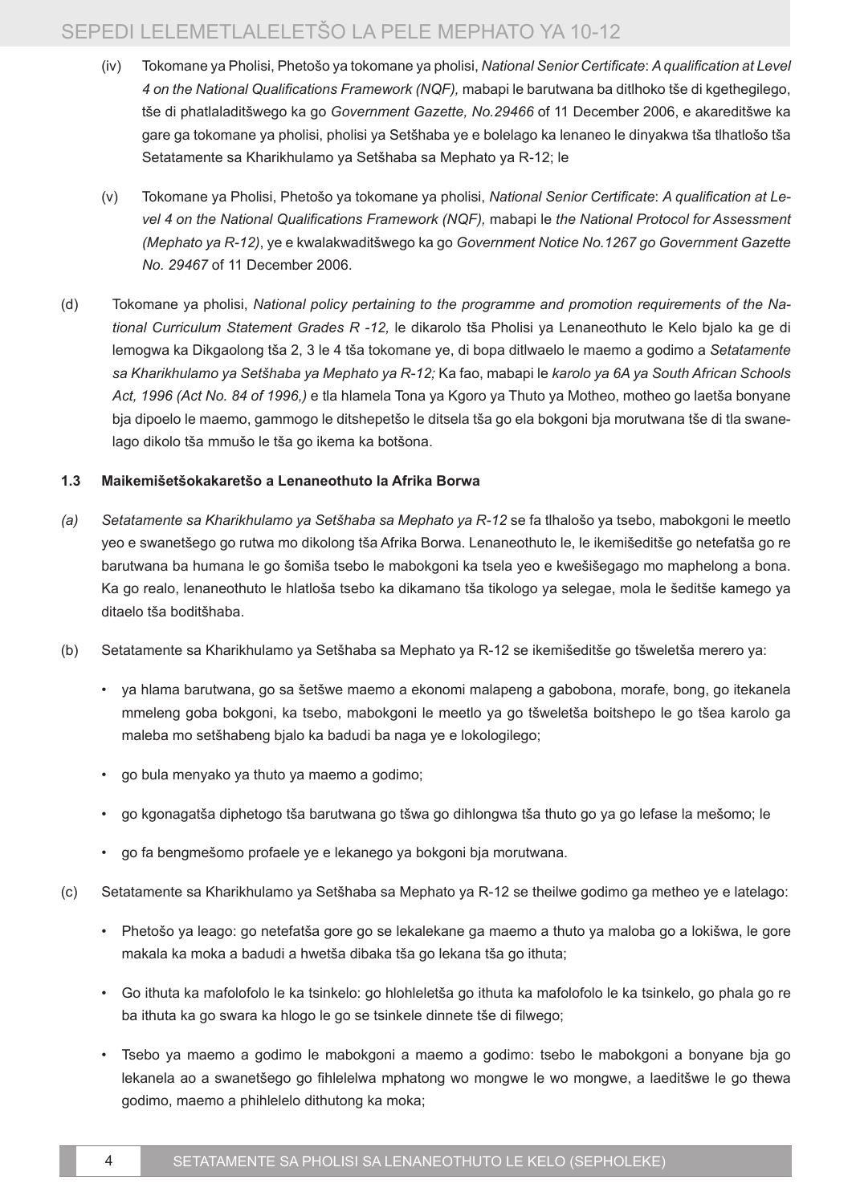(iv) Tokomane ya Pholisi, Phetošo ya tokomane ya pholisi, *National Senior Certificate*: *A qualification at Level 4 on the National Qualifications Framework (NQF),* mabapi le barutwana ba ditlhoko tše di kgethegilego, tše di phatlaladitšwego ka go *Government Gazette, No.29466* of 11 December 2006, e akareditšwe ka gare ga tokomane ya pholisi, pholisi ya Setšhaba ye e bolelago ka lenaneo le dinyakwa tša tlhatlošo tša Setatamente sa Kharikhulamo ya Setšhaba sa Mephato ya R-12; le

(v) Tokomane ya Pholisi, Phetošo ya tokomane ya pholisi, *National Senior Certificate*: *A qualification at Level 4 on the National Qualifications Framework (NQF),* mabapi le *the National Protocol for Assessment (Mephato ya R-12)*, ye e kwalakwaditšwego ka go *Government Notice No.1267 go Government Gazette No. 29467* of 11 December 2006.

(d) Tokomane ya pholisi, *National policy pertaining to the programme and promotion requirements of the National Curriculum Statement Grades R -12,* le dikarolo tša Pholisi ya Lenaneothuto le Kelo bjalo ka ge di lemogwa ka Dikgaolong tša 2, 3 le 4 tša tokomane ye, di bopa ditlwaelo le maemo a godimo a *Setatamente sa Kharikhulamo ya Setšhaba ya Mephato ya R-12;* Ka fao, mabapi le *karolo ya 6A ya South African Schools Act, 1996 (Act No. 84 of 1996,)* e tla hlamela Tona ya Kgoro ya Thuto ya Motheo, motheo go laetša bonyane bja dipoelo le maemo, gammogo le ditshepetšo le ditsela tša go ela bokgoni bja morutwana tše di tla swanelago dikolo tša mmušo le tša go ikema ka botšona.

**1.3 Maikemišetšokakaretšo a Lenaneothuto la Afrika Borwa**

*(a) Setatamente sa Kharikhulamo ya Setšhaba sa Mephato ya R-12* se fa tlhalošo ya tsebo, mabokgoni le meetlo yeo e swanetšego go rutwa mo dikolong tša Afrika Borwa. Lenaneothuto le, le ikemišeditše go netefatša go re barutwana ba humana le go šomiša tsebo le mabokgoni ka tsela yeo e kwešišegago mo maphelong a bona. Ka go realo, lenaneothuto le hlatloša tsebo ka dikamano tša tikologo ya selegae, mola le šeditše kamego ya ditaelo tša boditšhaba.

(b) Setatamente sa Kharikhulamo ya Setšhaba sa Mephato ya R-12 se ikemišeditše go tšweletša merero ya:

- ya hlama barutwana, go sa šetšwe maemo a ekonomi malapeng a gabobona, morafe, bong, go itekanela mmeleng goba bokgoni, ka tsebo, mabokgoni le meetlo ya go tšweletša boitshepo le go tšea karolo ga maleba mo setšhabeng bjalo ka badudi ba naga ye e lokologilego;
- go bula menyako ya thuto ya maemo a godimo;
- go kgonagatša diphetogo tša barutwana go tšwa go dihlongwa tša thuto go ya go lefase la mešomo; le
- go fa bengmešomo profaele ye e lekanego ya bokgoni bja morutwana.

(c) Setatamente sa Kharikhulamo ya Setšhaba sa Mephato ya R-12 se theilwe godimo ga metheo ye e latelago:

- Phetošo ya leago: go netefatša gore go se lekalekane ga maemo a thuto ya maloba go a lokišwa, le gore makala ka moka a badudi a hwetša dibaka tša go lekana tša go ithuta;
- Go ithuta ka mafolofolo le ka tsinkelo: go hlohleletša go ithuta ka mafolofolo le ka tsinkelo, go phala go re ba ithuta ka go swara ka hlogo le go se tsinkele dinnete tše di filwego;
- Tsebo ya maemo a godimo le mabokgoni a maemo a godimo: tsebo le mabokgoni a bonyane bja go lekanela ao a swanetšego go fihlelelwa mphatong wo mongwe le wo mongwe, a laeditšwe le go thewa godimo, maemo a phihlelelo dithutong ka moka;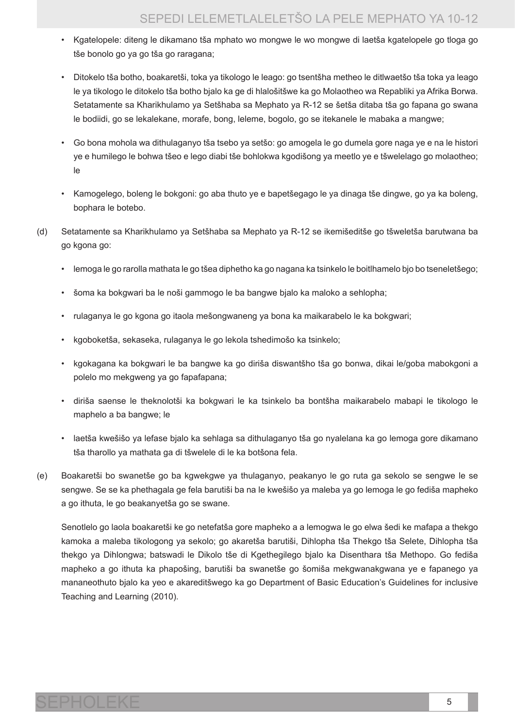- Kgatelopele: diteng le dikamano tša mphato wo mongwe le wo mongwe di laetša kgatelopele go tloga go tše bonolo go ya go tša go raragana;

- Ditokelo tša botho, boakaretši, toka ya tikologo le leago: go tsentšha metheo le ditlwaetšo tša toka ya leago le ya tikologo le ditokelo tša botho bjalo ka ge di hlalošitšwe ka go Molaotheo wa Repabliki ya Afrika Borwa. Setatamente sa Kharikhulamo ya Setšhaba sa Mephato ya R-12 se šetša ditaba tša go fapana go swana le bodiidi, go se lekalekane, morafe, bong, leleme, bogolo, go se itekanele le mabaka a mangwe;

- Go bona mohola wa dithulaganyo tša tsebo ya setšo: go amogela le go dumela gore naga ye e na le histori ye e humilego le bohwa tšeo e lego diabi tše bohlokwa kgodišong ya meetlo ye e tšwelelago go molaotheo; le

- Kamogelego, boleng le bokgoni: go aba thuto ye e bapetšegago le ya dinaga tše dingwe, go ya ka boleng, bophara le botebo.

(d) Setatamente sa Kharikhulamo ya Setšhaba sa Mephato ya R-12 se ikemišeditše go tšweletša barutwana ba go kgona go:

- lemoga le go rarolla mathata le go tšea diphetho ka go nagana ka tsinkelo le boitlhamelo bjo bo tseneletšego;
- šoma ka bokgwari ba le noši gammogo le ba bangwe bjalo ka maloko a sehlopha;
- rulaganya le go kgona go itaola mešongwaneng ya bona ka maikarabelo le ka bokgwari;
- kgoboketša, sekaseka, rulaganya le go lekola tshedimošo ka tsinkelo;
- kgokagana ka bokgwari le ba bangwe ka go diriša diswantšho tša go bonwa, dikai le/goba mabokgoni a polelo mo mekgweng ya go fapafapana;
- diriša saense le theknolotši ka bokgwari le ka tsinkelo ba bontšha maikarabelo mabapi le tikologo le maphelo a ba bangwe; le
- laetša kwešišo ya lefase bjalo ka sehlaga sa dithulaganyo tša go nyalelana ka go lemoga gore dikamano tša tharollo ya mathata ga di tšwelele di le ka botšona fela.

(e) Boakaretši bo swanetše go ba kgwekgwe ya thulaganyo, peakanyo le go ruta ga sekolo se sengwe le se sengwe. Se se ka phethagala ge fela barutiši ba na le kwešišo ya maleba ya go lemoga le go fediša mapheko a go ithuta, le go beakanyetša go se swane.

Senotlelo go laola boakaretši ke go netefatša gore mapheko a a lemogwa le go elwa šedi ke mafapa a thekgo kamoka a maleba tikologong ya sekolo; go akaretša barutiši, Dihlopha tša Thekgo tša Selete, Dihlopha tša thekgo ya Dihlongwa; batswadi le Dikolo tše di Kgethegilego bjalo ka Disenthara tša Methopo. Go fediša mapheko a go ithuta ka phapošing, barutiši ba swanetše go šomiša mekgwanakgwana ye e fapanego ya mananeothuto bjalo ka yeo e akareditšwego ka go Department of Basic Education's Guidelines for inclusive Teaching and Learning (2010).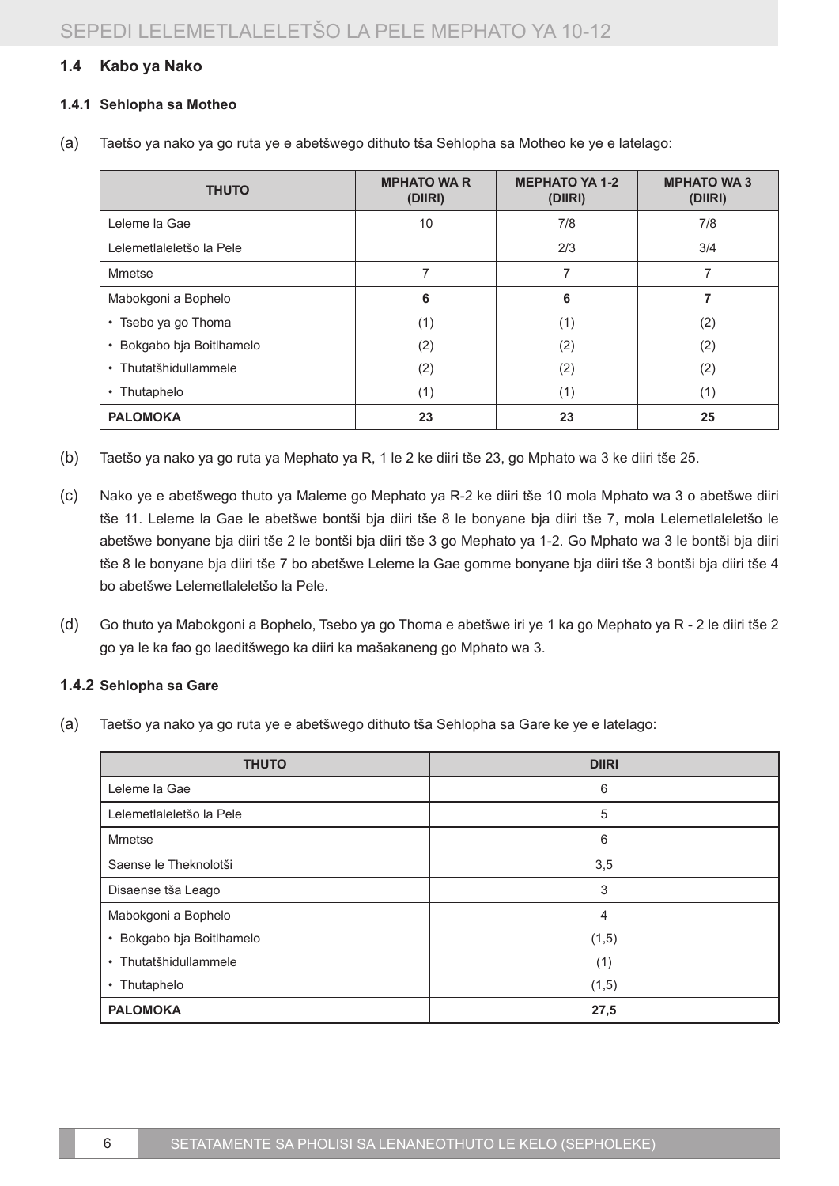### 1.4 Kabo ya Nako

#### 1.4.1 Sehlopha sa Motheo

(a) Taetšo ya nako ya go ruta ye e abetšwego dithuto tša Sehlopha sa Motheo ke ye e latelago:

| THUTO | MPHATO WA R (DIIRI) | MEPHATO YA 1-2 (DIIRI) | MPHATO WA 3 (DIIRI) |
|---|---|---|---|
| Leleme la Gae | 10 | 7/8 | 7/8 |
| Lelemetlaleletšo la Pele | | 2/3 | 3/4 |
| Mmetse | 7 | 7 | 7 |
| Mabokgoni a Bophelo | **6** | **6** | **7** |
| • Tsebo ya go Thoma | (1) | (1) | (2) |
| • Bokgabo bja Boitlhamelo | (2) | (2) | (2) |
| • Thutatšhidullammele | (2) | (2) | (2) |
| • Thutaphelo | (1) | (1) | (1) |
| **PALOMOKA** | **23** | **23** | **25** |

(b) Taetšo ya nako ya go ruta ya Mephato ya R, 1 le 2 ke diiri tše 23, go Mphato wa 3 ke diiri tše 25.

(c) Nako ye e abetšwego thuto ya Maleme go Mephato ya R-2 ke diiri tše 10 mola Mphato wa 3 o abetšwe diiri tše 11. Leleme la Gae le abetšwe bontši bja diiri tše 8 le bonyane bja diiri tše 7, mola Lelemetlaleletšo le abetšwe bonyane bja diiri tše 2 le bontši bja diiri tše 3 go Mephato ya 1-2. Go Mphato wa 3 le bontši bja diiri tše 8 le bonyane bja diiri tše 7 bo abetšwe Leleme la Gae gomme bonyane bja diiri tše 3 bontši bja diiri tše 4 bo abetšwe Lelemetlaleletšo la Pele.

(d) Go thuto ya Mabokgoni a Bophelo, Tsebo ya go Thoma e abetšwe iri ye 1 ka go Mephato ya R - 2 le diiri tše 2 go ya le ka fao go laeditšwego ka diiri ka mašakaneng go Mphato wa 3.

#### 1.4.2 Sehlopha sa Gare

(a) Taetšo ya nako ya go ruta ye e abetšwego dithuto tša Sehlopha sa Gare ke ye e latelago:

| THUTO | DIIRI |
|---|---|
| Leleme la Gae | 6 |
| Lelemetlaleletšo la Pele | 5 |
| Mmetse | 6 |
| Saense le Theknolotši | 3,5 |
| Disaense tša Leago | 3 |
| Mabokgoni a Bophelo | 4 |
| • Bokgabo bja Boitlhamelo | (1,5) |
| • Thutatšhidullammele | (1) |
| • Thutaphelo | (1,5) |
| **PALOMOKA** | **27,5** |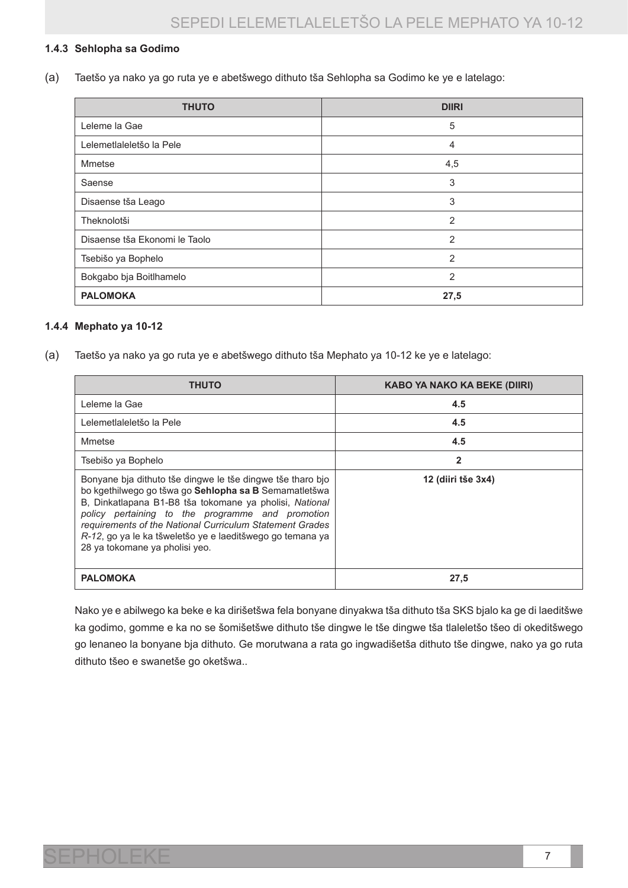### 1.4.3 Sehlopha sa Godimo

(a) Taetšo ya nako ya go ruta ye e abetšwego dithuto tša Sehlopha sa Godimo ke ye e latelago:

| THUTO | DIIRI |
|---|---|
| Leleme la Gae | 5 |
| Lelemetlaleletšo la Pele | 4 |
| Mmetse | 4,5 |
| Saense | 3 |
| Disaense tša Leago | 3 |
| Theknolotši | 2 |
| Disaense tša Ekonomi le Taolo | 2 |
| Tsebišo ya Bophelo | 2 |
| Bokgabo bja Boitlhamelo | 2 |
| **PALOMOKA** | **27,5** |

### 1.4.4 Mephato ya 10-12

(a) Taetšo ya nako ya go ruta ye e abetšwego dithuto tša Mephato ya 10-12 ke ye e latelago:

| THUTO | KABO YA NAKO KA BEKE (DIIRI) |
|---|---|
| Leleme la Gae | **4.5** |
| Lelemetlaleletšo la Pele | **4.5** |
| Mmetse | **4.5** |
| Tsebišo ya Bophelo | **2** |
| Bonyane bja dithuto tše dingwe le tše dingwe tše tharo bjo bo kgethilwego go tšwa go **Sehlopha sa B** Semamatletšwa B, Dinkatlapana B1-B8 tša tokomane ya pholisi, *National policy pertaining to the programme and promotion requirements of the National Curriculum Statement Grades R-12*, go ya le ka tšweletšo ye e laeditšwego go temana ya 28 ya tokomane ya pholisi yeo. | **12 (diiri tše 3x4)** |
| **PALOMOKA** | **27,5** |

Nako ye e abilwego ka beke e ka dirišetšwa fela bonyane dinyakwa tša dithuto tša SKS bjalo ka ge di laeditšwe ka godimo, gomme e ka no se šomišetšwe dithuto tše dingwe le tše dingwe tša tlaleletšo tšeo di okeditšwego go lenaneo la bonyane bja dithuto. Ge morutwana a rata go ingwadišetša dithuto tše dingwe, nako ya go ruta dithuto tšeo e swanetše go oketšwa..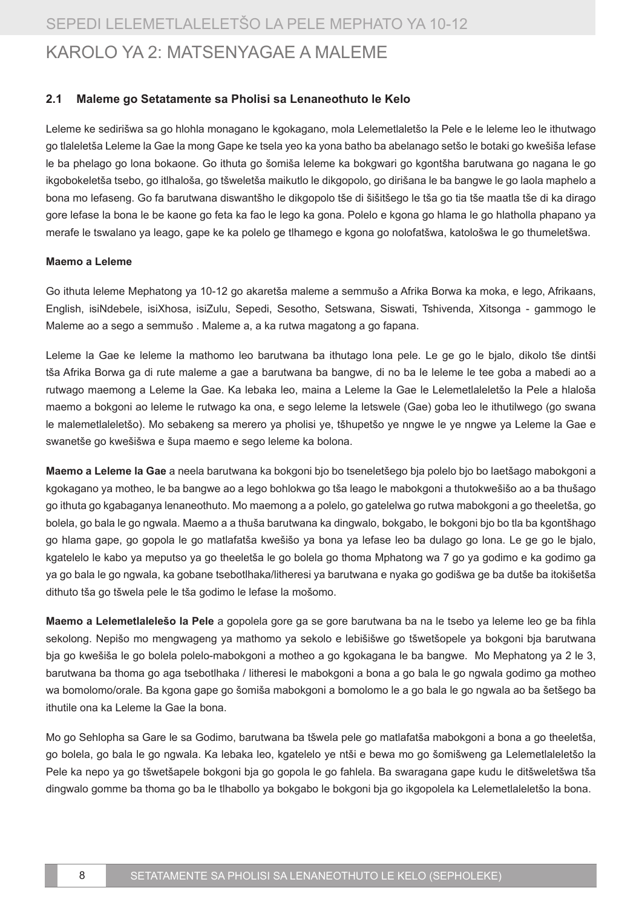# KAROLO YA 2: MATSENYAGAE A MALEME

## 2.1 Maleme go Setatamente sa Pholisi sa Lenaneothuto le Kelo

Leleme ke sedirišwa sa go hlohla monagano le kgokagano, mola Lelemetlaletšo la Pele e le leleme leo le ithutwago go tlaleletša Leleme la Gae la mong Gape ke tsela yeo ka yona batho ba abelanago setšo le botaki go kwešiša lefase le ba phelago go lona bokaone. Go ithuta go šomiša leleme ka bokgwari go kgontšha barutwana go nagana le go ikgobokeletša tsebo, go itlhaloša, go tšweletša maikutlo le dikgopolo, go dirišana le ba bangwe le go laola maphelo a bona mo lefaseng. Go fa barutwana diswantšho le dikgopolo tše di šišitšego le tša go tia tše maatla tše di ka dirago gore lefase la bona le be kaone go feta ka fao le lego ka gona. Polelo e kgona go hlama le go hlatholla phapano ya merafe le tswalano ya leago, gape ke ka polelo ge tlhamego e kgona go nolofatšwa, katološwa le go thumeletšwa.

**Maemo a Leleme**

Go ithuta leleme Mephatong ya 10-12 go akaretša maleme a semmušo a Afrika Borwa ka moka, e lego, Afrikaans, English, isiNdebele, isiXhosa, isiZulu, Sepedi, Sesotho, Setswana, Siswati, Tshivenda, Xitsonga - gammogo le Maleme ao a sego a semmušo . Maleme a, a ka rutwa magatong a go fapana.

Leleme la Gae ke leleme la mathomo leo barutwana ba ithutago lona pele. Le ge go le bjalo, dikolo tše dintši tša Afrika Borwa ga di rute maleme a gae a barutwana ba bangwe, di no ba le leleme le tee goba a mabedi ao a rutwago maemong a Leleme la Gae. Ka lebaka leo, maina a Leleme la Gae le Lelemetlaleletšo la Pele a hlaloša maemo a bokgoni ao leleme le rutwago ka ona, e sego leleme la letswele (Gae) goba leo le ithutilwego (go swana le malemetlaleletšo). Mo sebakeng sa merero ya pholisi ye, tšhupetšo ye nngwe le ye nngwe ya Leleme la Gae e swanetše go kwešišwa e šupa maemo e sego leleme ka bolona.

**Maemo a Leleme la Gae** a neela barutwana ka bokgoni bjo bo tseneletšego bja polelo bjo bo laetšago mabokgoni a kgokagano ya motheo, le ba bangwe ao a lego bohlokwa go tša leago le mabokgoni a thutokwešišo ao a ba thušago go ithuta go kgabaganya lenaneothuto. Mo maemong a a polelo, go gatelelwa go rutwa mabokgoni a go theeletša, go bolela, go bala le go ngwala. Maemo a a thuša barutwana ka dingwalo, bokgabo, le bokgoni bjo bo tla ba kgontšhago go hlama gape, go gopola le go matlafatša kwešišo ya bona ya lefase leo ba dulago go lona. Le ge go le bjalo, kgatelelo le kabo ya meputso ya go theeletša le go bolela go thoma Mphatong wa 7 go ya godimo e ka godimo ga ya go bala le go ngwala, ka gobane tsebotlhaka/litheresi ya barutwana e nyaka go godišwa ge ba dutše ba itokišetša dithuto tša go tšwela pele le tša godimo le lefase la mošomo.

**Maemo a Lelemetlalelešo la Pele** a gopolela gore ga se gore barutwana ba na le tsebo ya leleme leo ge ba fihla sekolong. Nepišo mo mengwageng ya mathomo ya sekolo e lebišišwe go tšwetšopele ya bokgoni bja barutwana bja go kwešiša le go bolela polelo-mabokgoni a motheo a go kgokagana le ba bangwe. Mo Mephatong ya 2 le 3, barutwana ba thoma go aga tsebotlhaka / litheresi le mabokgoni a bona a go bala le go ngwala godimo ga motheo wa bomolomo/orale. Ba kgona gape go šomiša mabokgoni a bomolomo le a go bala le go ngwala ao ba šetšego ba ithutile ona ka Leleme la Gae la bona.

Mo go Sehlopha sa Gare le sa Godimo, barutwana ba tšwela pele go matlafatša mabokgoni a bona a go theeletša, go bolela, go bala le go ngwala. Ka lebaka leo, kgatelelo ye ntši e bewa mo go šomišweng ga Lelemetlaleletšo la Pele ka nepo ya go tšwetšapele bokgoni bja go gopola le go fahlela. Ba swaragana gape kudu le ditšweletšwa tša dingwalo gomme ba thoma go ba le tlhabollo ya bokgabo le bokgoni bja go ikgopolela ka Lelemetlaleletšo la bona.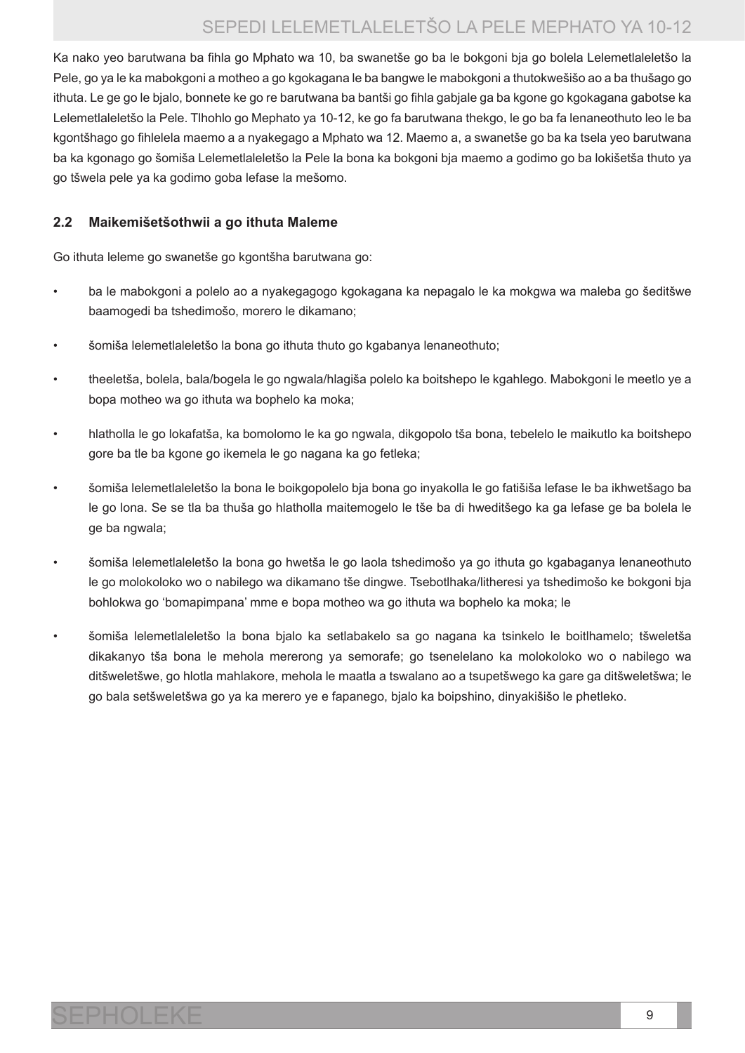Ka nako yeo barutwana ba fihla go Mphato wa 10, ba swanetše go ba le bokgoni bja go bolela Lelemetlaleletšo la Pele, go ya le ka mabokgoni a motheo a go kgokagana le ba bangwe le mabokgoni a thutokwešišo ao a ba thušago go ithuta. Le ge go le bjalo, bonnete ke go re barutwana ba bantši go fihla gabjale ga ba kgone go kgokagana gabotse ka Lelemetlaleletšo la Pele. Tlhohlo go Mephato ya 10-12, ke go fa barutwana thekgo, le go ba fa lenaneothuto leo le ba kgontšhago go fihlelela maemo a a nyakegago a Mphato wa 12. Maemo a, a swanetše go ba ka tsela yeo barutwana ba ka kgonago go šomiša Lelemetlaleletšo la Pele la bona ka bokgoni bja maemo a godimo go ba lokišetša thuto ya go tšwela pele ya ka godimo goba lefase la mešomo.

## 2.2 Maikemišetšothwii a go ithuta Maleme

Go ithuta leleme go swanetše go kgontšha barutwana go:

- ba le mabokgoni a polelo ao a nyakegagogo kgokagana ka nepagalo le ka mokgwa wa maleba go šeditšwe baamogedi ba tshedimošo, morero le dikamano;
- šomiša lelemetlaleletšo la bona go ithuta thuto go kgabanya lenaneothuto;
- theeletša, bolela, bala/bogela le go ngwala/hlagiša polelo ka boitshepo le kgahlego. Mabokgoni le meetlo ye a bopa motheo wa go ithuta wa bophelo ka moka;
- hlatholla le go lokafatša, ka bomolomo le ka go ngwala, dikgopolo tša bona, tebelelo le maikutlo ka boitshepo gore ba tle ba kgone go ikemela le go nagana ka go fetleka;
- šomiša lelemetlaleletšo la bona le boikgopolelo bja bona go inyakolla le go fatišiša lefase le ba ikhwetšago ba le go lona. Se se tla ba thuša go hlatholla maitemogelo le tše ba di hweditšego ka ga lefase ge ba bolela le ge ba ngwala;
- šomiša lelemetlaleletšo la bona go hwetša le go laola tshedimošo ya go ithuta go kgabaganya lenaneothuto le go molokoloko wo o nabilego wa dikamano tše dingwe. Tsebotlhaka/litheresi ya tshedimošo ke bokgoni bja bohlokwa go 'bomapimpana' mme e bopa motheo wa go ithuta wa bophelo ka moka; le
- šomiša lelemetlaleletšo la bona bjalo ka setlabakelo sa go nagana ka tsinkelo le boitlhamelo; tšweletša dikakanyo tša bona le mehola mererong ya semorafe; go tsenelelano ka molokoloko wo o nabilego wa ditšweletšwe, go hlotla mahlakore, mehola le maatla a tswalano ao a tsupetšwego ka gare ga ditšweletšwa; le go bala setšweletšwa go ya ka merero ye e fapanego, bjalo ka boipshino, dinyakišišo le phetleko.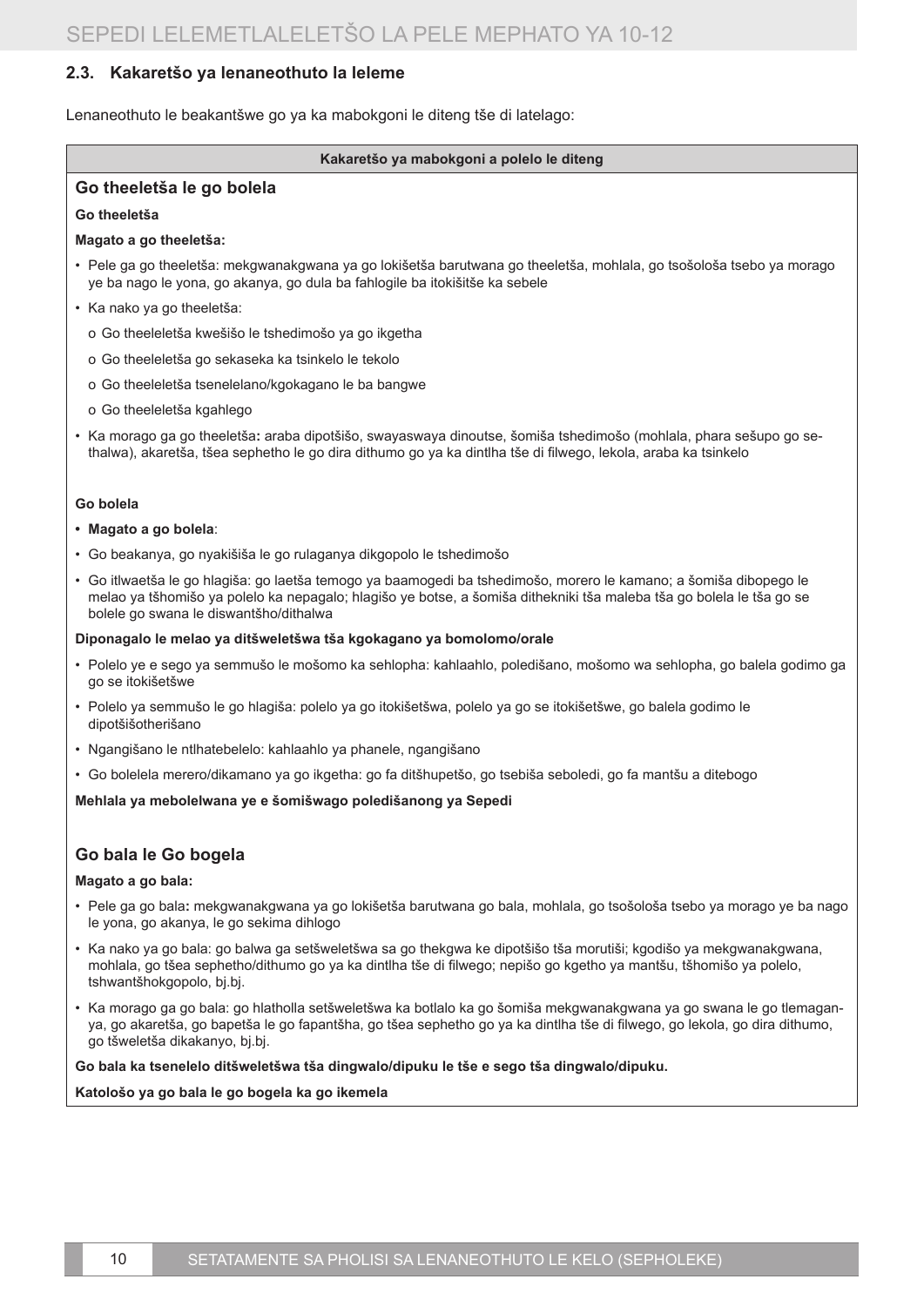### 2.3. Kakaretšo ya lenaneothuto la leleme

Lenaneothuto le beakantšwe go ya ka mabokgoni le diteng tše di latelago:

**Kakaretšo ya mabokgoni a polelo le diteng**

#### Go theeletša le go bolela

**Go theeletša**

**Magato a go theeletša:**

- Pele ga go theeletša: mekgwanakgwana ya go lokišetša barutwana go theeletša, mohlala, go tsošološa tsebo ya morago ye ba nago le yona, go akanya, go dula ba fahlogile ba itokišitše ka sebele
- Ka nako ya go theeletša:
  - o Go theeleletša kwešišo le tshedimošo ya go ikgetha
  - o Go theeleletša go sekaseka ka tsinkelo le tekolo
  - o Go theeleletša tsenelelano/kgokagano le ba bangwe
  - o Go theeleletša kgahlego
- Ka morago ga go theeletša**:** araba dipotšišo, swayaswaya dinoutse, šomiša tshedimošo (mohlala, phara sešupo go sethalwa), akaretša, tšea sephetho le go dira dithumo go ya ka dintlha tše di filwego, lekola, araba ka tsinkelo

**Go bolela**

- **Magato a go bolela**:
- Go beakanya, go nyakišiša le go rulaganya dikgopolo le tshedimošo
- Go itlwaetša le go hlagiša: go laetša temogo ya baamogedi ba tshedimošo, morero le kamano; a šomiša dibopego le melao ya tšhomišo ya polelo ka nepagalo; hlagišo ye botse, a šomiša dithekniki tša maleba tša go bolela le tša go se bolele go swana le diswantšho/dithalwa

**Diponagalo le melao ya ditšweletšwa tša kgokagano ya bomolomo/orale**

- Polelo ye e sego ya semmušo le mošomo ka sehlopha: kahlaahlo, poledišano, mošomo wa sehlopha, go balela godimo ga go se itokišetšwe
- Polelo ya semmušo le go hlagiša: polelo ya go itokišetšwa, polelo ya go se itokišetšwe, go balela godimo le dipotšišotherišano
- Ngangišano le ntlhatebelelo: kahlaahlo ya phanele, ngangišano
- Go bolelela merero/dikamano ya go ikgetha: go fa ditšhupetšo, go tsebiša seboledi, go fa mantšu a ditebogo

**Mehlala ya mebolelwana ye e šomišwago poledišanong ya Sepedi**

#### Go bala le Go bogela

**Magato a go bala:**

- Pele ga go bala**:** mekgwanakgwana ya go lokišetša barutwana go bala, mohlala, go tsošološa tsebo ya morago ye ba nago le yona, go akanya, le go sekima dihlogo
- Ka nako ya go bala: go balwa ga setšweletšwa sa go thekgwa ke dipotšišo tša morutiši; kgodišo ya mekgwanakgwana, mohlala, go tšea sephetho/dithumo go ya ka dintlha tše di filwego; nepišo go kgetho ya mantšu, tšhomišo ya polelo, tshwantšhokgopolo, bj.bj.
- Ka morago ga go bala: go hlatholla setšweletšwa ka botlalo ka go šomiša mekgwanakgwana ya go swana le go tlemaganya, go akaretša, go bapetša le go fapantšha, go tšea sephetho go ya ka dintlha tše di filwego, go lekola, go dira dithumo, go tšweletša dikakanyo, bj.bj.

**Go bala ka tsenelelo ditšweletšwa tša dingwalo/dipuku le tše e sego tša dingwalo/dipuku.**

**Katološo ya go bala le go bogela ka go ikemela**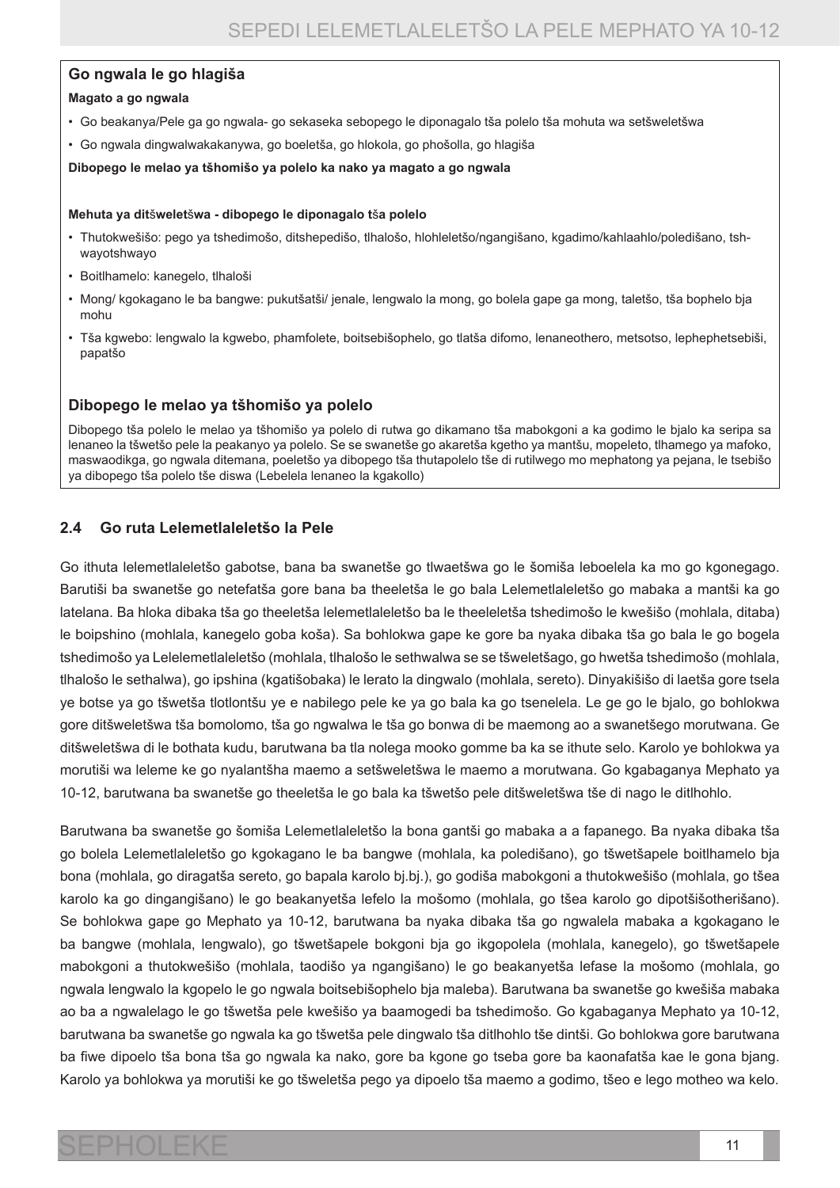### Go ngwala le go hlagiša

**Magato a go ngwala**

- Go beakanya/Pele ga go ngwala- go sekaseka sebopego le diponagalo tša polelo tša mohuta wa setšweletšwa
- Go ngwala dingwalwakakanywa, go boeletša, go hlokola, go phošolla, go hlagiša

**Dibopego le melao ya tšhomišo ya polelo ka nako ya magato a go ngwala**

**Mehuta ya ditšweletšwa - dibopego le diponagalo tša polelo**

- Thutokwešišo: pego ya tshedimošo, ditshepedišo, tlhalošo, hlohleletšo/ngangišano, kgadimo/kahlaahlo/poledišano, tshwayotshwayo
- Boitlhamelo: kanegelo, tlhaloši
- Mong/ kgokagano le ba bangwe: pukutšatši/ jenale, lengwalo la mong, go bolela gape ga mong, taletšo, tša bophelo bja mohu
- Tša kgwebo: lengwalo la kgwebo, phamfolete, boitsebišophelo, go tlatša difomo, lenaneothero, metsotso, lephephetsebiši, papatšo

### Dibopego le melao ya tšhomišo ya polelo

Dibopego tša polelo le melao ya tšhomišo ya polelo di rutwa go dikamano tša mabokgoni a ka godimo le bjalo ka seripa sa lenaneo la tšwetšo pele la peakanyo ya polelo. Se se swanetše go akaretša kgetho ya mantšu, mopeleto, tlhamego ya mafoko, maswaodikga, go ngwala ditemana, poeletšo ya dibopego tša thutapolelo tše di rutilwego mo mephatong ya pejana, le tsebišo ya dibopego tša polelo tše diswa (Lebelela lenaneo la kgakollo)

## 2.4 Go ruta Lelemetlaleletšo la Pele

Go ithuta lelemetlaleletšo gabotse, bana ba swanetše go tlwaetšwa go le šomiša leboelela ka mo go kgonegago. Barutiši ba swanetše go netefatša gore bana ba theeletša le go bala Lelemetlaleletšo go mabaka a mantši ka go latelana. Ba hloka dibaka tša go theeletša lelemetlaleletšo ba le theeleletša tshedimošo le kwešišo (mohlala, ditaba) le boipshino (mohlala, kanegelo goba koša). Sa bohlokwa gape ke gore ba nyaka dibaka tša go bala le go bogela tshedimošo ya Lelelemetlaleletšo (mohlala, tlhalošo le sethwalwa se se tšweletšago, go hwetša tshedimošo (mohlala, tlhalošo le sethalwa), go ipshina (kgatišobaka) le lerato la dingwalo (mohlala, sereto). Dinyakišišo di laetša gore tsela ye botse ya go tšwetša tlotlontšu ye e nabilego pele ke ya go bala ka go tsenelela. Le ge go le bjalo, go bohlokwa gore ditšweletšwa tša bomolomo, tša go ngwalwa le tša go bonwa di be maemong ao a swanetšego morutwana. Ge ditšweletšwa di le bothata kudu, barutwana ba tla nolega mooko gomme ba ka se ithute selo. Karolo ye bohlokwa ya morutiši wa leleme ke go nyalantšha maemo a setšweletšwa le maemo a morutwana. Go kgabaganya Mephato ya 10-12, barutwana ba swanetše go theeletša le go bala ka tšwetšo pele ditšweletšwa tše di nago le ditlhohlo.

Barutwana ba swanetše go šomiša Lelemetlaleletšo la bona gantši go mabaka a a fapanego. Ba nyaka dibaka tša go bolela Lelemetlaleletšo go kgokagano le ba bangwe (mohlala, ka poledišano), go tšwetšapele boitlhamelo bja bona (mohlala, go diragatša sereto, go bapala karolo bj.bj.), go godiša mabokgoni a thutokwešišo (mohlala, go tšea karolo ka go dingangišano) le go beakanyetša lefelo la mošomo (mohlala, go tšea karolo go dipotšišotherišano). Se bohlokwa gape go Mephato ya 10-12, barutwana ba nyaka dibaka tša go ngwalela mabaka a kgokagano le ba bangwe (mohlala, lengwalo), go tšwetšapele bokgoni bja go ikgopolela (mohlala, kanegelo), go tšwetšapele mabokgoni a thutokwešišo (mohlala, taodišo ya ngangišano) le go beakanyetša lefase la mošomo (mohlala, go ngwala lengwalo la kgopelo le go ngwala boitsebišophelo bja maleba). Barutwana ba swanetše go kwešiša mabaka ao ba a ngwalelago le go tšwetša pele kwešišo ya baamogedi ba tshedimošo. Go kgabaganya Mephato ya 10-12, barutwana ba swanetše go ngwala ka go tšwetša pele dingwalo tša ditlhohlo tše dintši. Go bohlokwa gore barutwana ba fiwe dipoelo tša bona tša go ngwala ka nako, gore ba kgone go tseba gore ba kaonafatša kae le gona bjang. Karolo ya bohlokwa ya morutiši ke go tšweletša pego ya dipoelo tša maemo a godimo, tšeo e lego motheo wa kelo.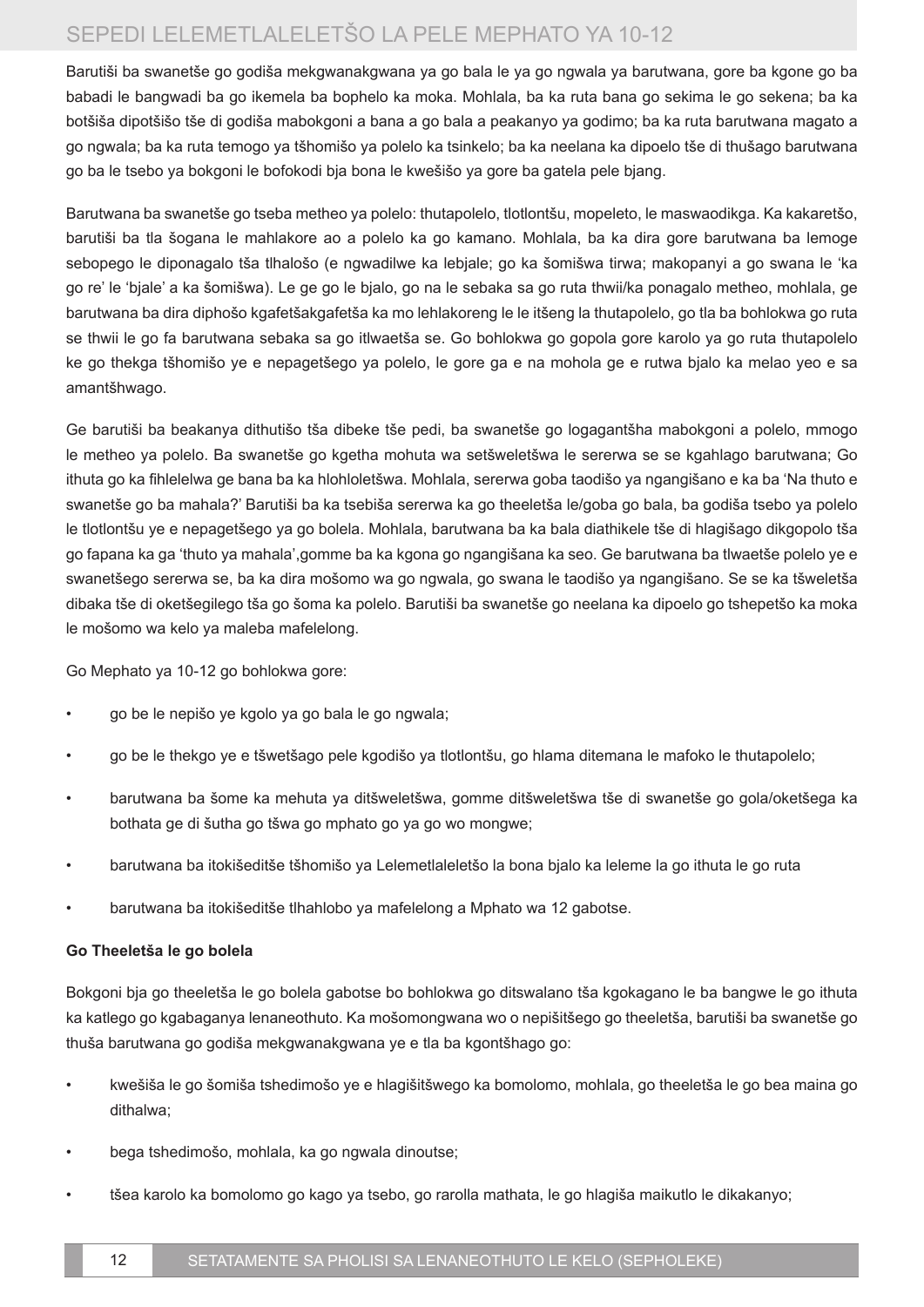Barutiši ba swanetše go godiša mekgwanakgwana ya go bala le ya go ngwala ya barutwana, gore ba kgone go ba babadi le bangwadi ba go ikemela ba bophelo ka moka. Mohlala, ba ka ruta bana go sekima le go sekena; ba ka botšiša dipotšišo tše di godiša mabokgoni a bana a go bala a peakanyo ya godimo; ba ka ruta barutwana magato a go ngwala; ba ka ruta temogo ya tšhomišo ya polelo ka tsinkelo; ba ka neelana ka dipoelo tše di thušago barutwana go ba le tsebo ya bokgoni le bofokodi bja bona le kwešišo ya gore ba gatela pele bjang.

Barutwana ba swanetše go tseba metheo ya polelo: thutapolelo, tlotlontšu, mopeleto, le maswaodikga. Ka kakaretšo, barutiši ba tla šogana le mahlakore ao a polelo ka go kamano. Mohlala, ba ka dira gore barutwana ba lemoge sebopego le diponagalo tša tlhalošo (e ngwadilwe ka lebjale; go ka šomišwa tirwa; makopanyi a go swana le 'ka go re' le 'bjale' a ka šomišwa). Le ge go le bjalo, go na le sebaka sa go ruta thwii/ka ponagalo metheo, mohlala, ge barutwana ba dira diphošo kgafetšakgafetša ka mo lehlakoreng le le itšeng la thutapolelo, go tla ba bohlokwa go ruta se thwii le go fa barutwana sebaka sa go itlwaetša se. Go bohlokwa go gopola gore karolo ya go ruta thutapolelo ke go thekga tšhomišo ye e nepagetšego ya polelo, le gore ga e na mohola ge e rutwa bjalo ka melao yeo e sa amantšhwago.

Ge barutiši ba beakanya dithutišo tša dibeke tše pedi, ba swanetše go logagantšha mabokgoni a polelo, mmogo le metheo ya polelo. Ba swanetše go kgetha mohuta wa setšweletšwa le sererwa se se kgahlago barutwana; Go ithuta go ka fihlelelwa ge bana ba ka hlohloletšwa. Mohlala, sererwa goba taodišo ya ngangišano e ka ba 'Na thuto e swanetše go ba mahala?' Barutiši ba ka tsebiša sererwa ka go theeletša le/goba go bala, ba godiša tsebo ya polelo le tlotlontšu ye e nepagetšego ya go bolela. Mohlala, barutwana ba ka bala diathikele tše di hlagišago dikgopolo tša go fapana ka ga 'thuto ya mahala',gomme ba ka kgona go ngangišana ka seo. Ge barutwana ba tlwaetše polelo ye e swanetšego sererwa se, ba ka dira mošomo wa go ngwala, go swana le taodišo ya ngangišano. Se se ka tšweletša dibaka tše di oketšegilego tša go šoma ka polelo. Barutiši ba swanetše go neelana ka dipoelo go tshepetšo ka moka le mošomo wa kelo ya maleba mafelelong.

Go Mephato ya 10-12 go bohlokwa gore:

- go be le nepišo ye kgolo ya go bala le go ngwala;
- go be le thekgo ye e tšwetšago pele kgodišo ya tlotlontšu, go hlama ditemana le mafoko le thutapolelo;
- barutwana ba šome ka mehuta ya ditšweletšwa, gomme ditšweletšwa tše di swanetše go gola/oketšega ka bothata ge di šutha go tšwa go mphato go ya go wo mongwe;
- barutwana ba itokišeditše tšhomišo ya Lelemetlaleletšo la bona bjalo ka leleme la go ithuta le go ruta
- barutwana ba itokišeditše tlhahlobo ya mafelelong a Mphato wa 12 gabotse.

**Go Theeletša le go bolela**

Bokgoni bja go theeletša le go bolela gabotse bo bohlokwa go ditswalano tša kgokagano le ba bangwe le go ithuta ka katlego go kgabaganya lenaneothuto. Ka mošomongwana wo o nepišitšego go theeletša, barutiši ba swanetše go thuša barutwana go godiša mekgwanakgwana ye e tla ba kgontšhago go:

- kwešiša le go šomiša tshedimošo ye e hlagišitšwego ka bomolomo, mohlala, go theeletša le go bea maina go dithalwa;
- bega tshedimošo, mohlala, ka go ngwala dinoutse;
- tšea karolo ka bomolomo go kago ya tsebo, go rarolla mathata, le go hlagiša maikutlo le dikakanyo;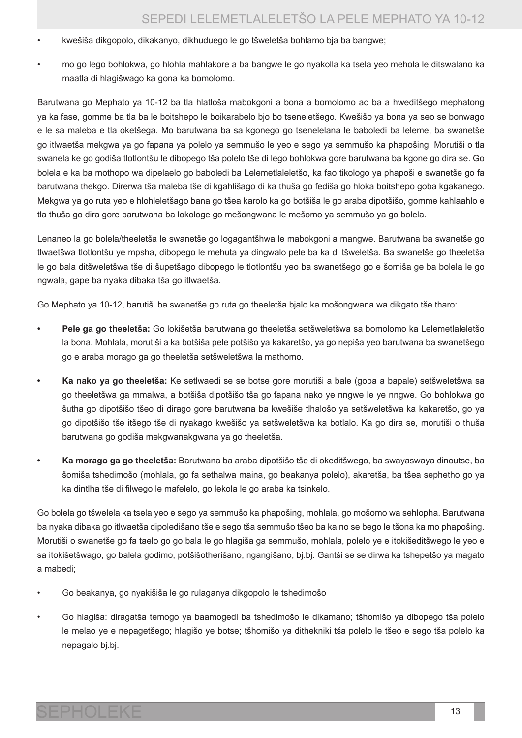- kwešiša dikgopolo, dikakanyo, dikhuduego le go tšweletša bohlamo bja ba bangwe;
- mo go lego bohlokwa, go hlohla mahlakore a ba bangwe le go nyakolla ka tsela yeo mehola le ditswalano ka maatla di hlagišwago ka gona ka bomolomo.

Barutwana go Mephato ya 10-12 ba tla hlatloša mabokgoni a bona a bomolomo ao ba a hweditšego mephatong ya ka fase, gomme ba tla ba le boitshepo le boikarabelo bjo bo tseneletšego. Kwešišo ya bona ya seo se bonwago e le sa maleba e tla oketšega. Mo barutwana ba sa kgonego go tsenelelana le baboledi ba leleme, ba swanetše go itlwaetša mekgwa ya go fapana ya polelo ya semmušo le yeo e sego ya semmušo ka phapošing. Morutiši o tla swanela ke go godiša tlotlontšu le dibopego tša polelo tše di lego bohlokwa gore barutwana ba kgone go dira se. Go bolela e ka ba mothopo wa dipelaelo go baboledi ba Lelemetlaleletšo, ka fao tikologo ya phapoši e swanetše go fa barutwana thekgo. Direrwa tša maleba tše di kgahlišago di ka thuša go fediša go hloka boitshepo goba kgakanego. Mekgwa ya go ruta yeo e hlohleletšago bana go tšea karolo ka go botšiša le go araba dipotšišo, gomme kahlaahlo e tla thuša go dira gore barutwana ba lokologe go mešongwana le mešomo ya semmušo ya go bolela.

Lenaneo la go bolela/theeletša le swanetše go logagantšhwa le mabokgoni a mangwe. Barutwana ba swanetše go tlwaetšwa tlotlontšu ye mpsha, dibopego le mehuta ya dingwalo pele ba ka di tšweletša. Ba swanetše go theeletša le go bala ditšweletšwa tše di šupetšago dibopego le tlotlontšu yeo ba swanetšego go e šomiša ge ba bolela le go ngwala, gape ba nyaka dibaka tša go itlwaetša.

Go Mephato ya 10-12, barutiši ba swanetše go ruta go theeletša bjalo ka mošongwana wa dikgato tše tharo:

- **Pele ga go theeletša:** Go lokišetša barutwana go theeletša setšweletšwa sa bomolomo ka Lelemetlaleletšo la bona. Mohlala, morutiši a ka botšiša pele potšišo ya kakaretšo, ya go nepiša yeo barutwana ba swanetšego go e araba morago ga go theeletša setšweletšwa la mathomo.
- **Ka nako ya go theeletša:** Ke setlwaedi se se botse gore morutiši a bale (goba a bapale) setšweletšwa sa go theeletšwa ga mmalwa, a botšiša dipotšišo tša go fapana nako ye nngwe le ye nngwe. Go bohlokwa go šutha go dipotšišo tšeo di dirago gore barutwana ba kwešiše tlhalošo ya setšweletšwa ka kakaretšo, go ya go dipotšišo tše itšego tše di nyakago kwešišo ya setšweletšwa ka botlalo. Ka go dira se, morutiši o thuša barutwana go godiša mekgwanakgwana ya go theeletša.
- **Ka morago ga go theeletša:** Barutwana ba araba dipotšišo tše di okeditšwego, ba swayaswaya dinoutse, ba šomiša tshedimošo (mohlala, go fa sethalwa maina, go beakanya polelo), akaretša, ba tšea sephetho go ya ka dintlha tše di filwego le mafelelo, go lekola le go araba ka tsinkelo.

Go bolela go tšwelela ka tsela yeo e sego ya semmušo ka phapošing, mohlala, go mošomo wa sehlopha. Barutwana ba nyaka dibaka go itlwaetša dipoledišano tše e sego tša semmušo tšeo ba ka no se bego le tšona ka mo phapošing. Morutiši o swanetše go fa taelo go go bala le go hlagiša ga semmušo, mohlala, polelo ye e itokišeditšwego le yeo e sa itokišetšwago, go balela godimo, potšišotherišano, ngangišano, bj.bj. Gantši se se dirwa ka tshepetšo ya magato a mabedi;

- Go beakanya, go nyakišiša le go rulaganya dikgopolo le tshedimošo
- Go hlagiša: diragatša temogo ya baamogedi ba tshedimošo le dikamano; tšhomišo ya dibopego tša polelo le melao ye e nepagetšego; hlagišo ye botse; tšhomišo ya dithekniki tša polelo le tšeo e sego tša polelo ka nepagalo bj.bj.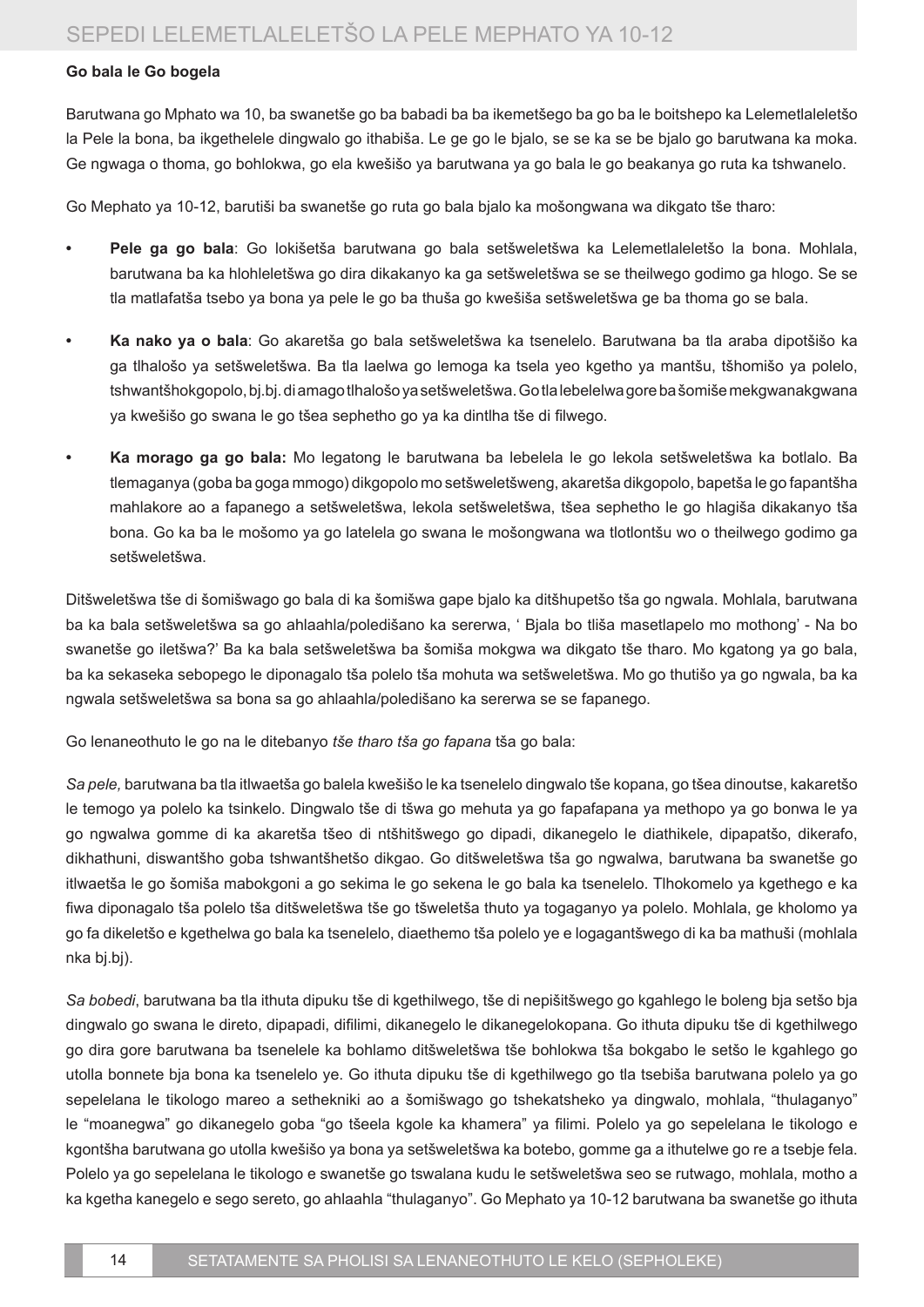**Go bala le Go bogela**

Barutwana go Mphato wa 10, ba swanetše go ba babadi ba ba ikemetšego ba go ba le boitshepo ka Lelemetlaleletšo la Pele la bona, ba ikgethelele dingwalo go ithabiša. Le ge go le bjalo, se se ka se be bjalo go barutwana ka moka. Ge ngwaga o thoma, go bohlokwa, go ela kwešišo ya barutwana ya go bala le go beakanya go ruta ka tshwanelo.

Go Mephato ya 10-12, barutiši ba swanetše go ruta go bala bjalo ka mošongwana wa dikgato tše tharo:

- **Pele ga go bala**: Go lokišetša barutwana go bala setšweletšwa ka Lelemetlaleletšo la bona. Mohlala, barutwana ba ka hlohleletšwa go dira dikakanyo ka ga setšweletšwa se se theilwego godimo ga hlogo. Se se tla matlafatša tsebo ya bona ya pele le go ba thuša go kwešiša setšweletšwa ge ba thoma go se bala.
- **Ka nako ya o bala**: Go akaretša go bala setšweletšwa ka tsenelelo. Barutwana ba tla araba dipotšišo ka ga tlhalošo ya setšweletšwa. Ba tla laelwa go lemoga ka tsela yeo kgetho ya mantšu, tšhomišo ya polelo, tshwantšhokgopolo, bj.bj. di amago tlhalošo ya setšweletšwa. Go tla lebelelwa gore ba šomiše mekgwanakgwana ya kwešišo go swana le go tšea sephetho go ya ka dintlha tše di filwego.
- **Ka morago ga go bala:** Mo legatong le barutwana ba lebelela le go lekola setšweletšwa ka botlalo. Ba tlemaganya (goba ba goga mmogo) dikgopolo mo setšweletšweng, akaretša dikgopolo, bapetša le go fapantšha mahlakore ao a fapanego a setšweletšwa, lekola setšweletšwa, tšea sephetho le go hlagiša dikakanyo tša bona. Go ka ba le mošomo ya go latelela go swana le mošongwana wa tlotlontšu wo o theilwego godimo ga setšweletšwa.

Ditšweletšwa tše di šomišwago go bala di ka šomišwa gape bjalo ka ditšhupetšo tša go ngwala. Mohlala, barutwana ba ka bala setšweletšwa sa go ahlaahla/poledišano ka sererwa, ' Bjala bo tliša masetlapelo mo mothong' - Na bo swanetše go iletšwa?' Ba ka bala setšweletšwa ba šomiša mokgwa wa dikgato tše tharo. Mo kgatong ya go bala, ba ka sekaseka sebopego le diponagalo tša polelo tša mohuta wa setšweletšwa. Mo go thutišo ya go ngwala, ba ka ngwala setšweletšwa sa bona sa go ahlaahla/poledišano ka sererwa se se fapanego.

Go lenaneothuto le go na le ditebanyo *tše tharo tša go fapana* tša go bala:

*Sa pele,* barutwana ba tla itlwaetša go balela kwešišo le ka tsenelelo dingwalo tše kopana, go tšea dinoutse, kakaretšo le temogo ya polelo ka tsinkelo. Dingwalo tše di tšwa go mehuta ya go fapafapana ya methopo ya go bonwa le ya go ngwalwa gomme di ka akaretša tšeo di ntšhitšwego go dipadi, dikanegelo le diathikele, dipapatšo, dikerafo, dikhathuni, diswantšho goba tshwantšhetšo dikgao. Go ditšweletšwa tša go ngwalwa, barutwana ba swanetše go itlwaetša le go šomiša mabokgoni a go sekima le go sekena le go bala ka tsenelelo. Tlhokomelo ya kgethego e ka fiwa diponagalo tša polelo tša ditšweletšwa tše go tšweletša thuto ya togaganyo ya polelo. Mohlala, ge kholomo ya go fa dikeletšo e kgethelwa go bala ka tsenelelo, diaethemo tša polelo ye e logagantšwego di ka ba mathuši (mohlala nka bj.bj).

*Sa bobedi*, barutwana ba tla ithuta dipuku tše di kgethilwego, tše di nepišitšwego go kgahlego le boleng bja setšo bja dingwalo go swana le direto, dipapadi, difilimi, dikanegelo le dikanegelokopana. Go ithuta dipuku tše di kgethilwego go dira gore barutwana ba tsenelele ka bohlamo ditšweletšwa tše bohlokwa tša bokgabo le setšo le kgahlego go utolla bonnete bja bona ka tsenelelo ye. Go ithuta dipuku tše di kgethilwego go tla tsebiša barutwana polelo ya go sepelelana le tikologo mareo a sethekniki ao a šomišwago go tshekatsheko ya dingwalo, mohlala, "thulaganyo" le "moanegwa" go dikanegelo goba "go tšeela kgole ka khamera" ya filimi. Polelo ya go sepelelana le tikologo e kgontšha barutwana go utolla kwešišo ya bona ya setšweletšwa ka botebo, gomme ga a ithutelwe go re a tsebje fela. Polelo ya go sepelelana le tikologo e swanetše go tswalana kudu le setšweletšwa seo se rutwago, mohlala, motho a ka kgetha kanegelo e sego sereto, go ahlaahla "thulaganyo". Go Mephato ya 10-12 barutwana ba swanetše go ithuta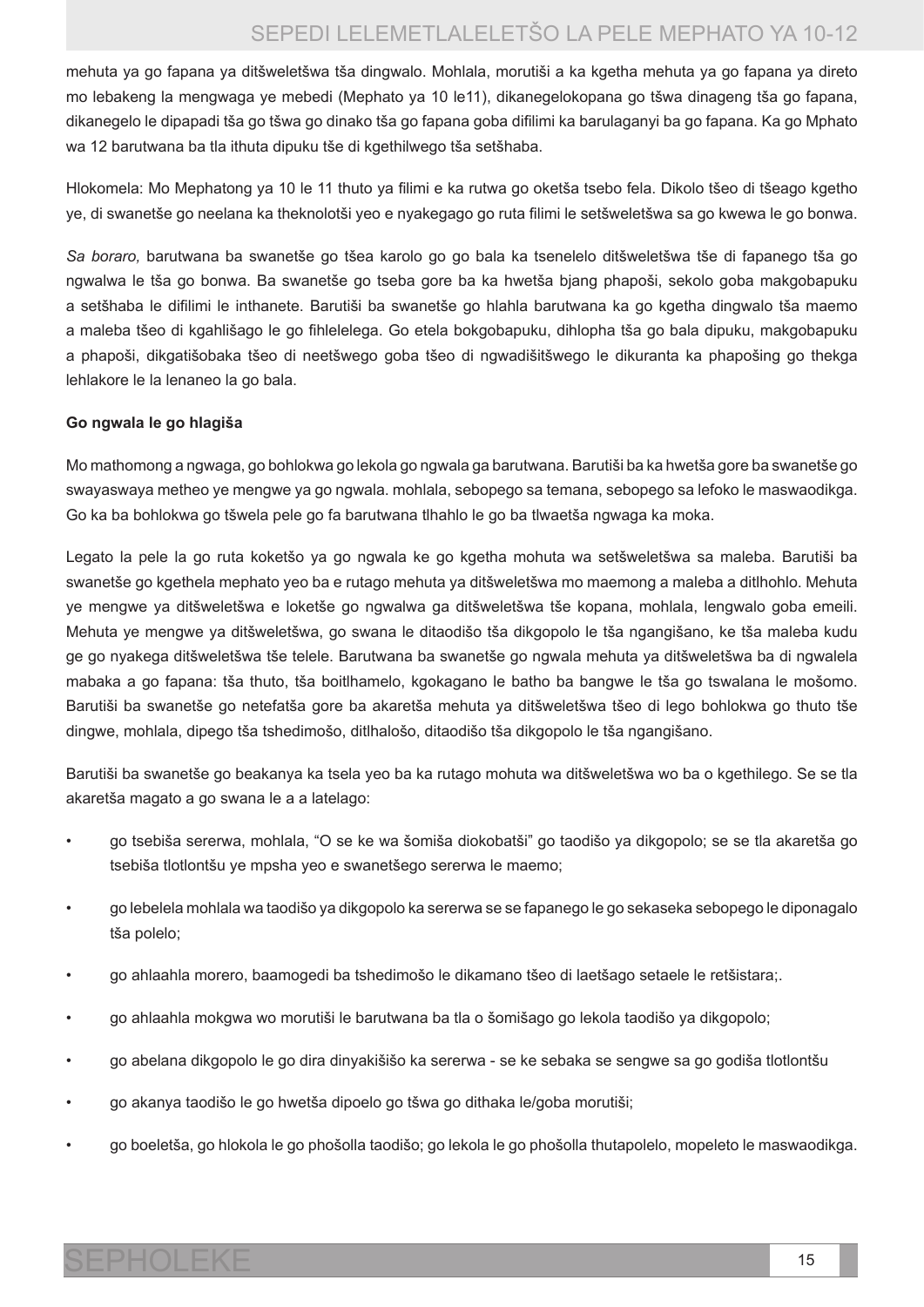mehuta ya go fapana ya ditšweletšwa tša dingwalo. Mohlala, morutiši a ka kgetha mehuta ya go fapana ya direto mo lebakeng la mengwaga ye mebedi (Mephato ya 10 le11), dikanegelokopana go tšwa dinageng tša go fapana, dikanegelo le dipapadi tša go tšwa go dinako tša go fapana goba difilimi ka barulaganyi ba go fapana. Ka go Mphato wa 12 barutwana ba tla ithuta dipuku tše di kgethilwego tša setšhaba.

Hlokomela: Mo Mephatong ya 10 le 11 thuto ya filimi e ka rutwa go oketša tsebo fela. Dikolo tšeo di tšeago kgetho ye, di swanetše go neelana ka theknolotši yeo e nyakegago go ruta filimi le setšweletšwa sa go kwewa le go bonwa.

*Sa boraro,* barutwana ba swanetše go tšea karolo go go bala ka tsenelelo ditšweletšwa tše di fapanego tša go ngwalwa le tša go bonwa. Ba swanetše go tseba gore ba ka hwetša bjang phapoši, sekolo goba makgobapuku a setšhaba le difilimi le inthanete. Barutiši ba swanetše go hlahla barutwana ka go kgetha dingwalo tša maemo a maleba tšeo di kgahlišago le go fihlelelega. Go etela bokgobapuku, dihlopha tša go bala dipuku, makgobapuku a phapoši, dikgatišobaka tšeo di neetšwego goba tšeo di ngwadišitšwego le dikuranta ka phapošing go thekga lehlakore le la lenaneo la go bala.

**Go ngwala le go hlagiša**

Mo mathomong a ngwaga, go bohlokwa go lekola go ngwala ga barutwana. Barutiši ba ka hwetša gore ba swanetše go swayaswaya metheo ye mengwe ya go ngwala. mohlala, sebopego sa temana, sebopego sa lefoko le maswaodikga. Go ka ba bohlokwa go tšwela pele go fa barutwana tlhahlo le go ba tlwaetša ngwaga ka moka.

Legato la pele la go ruta koketšo ya go ngwala ke go kgetha mohuta wa setšweletšwa sa maleba. Barutiši ba swanetše go kgethela mephato yeo ba e rutago mehuta ya ditšweletšwa mo maemong a maleba a ditlhohlo. Mehuta ye mengwe ya ditšweletšwa e loketše go ngwalwa ga ditšweletšwa tše kopana, mohlala, lengwalo goba emeili. Mehuta ye mengwe ya ditšweletšwa, go swana le ditaodišo tša dikgopolo le tša ngangišano, ke tša maleba kudu ge go nyakega ditšweletšwa tše telele. Barutwana ba swanetše go ngwala mehuta ya ditšweletšwa ba di ngwalela mabaka a go fapana: tša thuto, tša boitlhamelo, kgokagano le batho ba bangwe le tša go tswalana le mošomo. Barutiši ba swanetše go netefatša gore ba akaretša mehuta ya ditšweletšwa tšeo di lego bohlokwa go thuto tše dingwe, mohlala, dipego tša tshedimošo, ditlhalošo, ditaodišo tša dikgopolo le tša ngangišano.

Barutiši ba swanetše go beakanya ka tsela yeo ba ka rutago mohuta wa ditšweletšwa wo ba o kgethilego. Se se tla akaretša magato a go swana le a a latelago:

- go tsebiša sererwa, mohlala, “O se ke wa šomiša diokobatši” go taodišo ya dikgopolo; se se tla akaretša go tsebiša tlotlontšu ye mpsha yeo e swanetšego sererwa le maemo;
- go lebelela mohlala wa taodišo ya dikgopolo ka sererwa se se fapanego le go sekaseka sebopego le diponagalo tša polelo;
- go ahlaahla morero, baamogedi ba tshedimošo le dikamano tšeo di laetšago setaele le retšistara;.
- go ahlaahla mokgwa wo morutiši le barutwana ba tla o šomišago go lekola taodišo ya dikgopolo;
- go abelana dikgopolo le go dira dinyakišišo ka sererwa - se ke sebaka se sengwe sa go godiša tlotlontšu
- go akanya taodišo le go hwetša dipoelo go tšwa go dithaka le/goba morutiši;
- go boeletša, go hlokola le go phošolla taodišo; go lekola le go phošolla thutapolelo, mopeleto le maswaodikga.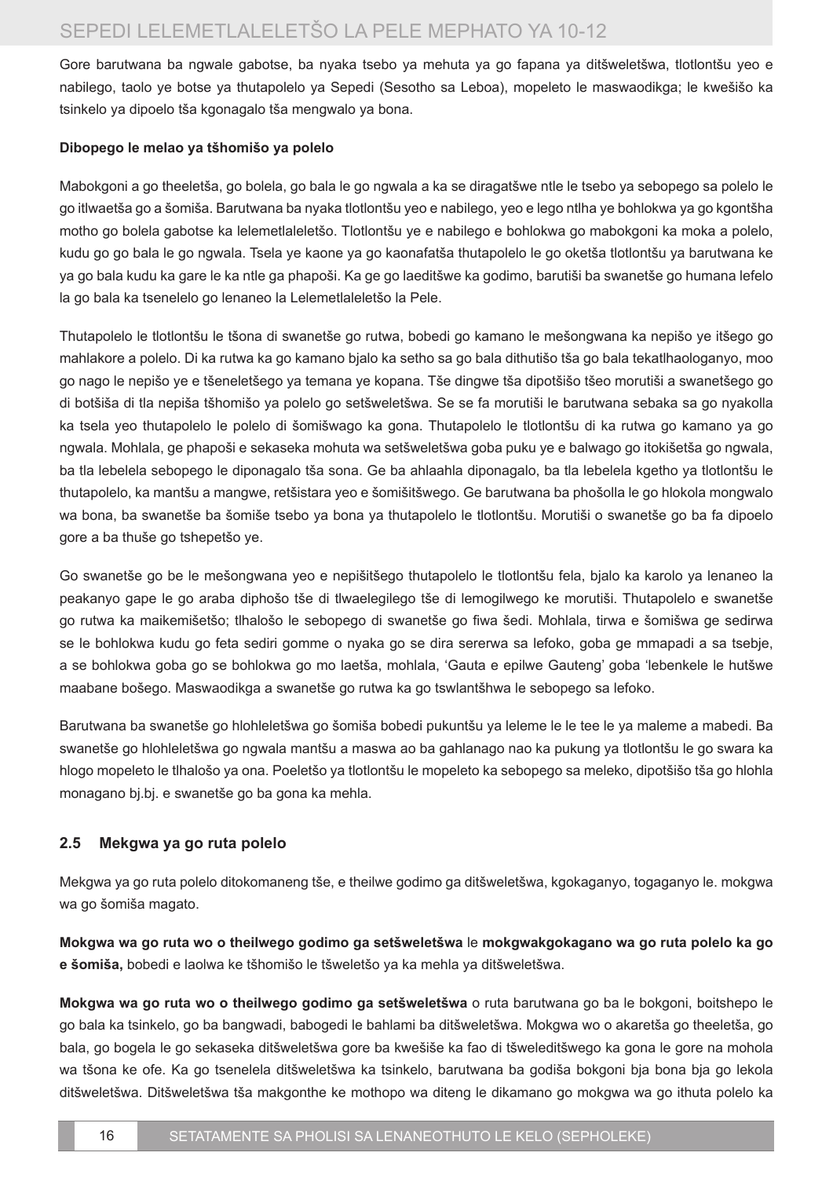Gore barutwana ba ngwale gabotse, ba nyaka tsebo ya mehuta ya go fapana ya ditšweletšwa, tlotlontšu yeo e nabilego, taolo ye botse ya thutapolelo ya Sepedi (Sesotho sa Leboa), mopeleto le maswaodikga; le kwešišo ka tsinkelo ya dipoelo tša kgonagalo tša mengwalo ya bona.

**Dibopego le melao ya tšhomišo ya polelo**

Mabokgoni a go theeletša, go bolela, go bala le go ngwala a ka se diragatšwe ntle le tsebo ya sebopego sa polelo le go itlwaetša go a šomiša. Barutwana ba nyaka tlotlontšu yeo e nabilego, yeo e lego ntlha ye bohlokwa ya go kgontšha motho go bolela gabotse ka lelemetlaleletšo. Tlotlontšu ye e nabilego e bohlokwa go mabokgoni ka moka a polelo, kudu go go bala le go ngwala. Tsela ye kaone ya go kaonafatša thutapolelo le go oketša tlotlontšu ya barutwana ke ya go bala kudu ka gare le ka ntle ga phapoši. Ka ge go laeditšwe ka godimo, barutiši ba swanetše go humana lefelo la go bala ka tsenelelo go lenaneo la Lelemetlaleletšo la Pele.

Thutapolelo le tlotlontšu le tšona di swanetše go rutwa, bobedi go kamano le mešongwana ka nepišo ye itšego go mahlakore a polelo. Di ka rutwa ka go kamano bjalo ka setho sa go bala dithutišo tša go bala tekatlhaologanyo, moo go nago le nepišo ye e tšeneletšego ya temana ye kopana. Tše dingwe tša dipotšišo tšeo morutiši a swanetšego go di botšiša di tla nepiša tšhomišo ya polelo go setšweletšwa. Se se fa morutiši le barutwana sebaka sa go nyakolla ka tsela yeo thutapolelo le polelo di šomišwago ka gona. Thutapolelo le tlotlontšu di ka rutwa go kamano ya go ngwala. Mohlala, ge phapoši e sekaseka mohuta wa setšweletšwa goba puku ye e balwago go itokišetša go ngwala, ba tla lebelela sebopego le diponagalo tša sona. Ge ba ahlaahla diponagalo, ba tla lebelela kgetho ya tlotlontšu le thutapolelo, ka mantšu a mangwe, retšistara yeo e šomišitšwego. Ge barutwana ba phošolla le go hlokola mongwalo wa bona, ba swanetše ba šomiše tsebo ya bona ya thutapolelo le tlotlontšu. Morutiši o swanetše go ba fa dipoelo gore a ba thuše go tshepetšo ye.

Go swanetše go be le mešongwana yeo e nepišitšego thutapolelo le tlotlontšu fela, bjalo ka karolo ya lenaneo la peakanyo gape le go araba diphošo tše di tlwaelegilego tše di lemogilwego ke morutiši. Thutapolelo e swanetše go rutwa ka maikemišetšo; tlhalošo le sebopego di swanetše go fiwa šedi. Mohlala, tirwa e šomišwa ge sedirwa se le bohlokwa kudu go feta sediri gomme o nyaka go se dira sererwa sa lefoko, goba ge mmapadi a sa tsebje, a se bohlokwa goba go se bohlokwa go mo laetša, mohlala, 'Gauta e epilwe Gauteng' goba 'lebenkele le hutšwe maabane bošego. Maswaodikga a swanetše go rutwa ka go tswlantšhwa le sebopego sa lefoko.

Barutwana ba swanetše go hlohleletšwa go šomiša bobedi pukuntšu ya leleme le le tee le ya maleme a mabedi. Ba swanetše go hlohleletšwa go ngwala mantšu a maswa ao ba gahlanago nao ka pukung ya tlotlontšu le go swara ka hlogo mopeleto le tlhalošo ya ona. Poeletšo ya tlotlontšu le mopeleto ka sebopego sa meleko, dipotšišo tša go hlohla monagano bj.bj. e swanetše go ba gona ka mehla.

## 2.5 Mekgwa ya go ruta polelo

Mekgwa ya go ruta polelo ditokomaneng tše, e theilwe godimo ga ditšweletšwa, kgokaganyo, togaganyo le. mokgwa wa go šomiša magato.

**Mokgwa wa go ruta wo o theilwego godimo ga setšweletšwa** le **mokgwakgokagano wa go ruta polelo ka go e šomiša,** bobedi e laolwa ke tšhomišo le tšweletšo ya ka mehla ya ditšweletšwa.

**Mokgwa wa go ruta wo o theilwego godimo ga setšweletšwa** o ruta barutwana go ba le bokgoni, boitshepo le go bala ka tsinkelo, go ba bangwadi, babogedi le bahlami ba ditšweletšwa. Mokgwa wo o akaretša go theeletša, go bala, go bogela le go sekaseka ditšweletšwa gore ba kwešiše ka fao di tšweleditšwego ka gona le gore na mohola wa tšona ke ofe. Ka go tsenelela ditšweletšwa ka tsinkelo, barutwana ba godiša bokgoni bja bona bja go lekola ditšweletšwa. Ditšweletšwa tša makgonthe ke mothopo wa diteng le dikamano go mokgwa wa go ithuta polelo ka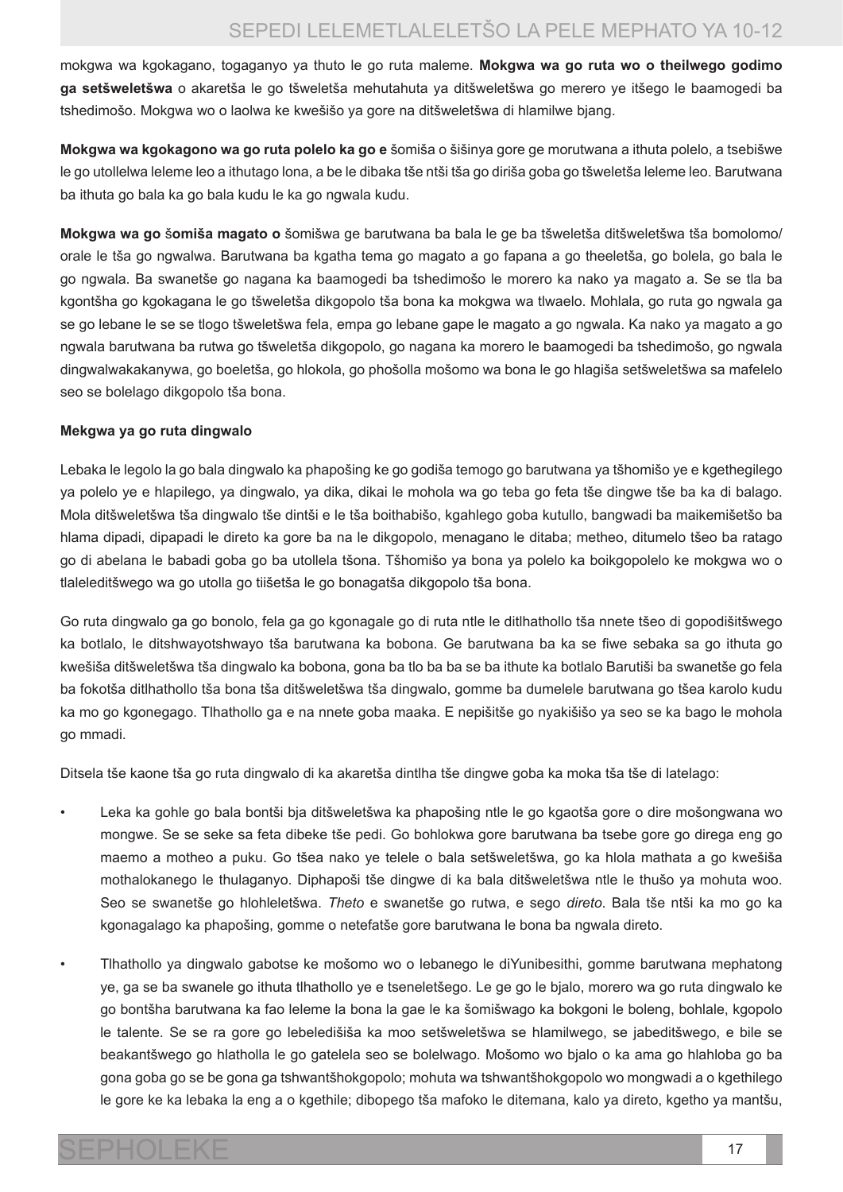mokgwa wa kgokagano, togaganyo ya thuto le go ruta maleme. **Mokgwa wa go ruta wo o theilwego godimo ga setšweletšwa** o akaretša le go tšweletša mehutahuta ya ditšweletšwa go merero ye itšego le baamogedi ba tshedimošo. Mokgwa wo o laolwa ke kwešišo ya gore na ditšweletšwa di hlamilwe bjang.

**Mokgwa wa kgokagono wa go ruta polelo ka go e** šomiša o šišinya gore ge morutwana a ithuta polelo, a tsebišwe le go utollelwa leleme leo a ithutago lona, a be le dibaka tše ntši tša go diriša goba go tšweletša leleme leo. Barutwana ba ithuta go bala ka go bala kudu le ka go ngwala kudu.

**Mokgwa wa go** š**omiša magato o** šomišwa ge barutwana ba bala le ge ba tšweletša ditšweletšwa tša bomolomo/ orale le tša go ngwalwa. Barutwana ba kgatha tema go magato a go fapana a go theeletša, go bolela, go bala le go ngwala. Ba swanetše go nagana ka baamogedi ba tshedimošo le morero ka nako ya magato a. Se se tla ba kgontšha go kgokagana le go tšweletša dikgopolo tša bona ka mokgwa wa tlwaelo. Mohlala, go ruta go ngwala ga se go lebane le se se tlogo tšweletšwa fela, empa go lebane gape le magato a go ngwala. Ka nako ya magato a go ngwala barutwana ba rutwa go tšweletša dikgopolo, go nagana ka morero le baamogedi ba tshedimošo, go ngwala dingwalwakakanywa, go boeletša, go hlokola, go phošolla mošomo wa bona le go hlagiša setšweletšwa sa mafelelo seo se bolelago dikgopolo tša bona.

**Mekgwa ya go ruta dingwalo**

Lebaka le legolo la go bala dingwalo ka phapošing ke go godiša temogo go barutwana ya tšhomišo ye e kgethegilego ya polelo ye e hlapilego, ya dingwalo, ya dika, dikai le mohola wa go teba go feta tše dingwe tše ba ka di balago. Mola ditšweletšwa tša dingwalo tše dintši e le tša boithabišo, kgahlego goba kutullo, bangwadi ba maikemišetšo ba hlama dipadi, dipapadi le direto ka gore ba na le dikgopolo, menagano le ditaba; metheo, ditumelo tšeo ba ratago go di abelana le babadi goba go ba utollela tšona. Tšhomišo ya bona ya polelo ka boikgopolelo ke mokgwa wo o tlaleleditšwego wa go utolla go tiišetša le go bonagatša dikgopolo tša bona.

Go ruta dingwalo ga go bonolo, fela ga go kgonagale go di ruta ntle le ditlhathollo tša nnete tšeo di gopodišitšwego ka botlalo, le ditshwayotshwayo tša barutwana ka bobona. Ge barutwana ba ka se fiwe sebaka sa go ithuta go kwešiša ditšweletšwa tša dingwalo ka bobona, gona ba tlo ba ba se ba ithute ka botlalo Barutiši ba swanetše go fela ba fokotša ditlhathollo tša bona tša ditšweletšwa tša dingwalo, gomme ba dumelele barutwana go tšea karolo kudu ka mo go kgonegago. Tlhathollo ga e na nnete goba maaka. E nepišitše go nyakišišo ya seo se ka bago le mohola go mmadi.

Ditsela tše kaone tša go ruta dingwalo di ka akaretša dintlha tše dingwe goba ka moka tša tše di latelago:

- Leka ka gohle go bala bontši bja ditšweletšwa ka phapošing ntle le go kgaotša gore o dire mošongwana wo mongwe. Se se seke sa feta dibeke tše pedi. Go bohlokwa gore barutwana ba tsebe gore go direga eng go maemo a motheo a puku. Go tšea nako ye telele o bala setšweletšwa, go ka hlola mathata a go kwešiša mothalokanego le thulaganyo. Diphapoši tše dingwe di ka bala ditšweletšwa ntle le thušo ya mohuta woo. Seo se swanetše go hlohleletšwa. *Theto* e swanetše go rutwa, e sego *direto*. Bala tše ntši ka mo go ka kgonagalago ka phapošing, gomme o netefatše gore barutwana le bona ba ngwala direto.
- Tlhathollo ya dingwalo gabotse ke mošomo wo o lebanego le diYunibesithi, gomme barutwana mephatong ye, ga se ba swanele go ithuta tlhathollo ye e tseneletšego. Le ge go le bjalo, morero wa go ruta dingwalo ke go bontšha barutwana ka fao leleme la bona la gae le ka šomišwago ka bokgoni le boleng, bohlale, kgopolo le talente. Se se ra gore go lebeledišiša ka moo setšweletšwa se hlamilwego, se jabeditšwego, e bile se beakantšwego go hlatholla le go gatelela seo se bolelwago. Mošomo wo bjalo o ka ama go hlahloba go ba gona goba go se be gona ga tshwantšhokgopolo; mohuta wa tshwantšhokgopolo wo mongwadi a o kgethilego le gore ke ka lebaka la eng a o kgethile; dibopego tša mafoko le ditemana, kalo ya direto, kgetho ya mantšu,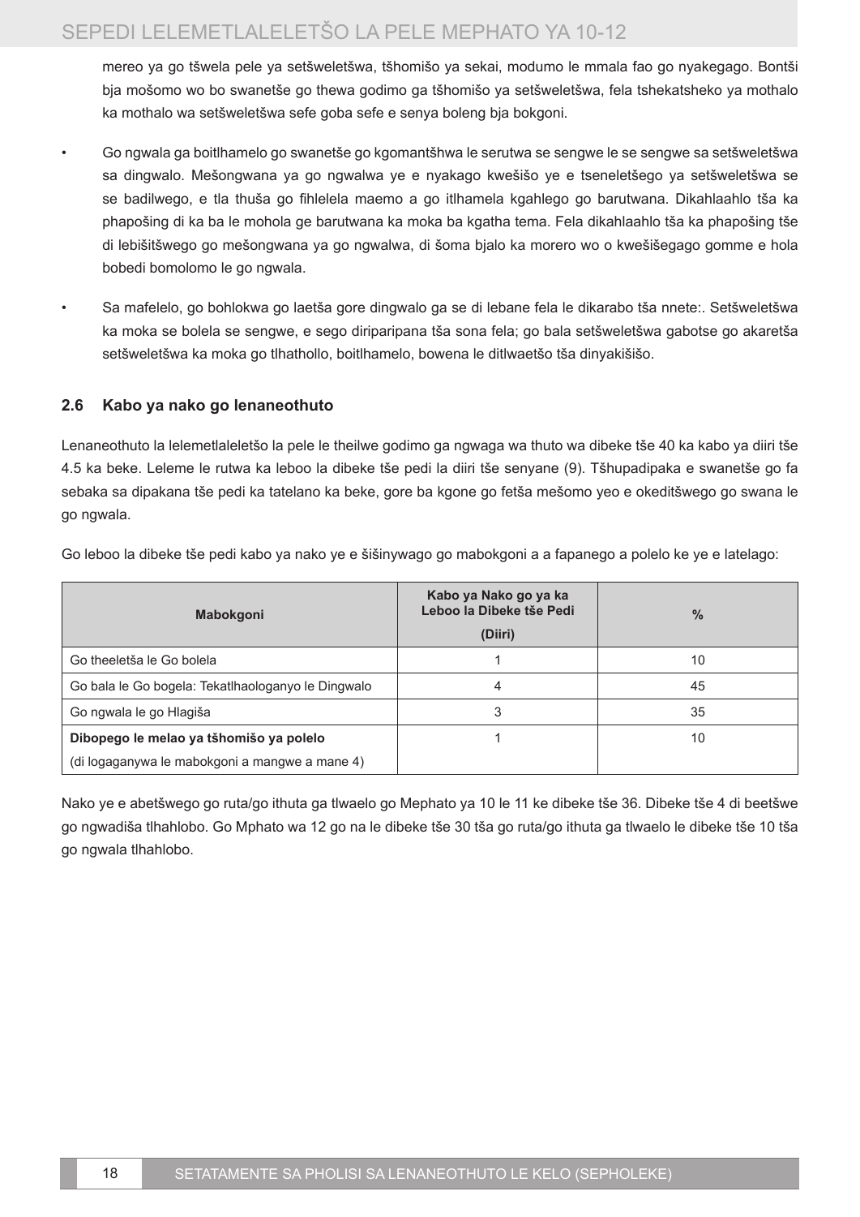mereo ya go tšwela pele ya setšweletšwa, tšhomišo ya sekai, modumo le mmala fao go nyakegago. Bontši bja mošomo wo bo swanetše go thewa godimo ga tšhomišo ya setšweletšwa, fela tshekatsheko ya mothalo ka mothalo wa setšweletšwa sefe goba sefe e senya boleng bja bokgoni.

- Go ngwala ga boitlhamelo go swanetše go kgomantšhwa le serutwa se sengwe le se sengwe sa setšweletšwa sa dingwalo. Mešongwana ya go ngwalwa ye e nyakago kwešišo ye e tseneletšego ya setšweletšwa se se badilwego, e tla thuša go fihlelela maemo a go itlhamela kgahlego go barutwana. Dikahlaahlo tša ka phapošing di ka ba le mohola ge barutwana ka moka ba kgatha tema. Fela dikahlaahlo tša ka phapošing tše di lebišitšwego go mešongwana ya go ngwalwa, di šoma bjalo ka morero wo o kwešišegago gomme e hola bobedi bomolomo le go ngwala.
- Sa mafelelo, go bohlokwa go laetša gore dingwalo ga se di lebane fela le dikarabo tša nnete:. Setšweletšwa ka moka se bolela se sengwe, e sego diriparipana tša sona fela; go bala setšweletšwa gabotse go akaretša setšweletšwa ka moka go tlhathollo, boitlhamelo, bowena le ditlwaetšo tša dinyakišišo.

## 2.6 Kabo ya nako go lenaneothuto

Lenaneothuto la lelemetlaleletšo la pele le theilwe godimo ga ngwaga wa thuto wa dibeke tše 40 ka kabo ya diiri tše 4.5 ka beke. Leleme le rutwa ka leboo la dibeke tše pedi la diiri tše senyane (9). Tšhupadipaka e swanetše go fa sebaka sa dipakana tše pedi ka tatelano ka beke, gore ba kgone go fetša mešomo yeo e okeditšwego go swana le go ngwala.

Go leboo la dibeke tše pedi kabo ya nako ye e šišinywago go mabokgoni a a fapanego a polelo ke ye e latelago:

| Mabokgoni | Kabo ya Nako go ya ka Leboo la Dibeke tše Pedi (Diiri) | % |
|---|---|---|
| Go theeletša le Go bolela | 1 | 10 |
| Go bala le Go bogela: Tekatlhaologanyo le Dingwalo | 4 | 45 |
| Go ngwala le go Hlagiša | 3 | 35 |
| **Dibopego le melao ya tšhomišo ya polelo** (di logaganywa le mabokgoni a mangwe a mane 4) | 1 | 10 |

Nako ye e abetšwego go ruta/go ithuta ga tlwaelo go Mephato ya 10 le 11 ke dibeke tše 36. Dibeke tše 4 di beetšwe go ngwadiša tlhahlobo. Go Mphato wa 12 go na le dibeke tše 30 tša go ruta/go ithuta ga tlwaelo le dibeke tše 10 tša go ngwala tlhahlobo.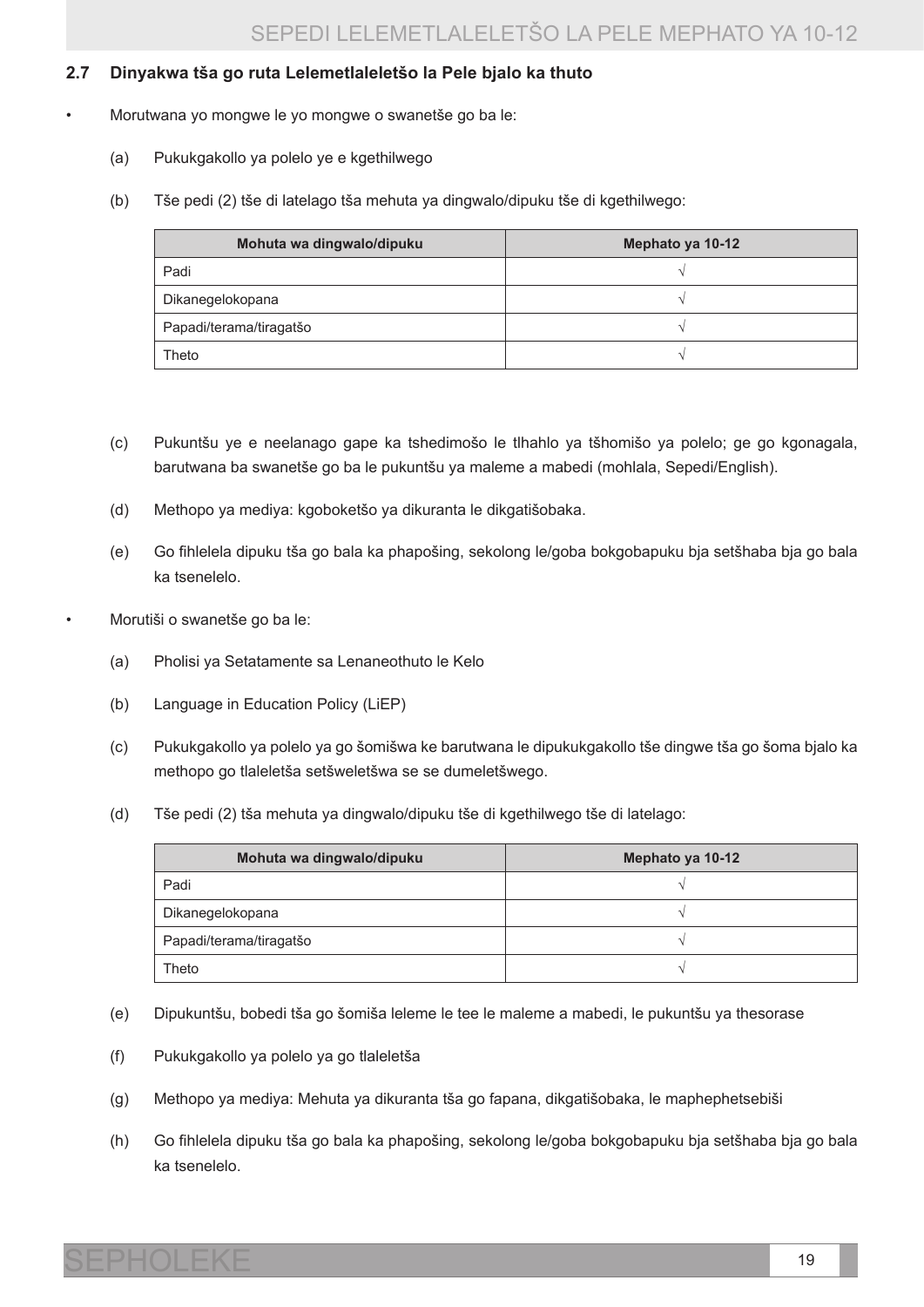## 2.7 Dinyakwa tša go ruta Lelemetlaleletšo la Pele bjalo ka thuto

- Morutwana yo mongwe le yo mongwe o swanetše go ba le:

  (a) Pukukgakollo ya polelo ye e kgethilwego

  (b) Tše pedi (2) tše di latelago tša mehuta ya dingwalo/dipuku tše di kgethilwego:

| Mohuta wa dingwalo/dipuku | Mephato ya 10-12 |
|---|---|
| Padi | √ |
| Dikanegelokopana | √ |
| Papadi/terama/tiragatšo | √ |
| Theto | √ |

  (c) Pukuntšu ye e neelanago gape ka tshedimošo le tlhahlo ya tšhomišo ya polelo; ge go kgonagala, barutwana ba swanetše go ba le pukuntšu ya maleme a mabedi (mohlala, Sepedi/English).

  (d) Methopo ya mediya: kgoboketšo ya dikuranta le dikgatišobaka.

  (e) Go fihlelela dipuku tša go bala ka phapošing, sekolong le/goba bokgobapuku bja setšhaba bja go bala ka tsenelelo.

- Morutiši o swanetše go ba le:

  (a) Pholisi ya Setatamente sa Lenaneothuto le Kelo

  (b) Language in Education Policy (LiEP)

  (c) Pukukgakollo ya polelo ya go šomišwa ke barutwana le dipukukgakollo tše dingwe tša go šoma bjalo ka methopo go tlaleletša setšweletšwa se se dumeletšwego.

  (d) Tše pedi (2) tša mehuta ya dingwalo/dipuku tše di kgethilwego tše di latelago:

| Mohuta wa dingwalo/dipuku | Mephato ya 10-12 |
|---|---|
| Padi | √ |
| Dikanegelokopana | √ |
| Papadi/terama/tiragatšo | √ |
| Theto | √ |

  (e) Dipukuntšu, bobedi tša go šomiša leleme le tee le maleme a mabedi, le pukuntšu ya thesorase

  (f) Pukukgakollo ya polelo ya go tlaleletša

  (g) Methopo ya mediya: Mehuta ya dikuranta tša go fapana, dikgatišobaka, le maphephetsebiši

  (h) Go fihlelela dipuku tša go bala ka phapošing, sekolong le/goba bokgobapuku bja setšhaba bja go bala ka tsenelelo.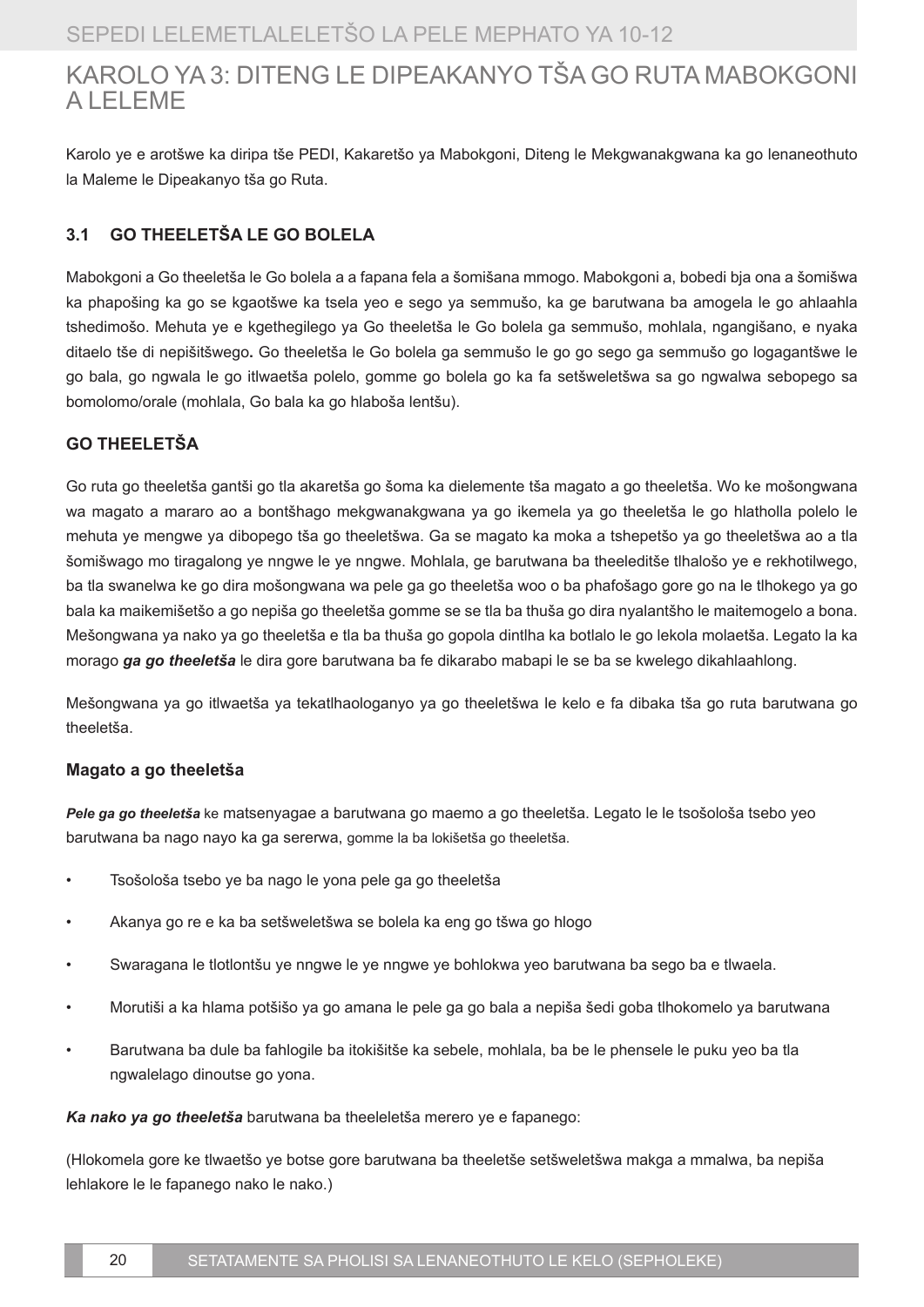# KAROLO YA 3: DITENG LE DIPEAKANYO TŠA GO RUTA MABOKGONI A LELEME

Karolo ye e arotšwe ka diripa tše PEDI, Kakaretšo ya Mabokgoni, Diteng le Mekgwanakgwana ka go lenaneothuto la Maleme le Dipeakanyo tša go Ruta.

## 3.1 GO THEELETŠA LE GO BOLELA

Mabokgoni a Go theeletša le Go bolela a a fapana fela a šomišana mmogo. Mabokgoni a, bobedi bja ona a šomišwa ka phapošing ka go se kgaotšwe ka tsela yeo e sego ya semmušo, ka ge barutwana ba amogela le go ahlaahla tshedimošo. Mehuta ye e kgethegilego ya Go theeletša le Go bolela ga semmušo, mohlala, ngangišano, e nyaka ditaelo tše di nepišitšwego**.** Go theeletša le Go bolela ga semmušo le go go sego ga semmušo go logagantšwe le go bala, go ngwala le go itlwaetša polelo, gomme go bolela go ka fa setšweletšwa sa go ngwalwa sebopego sa bomolomo/orale (mohlala, Go bala ka go hlaboša lentšu).

### GO THEELETŠA

Go ruta go theeletša gantši go tla akaretša go šoma ka dielemente tša magato a go theeletša. Wo ke mošongwana wa magato a mararo ao a bontšhago mekgwanakgwana ya go ikemela ya go theeletša le go hlatholla polelo le mehuta ye mengwe ya dibopego tša go theeletšwa. Ga se magato ka moka a tshepetšo ya go theeletšwa ao a tla šomišwago mo tiragalong ye nngwe le ye nngwe. Mohlala, ge barutwana ba theeleditše tlhalošo ye e rekhotilwego, ba tla swanelwa ke go dira mošongwana wa pele ga go theeletša woo o ba phafošago gore go na le tlhokego ya go bala ka maikemišetšo a go nepiša go theeletša gomme se se tla ba thuša go dira nyalantšho le maitemogelo a bona. Mešongwana ya nako ya go theeletša e tla ba thuša go gopola dintlha ka botlalo le go lekola molaetša. Legato la ka morago ***ga go theeletša*** le dira gore barutwana ba fe dikarabo mabapi le se ba se kwelego dikahlaahlong.

Mešongwana ya go itlwaetša ya tekatlhaologanyo ya go theeletšwa le kelo e fa dibaka tša go ruta barutwana go theeletša.

#### Magato a go theeletša

***Pele ga go theeletša*** ke matsenyagae a barutwana go maemo a go theeletša. Legato le le tsošološa tsebo yeo barutwana ba nago nayo ka ga sererwa, gomme la ba lokišetša go theeletša.

- Tsošološa tsebo ye ba nago le yona pele ga go theeletša
- Akanya go re e ka ba setšweletšwa se bolela ka eng go tšwa go hlogo
- Swaragana le tlotlontšu ye nngwe le ye nngwe ye bohlokwa yeo barutwana ba sego ba e tlwaela.
- Morutiši a ka hlama potšišo ya go amana le pele ga go bala a nepiša šedi goba tlhokomelo ya barutwana
- Barutwana ba dule ba fahlogile ba itokišitše ka sebele, mohlala, ba be le phensele le puku yeo ba tla ngwalelago dinoutse go yona.

***Ka nako ya go theeletša*** barutwana ba theeleletša merero ye e fapanego:

(Hlokomela gore ke tlwaetšo ye botse gore barutwana ba theeletše setšweletšwa makga a mmalwa, ba nepiša lehlakore le le fapanego nako le nako.)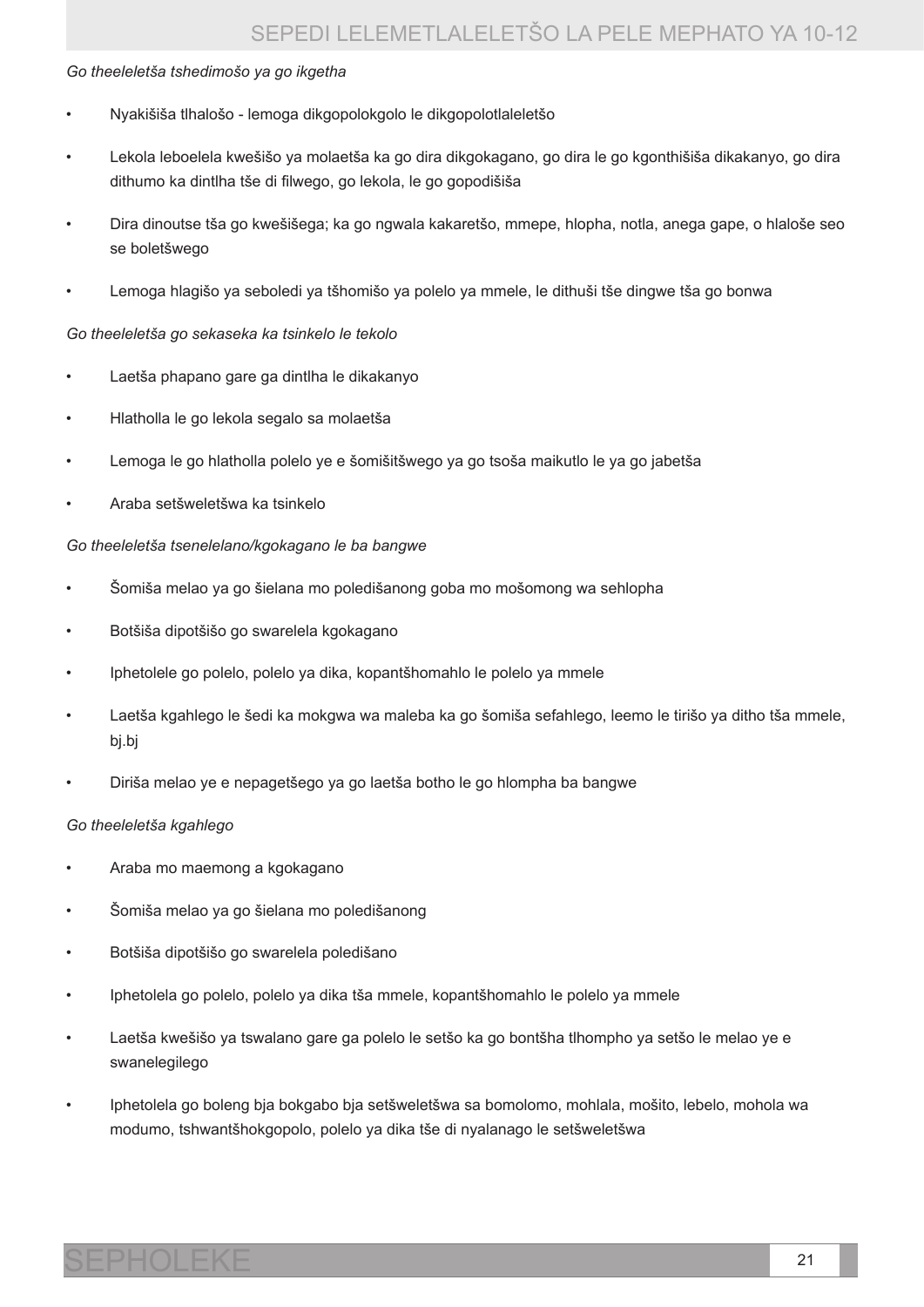*Go theeleletša tshedimošo ya go ikgetha*

- Nyakišiša tlhalošo - lemoga dikgopolokgolo le dikgopolotlaleletšo
- Lekola leboelela kwešišo ya molaetša ka go dira dikgokagano, go dira le go kgonthišiša dikakanyo, go dira dithumo ka dintlha tše di filwego, go lekola, le go gopodišiša
- Dira dinoutse tša go kwešišega; ka go ngwala kakaretšo, mmepe, hlopha, notla, anega gape, o hlaloše seo se boletšwego
- Lemoga hlagišo ya seboledi ya tšhomišo ya polelo ya mmele, le dithuši tše dingwe tša go bonwa

*Go theeleletša go sekaseka ka tsinkelo le tekolo*

- Laetša phapano gare ga dintlha le dikakanyo
- Hlatholla le go lekola segalo sa molaetša
- Lemoga le go hlatholla polelo ye e šomišitšwego ya go tsoša maikutlo le ya go jabetša
- Araba setšweletšwa ka tsinkelo

*Go theeleletša tsenelelano/kgokagano le ba bangwe*

- Šomiša melao ya go šielana mo poledišanong goba mo mošomong wa sehlopha
- Botšiša dipotšišo go swarelela kgokagano
- Iphetolele go polelo, polelo ya dika, kopantšhomahlo le polelo ya mmele
- Laetša kgahlego le šedi ka mokgwa wa maleba ka go šomiša sefahlego, leemo le tirišo ya ditho tša mmele, bj.bj
- Diriša melao ye e nepagetšego ya go laetša botho le go hlompha ba bangwe

*Go theeleletša kgahlego*

- Araba mo maemong a kgokagano
- Šomiša melao ya go šielana mo poledišanong
- Botšiša dipotšišo go swarelela poledišano
- Iphetolela go polelo, polelo ya dika tša mmele, kopantšhomahlo le polelo ya mmele
- Laetša kwešišo ya tswalano gare ga polelo le setšo ka go bontšha tlhompho ya setšo le melao ye e swanelegilego
- Iphetolela go boleng bja bokgabo bja setšweletšwa sa bomolomo, mohlala, mošito, lebelo, mohola wa modumo, tshwantšhokgopolo, polelo ya dika tše di nyalanago le setšweletšwa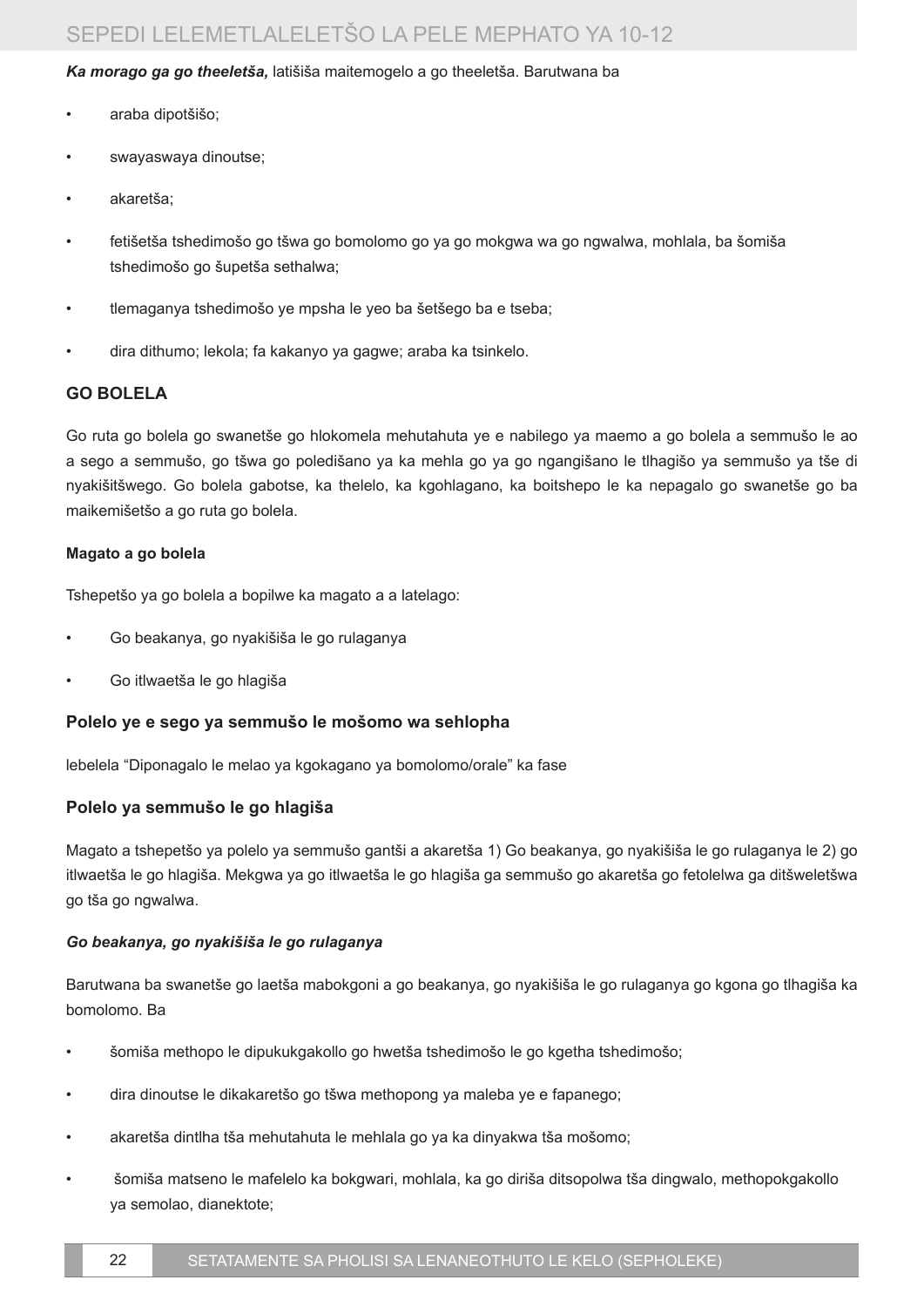***Ka morago ga go theeletša,*** latišiša maitemogelo a go theeletša. Barutwana ba

- araba dipotšišo;
- swayaswaya dinoutse;
- akaretša;
- fetišetša tshedimošo go tšwa go bomolomo go ya go mokgwa wa go ngwalwa, mohlala, ba šomiša tshedimošo go šupetša sethalwa;
- tlemaganya tshedimošo ye mpsha le yeo ba šetšego ba e tseba;
- dira dithumo; lekola; fa kakanyo ya gagwe; araba ka tsinkelo.

## GO BOLELA

Go ruta go bolela go swanetše go hlokomela mehutahuta ye e nabilego ya maemo a go bolela a semmušo le ao a sego a semmušo, go tšwa go poledišano ya ka mehla go ya go ngangišano le tlhagišo ya semmušo ya tše di nyakišitšwego. Go bolela gabotse, ka thelelo, ka kgohlagano, ka boitshepo le ka nepagalo go swanetše go ba maikemišetšo a go ruta go bolela.

**Magato a go bolela**

Tshepetšo ya go bolela a bopilwe ka magato a a latelago:

- Go beakanya, go nyakišiša le go rulaganya
- Go itlwaetša le go hlagiša

### Polelo ye e sego ya semmušo le mošomo wa sehlopha

lebelela "Diponagalo le melao ya kgokagano ya bomolomo/orale" ka fase

### Polelo ya semmušo le go hlagiša

Magato a tshepetšo ya polelo ya semmušo gantši a akaretša 1) Go beakanya, go nyakišiša le go rulaganya le 2) go itlwaetša le go hlagiša. Mekgwa ya go itlwaetša le go hlagiša ga semmušo go akaretša go fetolelwa ga ditšweletšwa go tša go ngwalwa.

***Go beakanya, go nyakišiša le go rulaganya***

Barutwana ba swanetše go laetša mabokgoni a go beakanya, go nyakišiša le go rulaganya go kgona go tlhagiša ka bomolomo. Ba

- šomiša methopo le dipukukgakollo go hwetša tshedimošo le go kgetha tshedimošo;
- dira dinoutse le dikakaretšo go tšwa methopong ya maleba ye e fapanego;
- akaretša dintlha tša mehutahuta le mehlala go ya ka dinyakwa tša mošomo;
- šomiša matseno le mafelelo ka bokgwari, mohlala, ka go diriša ditsopolwa tša dingwalo, methopokgakollo ya semolao, dianektote;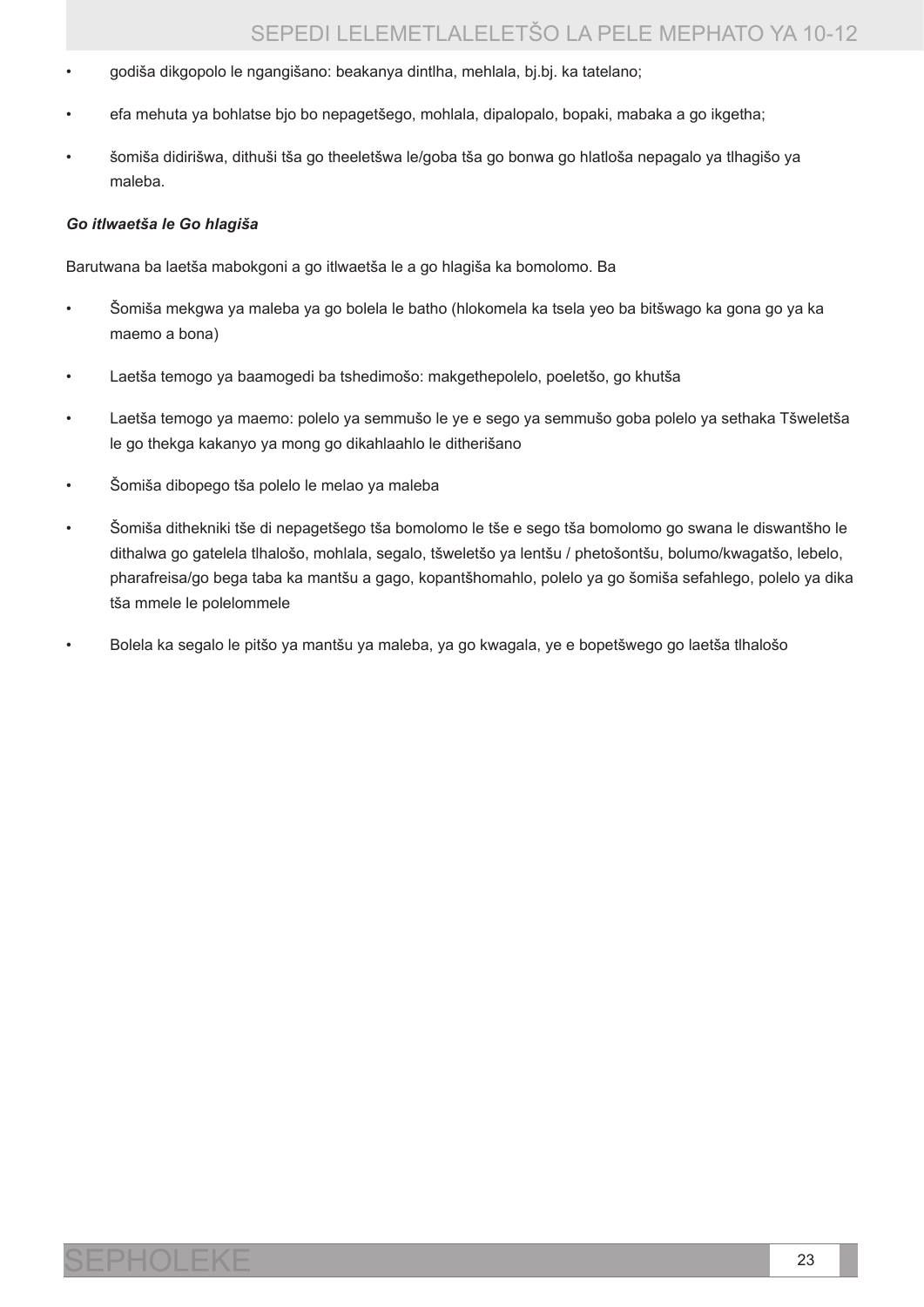- godiša dikgopolo le ngangišano: beakanya dintlha, mehlala, bj.bj. ka tatelano;
- efa mehuta ya bohlatse bjo bo nepagetšego, mohlala, dipalopalo, bopaki, mabaka a go ikgetha;
- šomiša didirišwa, dithuši tša go theeletšwa le/goba tša go bonwa go hlatloša nepagalo ya tlhagišo ya maleba.

***Go itlwaetša le Go hlagiša***

Barutwana ba laetša mabokgoni a go itlwaetša le a go hlagiša ka bomolomo. Ba

- Šomiša mekgwa ya maleba ya go bolela le batho (hlokomela ka tsela yeo ba bitšwago ka gona go ya ka maemo a bona)
- Laetša temogo ya baamogedi ba tshedimošo: makgethepolelo, poeletšo, go khutša
- Laetša temogo ya maemo: polelo ya semmušo le ye e sego ya semmušo goba polelo ya sethaka Tšweletša le go thekga kakanyo ya mong go dikahlaahlo le ditherišano
- Šomiša dibopego tša polelo le melao ya maleba
- Šomiša dithekniki tše di nepagetšego tša bomolomo le tše e sego tša bomolomo go swana le diswantšho le dithalwa go gatelela tlhalošo, mohlala, segalo, tšweletšo ya lentšu / phetošontšu, bolumo/kwagatšo, lebelo, pharafreisa/go bega taba ka mantšu a gago, kopantšhomahlo, polelo ya go šomiša sefahlego, polelo ya dika tša mmele le polelommele
- Bolela ka segalo le pitšo ya mantšu ya maleba, ya go kwagala, ye e bopetšwego go laetša tlhalošo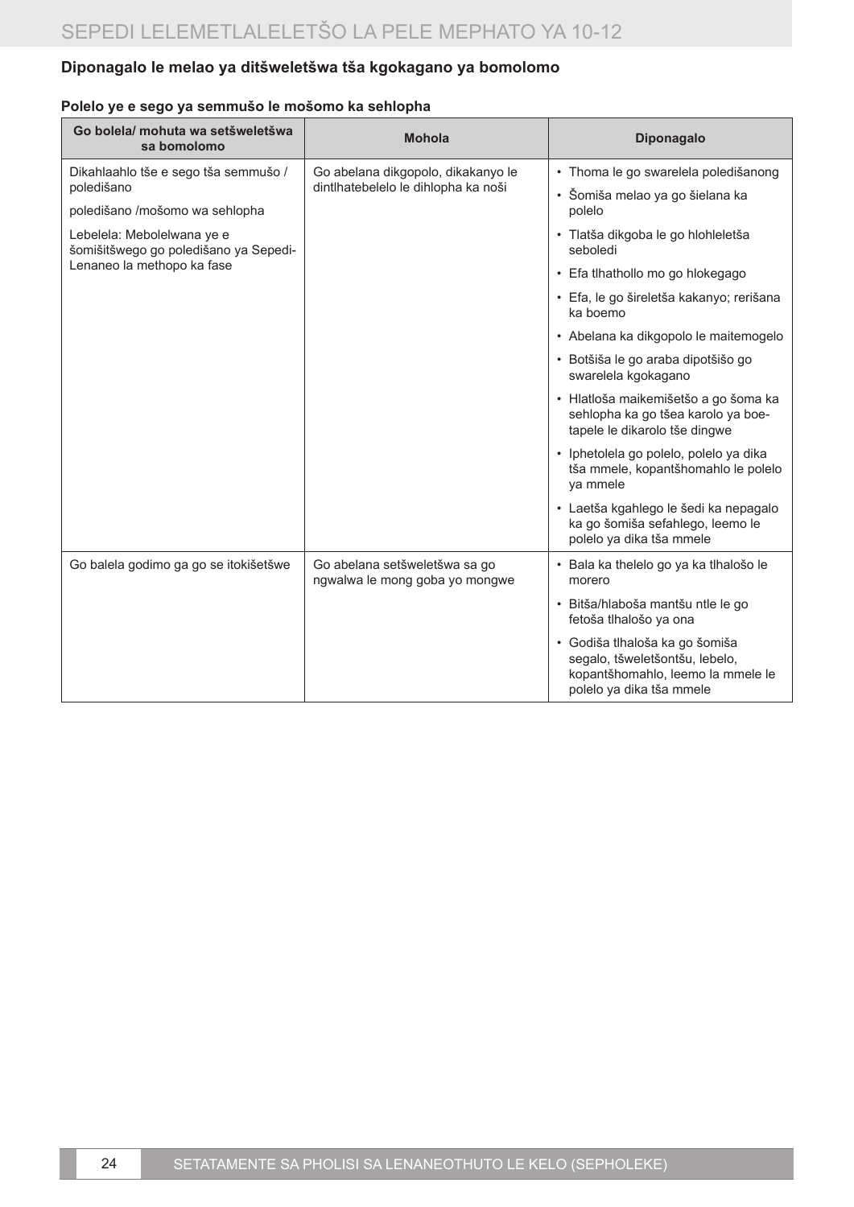## Diponagalo le melao ya ditšweletšwa tša kgokagano ya bomolomo

### Polelo ye e sego ya semmušo le mošomo ka sehlopha

| Go bolela/ mohuta wa setšweletšwa sa bomolomo | Mohola | Diponagalo |
|---|---|---|
| Dikahlaahlo tše e sego tša semmušo / poledišano<br><br>poledišano /mošomo wa sehlopha<br><br>Lebelela: Mebolelwana ye e šomišitšwego go poledišano ya Sepedi-Lenaneo la methopo ka fase | Go abelana dikgopolo, dikakanyo le dintlhatebelelo le dihlopha ka noši | • Thoma le go swarelela poledišanong<br>• Šomiša melao ya go šielana ka polelo<br>• Tlatša dikgoba le go hlohleletša seboledi<br>• Efa tlhathollo mo go hlokegago<br>• Efa, le go šireletša kakanyo; rerišana ka boemo<br>• Abelana ka dikgopolo le maitemogelo<br>• Botšiša le go araba dipotšišo go swarelela kgokagano<br>• Hlatloša maikemišetšo a go šoma ka sehlopha ka go tšea karolo ya boe-tapele le dikarolo tše dingwe<br>• Iphetolela go polelo, polelo ya dika tša mmele, kopantšhomahlo le polelo ya mmele<br>• Laetša kgahlego le šedi ka nepagalo ka go šomiša sefahlego, leemo le polelo ya dika tša mmele |
| Go balela godimo ga go se itokišetšwe | Go abelana setšweletšwa sa go ngwalwa le mong goba yo mongwe | • Bala ka thelelo go ya ka tlhalošo le morero<br>• Bitša/hlaboša mantšu ntle le go fetoša tlhalošo ya ona<br>• Godiša tlhalošo ka go šomiša segalo, tšweletšontšu, lebelo, kopantšhomahlo, leemo la mmele le polelo ya dika tša mmele |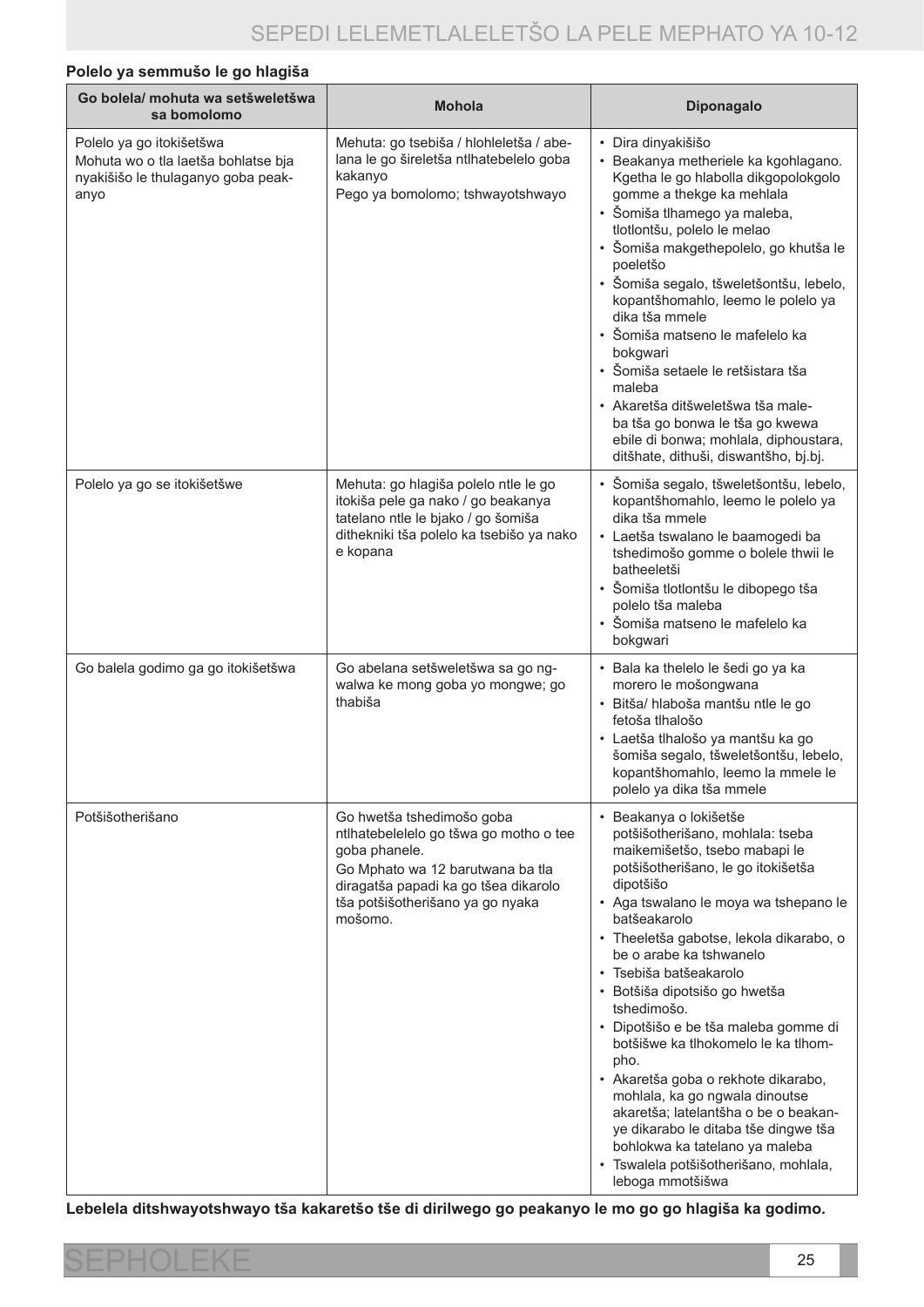**Polelo ya semmušo le go hlagiša**

| Go bolela/ mohuta wa setšweletšwa sa bomolomo | Mohola | Diponagalo |
|---|---|---|
| Polelo ya go itokišetšwa<br>Mohuta wo o tla laetša bohlatse bja nyakišišo le thulaganyo goba peakanyo | Mehuta: go tsebiša / hlohleletša / abelana le go šireletša ntlhatebelelo goba kakanyo<br>Pego ya bomolomo; tshwayotshwayo | • Dira dinyakišišo<br>• Beakanya metheriele ka kgohlagano. Kgetha le go hlabolla dikgopolokgolo gomme a thekge ka mehlala<br>• Šomiša tlhamego ya maleba, tlotlontšu, polelo le melao<br>• Šomiša makgethepolelo, go khutša le poeletšo<br>• Šomiša segalo, tšweletšontšu, lebelo, kopantšhomahlo, leemo le polelo ya dika tša mmele<br>• Šomiša matseno le mafelelo ka bokgwari<br>• Šomiša setaele le retšistara tša maleba<br>• Akaretša ditšweletšwa tša maleba tša go bonwa le tša go kwewa ebile di bonwa; mohlala, diphoustara, ditšhate, dithuši, diswantšho, bj.bj. |
| Polelo ya go se itokišetšwe | Mehuta: go hlagiša polelo ntle le go itokiša pele ga nako / go beakanya tatelano ntle le bjako / go šomiša dithekniki tša polelo ka tsebišo ya nako e kopana | • Šomiša segalo, tšweletšontšu, lebelo, kopantšhomahlo, leemo le polelo ya dika tša mmele<br>• Laetša tswalano le baamogedi ba tshedimošo gomme o bolele thwii le batheeletši<br>• Šomiša tlotlontšu le dibopego tša polelo tša maleba<br>• Šomiša matseno le mafelelo ka bokgwari |
| Go balela godimo ga go itokišetšwa | Go abelana setšweletšwa sa go ngwalwa ke mong goba yo mongwe; go thabiša | • Bala ka thelelo le šedi go ya ka morero le mošongwana<br>• Bitša/ hlaboša mantšu ntle le go fetoša tlhalošo<br>• Laetša tlhalošo ya mantšu ka go šomiša segalo, tšweletšontšu, lebelo, kopantšhomahlo, leemo la mmele le polelo ya dika tša mmele |
| Potšišotherišano | Go hwetša tshedimošo goba ntlhatebelelelo go tšwa go motho o tee goba phanele.<br>Go Mphato wa 12 barutwana ba tla diragatša papadi ka go tšea dikarolo tša potšišotherišano ya go nyaka mošomo. | • Beakanya o lokišetše potšišotherišano, mohlala: tseba maikemišetšo, tsebo mabapi le potšišotherišano, le go itokišetša dipotšišo<br>• Aga tswalano le moya wa tshepano le batšeakarolo<br>• Theeletša gabotse, lekola dikarabo, o be o arabe ka tshwanelo<br>• Tsebiša batšeakarolo<br>• Botšiša dipotsišo go hwetša tshedimošo.<br>• Dipotšišo e be tša maleba gomme di botšišwe ka tlhokomelo le ka tlhompho.<br>• Akaretša goba o rekhote dikarabo, mohlala, ka go ngwala dinoutse akaretša; latelantšha o be o beakanye dikarabo le ditaba tše dingwe tša bohlokwa ka tatelano ya maleba<br>• Tswalela potšišotherišano, mohlala, leboga mmotšišwa |

**Lebelela ditshwayotshwayo tša kakaretšo tše di dirilwego go peakanyo le mo go go hlagiša ka godimo.**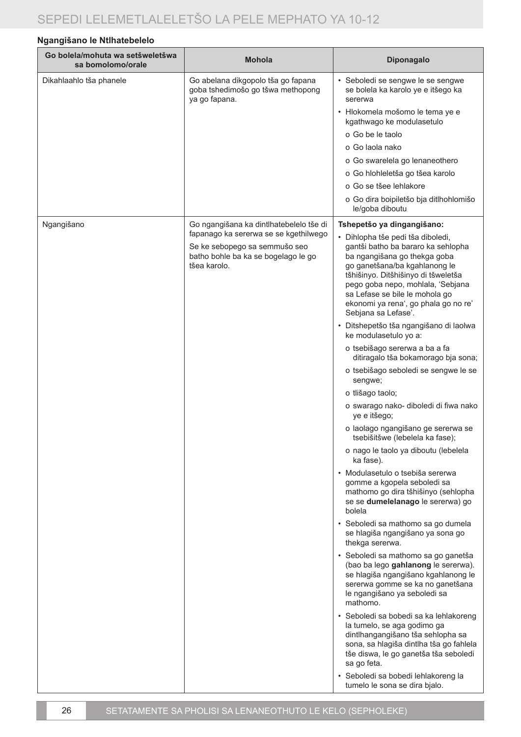**Ngangišano le Ntlhatebelelo**

| Go bolela/mohuta wa setšweletšwa sa bomolomo/orale | Mohola | Diponagalo |
|---|---|---|
| Dikahlaahlo tša phanele | Go abelana dikgopolo tša go fapana goba tshedimošo go tšwa methopong ya go fapana. | • Seboledi se sengwe le se sengwe se bolela ka karolo ye e itšego ka sererwa<br>• Hlokomela mošomo le tema ye e kgathwago ke modulasetulo<br>o Go be le taolo<br>o Go laola nako<br>o Go swarelela go lenaneothero<br>o Go hlohleletša go tšea karolo<br>o Go se tšee lehlakore<br>o Go dira boipiletšo bja ditlhohlomišo le/goba diboutu |
| Ngangišano | Go ngangišana ka dintlhatebelelo tše di fapanago ka sererwa se se kgethilwego<br>Se ke sebopego sa semmušo seo batho bohle ba ka se bogelago le go tšea karolo. | **Tshepetšo ya dingangišano:**<br>• Dihlopha tše pedi tša diboledi, gantši batho ba bararo ka sehlopha ba ngangišana go thekga goba go ganetšana/ba kgahlanong le tšhišinyo. Ditšhišinyo di tšweletša pego goba nepo, mohlala, 'Sebjana sa Lefase se bile le mohola go ekonomi ya rena', go phala go no re' Sebjana sa Lefase'.<br>• Ditshepetšo tša ngangišano di laolwa ke modulasetulo yo a:<br>o tsebišago sererwa a ba a fa ditiragalo tša bokamorago bja sona;<br>o tsebišago seboledi se sengwe le se sengwe;<br>o tlišago taolo;<br>o swarago nako- diboledi di fiwa nako ye e itšego;<br>o laolago ngangišano ge sererwa se tsebišitšwe (lebelela ka fase);<br>o nago le taolo ya diboutu (lebelela ka fase).<br>• Modulasetulo o tsebiša sererwa gomme a kgopela seboledi sa mathomo go dira tšhišinyo (sehlopha se se **dumelelanago** le sererwa) go bolela<br>• Seboledi sa mathomo sa go dumela se hlagiša ngangišano ya sona go thekga sererwa.<br>• Seboledi sa mathomo sa go ganetša (bao ba lego **gahlanong** le sererwa). se hlagiša ngangišano kgahlanong le sererwa gomme se ka no ganetšana le ngangišano ya seboledi sa mathomo.<br>• Seboledi sa bobedi sa ka lehlakoreng la tumelo, se aga godimo ga dintlhangangišano tša sehlopha sa sona, sa hlagiša dintlha tša go fahlela tše diswa, le go ganetša tša seboledi sa go feta.<br>• Seboledi sa bobedi lehlakoreng la tumelo le sona se dira bjalo. |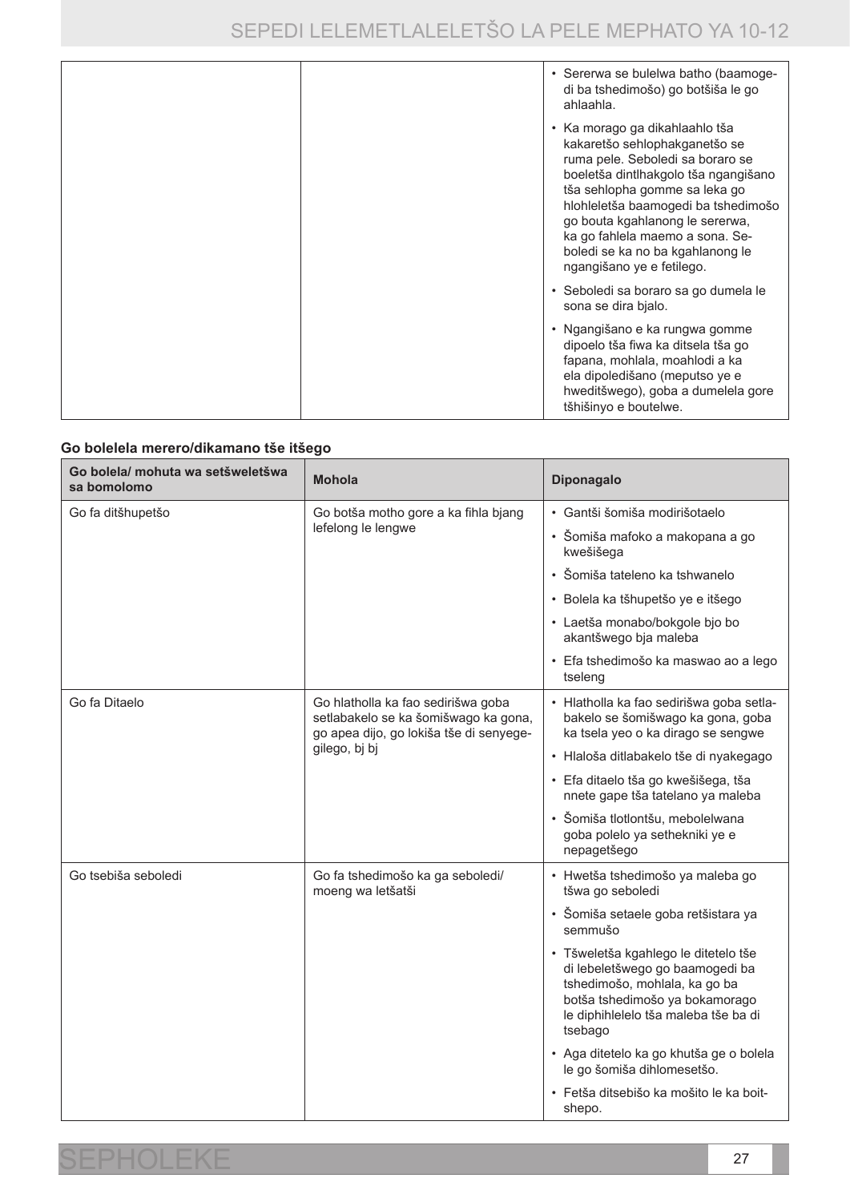| | | |
|---|---|---|
| | | • Sererwa se bulelwa batho (baamogedi ba tshedimošo) go botšiša le go ahlaahla.<br>• Ka morago ga dikahlaahlo tša kakaretšo sehlophakganetšo se ruma pele. Seboledi sa boraro se boeletša dintlhakgolo tša ngangišano tša sehlopha gomme sa leka go hlohleletša baamogedi ba tshedimošo go bouta kgahlanong le sererwa, ka go fahlela maemo a sona. Seboledi se ka no ba kgahlanong le ngangišano ye e fetilego.<br>• Seboledi sa boraro sa go dumela le sona se dira bjalo.<br>• Ngangišano e ka rungwa gomme dipoelo tša fiwa ka ditsela tša go fapana, mohlala, moahlodi a ka ela dipoledišano (meputso ye e hweditšwego), goba a dumelela gore tšhišinyo e boutelwe. |

**Go bolelela merero/dikamano tše itšego**

| Go bolela/ mohuta wa setšweletšwa sa bomolomo | Mohola | Diponagalo |
|---|---|---|
| Go fa ditšhupetšo | Go botša motho gore a ka fihla bjang lefelong le lengwe | • Gantši šomiša modirišotaelo<br>• Šomiša mafoko a makopana a go kwešišega<br>• Šomiša tateleno ka tshwanelo<br>• Bolela ka tšhupetšo ye e itšego<br>• Laetša monabo/bokgole bjo bo akantšwego bja maleba<br>• Efa tshedimošo ka maswao ao a lego tseleng |
| Go fa Ditaelo | Go hlatholla ka fao sedirišwa goba setlabakelo se ka šomišwago ka gona, go apea dijo, go lokiša tše di senyegegilego, bj bj | • Hlatholla ka fao sedirišwa goba setlabakelo se šomišwago ka gona, goba ka tsela yeo o ka dirago se sengwe<br>• Hlaloša ditlabakelo tše di nyakegago<br>• Efa ditaelo tša go kwešišega, tša nnete gape tša tatelano ya maleba<br>• Šomiša tlotlontšu, mebolelwana goba polelo ya sethekniki ye e nepagetšego |
| Go tsebiša seboledi | Go fa tshedimošo ka ga seboledi/ moeng wa letšatši | • Hwetša tshedimošo ya maleba go tšwa go seboledi<br>• Šomiša setaele goba retšistara ya semmušo<br>• Tšweletša kgahlego le ditetelo tše di lebeletšwego go baamogedi ba tshedimošo, mohlala, ka go ba botša tshedimošo ya bokamorago le diphihlelelo tša maleba tše ba di tsebago<br>• Aga ditetelo ka go khutša ge o bolela le go šomiša dihlomesetšo.<br>• Fetša ditsebišo ka mošito le ka boitshepo. |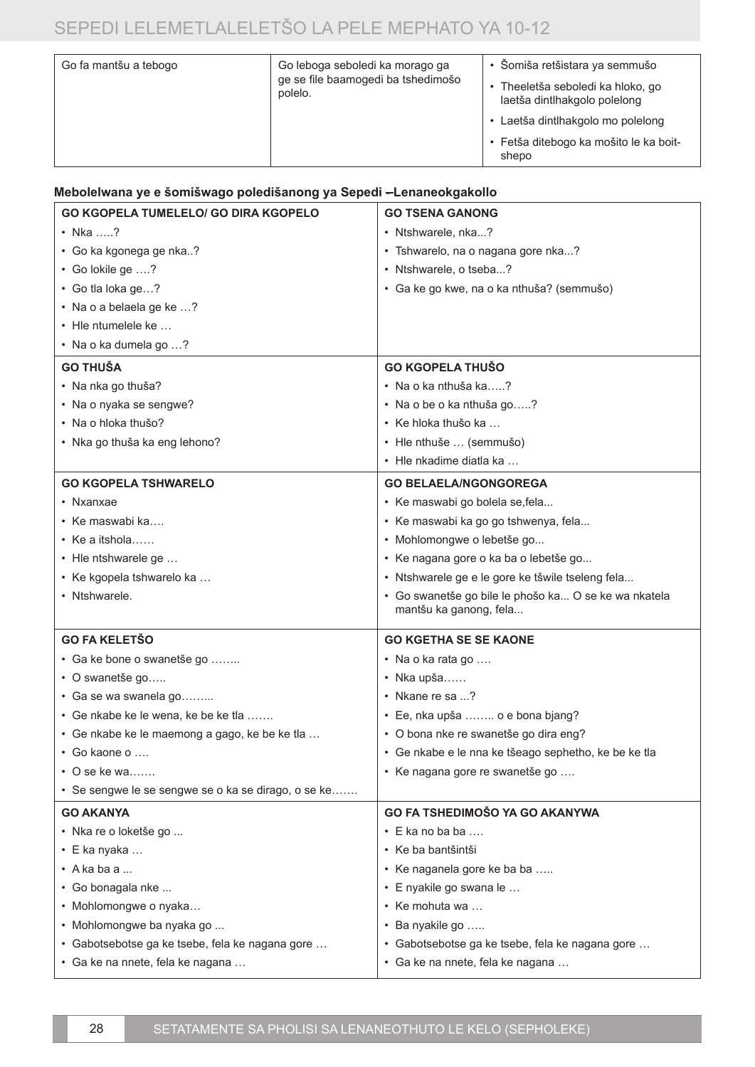| Go fa mantšu a tebogo | Go leboga seboledi ka morago ga ge se file baamogedi ba tshedimošo polelo. | • Šomiša retšistara ya semmušo<br>• Theeletša seboledi ka hloko, go laetša dintlhakgolo polelong<br>• Laetša dintlhakgolo mo polelong<br>• Fetša ditebogo ka mošito le ka boitshepo |
|---|---|---|

**Mebolelwana ye e šomišwago poledišanong ya Sepedi –Lenaneokgakollo**

| GO KGOPELA TUMELELO/ GO DIRA KGOPELO | GO TSENA GANONG |
|---|---|
| • Nka …..?<br>• Go ka kgonega ge nka..?<br>• Go lokile ge ….?<br>• Go tla loka ge…?<br>• Na o a belaela ge ke …?<br>• Hle ntumelele ke …<br>• Na o ka dumela go …? | • Ntshwarele, nka...?<br>• Tshwarelo, na o nagana gore nka...?<br>• Ntshwarele, o tseba...?<br>• Ga ke go kwe, na o ka nthuša? (semmušo) |
| **GO THUŠA** | **GO KGOPELA THUŠO** |
| • Na nka go thuša?<br>• Na o nyaka se sengwe?<br>• Na o hloka thušo?<br>• Nka go thuša ka eng lehono? | • Na o ka nthuša ka…..?<br>• Na o be o ka nthuša go…..?<br>• Ke hloka thušo ka …<br>• Hle nthuše … (semmušo)<br>• Hle nkadime diatla ka … |
| **GO KGOPELA TSHWARELO** | **GO BELAELA/NGONGOREGA** |
| • Nxanxae<br>• Ke maswabi ka….<br>• Ke a itshola……<br>• Hle ntshwarele ge …<br>• Ke kgopela tshwarelo ka …<br>• Ntshwarele. | • Ke maswabi go bolela se,fela...<br>• Ke maswabi ka go go tshwenya, fela...<br>• Mohlomongwe o lebetše go...<br>• Ke nagana gore o ka ba o lebetše go...<br>• Ntshwarele ge e le gore ke tšwile tseleng fela...<br>• Go swanetše go bile le phošo ka... O se ke wa nkatela mantšu ka ganong, fela... |
| **GO FA KELETŠO** | **GO KGETHA SE SE KAONE** |
| • Ga ke bone o swanetše go ……..<br>• O swanetše go…..<br>• Ga se wa swanela go……...<br>• Ge nkabe ke le wena, ke be ke tla …….<br>• Ge nkabe ke le maemong a gago, ke be ke tla …<br>• Go kaone o ….<br>• O se ke wa…….<br>• Se sengwe le se sengwe se o ka se dirago, o se ke……. | • Na o ka rata go ….<br>• Nka upša……<br>• Nkane re sa ...?<br>• Ee, nka upša …….. o e bona bjang?<br>• O bona nke re swanetše go dira eng?<br>• Ge nkabe e le nna ke tšeago sephetho, ke be ke tla<br>• Ke nagana gore re swanetše go …. |
| **GO AKANYA** | **GO FA TSHEDIMOŠO YA GO AKANYWA** |
| • Nka re o loketše go ...<br>• E ka nyaka …<br>• A ka ba a ...<br>• Go bonagala nke ...<br>• Mohlomongwe o nyaka…<br>• Mohlomongwe ba nyaka go ...<br>• Gabotsebotse ga ke tsebe, fela ke nagana gore …<br>• Ga ke na nnete, fela ke nagana … | • E ka no ba ba ….<br>• Ke ba bantšintši<br>• Ke naganela gore ke ba ba …..<br>• E nyakile go swana le …<br>• Ke mohuta wa …<br>• Ba nyakile go …..<br>• Gabotsebotse ga ke tsebe, fela ke nagana gore …<br>• Ga ke na nnete, fela ke nagana … |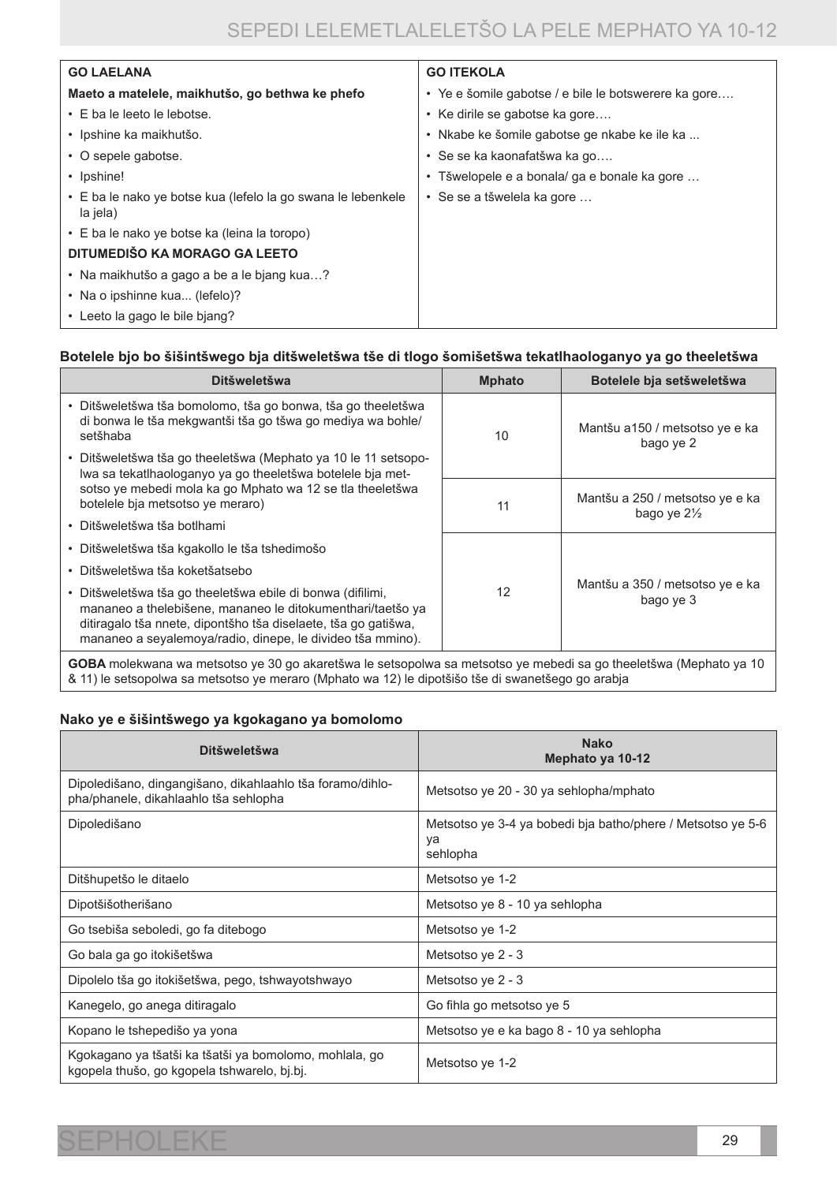| GO LAELANA | GO ITEKOLA |
|---|---|
| **Maeto a matelele, maikhutšo, go bethwa ke phefo** | • Ye e šomile gabotse / e bile le botswerere ka gore…. |
| • E ba le leeto le lebotse. | • Ke dirile se gabotse ka gore…. |
| • Ipshine ka maikhutšo. | • Nkabe ke šomile gabotse ge nkabe ke ile ka ... |
| • O sepele gabotse. | • Se se ka kaonafatšwa ka go…. |
| • Ipshine! | • Tšwelopele e a bonala/ ga e bonale ka gore … |
| • E ba le nako ye botse kua (lefelo la go swana le lebenkele la jela) | • Se se a tšwelela ka gore … |
| • E ba le nako ye botse ka (leina la toropo) | |
| **DITUMEDIŠO KA MORAGO GA LEETO** | |
| • Na maikhutšo a gago a be a le bjang kua…? | |
| • Na o ipshinne kua... (lefelo)? | |
| • Leeto la gago le bile bjang? | |

**Botelele bjo bo šišintšwego bja ditšweletšwa tše di tlogo šomišetšwa tekatlhaologanyo ya go theeletšwa**

| Ditšweletšwa | Mphato | Botelele bja setšweletšwa |
|---|---|---|
| • Ditšweletšwa tša bomolomo, tša go bonwa, tša go theeletšwa di bonwa le tša mekgwantši tša go tšwa go mediya wa bohle/ setšhaba<br>• Ditšweletšwa tša go theeletšwa (Mephato ya 10 le 11 setsopolwa sa tekatlhaologanyo ya go theeletšwa botelele bja metsotso ye mebedi mola ka go Mphato wa 12 se tla theeletšwa botelele bja metsotso ye meraro)<br>• Ditšweletšwa tša botlhami<br>• Ditšweletšwa tša kgakollo le tša tshedimošo<br>• Ditšweletšwa tša koketšatsebo<br>• Ditšweletšwa tša go theeletšwa ebile di bonwa (difilimi, mananeo a thelebišene, mananeo le ditokumenthari/taetšo ya ditiragalo tša nnete, dipontšho tša diselaete, tša go gatišwa, mananeo a seyalemoya/radio, dinepe, le divideo tša mmino). | 10 | Mantšu a150 / metsotso ye e ka bago ye 2 |
| | 11 | Mantšu a 250 / metsotso ye e ka bago ye 2½ |
| | 12 | Mantšu a 350 / metsotso ye e ka bago ye 3 |

**GOBA** molekwana wa metsotso ye 30 go akaretšwa le setsopolwa sa metsotso ye mebedi sa go theeletšwa (Mephato ya 10 & 11) le setsopolwa sa metsotso ye meraro (Mphato ya 12) le dipotšišo tše di swanetšego go arabja

**Nako ye e šišintšwego ya kgokagano ya bomolomo**

| Ditšweletšwa | Nako<br>Mephato ya 10-12 |
|---|---|
| Dipoledišano, dingangišano, dikahlaahlo tša foramo/dihlopha/phanele, dikahlaahlo tša sehlopha | Metsotso ye 20 - 30 ya sehlopha/mphato |
| Dipoledišano | Metsotso ye 3-4 ya bobedi bja batho/phere / Metsotso ye 5-6 ya sehlopha |
| Ditšhupetšo le ditaelo | Metsotso ye 1-2 |
| Dipotšišotherišano | Metsotso ye 8 - 10 ya sehlopha |
| Go tsebiša seboledi, go fa ditebogo | Metsotso ye 1-2 |
| Go bala ga go itokišetšwa | Metsotso ye 2 - 3 |
| Dipolelo tša go itokišetšwa, pego, tshwayotshwayo | Metsotso ye 2 - 3 |
| Kanegelo, go anega ditiragalo | Go fihla go metsotso ye 5 |
| Kopano le tshepedišo ya yona | Metsotso ye e ka bago 8 - 10 ya sehlopha |
| Kgokagano ya tšatši ka tšatši ya bomolomo, mohlala, go kgopela thušo, go kgopela tshwarelo, bj.bj. | Metsotso ye 1-2 |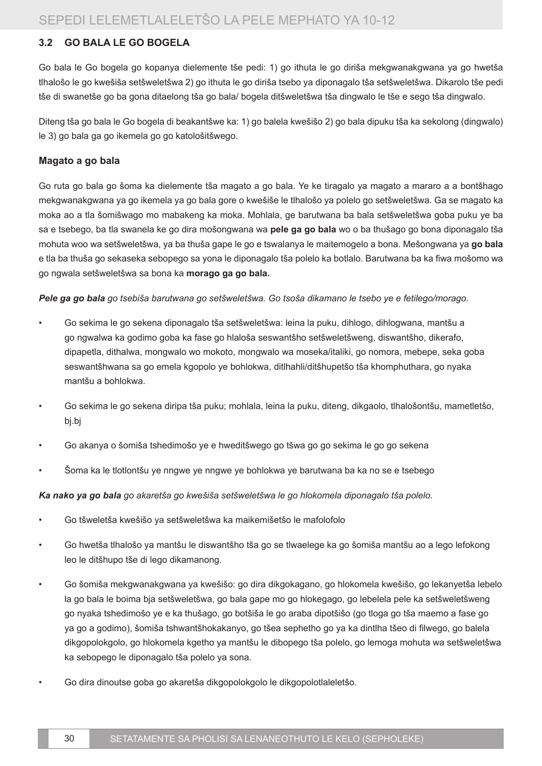### 3.2 GO BALA LE GO BOGELA

Go bala le Go bogela go kopanya dielemente tše pedi: 1) go ithuta le go diriša mekgwanakgwana ya go hwetša tlhalošo le go kwešiša setšweletšwa 2) go ithuta le go diriša tsebo ya diponagalo tša setšweletšwa. Dikarolo tše pedi tše di swanetše go ba gona ditaelong tša go bala/ bogela ditšweletšwa tša dingwalo le tše e sego tša dingwalo.

Diteng tša go bala le Go bogela di beakantšwe ka: 1) go balela kwešišo 2) go bala dipuku tša ka sekolong (dingwalo) le 3) go bala ga go ikemela go go katološitšwego.

#### Magato a go bala

Go ruta go bala go šoma ka dielemente tša magato a go bala. Ye ke tiragalo ya magato a mararo a a bontšhago mekgwanakgwana ya go ikemela ya go bala gore o kwešiše le tlhalošo ya polelo go setšweletšwa. Ga se magato ka moka ao a tla šomišwago mo mabakeng ka moka. Mohlala, ge barutwana ba bala setšweletšwa goba puku ye ba sa e tsebego, ba tla swanela ke go dira mošongwana wa **pele ga go bala** wo o ba thušago go bona diponagalo tša mohuta woo wa setšweletšwa, ya ba thuša gape le go e tswalanya le maitemogelo a bona. Mešongwana ya **go bala** e tla ba thuša go sekaseka sebopego sa yona le diponagalo tša polelo ka botlalo. Barutwana ba ka fiwa mošomo wa go ngwala setšweletšwa sa bona ka **morago ga go bala.**

***Pele ga go bala*** *go tsebiša barutwana go setšweletšwa. Go tsoša dikamano le tsebo ye e fetilego/morago.*

- Go sekima le go sekena diponagalo tša setšweletšwa: leina la puku, dihlogo, dihlogwana, mantšu a go ngwalwa ka godimo goba ka fase go hlaloša seswantšho setšweletšweng, diswantšho, dikerafo, dipapetla, dithalwa, mongwalo wo mokoto, mongwalo wa moseka/italiki, go nomora, mebepe, seka goba seswantšhwana sa go emela kgopolo ye bohlokwa, ditlhahli/ditšhupetšo tša khomphuthara, go nyaka mantšu a bohlokwa.
- Go sekima le go sekena diripa tša puku; mohlala, leina la puku, diteng, dikgaolo, tlhalošontšu, mametletšo, bj.bj
- Go akanya o šomiša tshedimošo ye e hweditšwego go tšwa go go sekima le go go sekena
- Šoma ka le tlotlontšu ye nngwe ye nngwe ye bohlokwa ye barutwana ba ka no se e tsebego

***Ka nako ya go bala*** *go akaretša go kwešiša setšweletšwa le go hlokomela diponagalo tša polelo.*

- Go tšweletša kwešišo ya setšweletšwa ka maikemišetšo le mafolofolo
- Go hwetša tlhalošo ya mantšu le diswantšho tša go se tlwaelege ka go šomiša mantšu ao a lego lefokong leo le ditšhupo tše di lego dikamanong.
- Go šomiša mekgwanakgwana ya kwešišo: go dira dikgokagano, go hlokomela kwešišo, go lekanyetša lebelo la go bala le boima bja setšweletšwa, go bala gape mo go hlokegago, go lebelela pele ka setšweletšweng go nyaka tshedimošo ye e ka thušago, go botšiša le go araba dipotšišo (go tloga go tša maemo a fase go ya go a godimo), šomiša tshwantšhokakanyo, go tšea sephetho go ya ka dintlha tšeo di filwego, go balela dikgopolokgolo, go hlokomela kgetho ya mantšu le dibopego tša polelo, go lemoga mohuta wa setšweletšwa ka sebopego le diponagalo tša polelo ya sona.
- Go dira dinoutse goba go akaretša dikgopolokgolo le dikgopolotlaleletšo.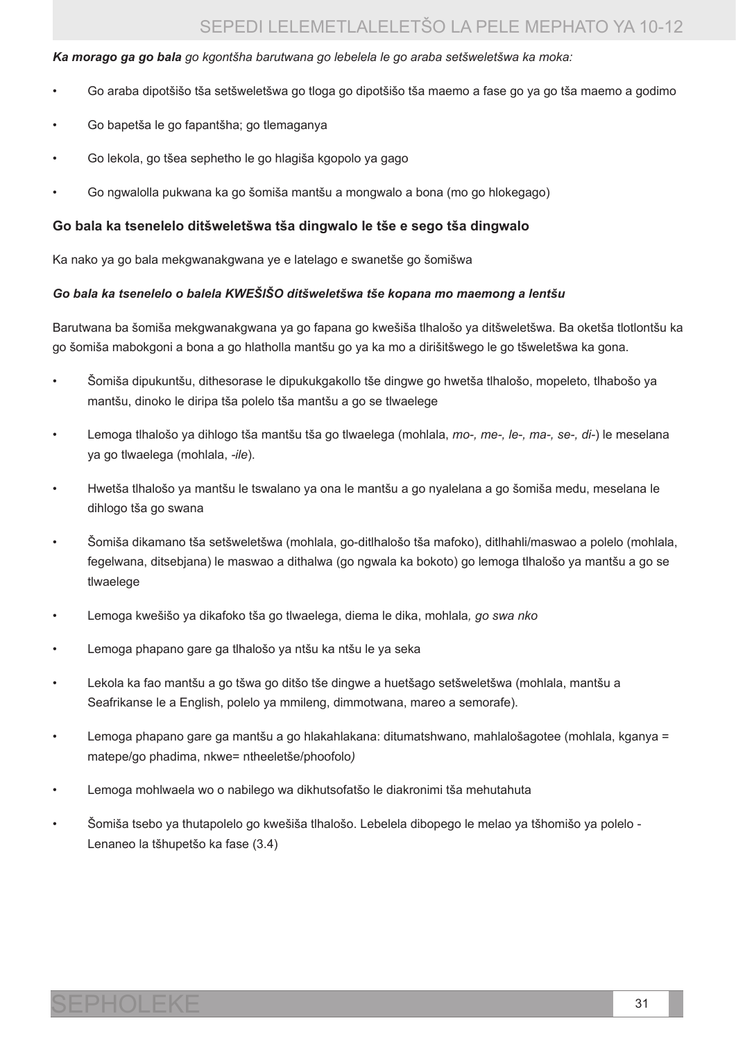***Ka morago ga go bala*** *go kgontšha barutwana go lebelela le go araba setšweletšwa ka moka:*

- Go araba dipotšišo tša setšweletšwa go tloga go dipotšišo tša maemo a fase go ya go tša maemo a godimo
- Go bapetša le go fapantšha; go tlemaganya
- Go lekola, go tšea sephetho le go hlagiša kgopolo ya gago
- Go ngwalolla pukwana ka go šomiša mantšu a mongwalo a bona (mo go hlokegago)

### Go bala ka tsenelelo ditšweletšwa tša dingwalo le tše e sego tša dingwalo

Ka nako ya go bala mekgwanakgwana ye e latelago e swanetše go šomišwa

***Go bala ka tsenelelo o balela KWEŠIŠO ditšweletšwa tše kopana mo maemong a lentšu***

Barutwana ba šomiša mekgwanakgwana ya go fapana go kwešiša tlhalošo ya ditšweletšwa. Ba oketša tlotlontšu ka go šomiša mabokgoni a bona a go hlatholla mantšu go ya ka mo a dirišitšwego le go tšweletšwa ka gona.

- Šomiša dipukuntšu, dithesorase le dipukukgakollo tše dingwe go hwetša tlhalošo, mopeleto, tlhabošo ya mantšu, dinoko le diripa tša polelo tša mantšu a go se tlwaelege
- Lemoga tlhalošo ya dihlogo tša mantšu tša go tlwaelega (mohlala, *mo-, me-, le-, ma-, se-, di-*) le meselana ya go tlwaelega (mohlala, *-ile*).
- Hwetša tlhalošo ya mantšu le tswalano ya ona le mantšu a go nyalelana a go šomiša medu, meselana le dihlogo tša go swana
- Šomiša dikamano tša setšweletšwa (mohlala, go-ditlhalošo tša mafoko), ditlhahli/maswao a polelo (mohlala, fegelwana, ditsebjana) le maswao a dithalwa (go ngwala ka bokoto) go lemoga tlhalošo ya mantšu a go se tlwaelege
- Lemoga kwešišo ya dikafoko tša go tlwaelega, diema le dika, mohlala*, go swa nko*
- Lemoga phapano gare ga tlhalošo ya ntšu ka ntšu le ya seka
- Lekola ka fao mantšu a go tšwa go ditšo tše dingwe a huetšago setšweletšwa (mohlala, mantšu a Seafrikanse le a English, polelo ya mmileng, dimmotwana, mareo a semorafe).
- Lemoga phapano gare ga mantšu a go hlakahlakana: ditumatshwano, mahlalošagotee (mohlala, kganya = matepe/go phadima, nkwe= ntheeletše/phoofolo*)*
- Lemoga mohlwaela wo o nabilego wa dikhutsofatšo le diakronimi tša mehutahuta
- Šomiša tsebo ya thutapolelo go kwešiša tlhalošo. Lebelela dibopego le melao ya tšhomišo ya polelo - Lenaneo la tšhupetšo ka fase (3.4)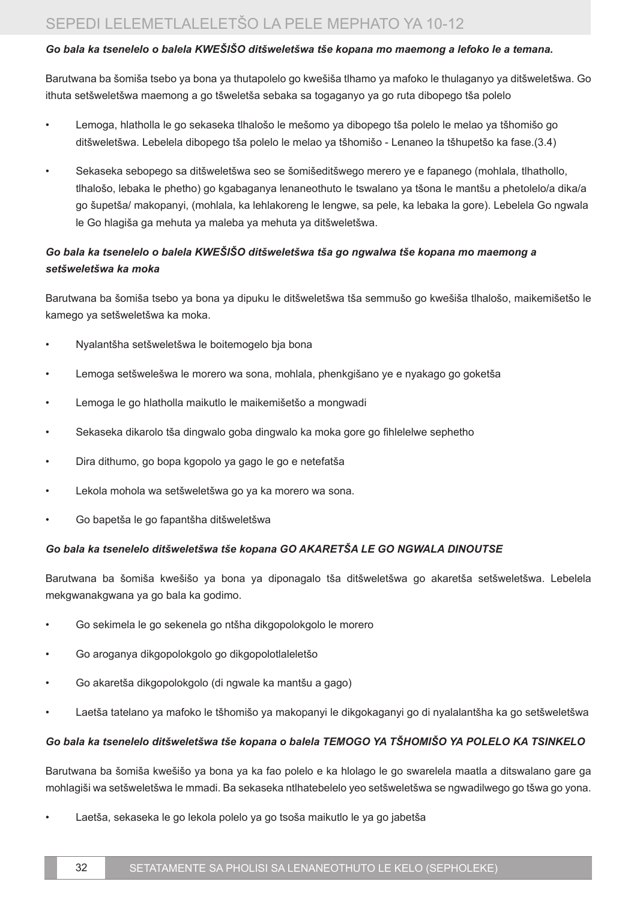***Go bala ka tsenelelo o balela KWEŠIŠO ditšweletšwa tše kopana mo maemong a lefoko le a temana.***

Barutwana ba šomiša tsebo ya bona ya thutapolelo go kwešiša tlhamo ya mafoko le thulaganyo ya ditšweletšwa. Go ithuta setšweletšwa maemong a go tšweletša sebaka sa togaganyo ya go ruta dibopego tša polelo

- Lemoga, hlatholla le go sekaseka tlhalošo le mešomo ya dibopego tša polelo le melao ya tšhomišo go ditšweletšwa. Lebelela dibopego tša polelo le melao ya tšhomišo - Lenaneo la tšhupetšo ka fase.(3.4)
- Sekaseka sebopego sa ditšweletšwa seo se šomišeditšwego merero ye e fapanego (mohlala, tlhathollo, tlhalošo, lebaka le phetho) go kgabaganya lenaneothuto le tswalano ya tšona le mantšu a phetolelo/a dika/a go šupetša/ makopanyi, (mohlala, ka lehlakoreng le lengwe, sa pele, ka lebaka la gore). Lebelela Go ngwala le Go hlagiša ga mehuta ya maleba ya mehuta ya ditšweletšwa.

***Go bala ka tsenelelo o balela KWEŠIŠO ditšweletšwa tša go ngwalwa tše kopana mo maemong a setšweletšwa ka moka***

Barutwana ba šomiša tsebo ya bona ya dipuku le ditšweletšwa tša semmušo go kwešiša tlhalošo, maikemišetšo le kamego ya setšweletšwa ka moka.

- Nyalantšha setšweletšwa le boitemogelo bja bona
- Lemoga setšwelešwa le morero wa sona, mohlala, phenkgišano ye e nyakago go goketša
- Lemoga le go hlatholla maikutlo le maikemišetšo a mongwadi
- Sekaseka dikarolo tša dingwalo goba dingwalo ka moka gore go fihlelelwe sephetho
- Dira dithumo, go bopa kgopolo ya gago le go e netefatša
- Lekola mohola wa setšweletšwa go ya ka morero wa sona.
- Go bapetša le go fapantšha ditšweletšwa

***Go bala ka tsenelelo ditšweletšwa tše kopana GO AKARETŠA LE GO NGWALA DINOUTSE***

Barutwana ba šomiša kwešišo ya bona ya diponagalo tša ditšweletšwa go akaretša setšweletšwa. Lebelela mekgwanakgwana ya go bala ka godimo.

- Go sekimela le go sekenela go ntšha dikgopolokgolo le morero
- Go aroganya dikgopolokgolo go dikgopolotlaleletšo
- Go akaretša dikgopolokgolo (di ngwale ka mantšu a gago)
- Laetša tatelano ya mafoko le tšhomišo ya makopanyi le dikgokaganyi go di nyalalantšha ka go setšweletšwa

***Go bala ka tsenelelo ditšweletšwa tše kopana o balela TEMOGO YA TŠHOMIŠO YA POLELO KA TSINKELO***

Barutwana ba šomiša kwešišo ya bona ya ka fao polelo e ka hlolago le go swarelela maatla a ditswalano gare ga mohlagiši wa setšweletšwa le mmadi. Ba sekaseka ntlhatebelelo yeo setšweletšwa se ngwadilwego go tšwa go yona.

- Laetša, sekaseka le go lekola polelo ya go tsoša maikutlo le ya go jabetša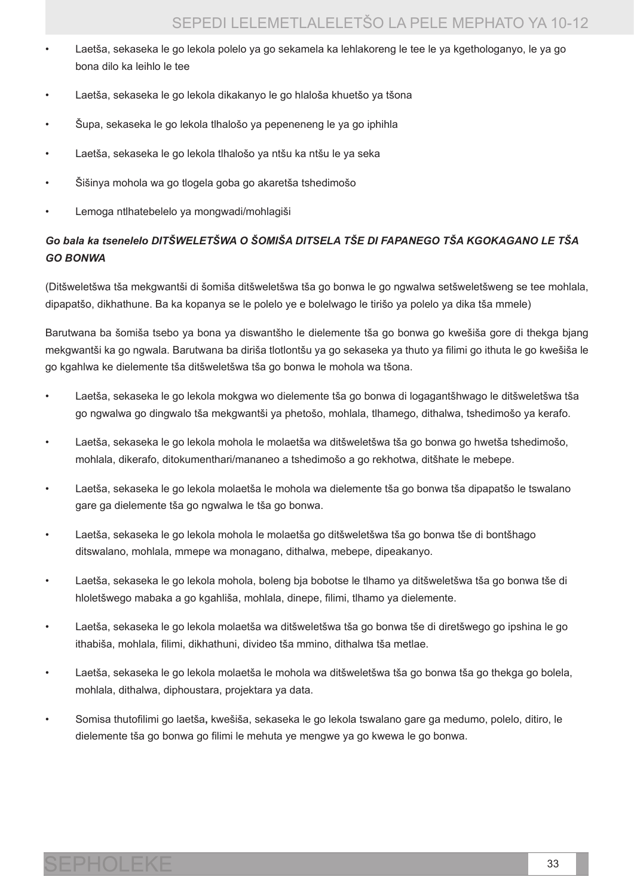- Laetša, sekaseka le go lekola polelo ya go sekamela ka lehlakoreng le tee le ya kgethologanyo, le ya go bona dilo ka leihlo le tee
- Laetša, sekaseka le go lekola dikakanyo le go hlaloša khuetšo ya tšona
- Šupa, sekaseka le go lekola tlhalošo ya pepeneneng le ya go iphihla
- Laetša, sekaseka le go lekola tlhalošo ya ntšu ka ntšu le ya seka
- Šišinya mohola wa go tlogela goba go akaretša tshedimošo
- Lemoga ntlhatebelelo ya mongwadi/mohlagiši

***Go bala ka tsenelelo DITŠWELETŠWA O ŠOMIŠA DITSELA TŠE DI FAPANEGO TŠA KGOKAGANO LE TŠA GO BONWA***

(Ditšweletšwa tša mekgwantši di šomiša ditšweletšwa tša go bonwa le go ngwalwa setšweletšweng se tee mohlala, dipapatšo, dikhathune. Ba ka kopanya se le polelo ye e bolelwago le tirišo ya polelo ya dika tša mmele)

Barutwana ba šomiša tsebo ya bona ya diswantšho le dielemente tša go bonwa go kwešiša gore di thekga bjang mekgwantši ka go ngwala. Barutwana ba diriša tlotlontšu ya go sekaseka ya thuto ya filimi go ithuta le go kwešiša le go kgahlwa ke dielemente tša ditšweletšwa tša go bonwa le mohola wa tšona.

- Laetša, sekaseka le go lekola mokgwa wo dielemente tša go bonwa di logagantšhwago le ditšweletšwa tša go ngwalwa go dingwalo tša mekgwantši ya phetošo, mohlala, tlhamego, dithalwa, tshedimošo ya kerafo.
- Laetša, sekaseka le go lekola mohola le molaetša wa ditšweletšwa tša go bonwa go hwetša tshedimošo, mohlala, dikerafo, ditokumenthari/mananeo a tshedimošo a go rekhotwa, ditšhate le mebepe.
- Laetša, sekaseka le go lekola molaetša le mohola wa dielemente tša go bonwa tša dipapatšo le tswalano gare ga dielemente tša go ngwalwa le tša go bonwa.
- Laetša, sekaseka le go lekola mohola le molaetša go ditšweletšwa tša go bonwa tše di bontšhago ditswalano, mohlala, mmepe wa monagano, dithalwa, mebepe, dipeakanyo.
- Laetša, sekaseka le go lekola mohola, boleng bja bobotse le tlhamo ya ditšweletšwa tša go bonwa tše di hloletšwego mabaka a go kgahliša, mohlala, dinepe, filimi, tlhamo ya dielemente.
- Laetša, sekaseka le go lekola molaetša wa ditšweletšwa tša go bonwa tše di diretšwego go ipshina le go ithabiša, mohlala, filimi, dikhathuni, divideo tša mmino, dithalwa tša metlae.
- Laetša, sekaseka le go lekola molaetša le mohola wa ditšweletšwa tša go bonwa tša go thekga go bolela, mohlala, dithalwa, diphoustara, projektara ya data.
- Somisa thutofilimi go laetša, kwešiša, sekaseka le go lekola tswalano gare ga medumo, polelo, ditiro, le dielemente tša go bonwa go filimi le mehuta ye mengwe ya go kwewa le go bonwa.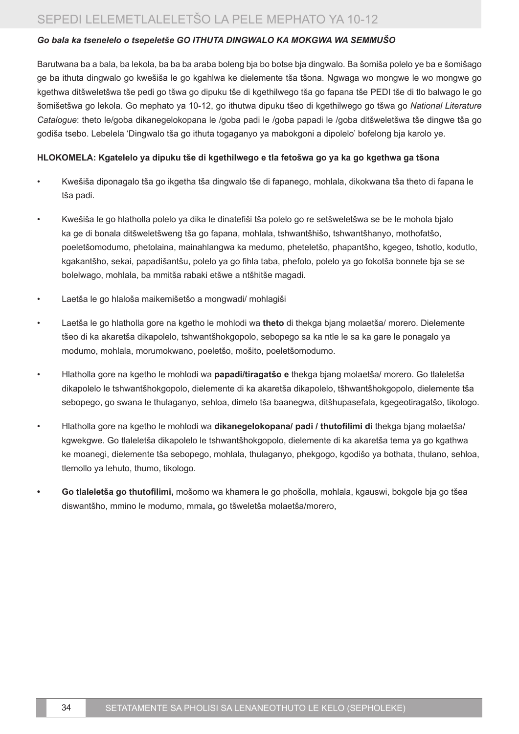***Go bala ka tsenelelo o tsepeletše GO ITHUTA DINGWALO KA MOKGWA WA SEMMUŠO***

Barutwana ba a bala, ba lekola, ba ba ba araba boleng bja bo botse bja dingwalo. Ba šomiša polelo ye ba e šomišago ge ba ithuta dingwalo go kwešiša le go kgahlwa ke dielemente tša tšona. Ngwaga wo mongwe le wo mongwe go kgethwa ditšweletšwa tše pedi go tšwa go dipuku tše di kgethilwego tša go fapana tše PEDI tše di tlo balwago le go šomišetšwa go lekola. Go mephato ya 10-12, go ithutwa dipuku tšeo di kgethilwego go tšwa go *National Literature Catalogue*: theto le/goba dikanegelokopana le /goba padi le /goba papadi le /goba ditšweletšwa tše dingwe tša go godiša tsebo. Lebelela 'Dingwalo tša go ithuta togaganyo ya mabokgoni a dipolelo' bofelong bja karolo ye.

**HLOKOMELA: Kgatelelo ya dipuku tše di kgethilwego e tla fetošwa go ya ka go kgethwa ga tšona**

- Kwešiša diponagalo tša go ikgetha tša dingwalo tše di fapanego, mohlala, dikokwana tša theto di fapana le tša padi.
- Kwešiša le go hlatholla polelo ya dika le dinatefiši tša polelo go re setšweletšwa se be le mohola bjalo ka ge di bonala ditšweletšweng tša go fapana, mohlala, tshwantšhišo, tshwantšhanyo, mothofatšo, poeletšomodumo, phetolaina, mainahlangwa ka medumo, pheteletšo, phapantšho, kgegeo, tshotlo, kodutlo, kgakantšho, sekai, papadišantšu, polelo ya go fihla taba, phefolo, polelo ya go fokotša bonnete bja se se bolelwago, mohlala, ba mmitša rabaki etšwe a ntšhitše magadi.
- Laetša le go hlaloša maikemišetšo a mongwadi/ mohlagiši
- Laetša le go hlatholla gore na kgetho le mohlodi wa **theto** di thekga bjang molaetša/ morero. Dielemente tšeo di ka akaretša dikapolelo, tshwantšhokgopolo, sebopego sa ka ntle le sa ka gare le ponagalo ya modumo, mohlala, morumokwano, poeletšo, mošito, poeletšomodumo.
- Hlatholla gore na kgetho le mohlodi wa **papadi/tiragatšo e** thekga bjang molaetša/ morero. Go tlaleletša dikapolelo le tshwantšhokgopolo, dielemente di ka akaretša dikapolelo, tšhwantšhokgopolo, dielemente tša sebopego, go swana le thulaganyo, sehloa, dimelo tša baanegwa, ditšhupasefala, kgegeotiragatšo, tikologo.
- Hlatholla gore na kgetho le mohlodi wa **dikanegelokopana/ padi / thutofilimi di** thekga bjang molaetša/ kgwekgwe. Go tlaleletša dikapolelo le tshwantšhokgopolo, dielemente di ka akaretša tema ya go kgathwa ke moanegi, dielemente tša sebopego, mohlala, thulaganyo, phekgogo, kgodišo ya bothata, thulano, sehloa, tlemollo ya lehuto, thumo, tikologo.
- **Go tlaleletša go thutofilimi,** mošomo wa khamera le go phošolla, mohlala, kgauswi, bokgole bja go tšea diswantšho, mmino le modumo, mmala**,** go tšweletša molaetša/morero,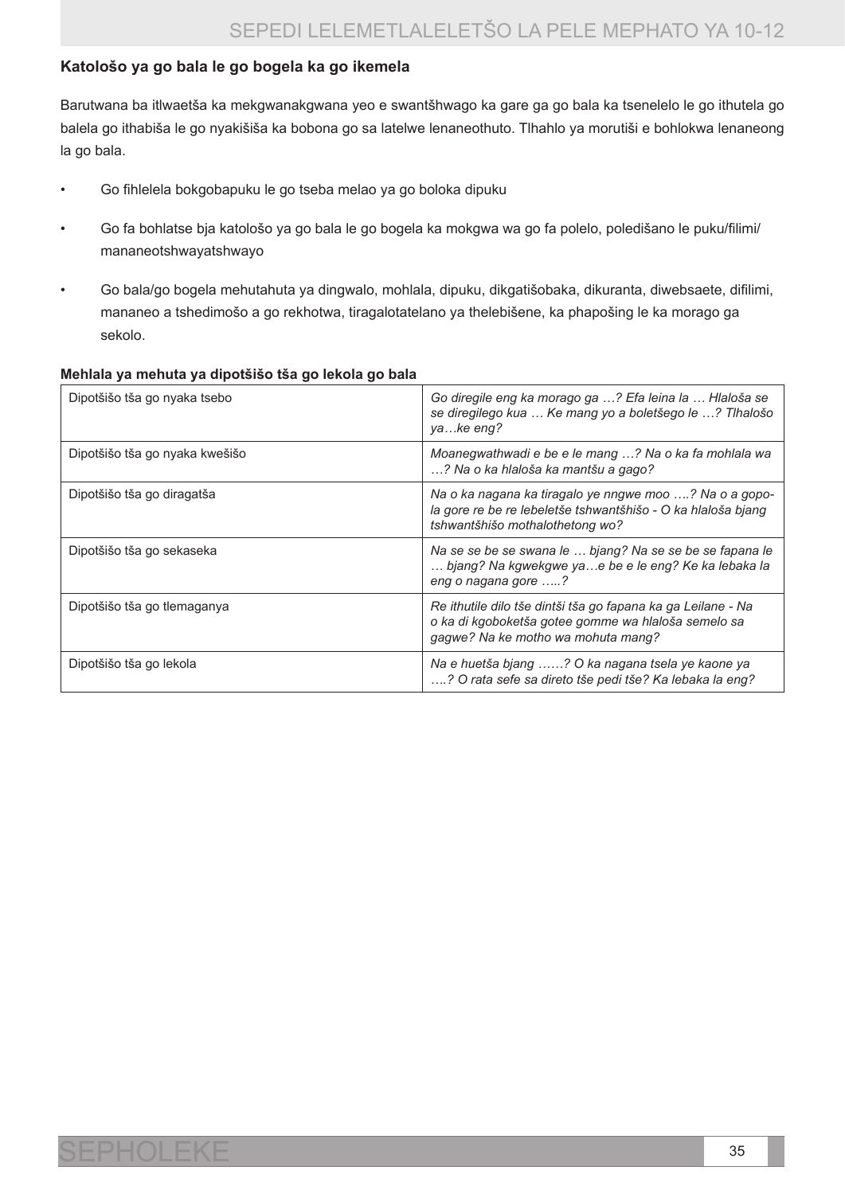**Katološo ya go bala le go bogela ka go ikemela**

Barutwana ba itlwaetša ka mekgwanakgwana yeo e swantšhwago ka gare ga go bala ka tsenelelo le go ithutela go balela go ithabiša le go nyakišiša ka bobona go sa latelwe lenaneothuto. Tlhahlo ya morutiši e bohlokwa lenaneong la go bala.

- Go fihlelela bokgobapuku le go tseba melao ya go boloka dipuku
- Go fa bohlatse bja katološo ya go bala le go bogela ka mokgwa wa go fa polelo, poledišano le puku/filimi/mananeotshwayatshwayo
- Go bala/go bogela mehutahuta ya dingwalo, mohlala, dipuku, dikgatišobaka, dikuranta, diwebsaete, difilimi, mananeo a tshedimošo a go rekhotwa, tiragalotatelano ya thelebišene, ka phapošing le ka morago ga sekolo.

**Mehlala ya mehuta ya dipotšišo tša go lekola go bala**

| | |
|---|---|
| Dipotšišo tša go nyaka tsebo | *Go diregile eng ka morago ga …? Efa leina la … Hlaloša se se diregilego kua … Ke mang yo a boletšego le …? Tlhalošo ya…ke eng?* |
| Dipotšišo tša go nyaka kwešišo | *Moanegwathwadi e be e le mang …? Na o ka fa mohlala wa …? Na o ka hlaloša ka mantšu a gago?* |
| Dipotšišo tša go diragatša | *Na o ka nagana ka tiragalo ye nngwe moo ….? Na o a gopola gore re be re lebeletše tshwantšhišo - O ka hlaloša bjang tshwantšhišo mothalothetong wo?* |
| Dipotšišo tša go sekaseka | *Na se se be se swana le … bjang? Na se se be se fapana le … bjang? Na kgwekgwe ya…e be e le eng? Ke ka lebaka la eng o nagana gore …..?* |
| Dipotšišo tša go tlemaganya | *Re ithutile dilo tše dintši tša go fapana ka ga Leilane - Na o ka di kgoboketša gotee gomme wa hlaloša semelo sa gagwe? Na ke motho wa mohuta mang?* |
| Dipotšišo tša go lekola | *Na e huetša bjang ……? O ka nagana tsela ye kaone ya ….? O rata sefe sa direto tše pedi tše? Ka lebaka la eng?* |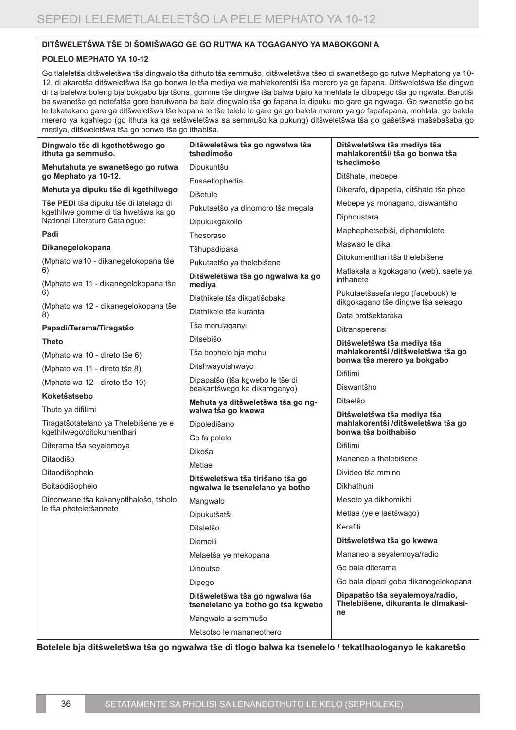**DITŠWELETŠWA TŠE DI ŠOMIŠWAGO GE GO RUTWA KA TOGAGANYO YA MABOKGONI A**

**POLELO MEPHATO YA 10-12**

Go tlaleletša ditšweletšwa tša dingwalo tša dithuto tša semmušo, ditšweletšwa tšeo di swanetšego go rutwa Mephatong ya 10-12, di akaretša ditšweletšwa tša go bonwa le tša mediya wa mahlakorentši tša merero ya go fapana. Ditšweletšwa tše dingwe di tla balelwa boleng bja bokgabo bja tšona, gomme tše dingwe tša balwa bjalo ka mehlala le dibopego tša go ngwala. Barutiši ba swanetše go netefatša gore barutwana ba bala dingwalo tša go fapana le dipuku mo gare ga ngwaga. Go swanetše go ba le tekatekano gare ga ditšweletšwa tše kopana le tše telele le gare ga go balela merero ya go fapafapana, mohlala, go balela merero ya kgahlego (go ithuta ka ga setšweletšwa sa semmušo ka pukung) ditšweletšwa tša go gašetšwa mašabašaba go mediya, ditšweletšwa tša go bonwa tša go ithabiša.

| **Dingwalo tše di kgethetšwego go ithuta ga semmušo.** | **Ditšweletšwa tša go ngwalwa tša tshedimošo** | **Ditšweletšwa tša mediya tša mahlakorentši/ tša go bonwa tša tshedimošo** |
|---|---|---|
| **Mehutahuta ye swanetšego go rutwa go Mephato ya 10-12.** | Dipukuntšu | Ditšhate, mebepe |
| **Mehuta ya dipuku tše di kgethilwego** | Ensaetlophedia | Dikerafo, dipapetla, ditšhate tša phae |
| **Tše PEDI** tša dipuku tše di latelago di kgethilwe gomme di tla hwetšwa ka go National Literature Catalogue: | Dišetule | Mebepe ya monagano, diswantšho |
| **Padi** | Pukutaetšo ya dinomoro tša megala | Diphoustara |
| **Dikanegelokopana** | Dipukukgakollo | Maphephetsebiši, diphamfolete |
| (Mphato wa10 - dikanegelokopana tše 6) | Thesorase | Maswao le dika |
| (Mphato wa 11 - dikanegelokopana tše 6) | Tšhupadipaka | Ditokumenthari tša thelebišene |
| (Mphato wa 12 - dikanegelokopana tše 8) | Pukutaetšo ya thelebišene | Matlakala a kgokagano (web), saete ya inthanete |
| **Papadi/Terama/Tiragatšo** | **Ditšweletšwa tša go ngwalwa ka go mediya** | Pukutaetšasefahlego (facebook) le dikgokagano tše dingwe tša seleago |
| **Theto** | Diathikele tša dikgatišobaka | Data protšektaraka |
| (Mphato wa 10 - direto tše 6) | Diathikele tša kuranta | Ditransperensi |
| (Mphato wa 11 - direto tše 8) | Tša morulaganyi | **Ditšweletšwa tša mediya tša mahlakorentši /ditšweletšwa tša go bonwa tša merero ya bokgabo** |
| (Mphato wa 12 - direto tše 10) | Ditsebišo | Difilimi |
| **Koketšatsebo** | Tša bophelo bja mohu | Diswantšho |
| Thuto ya difilimi | Ditshwayotshwayo | Ditaetšo |
| Tiragatšotatelano ya Thelebišene ye e kgethilwego/ditokumenthari | Dipapatšo (tša kgwebo le tše di beakantšwego ka dikaroganyo) | **Ditšweletšwa tša mediya tša mahlakorentši /ditšweletšwa tša go bonwa tša boithabišo** |
| Diterama tša seyalemoya | **Mehuta ya ditšweletšwa tša go ngwalwa tša go kwewa** | Difilimi |
| Ditaodišo | Dipoledišano | Mananeo a thelebišene |
| Ditaodišophelo | Go fa polelo | Divideo tša mmino |
| Boitaodišophelo | Dikoša | Dikhathuni |
| Dinonwane tša kakanyotlhalošo, tsholo le tša pheteletšannete | Metlae | Meseto ya dikhomikhi |
| | **Ditšweletšwa tša tirišano tša go ngwalwa le tsenelelano ya botho** | Metlae (ye e laetšwago) |
| | Mangwalo | Kerafiti |
| | Dipukutšatši | **Ditšweletšwa tša go kwewa** |
| | Ditaletšo | Mananeo a seyalemoya/radio |
| | Diemeili | Go bala diterama |
| | Melaetša ye mekopana | Go bala dipadi goba dikanegelokopana |
| | Dinoutse | **Dipapatšo tša seyalemoya/radio, Thelebišene, dikuranta le dimakasine** |
| | Dipego | |
| | **Ditšweletšwa tša go ngwalwa tša tsenelelano ya botho go tša kgwebo** | |
| | Mangwalo a semmušo | |
| | Metsotso le mananeothero | |

**Botelele bja ditšweletšwa tša go ngwalwa tše di tlogo balwa ka tsenelelo / tekatlhaologanyo le kakaretšo**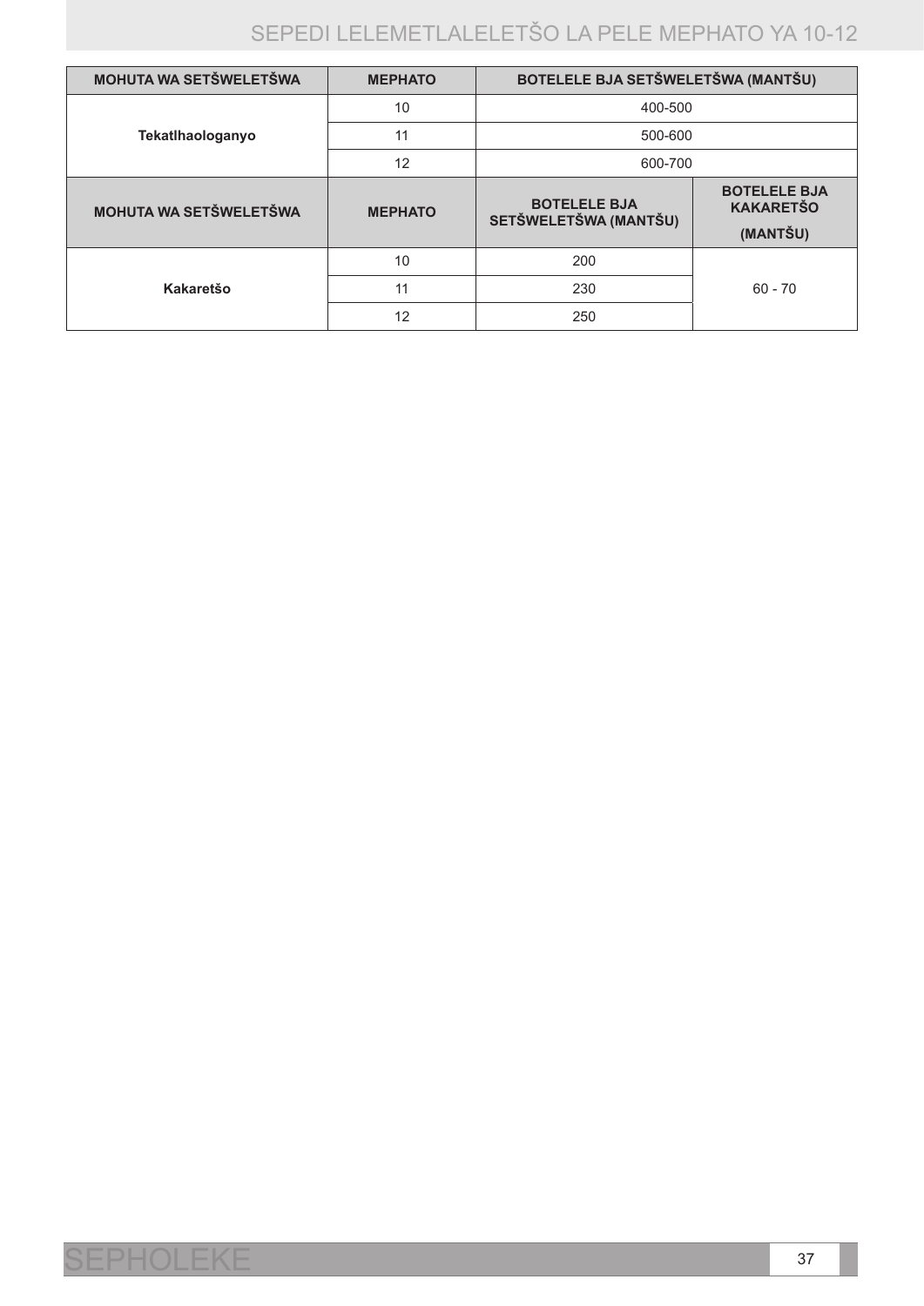| MOHUTA WA SETŠWELETŠWA | MEPHATO | BOTELELE BJA SETŠWELETŠWA (MANTŠU) | |
|---|---|---|---|
| Tekatlhaologanyo | 10 | 400-500 | |
| | 11 | 500-600 | |
| | 12 | 600-700 | |
| **MOHUTA WA SETŠWELETŠWA** | **MEPHATO** | **BOTELELE BJA SETŠWELETŠWA (MANTŠU)** | **BOTELELE BJA KAKARETŠO (MANTŠU)** |
| Kakaretšo | 10 | 200 | 60 - 70 |
| | 11 | 230 | |
| | 12 | 250 | |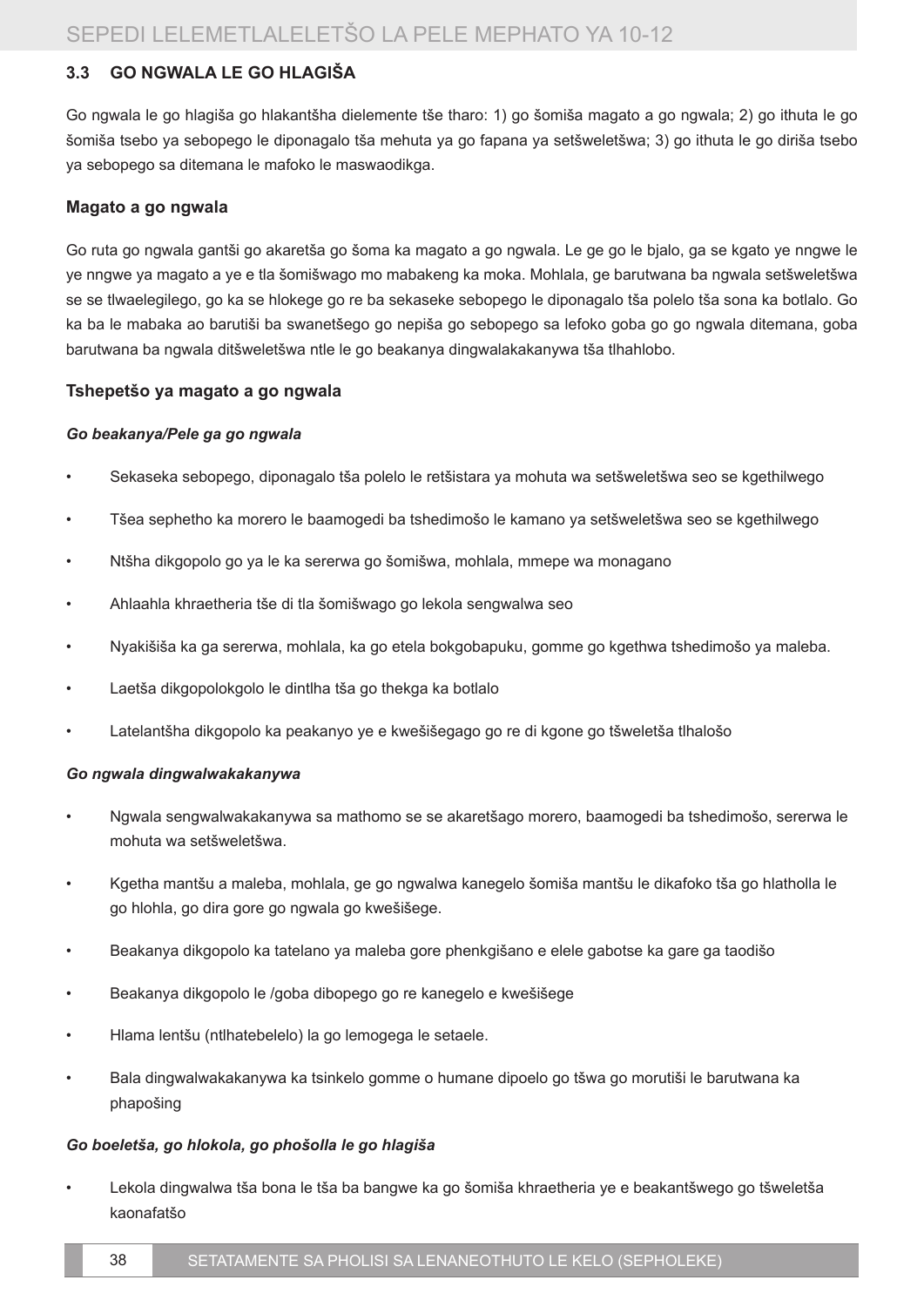### 3.3 GO NGWALA LE GO HLAGIŠA

Go ngwala le go hlagiša go hlakantšha dielemente tše tharo: 1) go šomiša magato a go ngwala; 2) go ithuta le go šomiša tsebo ya sebopego le diponagalo tša mehuta ya go fapana ya setšweletšwa; 3) go ithuta le go diriša tsebo ya sebopego sa ditemana le mafoko le maswaodikga.

#### Magato a go ngwala

Go ruta go ngwala gantši go akaretša go šoma ka magato a go ngwala. Le ge go le bjalo, ga se kgato ye nngwe le ye nngwe ya magato a ye e tla šomišwago mo mabakeng ka moka. Mohlala, ge barutwana ba ngwala setšweletšwa se se tlwaelegilego, go ka se hlokege go re ba sekaseke sebopego le diponagalo tša polelo tša sona ka botlalo. Go ka ba le mabaka ao barutiši ba swanetšego go nepiša go sebopego sa lefoko goba go go ngwala ditemana, goba barutwana ba ngwala ditšweletšwa ntle le go beakanya dingwalakakanywa tša tlhahlobo.

#### Tshepetšo ya magato a go ngwala

***Go beakanya/Pele ga go ngwala***

- Sekaseka sebopego, diponagalo tša polelo le retšistara ya mohuta wa setšweletšwa seo se kgethilwego
- Tšea sephetho ka morero le baamogedi ba tshedimošo le kamano ya setšweletšwa seo se kgethilwego
- Ntšha dikgopolo go ya le ka sererwa go šomišwa, mohlala, mmepe wa monagano
- Ahlaahla khraetheria tše di tla šomišwago go lekola sengwalwa seo
- Nyakišiša ka ga sererwa, mohlala, ka go etela bokgobapuku, gomme go kgethwa tshedimošo ya maleba.
- Laetša dikgopolokgolo le dintlha tša go thekga ka botlalo
- Latelantšha dikgopolo ka peakanyo ye e kwešišegago go re di kgone go tšweletša tlhalošo

***Go ngwala dingwalwakakanywa***

- Ngwala sengwalwakakanywa sa mathomo se se akaretšago morero, baamogedi ba tshedimošo, sererwa le mohuta wa setšweletšwa.
- Kgetha mantšu a maleba, mohlala, ge go ngwalwa kanegelo šomiša mantšu le dikafoko tša go hlatholla le go hlohla, go dira gore go ngwala go kwešišege.
- Beakanya dikgopolo ka tatelano ya maleba gore phenkgišano e elele gabotse ka gare ga taodišo
- Beakanya dikgopolo le /goba dibopego go re kanegelo e kwešišege
- Hlama lentšu (ntlhatebelelo) la go lemogega le setaele.
- Bala dingwalwakakanywa ka tsinkelo gomme o humane dipoelo go tšwa go morutiši le barutwana ka phapošing

***Go boeletša, go hlokola, go phošolla le go hlagiša***

- Lekola dingwalwa tša bona le tša ba bangwe ka go šomiša khraetheria ye e beakantšwego go tšweletša kaonafatšo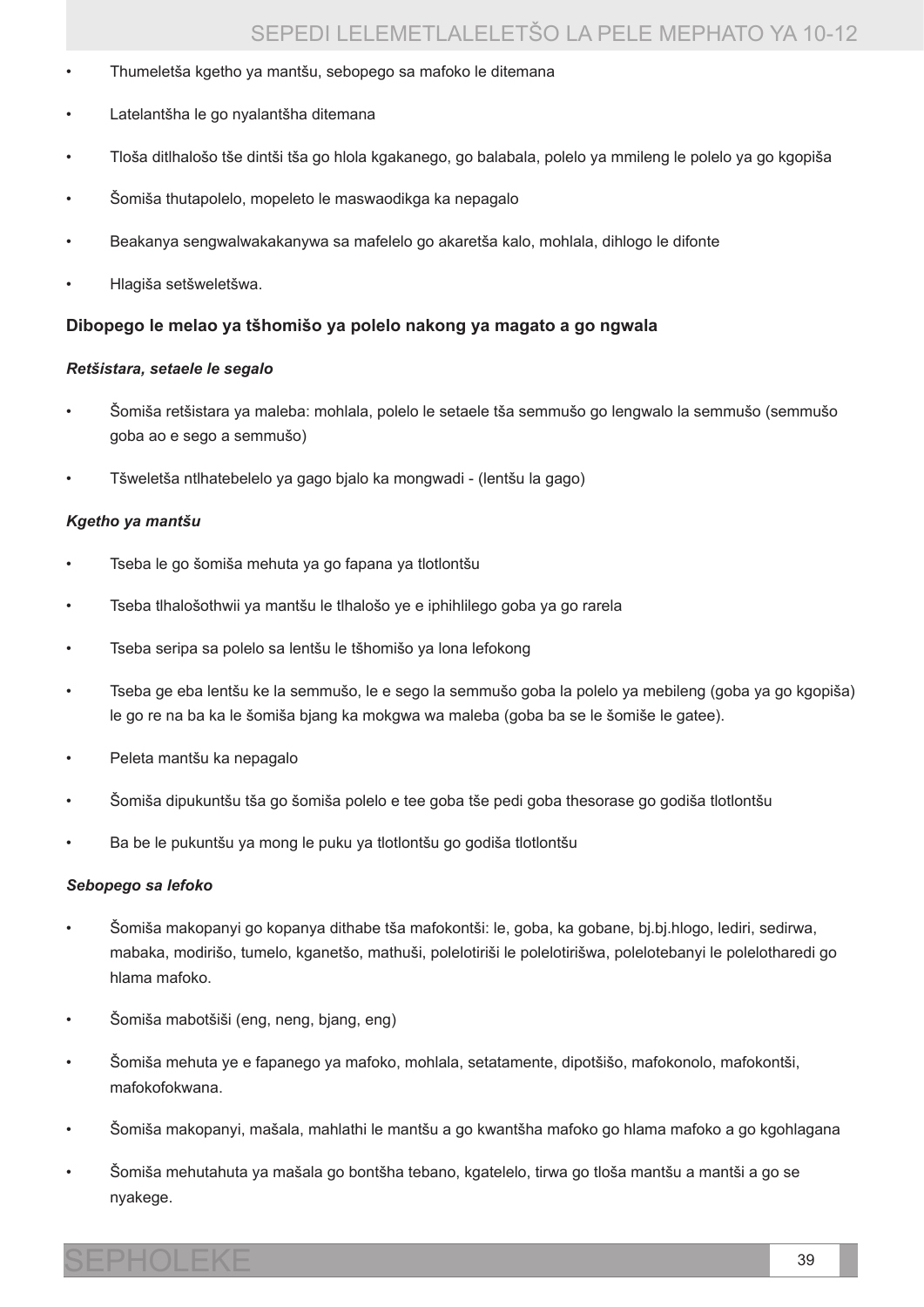- Thumeletša kgetho ya mantšu, sebopego sa mafoko le ditemana
- Latelantšha le go nyalantšha ditemana
- Tloša ditlhalošo tše dintši tša go hlola kgakanego, go balabala, polelo ya mmileng le polelo ya go kgopiša
- Šomiša thutapolelo, mopeleto le maswaodikga ka nepagalo
- Beakanya sengwalwakakanywa sa mafelelo go akaretša kalo, mohlala, dihlogo le difonte
- Hlagiša setšweletšwa.

### Dibopego le melao ya tšhomišo ya polelo nakong ya magato a go ngwala

#### *Retšistara, setaele le segalo*

- Šomiša retšistara ya maleba: mohlala, polelo le setaele tša semmušo go lengwalo la semmušo (semmušo goba ao e sego a semmušo)
- Tšweletša ntlhatebelelo ya gago bjalo ka mongwadi - (lentšu la gago)

#### *Kgetho ya mantšu*

- Tseba le go šomiša mehuta ya go fapana ya tlotlontšu
- Tseba tlhalošothwii ya mantšu le tlhalošo ye e iphihlilego goba ya go rarela
- Tseba seripa sa polelo sa lentšu le tšhomišo ya lona lefokong
- Tseba ge eba lentšu ke la semmušo, le e sego la semmušo goba la polelo ya mebileng (goba ya go kgopiša) le go re na ba ka le šomiša bjang ka mokgwa wa maleba (goba ba se le šomiše le gatee).
- Peleta mantšu ka nepagalo
- Šomiša dipukuntšu tša go šomiša polelo e tee goba tše pedi goba thesorase go godiša tlotlontšu
- Ba be le pukuntšu ya mong le puku ya tlotlontšu go godiša tlotlontšu

#### *Sebopego sa lefoko*

- Šomiša makopanyi go kopanya dithabe tša mafokontši: le, goba, ka gobane, bj.bj.hlogo, lediri, sedirwa, mabaka, modirišo, tumelo, kganetšo, mathuši, polelotiriši le polelotirišwa, polelotebanyi le polelotharedi go hlama mafoko.
- Šomiša mabotšiši (eng, neng, bjang, eng)
- Šomiša mehuta ye e fapanego ya mafoko, mohlala, setatamente, dipotšišo, mafokonolo, mafokontši, mafokofokwana.
- Šomiša makopanyi, mašala, mahlathi le mantšu a go kwantšha mafoko go hlama mafoko a go kgohlagana
- Šomiša mehutahuta ya mašala go bontšha tebano, kgatelelo, tirwa go tloša mantšu a mantši a go se nyakege.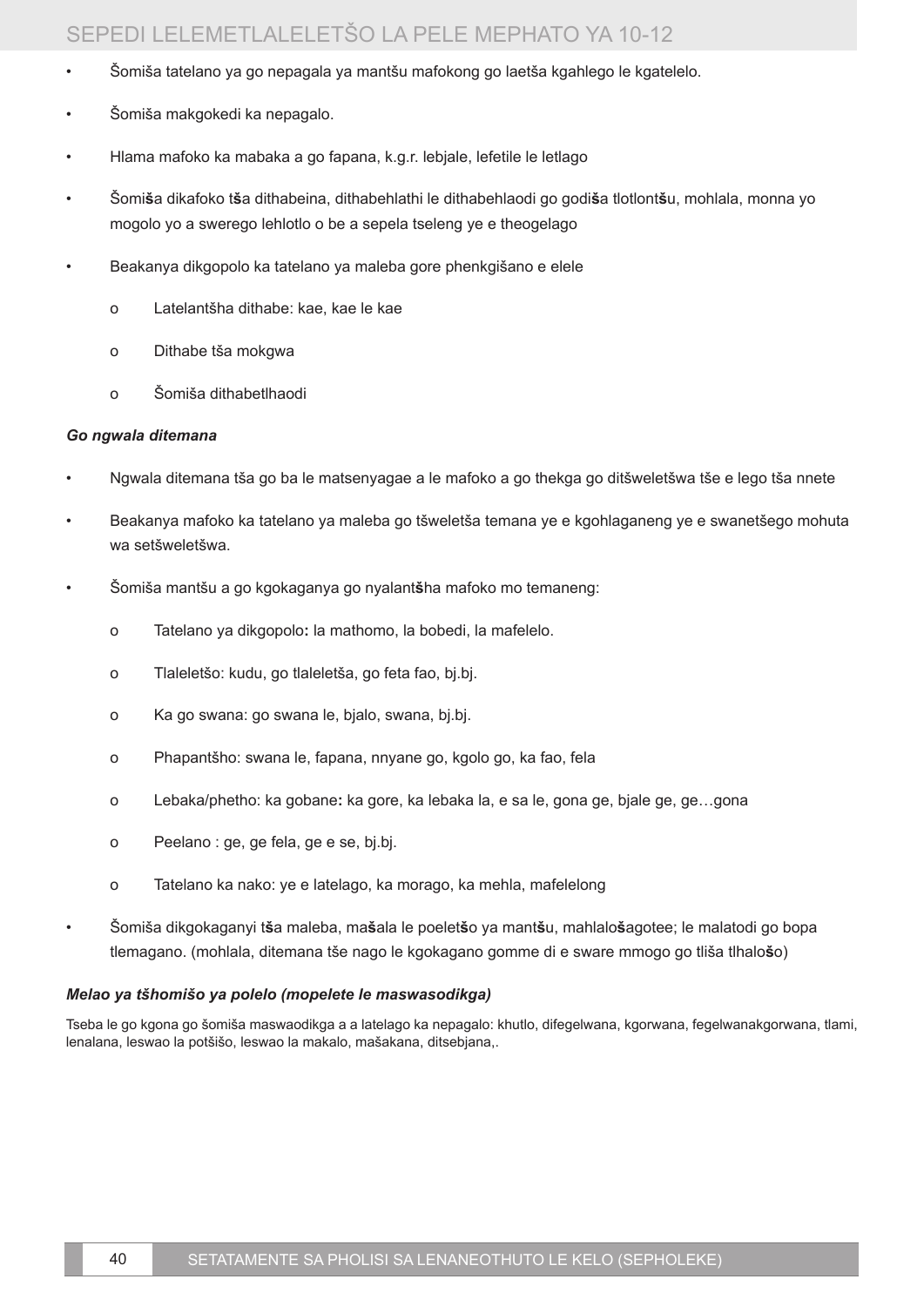- Šomiša tatelano ya go nepagala ya mantšu mafokong go laetša kgahlego le kgatelelo.
- Šomiša makgokedi ka nepagalo.
- Hlama mafoko ka mabaka a go fapana, k.g.r. lebjale, lefetile le letlago
- Šomi**š**a dikafoko t**š**a dithabeina, dithabehlathi le dithabehlaodi go godi**š**a tlotlont**š**u, mohlala, monna yo mogolo yo a swerego lehlotlo o be a sepela tseleng ye e theogelago
- Beakanya dikgopolo ka tatelano ya maleba gore phenkgišano e elele
    - o Latelantšha dithabe: kae, kae le kae
    - o Dithabe tša mokgwa
    - o Šomiša dithabetlhaodi

***Go ngwala ditemana***

- Ngwala ditemana tša go ba le matsenyagae a le mafoko a go thekga go ditšweletšwa tše e lego tša nnete
- Beakanya mafoko ka tatelano ya maleba go tšweletša temana ye e kgohlaganeng ye e swanetšego mohuta wa setšweletšwa.
- Šomiša mantšu a go kgokaganya go nyalant**š**ha mafoko mo temaneng:
    - o Tatelano ya dikgopolo**:** la mathomo, la bobedi, la mafelelo.
    - o Tlaleletšo: kudu, go tlaleletša, go feta fao, bj.bj.
    - o Ka go swana: go swana le, bjalo, swana, bj.bj.
    - o Phapantšho: swana le, fapana, nnyane go, kgolo go, ka fao, fela
    - o Lebaka/phetho: ka gobane**:** ka gore, ka lebaka la, e sa le, gona ge, bjale ge, ge…gona
    - o Peelano : ge, ge fela, ge e se, bj.bj.
    - o Tatelano ka nako: ye e latelago, ka morago, ka mehla, mafelelong
- Šomiša dikgokaganyi t**š**a maleba, ma**š**ala le poelet**š**o ya mant**š**u, mahlalo**š**agotee; le malatodi go bopa tlemagano. (mohlala, ditemana tše nago le kgokagano gomme di e sware mmogo go tliša tlhalo**š**o)

***Melao ya tšhomišo ya polelo (mopelete le maswasodikga)***

Tseba le go kgona go šomiša maswaodikga a a latelago ka nepagalo: khutlo, difegelwana, kgorwana, fegelwanakgorwana, tlami, lenalana, leswao la potšišo, leswao la makalo, mašakana, ditsebjana,.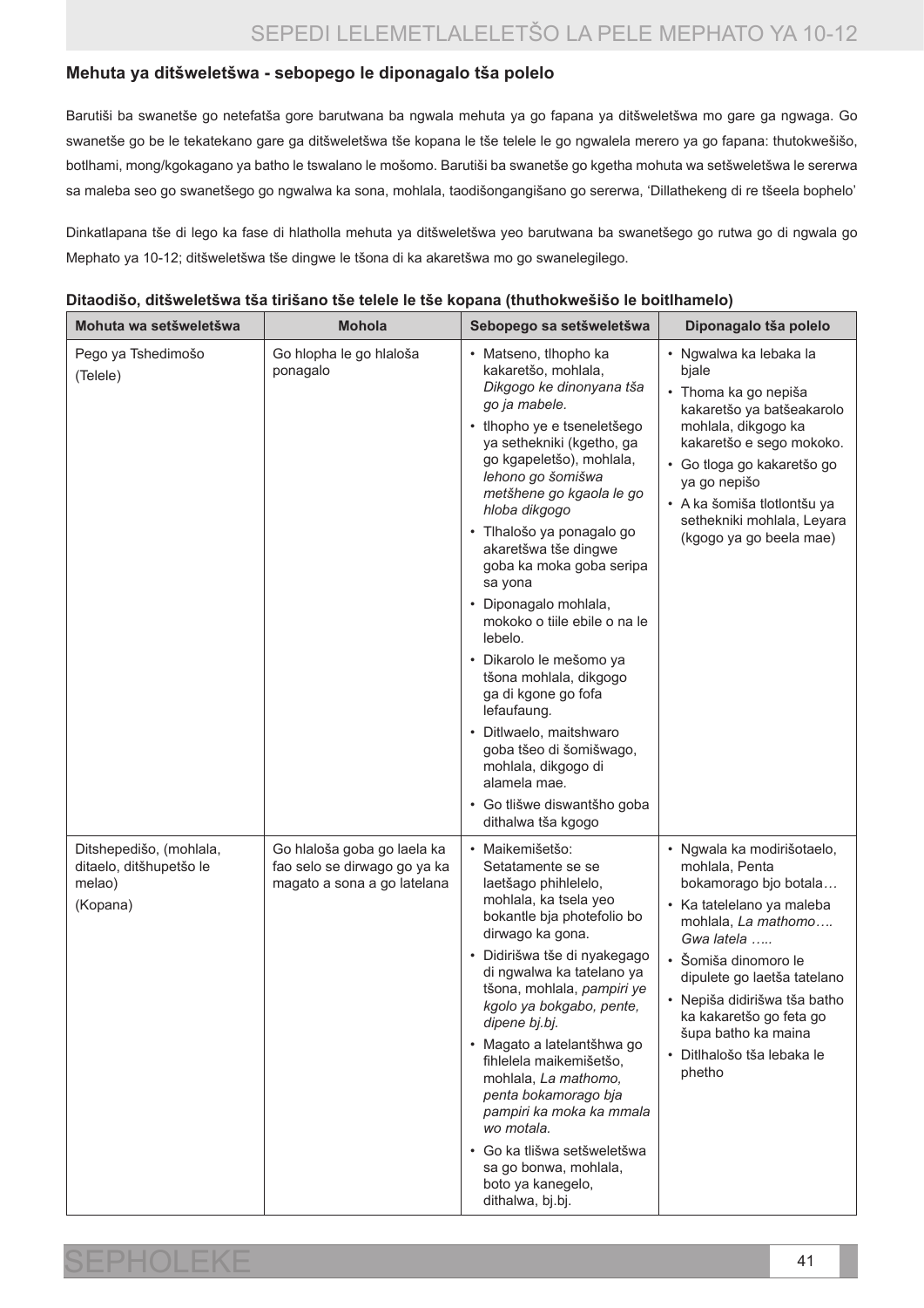### Mehuta ya ditšweletšwa - sebopego le diponagalo tša polelo

Barutiši ba swanetše go netefatša gore barutwana ba ngwala mehuta ya go fapana ya ditšweletšwa mo gare ga ngwaga. Go swanetše go be le tekatekano gare ga ditšweletšwa tše kopana le tše telele le go ngwalela merero ya go fapana: thutokwešišo, botlhami, mong/kgokagano ya batho le tswalano le mošomo. Barutiši ba swanetše go kgetha mohuta wa setšweletšwa le sererwa sa maleba seo go swanetšego go ngwalwa ka sona, mohlala, taodišongangišano go sererwa, 'Dillathekeng di re tšeela bophelo'

Dinkatlapana tše di lego ka fase di hlatholla mehuta ya ditšweletšwa yeo barutwana ba swanetšego go rutwa go di ngwala go Mephato ya 10-12; ditšweletšwa tše dingwe le tšona di ka akaretšwa mo go swanelegilego.

**Ditaodišo, ditšweletšwa tša tirišano tše telele le tše kopana (thuthokwešišo le boitlhamelo)**

| Mohuta wa setšweletšwa | Mohola | Sebopego sa setšweletšwa | Diponagalo tša polelo |
|---|---|---|---|
| Pego ya Tshedimošo<br>(Telele) | Go hlopha le go hlaloša ponagalo | • Matseno, tlhopho ka kakaretšo, mohlala, *Dikgogo ke dinonyana tša go ja mabele.*<br>• tlhopho ye e tseneletšego ya sethekniki (kgetho, ga go kgapeletšo), mohlala, *lehono go šomišwa metšhene go kgaola le go hloba dikgogo*<br>• Tlhalošo ya ponagalo go akaretšwa tše dingwe goba ka moka goba seripa sa yona<br>• Diponagalo mohlala, mokoko o tiile ebile o na le lebelo.<br>• Dikarolo le mešomo ya tšona mohlala, dikgogo ga di kgone go fofa lefaufaung.<br>• Ditlwaelo, maitshwaro goba tšeo di šomišwago, mohlala, dikgogo di alamela mae.<br>• Go tlišwe diswantšho goba dithalwa tša kgogo | • Ngwalwa ka lebaka la bjale<br>• Thoma ka go nepiša kakaretšo ya batšeakarolo mohlala, dikgogo ka kakaretšo e sego mokoko.<br>• Go tloga go kakaretšo go ya go nepišo<br>• A ka šomiša tlotlontšu ya sethekniki mohlala, Leyara (kgogo ya go beela mae) |
| Ditshepedišo, (mohlala, ditaelo, ditšhupetšo le melao)<br>(Kopana) | Go hlaloša goba go laela ka fao selo se dirwago go ya ka magato a sona a go latelana | • Maikemišetšo: Setatamente se se laetšago phihlelelo, mohlala, ka tsela yeo bokantle bja photefolio bo dirwago ka gona.<br>• Didirišwa tše di nyakegago di ngwalwa ka tatelano ya tšona, mohlala, *pampiri ye kgolo ya bokgabo, pente, dipene bj.bj.*<br>• Magato a latelantšhwa go fihlelela maikemišetšo, mohlala, *La mathomo, penta bokamorago bja pampiri ka moka ka mmala wo motala.*<br>• Go ka tlišwa setšweletšwa sa go bonwa, mohlala, boto ya kanegelo, dithalwa, bj.bj. | • Ngwala ka modirišotaelo, mohlala, Penta bokamorago bjo botala…<br>• Ka tatelelano ya maleba mohlala, *La mathomo…. Gwa latela …..*<br>• Šomiša dinomoro le dipulete go laetša tatelano<br>• Nepiša didirišwa tša batho ka kakaretšo go feta go šupa batho ka maina<br>• Ditlhalošo tša lebaka le phetho |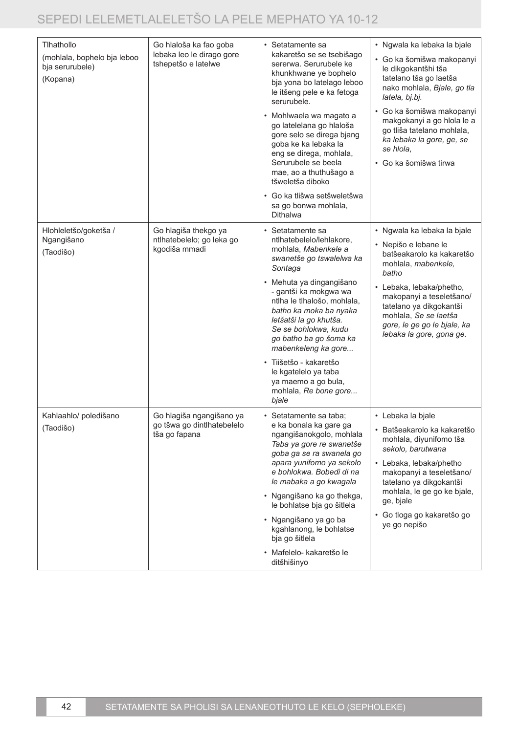| | | | |
|---|---|---|---|
| Tlhathollo<br>(mohlala, bophelo bja leboo bja serurubele)<br>(Kopana) | Go hlaloša ka fao goba lebaka leo le dirago gore tshepetšo e latelwe | • Setatamente sa kakaretšo se se tsebišago sererwa. Serurubele ke khunkhwane ye bophelo bja yona bo latelago leboo le itšeng pele e ka fetoga serurubele.<br>• Mohlwaela wa magato a go latelelana go hlaloša gore selo se direga bjang goba ke ka lebaka la eng se direga, mohlala, Serurubele se beela mae, ao a thuthušago a tšweletša diboko<br>• Go ka tlišwa setšweletšwa sa go bonwa mohlala, Dithalwa | • Ngwala ka lebaka la bjale<br>• Go ka šomišwa makopanyi le dikgokantšhi tša tatelano tša go laetša nako mohlala, *Bjale, go tla latela, bj.bj.*<br>• Go ka šomišwa makopanyi makgokanyi a go hlola le a go tliša tatelano mohlala, *ka lebaka la gore, ge, se se hlola*,<br>• Go ka šomišwa tirwa |
| Hlohleletšo/goketša / Ngangišano<br>(Taodišo) | Go hlagiša thekgo ya ntlhatebelelo; go leka go kgodiša mmadi | • Setatamente sa ntlhatebelelo/lehlakore, mohlala, *Mabenkele a swanetše go tswalelwa ka Sontaga*<br>• Mehuta ya dingangišano - gantši ka mokgwa wa ntlha le tlhalošo, mohlala, *batho ka moka ba nyaka letšatši la go khutša. Se se bohlokwa, kudu go batho ba go šoma ka mabenkeleng ka gore...*<br>• Tiišetšo - kakaretšo le kgatelelo ya taba ya maemo a go bula, mohlala, *Re bone gore... bjale* | • Ngwala ka lebaka la bjale<br>• Nepišo e lebane le batšeakarolo ka kakaretšo mohlala, *mabenkele, batho*<br>• Lebaka, lebaka/phetho, makopanyi a teseletšano/ tatelano ya dikgokantši mohlala, *Se se laetša gore, le ge go le bjale, ka lebaka la gore, gona ge.* |
| Kahlaahlo/ poledišano<br>(Taodišo) | Go hlagiša ngangišano ya go tšwa go dintlhatebelelo tša go fapana | • Setatamente sa taba; e ka bonala ka gare ga ngangišanokgolo, mohlala *Taba ya gore re swanetše goba ga se ra swanela go apara yunifomo ya sekolo e bohlokwa. Bobedi di na le mabaka a go kwagala*<br>• Ngangišano ka go thekga, le bohlatse bja go šitlela<br>• Ngangišano ya go ba kgahlanong, le bohlatse bja go šitlela<br>• Mafelelo- kakaretšo le ditšhišinyo | • Lebaka la bjale<br>• Batšeakarolo ka kakaretšo mohlala, diyunifomo tša *sekolo, barutwana*<br>• Lebaka, lebaka/phetho makopanyi a teseletšano/ tatelano ya dikgokantši mohlala, le ge go ke bjale, ge, bjale<br>• Go tloga go kakaretšo go ye go nepišo |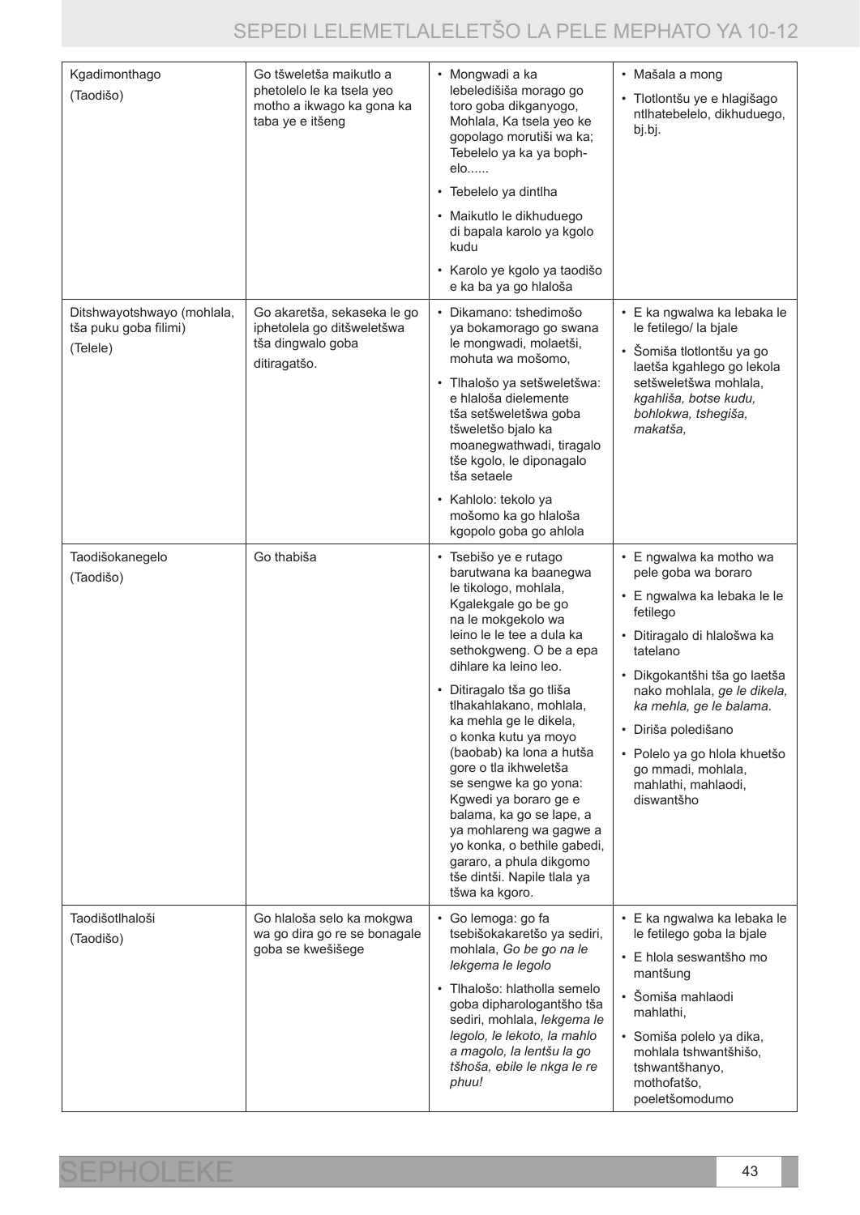| | | | |
|---|---|---|---|
| Kgadimonthago (Taodišo) | Go tšweletša maikutlo a phetolelo le ka tsela yeo motho a ikwago ka gona ka taba ye e itšeng | • Mongwadi a ka lebeledišiša morago go toro goba dikganyogo, Mohlala, Ka tsela yeo ke gopolago morutiši wa ka; Tebelelo ya ka ya bophelo......<br>• Tebelelo ya dintlha<br>• Maikutlo le dikhuduego di bapala karolo ya kgolo kudu<br>• Karolo ye kgolo ya taodišo e ka ba ya go hlaloša | • Mašala a mong<br>• Tlotlontšu ye e hlagišago ntlhatebelelo, dikhuduego, bj.bj. |
| Ditshwayotshwayo (mohlala, tša puku goba filimi) (Telele) | Go akaretša, sekaseka le go iphetolela go ditšweletšwa tša dingwalo goba ditiragatšo. | • Dikamano: tshedimošo ya bokamorago go swana le mongwadi, molaetši, mohuta wa mošomo,<br>• Tlhalošo ya setšweletšwa: e hlaloša dielemente tša setšweletšwa goba tšweletšo bjalo ka moanegwathwadi, tiragalo tše kgolo, le diponagalo tša setaele<br>• Kahlolo: tekolo ya mošomo ka go hlaloša kgopolo goba go ahlola | • E ka ngwalwa ka lebaka le le fetilego/ la bjale<br>• Šomiša tlotlontšu ya go laetša kgahlego go lekola setšweletšwa mohlala, *kgahliša, botse kudu, bohlokwa, tshegiša, makatša,* |
| Taodišokanegelo (Taodišo) | Go thabiša | • Tsebišo ye e rutago barutwana ka baanegwa le tikologo, mohlala, Kgalekgale go be go na le mokgekolo wa leino le le tee a dula ka sethokgweng. O be a epa dihlare ka leino leo.<br>• Ditiragalo tša go tliša tlhakahlakano, mohlala, ka mehla ge le dikela, o konka kutu ya moyo (baobab) ka lona a hutša gore o tla ikhweletša se sengwe ka go yona: Kgwedi ya boraro ge e balama, ka go se lape, a ya mohlareng wa gagwe a yo konka, o bethile gabedi, gararo, a phula dikgomo tše dintši. Napile tlala ya tšwa ka kgoro. | • E ngwalwa ka motho wa pele goba wa boraro<br>• E ngwalwa ka lebaka le le fetilego<br>• Ditiragalo di hlalošwa ka tatelano<br>• Dikgokantšhi tša go laetša nako mohlala, *ge le dikela, ka mehla, ge le balama.*<br>• Diriša poledišano<br>• Polelo ya go hlola khuetšo go mmadi, mohlala, mahlathi, mahlaodi, diswantšho |
| Taodišotlhaloši (Taodišo) | Go hlaloša selo ka mokgwa wa go dira go re se bonagale goba se kwešišege | • Go lemoga: go fa tsebišokakaretšo ya sediri, mohlala, *Go be go na le lekgema le legolo*<br>• Tlhalošo: hlatholla semelo goba dipharologantšho tša sediri, mohlala, *lekgema le legolo, le lekoto, la mahlo a magolo, la lentšu la go tšhoša, ebile le nkga le re phuu!* | • E ka ngwalwa ka lebaka le le fetilego goba la bjale<br>• E hlola seswantšho mo mantšung<br>• Šomiša mahlaodi mahlathi,<br>• Somiša polelo ya dika, mohlala tshwantšhišo, tshwantšhanyo, mothofatšo, poeletšomodumo |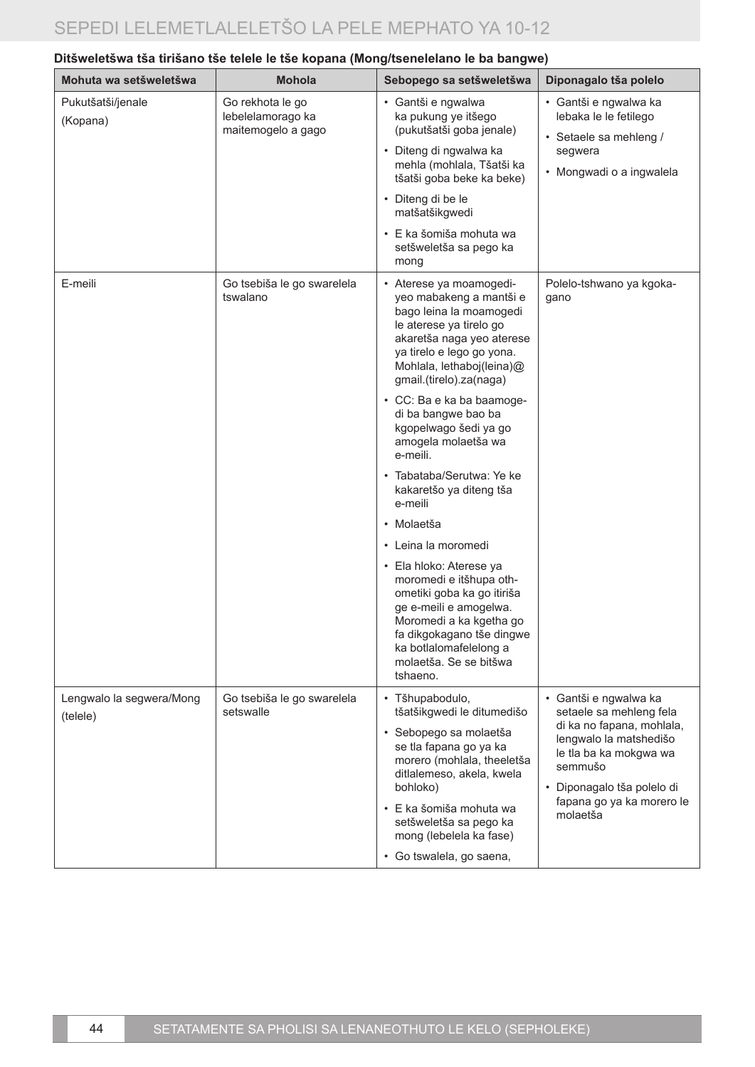**Ditšweletšwa tša tirišano tše telele le tše kopana (Mong/tsenelelano le ba bangwe)**

| Mohuta wa setšweletšwa | Mohola | Sebopego sa setšweletšwa | Diponagalo tša polelo |
|---|---|---|---|
| Pukutšatši/jenale (Kopana) | Go rekhota le go lebelelamorago ka maitemogelo a gago | • Gantši e ngwalwa ka pukung ye itšego (pukutšatši goba jenale)<br>• Diteng di ngwalwa ka mehla (mohlala, Tšatši ka tšatši goba beke ka beke)<br>• Diteng di be le matšatšikgwedi<br>• E ka šomiša mohuta wa setšweletša sa pego ka mong | • Gantši e ngwalwa ka lebaka le le fetilego<br>• Setaele sa mehleng / segwera<br>• Mongwadi o a ingwalela |
| E-meili | Go tsebiša le go swarelela tswalano | • Aterese ya moamogedi-yeo mabakeng a mantši e bago leina la moamogedi le aterese ya tirelo go akaretša naga yeo aterese ya tirelo e lego go yona. Mohlala, lethaboj(leina)@gmail.(tirelo).za(naga)<br>• CC: Ba e ka ba baamogedi ba bangwe bao ba kgopelwago šedi ya go amogela molaetša wa e-meili.<br>• Tabataba/Serutwa: Ye ke kakaretšo ya diteng tša e-meili<br>• Molaetša<br>• Leina la moromedi<br>• Ela hloko: Aterese ya moromedi e itšhupa othometiki goba ka go itiriša ge e-meili e amogelwa. Moromedi a ka kgetha go fa dikgokagano tše dingwe ka botlalomafelelong a molaetša. Se se bitšwa tshaeno. | Polelo-tshwano ya kgokagano |
| Lengwalo la segwera/Mong (telele) | Go tsebiša le go swarelela setswalle | • Tšhupabodulo, tšatšikgwedi le ditumedišo<br>• Sebopego sa molaetša se tla fapana go ya ka morero (mohlala, theeletša ditlalemeso, akela, kwela bohloko)<br>• E ka šomiša mohuta wa setšweletša sa pego ka mong (lebelela ka fase)<br>• Go tswalela, go saena, | • Gantši e ngwalwa ka setaele sa mehleng fela di ka no fapana, mohlala, lengwalo la matshedišo le tla ba ka mokgwa wa semmušo<br>• Diponagalo tša polelo di fapana go ya ka morero le molaetša |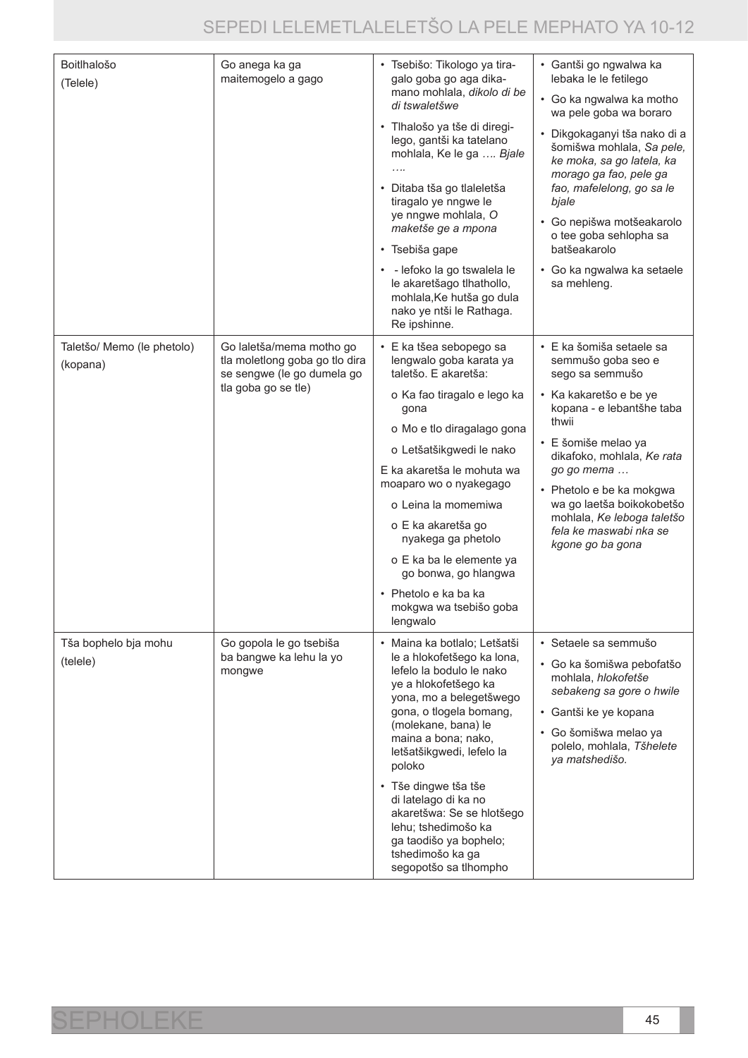| | | | |
|---|---|---|---|
| Boitlhalošo (Telele) | Go anega ka ga maitemogelo a gago | • Tsebišo: Tikologo ya tiragalo goba go aga dikamano mohlala, *dikolo di be di tswaletšwe*<br>• Tlhalošo ya tše di diregilego, gantši ka tatelano mohlala, Ke le ga …. *Bjale ….*<br>• Ditaba tša go tlaleletša tiragalo ye nngwe le ye nngwe mohlala, *O maketše ge a mpona*<br>• Tsebiša gape<br>• - lefoko la go tswalela le le akaretšago tlhathollo, mohlala,Ke hutša go dula nako ye ntši le Rathaga. Re ipshinne. | • Gantši go ngwalwa ka lebaka le le fetilego<br>• Go ka ngwalwa ka motho wa pele goba wa boraro<br>• Dikgokaganyi tša nako di a šomišwa mohlala, *Sa pele, ke moka, sa go latela, ka morago ga fao, pele ga fao, mafelelong, go sa le bjale*<br>• Go nepišwa motšeakarolo o tee goba sehlopha sa batšeakarolo<br>• Go ka ngwalwa ka setaele sa mehleng. |
| Taletšo/ Memo (le phetolo) (kopana) | Go laletša/mema motho go tla moletlong goba go tlo dira se sengwe (le go dumela go tla goba go se tle) | • E ka tšea sebopego sa lengwalo goba karata ya taletšo. E akaretša:<br>o Ka fao tiragalo e lego ka gona<br>o Mo e tlo diragalago gona<br>o Letšatšikgwedi le nako<br>E ka akaretša le mohuta wa moaparo wo o nyakegago<br>o Leina la momemiwa<br>o E ka akaretša go nyakega ga phetolo<br>o E ka ba le elemente ya go bonwa, go hlangwa<br>• Phetolo e ka ba ka mokgwa wa tsebišo goba lengwalo | • E ka šomiša setaele sa semmušo goba seo e sego sa semmušo<br>• Ka kakaretšo e be ye kopana - e lebantšhe taba thwii<br>• E šomiše melao ya dikafoko, mohlala, *Ke rata go go mema …*<br>• Phetolo e be ka mokgwa wa go laetša boikokobetšo mohlala, *Ke leboga taletšo fela ke maswabi nka se kgone go ba gona* |
| Tša bophelo bja mohu (telele) | Go gopola le go tsebiša ba bangwe ka lehu la yo mongwe | • Maina ka botlalo; Letšatši le a hlokofetšego ka lona, lefelo la bodulo le nako ye a hlokofetšego ka yona, mo a belegetšwego gona, o tlogela bomang, (molekane, bana) le maina a bona; nako, letšatšikgwedi, lefelo la poloko<br>• Tše dingwe tša tše di latelago di ka no akaretšwa: Se se hlotšego lehu; tshedimošo ka ga taodišo ya bophelo; tshedimošo ka ga segopotšo sa tlhompho | • Setaele sa semmušo<br>• Go ka šomišwa pebofatšo mohlala, *hlokofetše sebakeng sa gore o hwile*<br>• Gantši ke ye kopana<br>• Go šomišwa melao ya polelo, mohlala, *Tšhelete ya matshedišo.* |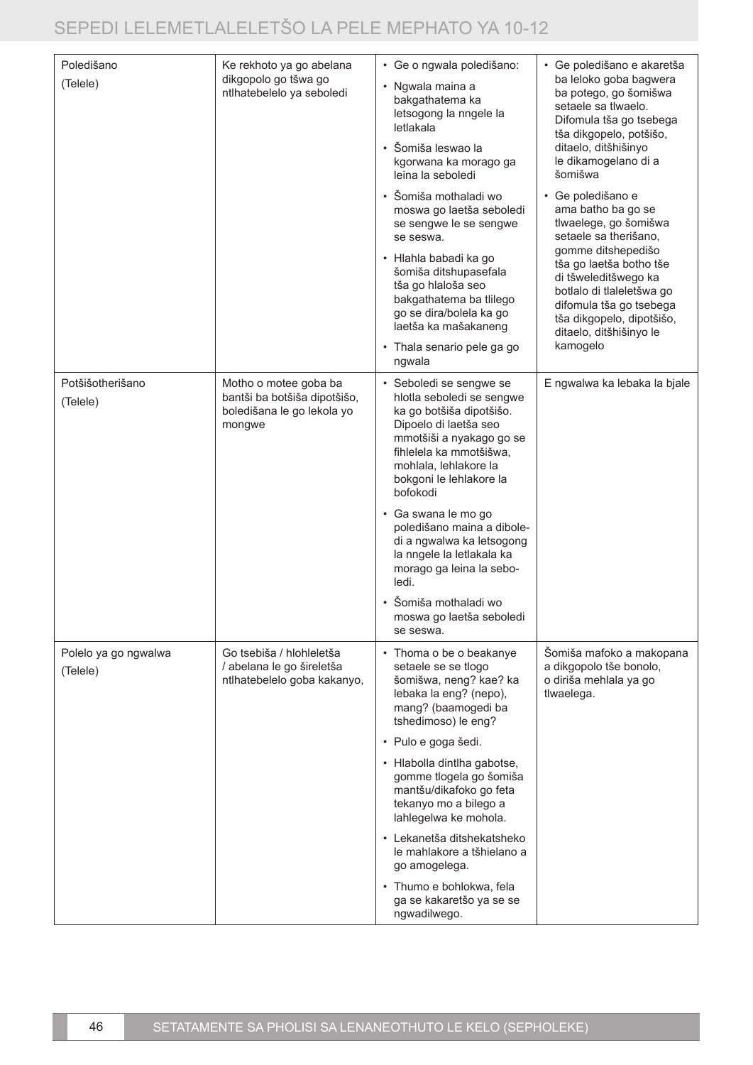| Poledišano (Telele) | Ke rekhoto ya go abelana dikgopolo go tšwa go ntlhatebelelo ya seboledi | • Ge o ngwala poledišano:<br>• Ngwala maina a bakgathatema ka letsogong la nngele la letlakala<br>• Šomiša leswao la kgorwana ka morago ga leina la seboledi<br>• Šomiša mothaladi wo moswa go laetša seboledi se sengwe le se sengwe se seswa.<br>• Hlahla babadi ka go šomiša ditshupasefala tša go hlaloša seo bakgathatema ba tlilego go se dira/bolela ka go laetša ka mašakaneng<br>• Thala senario pele ga go ngwala | • Ge poledišano e akaretša ba leloko goba bagwera ba potego, go šomišwa setaele sa tlwaelo. Difomula tša go tsebega tša dikgopelo, potšišo, ditaelo, ditšhišinyo le dikamogelano di a šomišwa<br>• Ge poledišano e ama batho ba go se tlwaelege, go šomišwa setaele sa therišano, gomme ditshepedišo tša go laetša botho tše di tšweleditšwego ka botlalo di tlaleletšwa go difomula tša go tsebega tša dikgopelo, dipotšišo, ditaelo, ditšhišinyo le kamogelo |
|---|---|---|---|
| Potšišotherišano (Telele) | Motho o motee goba ba bantši ba botšiša dipotšišo, boledišana le go lekola yo mongwe | • Seboledi se sengwe se hlotla seboledi se sengwe ka go botšiša dipotšišo. Dipoelo di laetša seo mmotšiši a nyakago go se fihlelela ka mmotšišwa, mohlala, lehlakore la bokgoni le lehlakore la bofokodi<br>• Ga swana le mo go poledišano maina a diboledi a ngwalwa ka letsogong la nngele la letlakala ka morago ga leina la seboledi.<br>• Šomiša mothaladi wo moswa go laetša seboledi se seswa | E ngwalwa ka lebaka la bjale |
| Polelo ya go ngwalwa (Telele) | Go tsebiša / hlohleletša / abelana le go šireletša ntlhatebelelo goba kakanyo, | • Thoma o be o beakanye setaele se se tlogo šomišwa, neng? kae? ka lebaka la eng? (nepo), mang? (baamogedi ba tshedimoso) le eng?<br>• Pulo e goga šedi.<br>• Hlabolla dintlha gabotse, gomme tlogela go šomiša mantšu/dikafoko go feta tekanyo mo a bilego a lahlegelwa ke mohola.<br>• Lekanetša ditshekatsheko le mahlakore a tšhielano a go amogelega.<br>• Thumo e bohlokwa, fela ga se kakaretšo ya se se ngwadilwego. | Šomiša mafoko a makopana a dikgopolo tše bonolo, o diriša mehlala ya go tlwaelega. |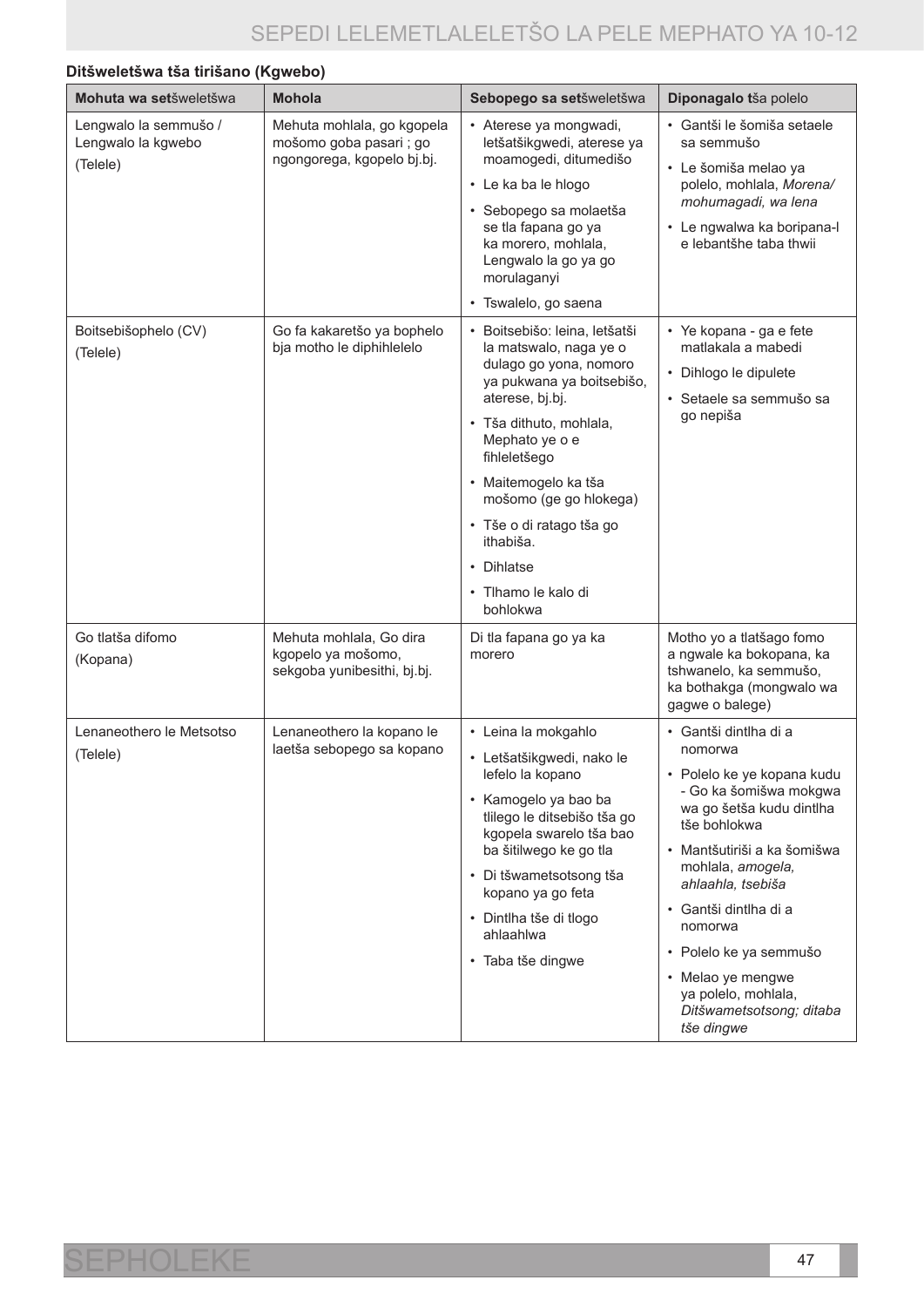**Ditšweletšwa tša tirišano (Kgwebo)**

| **Mohuta wa set**šweletšwa | **Mohola** | **Sebopego sa set**šweletšwa | **Diponagalo t**ša polelo |
|---|---|---|---|
| Lengwalo la semmušo / Lengwalo la kgwebo<br>(Telele) | Mehuta mohlala, go kgopela mošomo goba pasari ; go ngongorega, kgopelo bj.bj. | • Aterese ya mongwadi, letšatšikgwedi, aterese ya moamogedi, ditumedišo<br>• Le ka ba le hlogo<br>• Sebopego sa molaetša se tla fapana go ya ka morero, mohlala, Lengwalo la go ya go morulaganyi<br>• Tswalelo, go saena | • Gantši le šomiša setaele sa semmušo<br>• Le šomiša melao ya polelo, mohlala, *Morena/ mohumagadi, wa lena*<br>• Le ngwalwa ka boripana-le lebantšhe taba thwii |
| Boitsebišophelo (CV)<br>(Telele) | Go fa kakaretšo ya bophelo bja motho le diphihlelelo | • Boitsebišo: leina, letšatši la matswalo, naga ye o dulago go yona, nomoro ya pukwana ya boitsebišo, aterese, bj.bj.<br>• Tša dithuto, mohlala, Mephato ye o e fihleletšego<br>• Maitemogelo ka tša mošomo (ge go hlokega)<br>• Tše o di ratago tša go ithabiša.<br>• Dihlatse<br>• Tlhamo le kalo di bohlokwa | • Ye kopana - ga e fete matlakala a mabedi<br>• Dihlogo le dipulete<br>• Setaele sa semmušo sa go nepiša |
| Go tlatša difomo<br>(Kopana) | Mehuta mohlala, Go dira kgopelo ya mošomo, sekgoba yunibesithi, bj.bj. | Di tla fapana go ya ka morero | Motho yo a tlatšago fomo a ngwale ka bokopana, ka tshwanelo, ka semmušo, ka bothakga (mongwalo wa gagwe o balege) |
| Lenaneothero le Metsotso<br>(Telele) | Lenaneothero la kopano le laetša sebopego sa kopano | • Leina la mokgahlo<br>• Letšatšikgwedi, nako le lefelo la kopano<br>• Kamogelo ya bao ba tlilego le ditsebišo tša go kgopela swarelo tša bao ba šitilwego ke go tla<br>• Di tšwametsotsong tša kopano ya go feta<br>• Dintlha tše di tlogo ahlaahlwa<br>• Taba tše dingwe | • Gantši dintlha di a nomorwa<br>• Polelo ke ye kopana kudu - Go ka šomišwa mokgwa wa go šetša kudu dintlha tše bohlokwa<br>• Mantšutiriši a ka šomišwa mohlala, *amogela, ahlaahla, tsebiša*<br>• Gantši dintlha di a nomorwa<br>• Polelo ke ya semmušo<br>• Melao ye mengwe ya polelo, mohlala, *Ditšwametsotsong; ditaba tše dingwe* |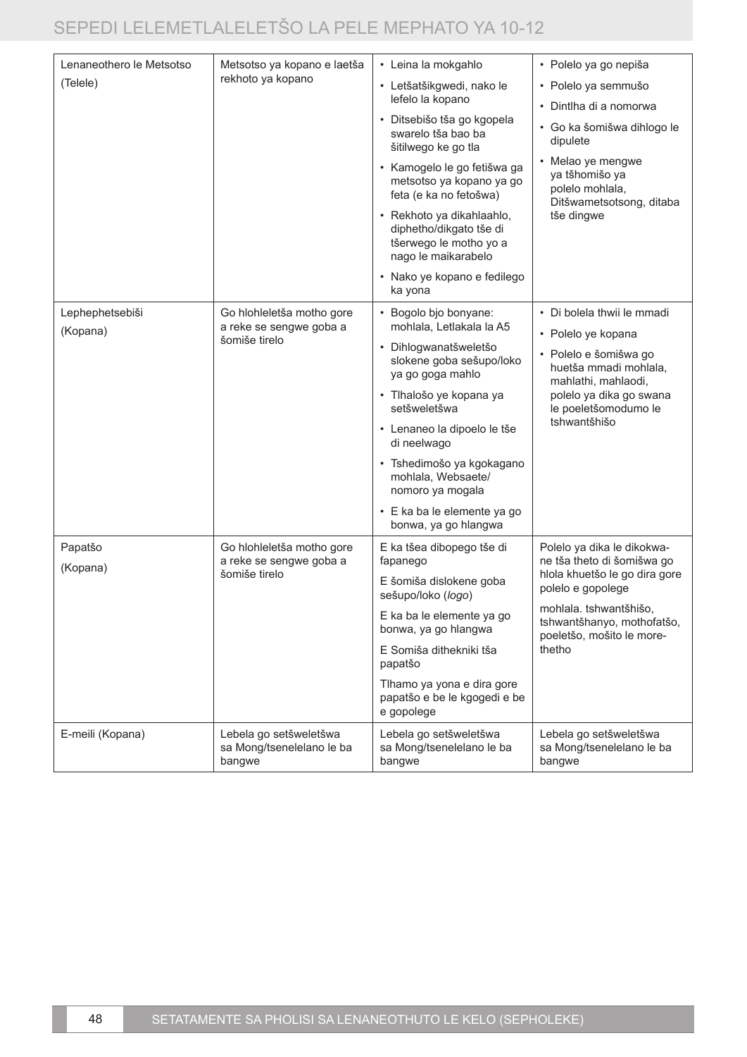| Lenaneothero le Metsotso (Telele) | Metsotso ya kopano e laetša rekhoto ya kopano | • Leina la mokgahlo<br>• Letšatšikgwedi, nako le lefelo la kopano<br>• Ditsebišo tša go kgopela swarelo tša bao ba šitilwego ke go tla<br>• Kamogelo le go fetišwa ga metsotso ya kopano ya go feta (e ka no fetošwa)<br>• Rekhoto ya dikahlaahlo, diphetho/dikgato tše di tšerwego le motho yo a nago le maikarabelo<br>• Nako ye kopano e fedilego ka yona | • Polelo ya go nepiša<br>• Polelo ya semmušo<br>• Dintlha di a nomorwa<br>• Go ka šomišwa dihlogo le dipulete<br>• Melao ye mengwe ya tšhomišo ya polelo mohlala, Ditšwametsotsong, ditaba tše dingwe |
|---|---|---|---|
| Lephephetsebiši (Kopana) | Go hlohleletša motho gore a reke se sengwe goba a šomiše tirelo | • Bogolo bjo bonyane: mohlala, Letlakala la A5<br>• Dihlogwanatšweletšo slokene goba sešupo/loko ya go goga mahlo<br>• Tlhalošo ye kopana ya setšweletšwa<br>• Lenaneo la dipoelo le tše di neelwago<br>• Tshedimošo ya kgokagano mohlala, Websaete/ nomoro ya mogala<br>• E ka ba le elemente ya go bonwa, ya go hlangwa | • Di bolela thwii le mmadi<br>• Polelo ye kopana<br>• Polelo e šomišwa go huetša mmadi mohlala, mahlathi, mahlaodi, polelo ya dika go swana le poeletšomodumo le tshwantšhišo |
| Papatšo (Kopana) | Go hlohleletša motho gore a reke se sengwe goba a šomiše tirelo | E ka tšea dibopego tše di fapanego<br><br>E šomiša dislokene goba sešupo/loko (*logo*)<br><br>E ka ba le elemente ya go bonwa, ya go hlangwa<br><br>E Somiša dithekniki tša papatšo<br><br>Tlhamo ya yona e dira gore papatšo e be le kgogedi e be e gopolege | Polelo ya dika le dikokwane tša theto di šomišwa go hlola khuetšo le go dira gore polelo e gopolege<br><br>mohlala. tshwantšhišo, tshwantšhanyo, mothofatšo, poeletšo, mošito le morethetho |
| E-meili (Kopana) | Lebela go setšweletšwa sa Mong/tsenelelano le ba bangwe | Lebela go setšweletšwa sa Mong/tsenelelano le ba bangwe | Lebela go setšweletšwa sa Mong/tsenelelano le ba bangwe |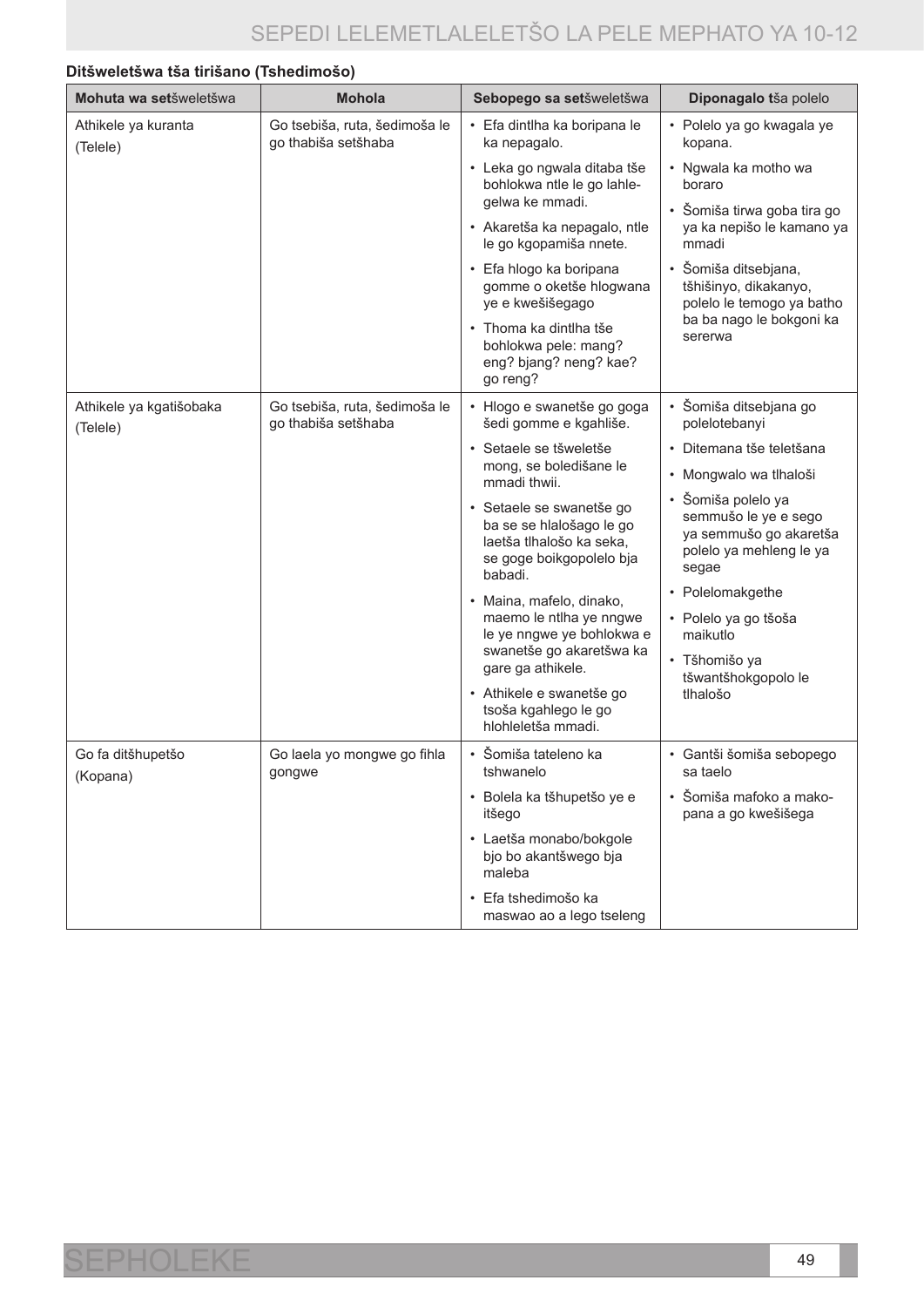**Ditšweletšwa tša tirišano (Tshedimošo)**

| **Mohuta wa set**šweletšwa | **Mohola** | **Sebopego sa set**šweletšwa | **Diponagalo t**ša polelo |
|---|---|---|---|
| Athikele ya kuranta (Telele) | Go tsebiša, ruta, šedimoša le go thabiša setšhaba | • Efa dintlha ka boripana le ka nepagalo.<br>• Leka go ngwala ditaba tše bohlokwa ntle le go lahlegelwa ke mmadi.<br>• Akaretša ka nepagalo, ntle le go kgopamiša nnete.<br>• Efa hlogo ka boripana gomme o oketše hlogwana ye e kwešišegago<br>• Thoma ka dintlha tše bohlokwa pele: mang? eng? bjang? neng? kae? go reng? | • Polelo ya go kwagala ye kopana.<br>• Ngwala ka motho wa boraro<br>• Šomiša tirwa goba tira go ya ka nepišo le kamano ya mmadi<br>• Šomiša ditsebjana, tšhišinyo, dikakanyo, polelo le temogo ya batho ba ba nago le bokgoni ka sererwa |
| Athikele ya kgatišobaka (Telele) | Go tsebiša, ruta, šedimoša le go thabiša setšhaba | • Hlogo e swanetše go goga šedi gomme e kgahliše.<br>• Setaele se tšweletše mong, se boledišane le mmadi thwii.<br>• Setaele se swanetše go ba se se hlalošago le go laetša tlhalošo ka seka, se goge boikgopolelo bja babadi.<br>• Maina, mafelo, dinako, maemo le ntlha ye nngwe le ye nngwe ye bohlokwa e swanetše go akaretšwa ka gare ga athikele.<br>• Athikele e swanetše go tsoša kgahlego le go hlohleletša mmadi. | • Šomiša ditsebjana go polelotebanyi<br>• Ditemana tše teletšana<br>• Mongwalo wa tlhaloši<br>• Šomiša polelo ya semmušo le ye e sego ya semmušo go akaretša polelo ya mehleng le ya segae<br>• Polelomakgethe<br>• Polelo ya go tšoša maikutlo<br>• Tšhomišo ya tšwantšhokgopolo le tlhalošo |
| Go fa ditšhupetšo (Kopana) | Go laela yo mongwe go fihla gongwe | • Šomiša tateleno ka tshwanelo<br>• Bolela ka tšhupetšo ye e itšego<br>• Laetša monabo/bokgole bjo bo akantšwego bja maleba<br>• Efa tshedimošo ka maswao ao a lego tseleng | • Gantši šomiša sebopego sa taelo<br>• Šomiša mafoko a makopana a go kwešišega |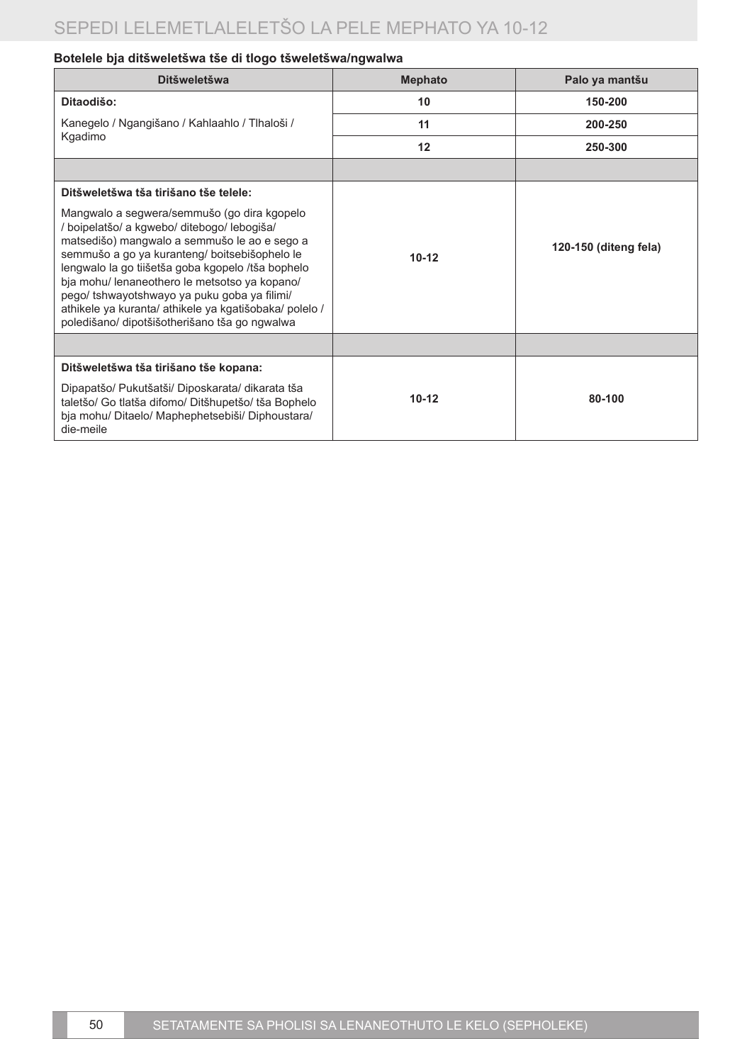**Botelele bja ditšweletšwa tše di tlogo tšweletšwa/ngwalwa**

| Ditšweletšwa | Mephato | Palo ya mantšu |
|---|---|---|
| **Ditaodišo:** Kanegelo / Ngangišano / Kahlaahlo / Tlhaloši / Kgadimo | **10** | **150-200** |
| | **11** | **200-250** |
| | **12** | **250-300** |
| | | |
| **Ditšweletšwa tša tirišano tše telele:** Mangwalo a segwera/semmušo (go dira kgopelo / boipelatšo/ a kgwebo/ ditebogo/ lebogiša/ matsedišo) mangwalo a semmušo le ao e sego a semmušo a go ya kuranteng/ boitsebišophelo le lengwalo la go tiišetša goba kgopelo /tša bophelo bja mohu/ lenaneothero le metsotso ya kopano/ pego/ tshwayotshwayo ya puku goba ya filimi/ athikele ya kuranta/ athikele ya kgatišobaka/ polelo / poledišano/ dipotšišotherišano tša go ngwalwa | 10-12 | **120-150 (diteng fela)** |
| | | |
| **Ditšweletšwa tša tirišano tše kopana:** Dipapatšo/ Pukutšatši/ Diposkarata/ dikarata tša taletšo/ Go tlatša difomo/ Ditšhupetšo/ tša Bophelo bja mohu/ Ditaelo/ Maphephetsebiši/ Diphoustara/ die-meile | 10-12 | 80-100 |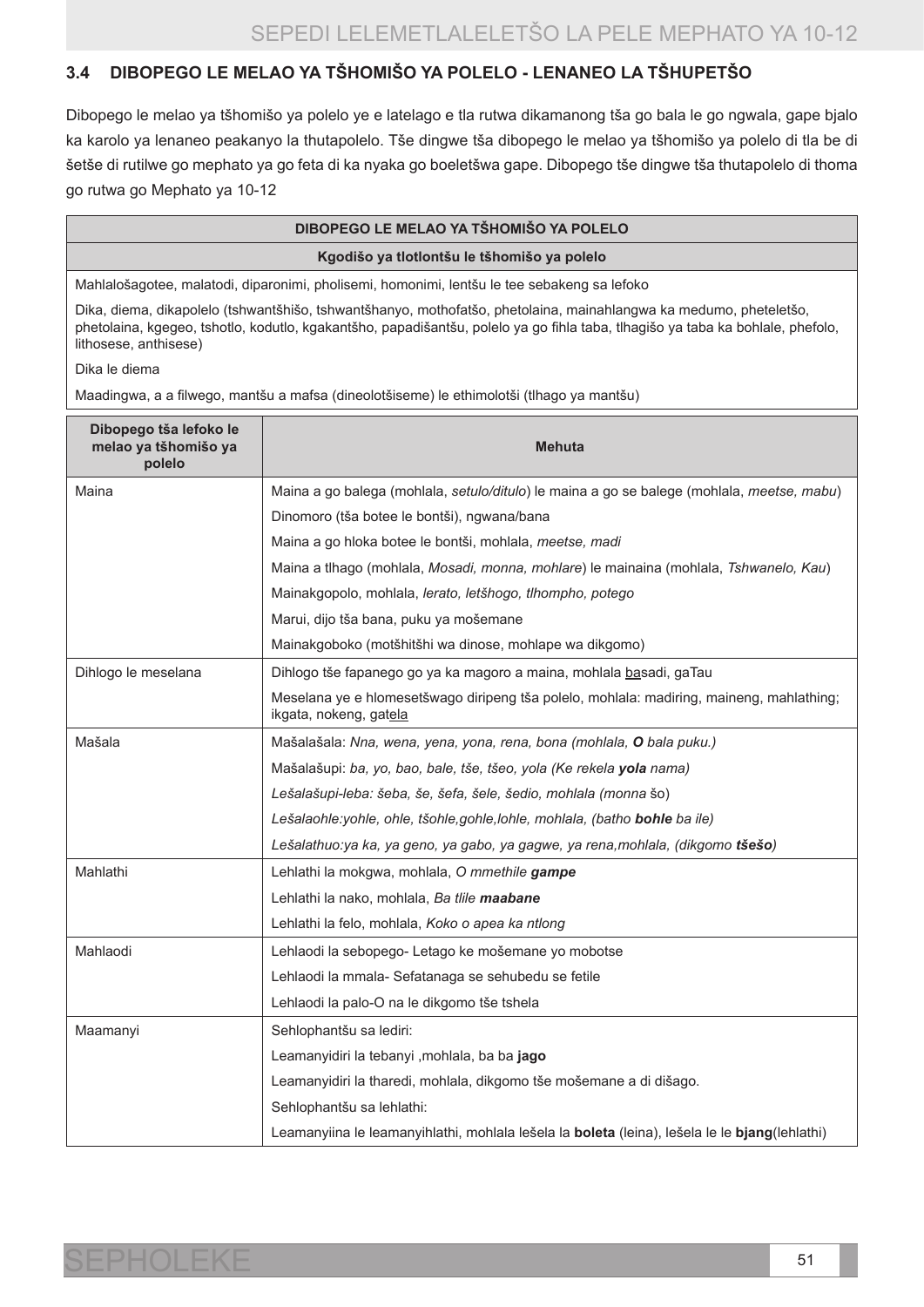## 3.4 DIBOPEGO LE MELAO YA TŠHOMIŠO YA POLELO - LENANEO LA TŠHUPETŠO

Dibopego le melao ya tšhomišo ya polelo ye e latelago e tla rutwa dikamanong tša go bala le go ngwala, gape bjalo ka karolo ya lenaneo peakanyo la thutapolelo. Tše dingwe tša dibopego le melao ya tšhomišo ya polelo di tla be di šetše di rutilwe go mephato ya go feta di ka nyaka go boeletšwa gape. Dibopego tše dingwe tša thutapolelo di thoma go rutwa go Mephato ya 10-12

| DIBOPEGO LE MELAO YA TŠHOMIŠO YA POLELO |
|---|
| **Kgodišo ya tlotlontšu le tšhomišo ya polelo** |
| Mahlalošagotee, malatodi, diparonimi, pholisemi, homonimi, lentšu le tee sebakeng sa lefoko |
| Dika, diema, dikapolelo (tshwantšhišo, tshwantšhanyo, mothofatšo, phetolaina, mainahlangwa ka medumo, pheteletšo, phetolaina, kgegeo, tshotlo, kodutlo, kgakantšho, papadišantšu, polelo ya go fihla taba, tlhagišo ya taba ka bohlale, phefolo, lithosese, anthisese) |
| Dika le diema |
| Maadingwa, a a filwego, mantšu a mafsa (dineolotšiseme) le ethimolotši (tlhago ya mantšu) |

| Dibopego tša lefoko le melao ya tšhomišo ya polelo | Mehuta |
|---|---|
| Maina | Maina a go balega (mohlala, *setulo/ditulo*) le maina a go se balege (mohlala, *meetse, mabu*) |
| | Dinomoro (tša botee le bontši), ngwana/bana |
| | Maina a go hloka botee le bontši, mohlala, *meetse, madi* |
| | Maina a tlhago (mohlala, *Mosadi, monna, mohlare*) le mainaina (mohlala, *Tshwanelo, Kau*) |
| | Mainakgopolo, mohlala, *lerato, letšhogo, tlhompho, potego* |
| | Marui, dijo tša bana, puku ya mošemane |
| | Mainakgoboko (motšhitšhi wa dinose, mohlape wa dikgomo) |
| Dihlogo le meselana | Dihlogo tše fapanego go ya ka magoro a maina, mohlala <u>ba</u>sadi, gaTau |
| | Meselana ye e hlomesetšwago diripeng tša polelo, mohlala: madiring, maineng, mahlathing; ikgata, nokeng, gat<u>ela</u> |
| Mašala | Mašalašala: *Nna, wena, yena, yona, rena, bona (mohlala, **O** bala puku.)* |
| | Mašalašupi: *ba, yo, bao, bale, tše, tšeo, yola (Ke rekela **yola** nama)* |
| | *Lešalašupi-leba: šeba, še, šefa, šele, šedio, mohlala (monna* šo) |
| | *Lešalaohle:yohle, ohle, tšohle,gohle,lohle, mohlala, (batho **bohle** ba ile)* |
| | *Lešalathuo:ya ka, ya geno, ya gabo, ya gagwe, ya rena,mohlala, (dikgomo **tšešo**)* |
| Mahlathi | Lehlathi la mokgwa, mohlala, *O mmethile **gampe*** |
| | Lehlathi la nako, mohlala, *Ba tlile **maabane*** |
| | Lehlathi la felo, mohlala, *Koko o apea ka ntlong* |
| Mahlaodi | Lehlaodi la sebopego- Letago ke mošemane yo mobotse |
| | Lehlaodi la mmala- Sefatanaga se sehubedu se fetile |
| | Lehlaodi la palo-O na le dikgomo tše tshela |
| Maamanyi | Sehlophantšu sa lediri: |
| | Leamanyidiri la tebanyi ,mohlala, ba ba **jago** |
| | Leamanyidiri la tharedi, mohlala, dikgomo tše mošemane a di dišago. |
| | Sehlophantšu sa lehlathi: |
| | Leamanyiina le leamanyihlathi, mohlala lešela la **boleta** (leina), lešela le le **bjang**(lehlathi) |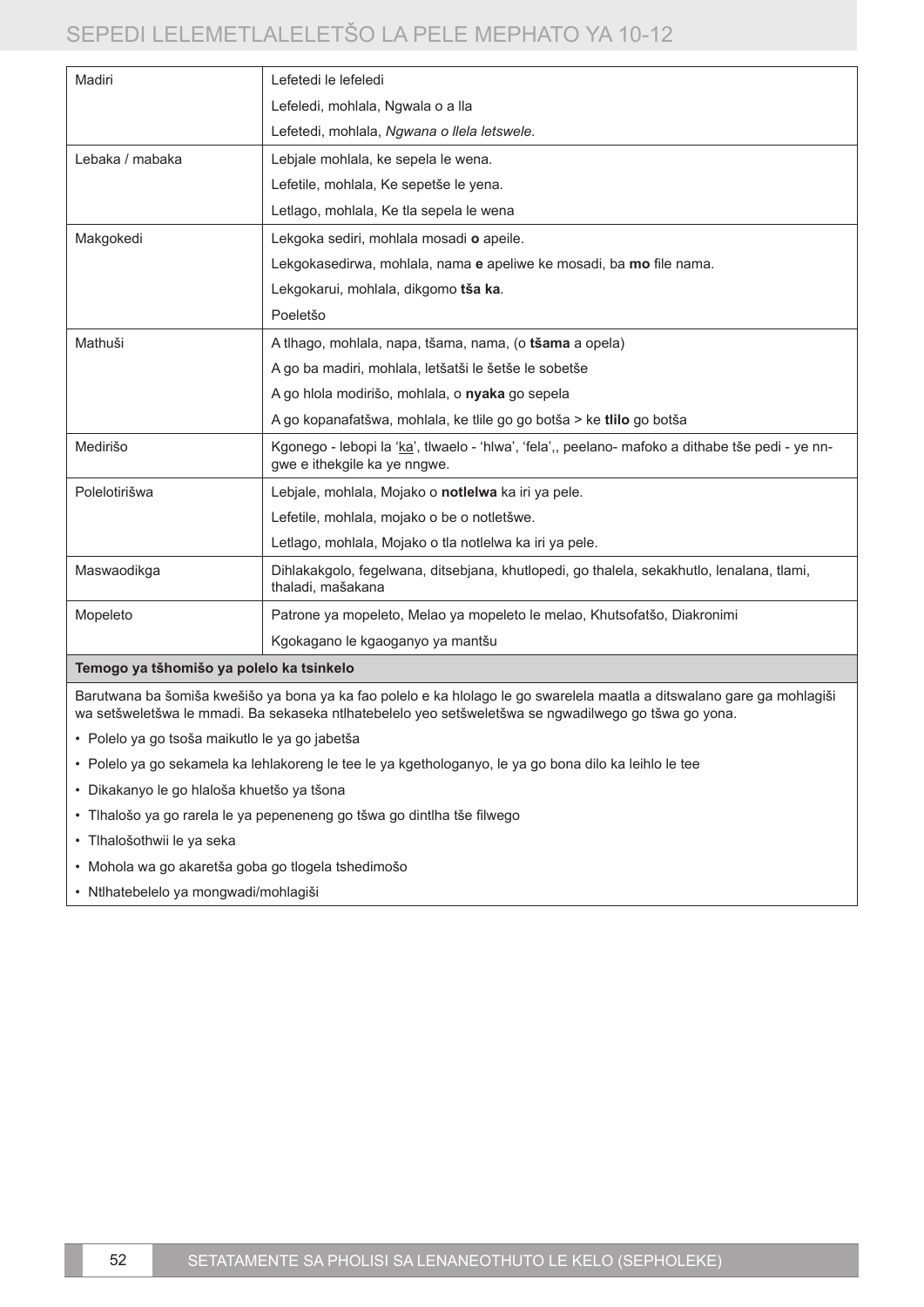| | |
|---|---|
| Madiri | Lefetedi le lefeledi<br>Lefeledi, mohlala, Ngwala o a lla<br>Lefetedi, mohlala, *Ngwana o llela letswele.* |
| Lebaka / mabaka | Lebjale mohlala, ke sepela le wena.<br>Lefetile, mohlala, Ke sepetše le yena.<br>Letlago, mohlala, Ke tla sepela le wena |
| Makgokedi | Lekgoka sediri, mohlala mosadi **o** apeile.<br>Lekgokasedirwa, mohlala, nama **e** apeliwe ke mosadi, ba **mo** file nama.<br>Lekgokarui, mohlala, dikgomo **tša ka**.<br>Poeletšo |
| Mathuši | A tlhago, mohlala, napa, tšama, nama, (o **tšama** a opela)<br>A go ba madiri, mohlala, letšatši le šetše le sobetše<br>A go hlola modirišo, mohlala, o **nyaka** go sepela<br>A go kopanafatšwa, mohlala, ke tlile go go botša > ke **tlilo** go botša |
| Medirišo | Kgonego - lebopi la '<u>ka</u>', tlwaelo - 'hlwa', 'fela',, peelano- mafoko a dithabe tše pedi - ye nngwe e ithekgile ka ye nngwe. |
| Polelotirišwa | Lebjale, mohlala, Mojako o **notlelwa** ka iri ya pele.<br>Lefetile, mohlala, mojako o be o notletšwe.<br>Letlago, mohlala, Mojako o tla notlelwa ka iri ya pele. |
| Maswaodikga | Dihlakakgolo, fegelwana, ditsebjana, khutlopedi, go thalela, sekakhutlo, lenalana, tlami, thaladi, mašakana |
| Mopeleto | Patrone ya mopeleto, Melao ya mopeleto le melao, Khutsofatšo, Diakronimi<br>Kgokagano le kgaoganyo ya mantšu |

**Temogo ya tšhomišo ya polelo ka tsinkelo**

Barutwana ba šomiša kwešišo ya bona ya ka fao polelo e ka hlolago le go swarelela maatla a ditswalano gare ga mohlagiši wa setšweletšwa le mmadi. Ba sekaseka ntlhatebelelo yeo setšweletšwa se ngwadilwego go tšwa go yona.

- Polelo ya go tsoša maikutlo le ya go jabetša
- Polelo ya go sekamela ka lehlakoreng le tee le ya kgethologanyo, le ya go bona dilo ka leihlo le tee
- Dikakanyo le go hlaloša khuetšo ya tšona
- Tlhalošo ya go rarela le ya pepeneneng go tšwa go dintlha tše filwego
- Tlhalošothwii le ya seka
- Mohola wa go akaretša goba go tlogela tshedimošo
- Ntlhatebelelo ya mongwadi/mohlagiši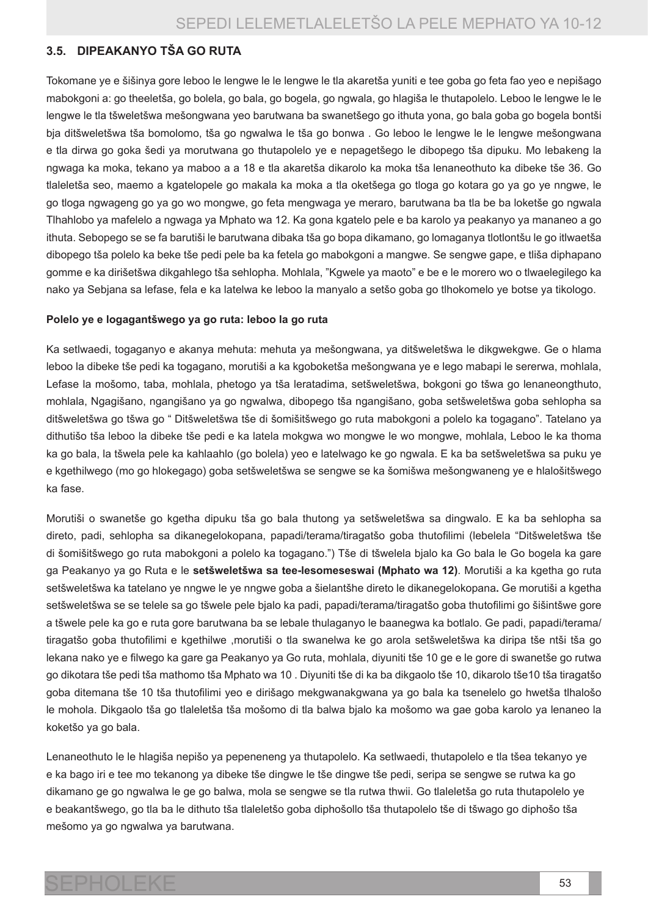### 3.5. DIPEAKANYO TŠA GO RUTA

Tokomane ye e šišinya gore leboo le lengwe le le lengwe le tla akaretša yuniti e tee goba go feta fao yeo e nepišago mabokgoni a: go theeletša, go bolela, go bala, go bogela, go ngwala, go hlagiša le thutapolelo. Leboo le lengwe le le lengwe le tla tšweletšwa mešongwana yeo barutwana ba swanetšego go ithuta yona, go bala goba go bogela bontši bja ditšweletšwa tša bomolomo, tša go ngwalwa le tša go bonwa . Go leboo le lengwe le le lengwe mešongwana e tla dirwa go goka šedi ya morutwana go thutapolelo ye e nepagetšego le dibopego tša dipuku. Mo lebakeng la ngwaga ka moka, tekano ya maboo a a 18 e tla akaretša dikarolo ka moka tša lenaneothuto ka dibeke tše 36. Go tlaleletša seo, maemo a kgatelopele go makala ka moka a tla oketšega go tloga go kotara go ya go ye nngwe, le go tloga ngwageng go ya go wo mongwe, go feta mengwaga ye meraro, barutwana ba tla be ba loketše go ngwala Tlhahlobo ya mafelelo a ngwaga ya Mphato wa 12. Ka gona kgatelo pele e ba karolo ya peakanyo ya mananeo a go ithuta. Sebopego se se fa barutiši le barutwana dibaka tša go bopa dikamano, go lomaganya tlotlontšu le go itlwaetša dibopego tša polelo ka beke tše pedi pele ba ka fetela go mabokgoni a mangwe. Se sengwe gape, e tliša diphapano gomme e ka dirišetšwa dikgahlego tša sehlopha. Mohlala, "Kgwele ya maoto" e be e le morero wo o tlwaelegilego ka nako ya Sebjana sa lefase, fela e ka latelwa ke leboo la manyalo a setšo goba go tlhokomelo ye botse ya tikologo.

**Polelo ye e logagantšwego ya go ruta: leboo la go ruta**

Ka setlwaedi, togaganyo e akanya mehuta: mehuta ya mešongwana, ya ditšweletšwa le dikgwekgwe. Ge o hlama leboo la dibeke tše pedi ka togagano, morutiši a ka kgoboketša mešongwana ye e lego mabapi le sererwa, mohlala, Lefase la mošomo, taba, mohlala, phetogo ya tša leratadima, setšweletšwa, bokgoni go tšwa go lenaneongthuto, mohlala, Ngagišano, ngangišano ya go ngwalwa, dibopego tša ngangišano, goba setšweletšwa goba sehlopha sa ditšweletšwa go tšwa go " Ditšweletšwa tše di šomišitšwego go ruta mabokgoni a polelo ka togagano". Tatelano ya dithutišo tša leboo la dibeke tše pedi e ka latela mokgwa wo mongwe le wo mongwe, mohlala, Leboo le ka thoma ka go bala, la tšwela pele ka kahlaahlo (go bolela) yeo e latelwago ke go ngwala. E ka ba setšweletšwa sa puku ye e kgethilwego (mo go hlokegago) goba setšweletšwa se sengwe se ka šomišwa mešongwaneng ye e hlalošitšwego ka fase.

Morutiši o swanetše go kgetha dipuku tša go bala thutong ya setšweletšwa sa dingwalo. E ka ba sehlopha sa direto, padi, sehlopha sa dikanegelokopana, papadi/terama/tiragatšo goba thutofilimi (lebelela "Ditšweletšwa tše di šomišitšwego go ruta mabokgoni a polelo ka togagano.") Tše di tšwelela bjalo ka Go bala le Go bogela ka gare ga Peakanyo ya go Ruta e le **setšweletšwa sa tee-lesomeseswai (Mphato wa 12)**. Morutiši a ka kgetha go ruta setšweletšwa ka tatelano ye nngwe le ye nngwe goba a šielantšhe direto le dikanegelokopana**.** Ge morutiši a kgetha setšweletšwa se se telele sa go tšwele pele bjalo ka padi, papadi/terama/tiragatšo goba thutofilimi go šišintšwe gore a tšwele pele ka go e ruta gore barutwana ba se lebale thulaganyo le baanegwa ka botlalo. Ge padi, papadi/terama/ tiragatšo goba thutofilimi e kgethilwe ,morutiši o tla swanelwa ke go arola setšweletšwa ka diripa tše ntši tša go lekana nako ye e filwego ka gare ga Peakanyo ya Go ruta, mohlala, diyuniti tše 10 ge e le gore di swanetše go rutwa go dikotara tše pedi tša mathomo tša Mphato wa 10 . Diyuniti tše di ka ba dikgaolo tše 10, dikarolo tše10 tša tiragatšo goba ditemana tše 10 tša thutofilimi yeo e dirišago mekgwanakgwana ya go bala ka tsenelelo go hwetša tlhalošo le mohola. Dikgaolo tša go tlaleletša tša mošomo di tla balwa bjalo ka mošomo wa gae goba karolo ya lenaneo la koketšo ya go bala.

Lenaneothuto le le hlagiša nepišo ya pepeneneng ya thutapolelo. Ka setlwaedi, thutapolelo e tla tšea tekanyo ye e ka bago iri e tee mo tekanong ya dibeke tše dingwe le tše dingwe tše pedi, seripa se sengwe se rutwa ka go dikamano ge go ngwalwa le ge go balwa, mola se sengwe se tla rutwa thwii. Go tlaleletša go ruta thutapolelo ye e beakantšwego, go tla ba le dithuto tša tlaleletšo goba diphošollo tša thutapolelo tše di tšwago go diphošo tša mešomo ya go ngwalwa ya barutwana.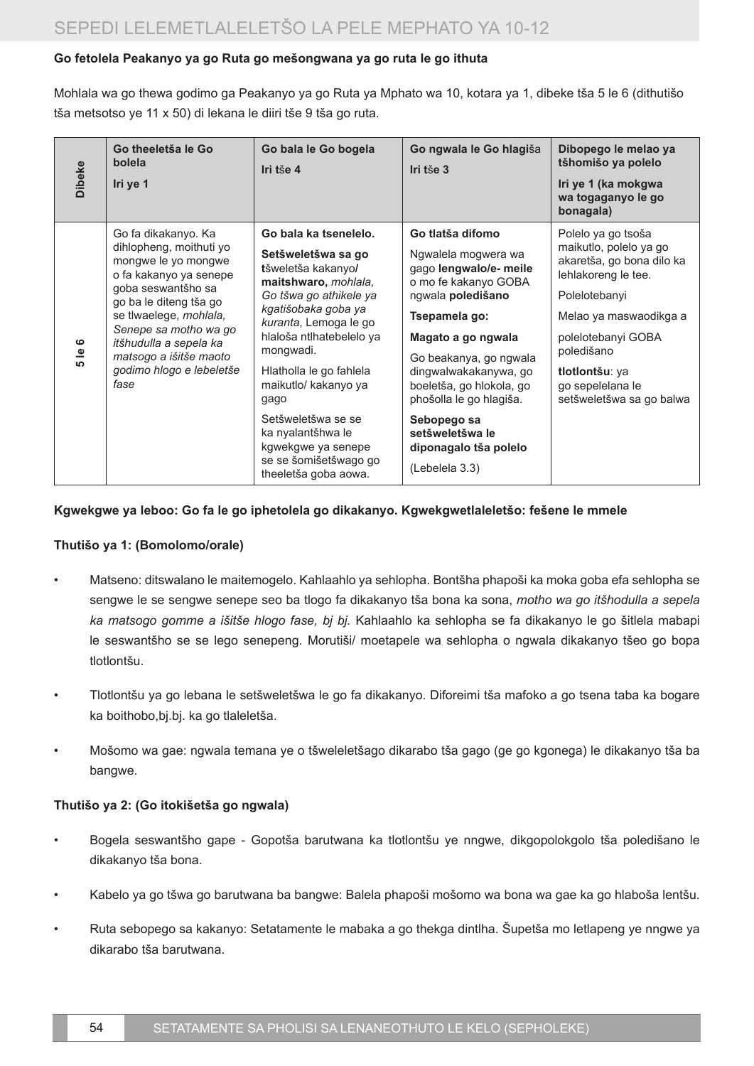**Go fetolela Peakanyo ya go Ruta go mešongwana ya go ruta le go ithuta**

Mohlala wa go thewa godimo ga Peakanyo ya go Ruta ya Mphato wa 10, kotara ya 1, dibeke tša 5 le 6 (dithutišo tša metsotso ye 11 x 50) di lekana le diiri tše 9 tša go ruta.

| Dibeke | Go theeletša le Go bolela<br>Iri ye 1 | Go bala le Go bogela<br>Iri tše 4 | Go ngwala le Go hlagiša<br>Iri tše 3 | Dibopego le melao ya tšhomišo ya polelo<br>Iri ye 1 (ka mokgwa wa togaganyo le go bonagala) |
|---|---|---|---|---|
| 5 le 6 | Go fa dikakanyo. Ka dihlopheng, moithuti yo mongwe le yo mongwe o fa kakanyo ya senepe goba seswantšho sa go ba le diteng tša go se tlwaelege, *mohlala, Senepe sa motho wa go itšhudulla a sepela ka matsogo a išitše maoto godimo hlogo e lebeletše fase* | **Go bala ka tsenelelo.**<br>**Setšweletšwa sa go tšweletša kakanyo/ maitshwaro,** *mohlala, Go tšwa go athikele ya kgatišobaka goba ya kuranta*, Lemoga le go hlaloša ntlhatebelelo ya mongwadi.<br>Hlatholla le go fahlela maikutlo/ kakanyo ya gago<br>Setšweletšwa se se ka nyalantšhwa le kgwekgwe ya senepe se se šomišetšwago go theeletša goba aowa. | **Go tlatša difomo**<br>Ngwalela mogwera wa gago **lengwalo/e- meile** o mo fe kakanyo GOBA ngwala **poledišano**<br>**Tsepamela go:**<br>**Magato a go ngwala**<br>Go beakanya, go ngwala dingwalwakakanywa, go boeletša, go hlokola, go phošolla le go hlagiša.<br>**Sebopego sa setšweletšwa le diponagalo tša polelo**<br>(Lebelela 3.3) | Polelo ya go tsoša maikutlo, polelo ya go akaretša, go bona dilo ka lehlakoreng le tee.<br>Polelotebanyi<br>Melao ya maswaodikga a polelotebanyi GOBA poledišano<br>**tlotlontšu**: ya go sepelelana le setšweletšwa sa go balwa |

**Kgwekgwe ya leboo: Go fa le go iphetolela go dikakanyo. Kgwekgwetlaleletšo: fešene le mmele**

**Thutišo ya 1: (Bomolomo/orale)**

- Matseno: ditswalano le maitemogelo. Kahlaahlo ya sehlopha. Bontšha phapoši ka moka goba efa sehlopha se sengwe le se sengwe senepe seo ba tlogo fa dikakanyo tša bona ka sona, *motho wa go itšhodulla a sepela ka matsogo gomme a išitše hlogo fase, bj bj.* Kahlaahlo ka sehlopha se fa dikakanyo le go šitlela mabapi le seswantšho se se lego senepeng. Morutiši/ moetapele wa sehlopha o ngwala dikakanyo tšeo go bopa tlotlontšu.
- Tlotlontšu ya go lebana le setšweletšwa le go fa dikakanyo. Diforeimi tša mafoko a go tsena taba ka bogare ka boithobo,bj.bj. ka go tlaleletša.
- Mošomo wa gae: ngwala temana ye o tšweleletšago dikarabo tša gago (ge go kgonega) le dikakanyo tša ba bangwe.

**Thutišo ya 2: (Go itokišetša go ngwala)**

- Bogela seswantšho gape - Gopotša barutwana ka tlotlontšu ye nngwe, dikgopolokgolo tša poledišano le dikakanyo tša bona.
- Kabelo ya go tšwa go barutwana ba bangwe: Balela phapoši mošomo wa bona wa gae ka go hlaboša lentšu.
- Ruta sebopego sa kakanyo: Setatamente le mabaka a go thekga dintlha. Šupetša mo letlapeng ye nngwe ya dikarabo tša barutwana.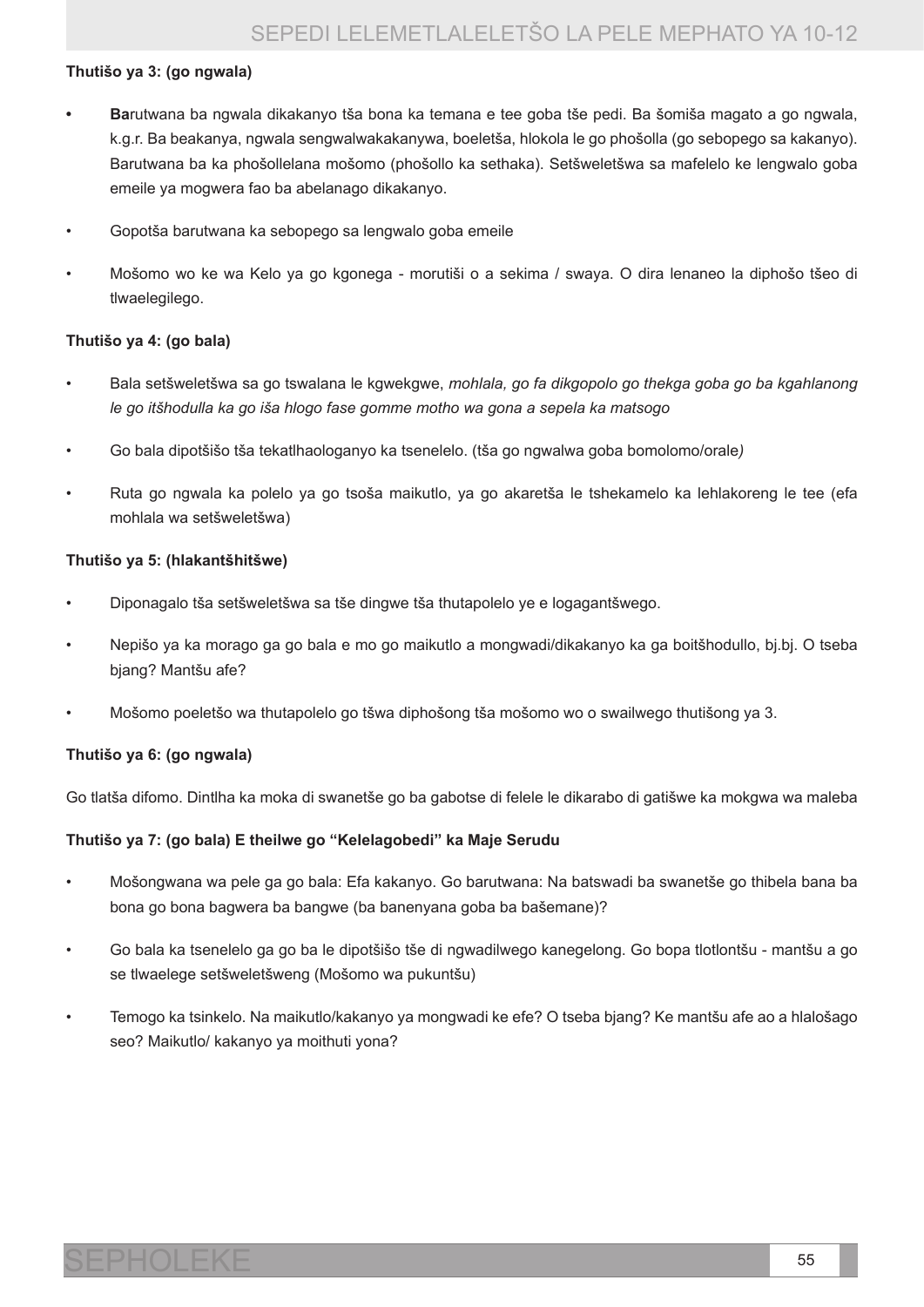**Thutišo ya 3: (go ngwala)**

- **Ba**rutwana ba ngwala dikakanyo tša bona ka temana e tee goba tše pedi. Ba šomiša magato a go ngwala, k.g.r. Ba beakanya, ngwala sengwalwakakanywa, boeletša, hlokola le go phošolla (go sebopego sa kakanyo). Barutwana ba ka phošollelana mošomo (phošollo ka sethaka). Setšweletšwa sa mafelelo ke lengwalo goba emeile ya mogwera fao ba abelanago dikakanyo.
- Gopotša barutwana ka sebopego sa lengwalo goba emeile
- Mošomo wo ke wa Kelo ya go kgonega - morutiši o a sekima / swaya. O dira lenaneo la diphošo tšeo di tlwaelegilego.

**Thutišo ya 4: (go bala)**

- Bala setšweletšwa sa go tswalana le kgwekgwe, *mohlala, go fa dikgopolo go thekga goba go ba kgahlanong le go itšhodulla ka go iša hlogo fase gomme motho wa gona a sepela ka matsogo*
- Go bala dipotšišo tša tekatlhaologanyo ka tsenelelo. (tša go ngwalwa goba bomolomo/orale*)*
- Ruta go ngwala ka polelo ya go tsoša maikutlo, ya go akaretša le tshekamelo ka lehlakoreng le tee (efa mohlala wa setšweletšwa)

**Thutišo ya 5: (hlakantšhitšwe)**

- Diponagalo tša setšweletšwa sa tše dingwe tša thutapolelo ye e logagantšwego.
- Nepišo ya ka morago ga go bala e mo go maikutlo a mongwadi/dikakanyo ka ga boitšhodullo, bj.bj. O tseba bjang? Mantšu afe?
- Mošomo poeletšo wa thutapolelo go tšwa diphošong tša mošomo wo o swailwego thutišong ya 3.

**Thutišo ya 6: (go ngwala)**

Go tlatša difomo. Dintlha ka moka di swanetše go ba gabotse di felele le dikarabo di gatišwe ka mokgwa wa maleba

**Thutišo ya 7: (go bala) E theilwe go "Kelelagobedi" ka Maje Serudu**

- Mošongwana wa pele ga go bala: Efa kakanyo. Go barutwana: Na batswadi ba swanetše go thibela bana ba bona go bona bagwera ba bangwe (ba banenyana goba ba bašemane)?
- Go bala ka tsenelelo ga go ba le dipotšišo tše di ngwadilwego kanegelong. Go bopa tlotlontšu - mantšu a go se tlwaelege setšweletšweng (Mošomo wa pukuntšu)
- Temogo ka tsinkelo. Na maikutlo/kakanyo ya mongwadi ke efe? O tseba bjang? Ke mantšu afe ao a hlalošago seo? Maikutlo/ kakanyo ya moithuti yona?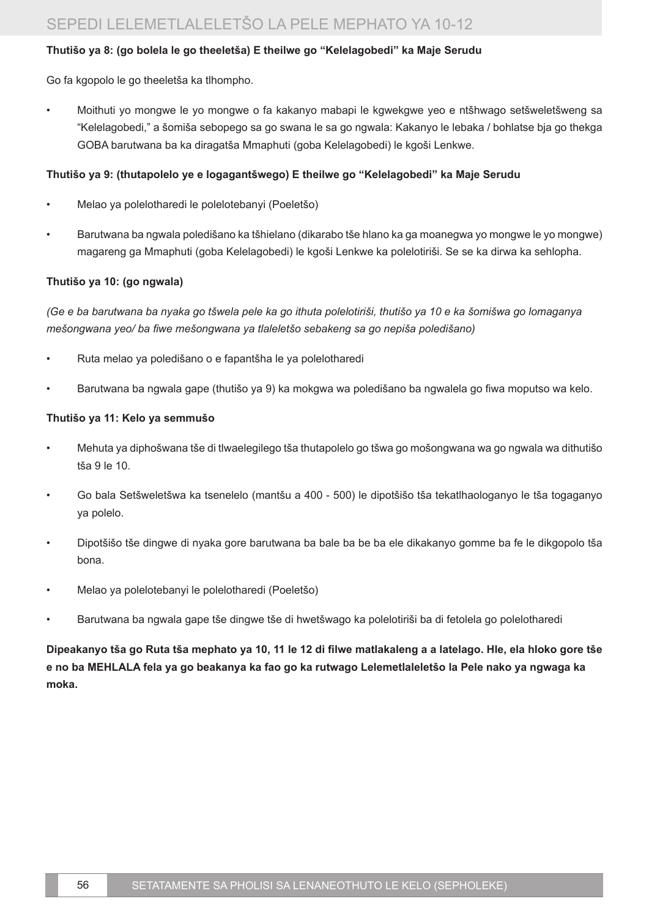**Thutišo ya 8: (go bolela le go theeletša) E theilwe go "Kelelagobedi" ka Maje Serudu**

Go fa kgopolo le go theeletša ka tlhompho.

- Moithuti yo mongwe le yo mongwe o fa kakanyo mabapi le kgwekgwe yeo e ntšhwago setšweletšweng sa "Kelelagobedi," a šomiša sebopego sa go swana le sa go ngwala: Kakanyo le lebaka / bohlatse bja go thekga GOBA barutwana ba ka diragatša Mmaphuti (goba Kelelagobedi) le kgoši Lenkwe.

**Thutišo ya 9: (thutapolelo ye e logagantšwego) E theilwe go "Kelelagobedi" ka Maje Serudu**

- Melao ya polelotharedi le polelotebanyi (Poeletšo)
- Barutwana ba ngwala poledišano ka tšhielano (dikarabo tše hlano ka ga moanegwa yo mongwe le yo mongwe) magareng ga Mmaphuti (goba Kelelagobedi) le kgoši Lenkwe ka polelotiriši. Se se ka dirwa ka sehlopha.

**Thutišo ya 10: (go ngwala)**

*(Ge e ba barutwana ba nyaka go tšwela pele ka go ithuta polelotiriši, thutišo ya 10 e ka šomišwa go lomaganya mešongwana yeo/ ba fiwe mešongwana ya tlaleletšo sebakeng sa go nepiša poledišano)*

- Ruta melao ya poledišano o e fapantšha le ya polelotharedi
- Barutwana ba ngwala gape (thutišo ya 9) ka mokgwa wa poledišano ba ngwalela go fiwa moputso wa kelo.

**Thutišo ya 11: Kelo ya semmušo**

- Mehuta ya diphošwana tše di tlwaelegilego tša thutapolelo go tšwa go mošongwana wa go ngwala wa dithutišo tša 9 le 10.
- Go bala Setšweletšwa ka tsenelelo (mantšu a 400 - 500) le dipotšišo tša tekatlhaologanyo le tša togaganyo ya polelo.
- Dipotšišo tše dingwe di nyaka gore barutwana ba bale ba be ba ele dikakanyo gomme ba fe le dikgopolo tša bona.
- Melao ya polelotebanyi le polelotharedi (Poeletšo)
- Barutwana ba ngwala gape tše dingwe tše di hwetšwago ka polelotiriši ba di fetolela go polelotharedi

**Dipeakanyo tša go Ruta tša mephato ya 10, 11 le 12 di filwe matlakaleng a a latelago. Hle, ela hloko gore tše e no ba MEHLALA fela ya go beakanya ka fao go ka rutwago Lelemetlaleletšo la Pele nako ya ngwaga ka moka.**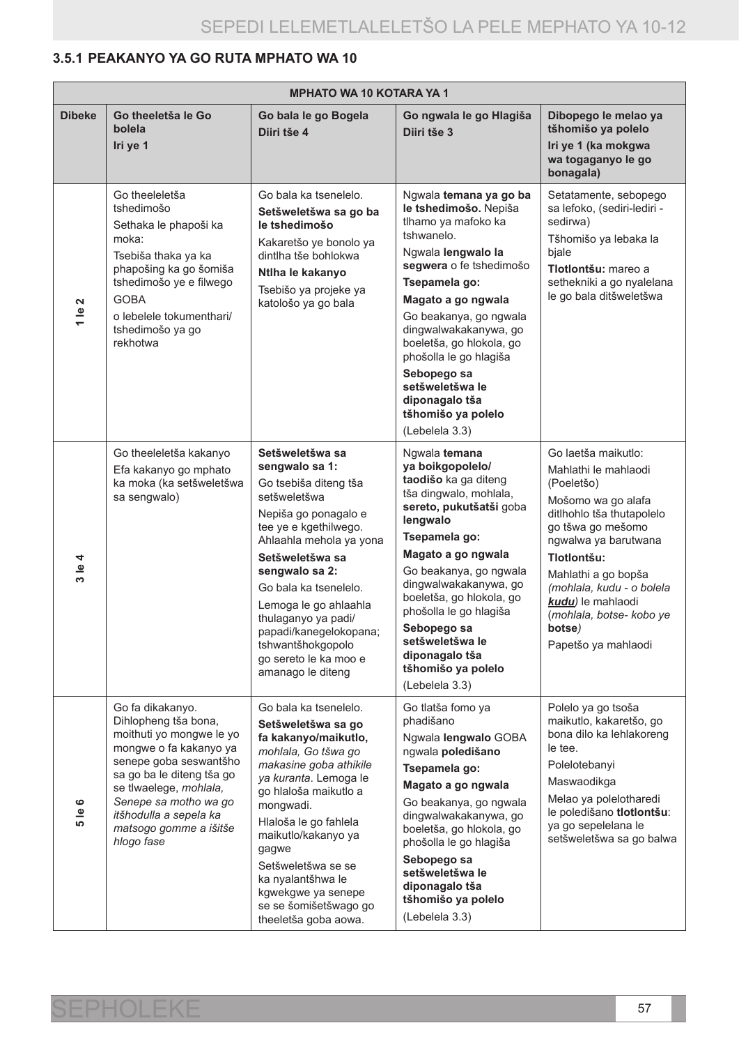### 3.5.1 PEAKANYO YA GO RUTA MPHATO WA 10

| MPHATO WA 10 KOTARA YA 1 | | | | |
|---|---|---|---|---|
| **Dibeke** | **Go theeletša le Go bolela**<br>**Iri ye 1** | **Go bala le go Bogela**<br>**Diiri tše 4** | **Go ngwala le go Hlagiša**<br>**Diiri tše 3** | **Dibopego le melao ya tšhomišo ya polelo**<br>**Iri ye 1 (ka mokgwa wa togaganyo le go bonagala)** |
| **1 le 2** | Go theeleletša tshedimošo<br>Sethaka le phapoši ka moka:<br>Tsebiša thaka ya ka phapošing ka go šomiša tshedimošo ye e filwego<br>GOBA<br>o lebelele tokumenthari/ tshedimošo ya go rekhotwa | Go bala ka tsenelelo.<br>**Setšweletšwa sa go ba le tshedimošo**<br>Kakaretšo ye bonolo ya dintlha tše bohlokwa<br>**Ntlha le kakanyo**<br>Tsebišo ya projeke ya katološo ya go bala | Ngwala **temana ya go ba le tshedimošo.** Nepiša tlhamo ya mafoko ka tshwanelo.<br>Ngwala **lengwalo la segwera** o fe tshedimošo<br>**Tsepamela go:**<br>**Magato a go ngwala**<br>Go beakanya, go ngwala dingwalwakakanywa, go boeletša, go hlokola, go phošolla le go hlagiša<br>**Sebopego sa setšweletšwa le diponagalo tša tšhomišo ya polelo**<br>(Lebelela 3.3) | Setatamente, sebopego sa lefoko, (sediri-lediri - sedirwa)<br>Tšhomišo ya lebaka la bjale<br>**Tlotlontšu:** mareo a sethekniki a go nyalelana le go bala ditšweletšwa |
| **3 le 4** | Go theeleletša kakanyo<br>Efa kakanyo go mphato ka moka (ka setšweletšwa sa sengwalo) | **Setšweletšwa sa sengwalo sa 1:**<br>Go tsebiša diteng tša setšweletšwa<br>Nepiša go ponagalo e tee ye e kgethilwego. Ahlaahla mehola ya yona<br>**Setšweletšwa sa sengwalo sa 2:**<br>Go bala ka tsenelelo.<br>Lemoga le go ahlaahla thulaganyo ya padi/ papadi/kanegelokopana; tshwantšhokgopolo go sereto le ka moo e amanago le diteng | Ngwala **temana ya boikgopolelo/ taodišo** ka ga diteng tša dingwalo, mohlala, **sereto, pukutšatši** goba **lengwalo**<br>**Tsepamela go:**<br>**Magato a go ngwala**<br>Go beakanya, go ngwala dingwalwakakanywa, go boeletša, go hlokola, go phošolla le go hlagiša<br>**Sebopego sa setšweletšwa le diponagalo tša tšhomišo ya polelo**<br>(Lebelela 3.3) | Go laetša maikutlo:<br>Mahlathi le mahlaodi (Poeletšo)<br>Mošomo wa go alafa ditlhohlo tša thutapolelo go tšwa go mešomo ngwalwa ya barutwana<br>**Tlotlontšu:**<br>Mahlathi a go bopša *(mohlala, kudu - o bolela **kudu**)* le mahlaodi (*mohlala, botse- kobo ye* **botse***)*<br>Papetšo ya mahlaodi |
| **5 le 6** | Go fa dikakanyo. Dihlopheng tša bona, moithuti yo mongwe le yo mongwe o fa kakanyo ya senepe goba seswantšho sa go ba le diteng tša go se tlwaelege, *mohlala, Senepe sa motho wa go itšhodulla a sepela ka matsogo gomme a išitše hlogo fase* | Go bala ka tsenelelo.<br>**Setšweletšwa sa go fa kakanyo/maikutlo,** *mohlala, Go tšwa go makasine goba athikile ya kuranta*. Lemoga le go hlaloša maikutlo a mongwadi.<br>Hlaloša le go fahlela maikutlo/kakanyo ya gagwe<br>Setšweletšwa se se ka nyalantšhwa le kgwekgwe ya senepe se se šomišetšwago go theeletša goba aowa. | Go tlatša fomo ya phadišano<br>Ngwala **lengwalo** GOBA ngwala **poledišano**<br>**Tsepamela go:**<br>**Magato a go ngwala**<br>Go beakanya, go ngwala dingwalwakakanywa, go boeletša, go hlokola, go phošolla le go hlagiša<br>**Sebopego sa setšweletšwa le diponagalo tša tšhomišo ya polelo**<br>(Lebelela 3.3) | Polelo ya go tsoša maikutlo, kakaretšo, go bona dilo ka lehlakoreng le tee.<br>Polelotebanyi<br>Maswaodikga<br>Melao ya polelotharedi le poledišano **tlotlontšu**: ya go sepelelana le setšweletšwa sa go balwa |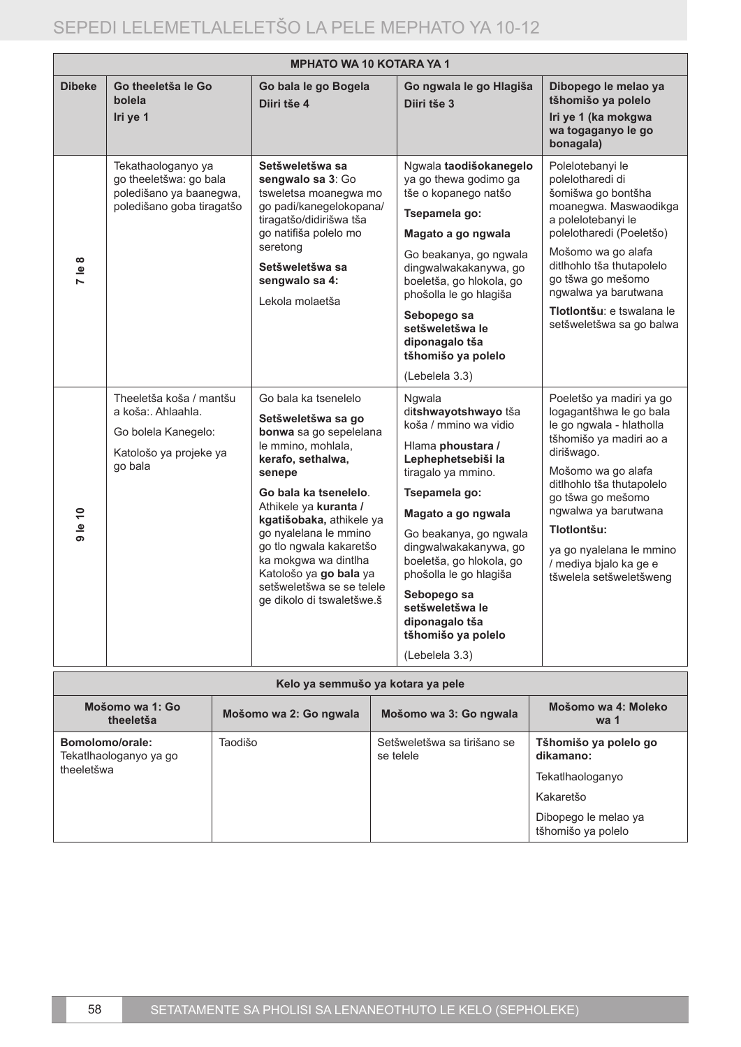| MPHATO WA 10 KOTARA YA 1 | | | | |
|---|---|---|---|---|
| **Dibeke** | **Go theeletša le Go bolela**<br>**Iri ye 1** | **Go bala le go Bogela**<br>**Diiri tše 4** | **Go ngwala le go Hlagiša**<br>**Diiri tše 3** | **Dibopego le melao ya tšhomišo ya polelo**<br>**Iri ye 1 (ka mokgwa wa togaganyo le go bonagala)** |
| **7 le 8** | Tekathaologanyo ya go theeletšwa: go bala poledišano ya baanegwa, poledišano goba tiragatšo | **Setšweletšwa sa sengwalo sa 3**: Go tsweletsa moanegwa mo go padi/kanegelokopana/ tiragatšo/didirišwa tša go natifiša polelo mo seretong<br>**Setšweletšwa sa sengwalo sa 4:**<br>Lekola molaetša | Ngwala **taodišokanegelo** ya go thewa godimo ga tše o kopanego natšo<br>**Tsepamela go:**<br>**Magato a go ngwala**<br>Go beakanya, go ngwala dingwalwakakanywa, go boeletša, go hlokola, go phošolla le go hlagiša<br>**Sebopego sa setšweletšwa le diponagalo tša tšhomišo ya polelo**<br>(Lebelela 3.3) | Polelotebanyi le polelotharedi di šomišwa go bontšha moanegwa. Maswaodikga a polelotebanyi le polelotharedi (Poeletšo)<br>Mošomo wa go alafa ditlhohlo tša thutapolelo go tšwa go mešomo ngwalwa ya barutwana<br>**Tlotlontšu**: e tswalana le setšweletšwa sa go balwa |
| **9 le 10** | Theeletša koša / mantšu a koša:. Ahlaahla.<br>Go bolela Kanegelo:<br>Katološo ya projeke ya go bala | Go bala ka tsenelelo<br>**Setšweletšwa sa go bonwa** sa go sepelelana le mmino, mohlala, **kerafo, sethalwa, senepe**<br>**Go bala ka tsenelelo**. Athikele ya **kuranta / kgatišobaka,** athikele ya go nyalelana le mmino go tlo ngwala kakaretšo ka mokgwa wa dintlha Katološo ya **go bala** ya setšweletšwa se se telele ge dikolo di tswaletšwe.š | Ngwala di**tshwayotshwayo** tša koša / mmino wa vidio<br>Hlama **phoustara / Lephephetsebiši la** tiragalo ya mmino.<br>**Tsepamela go:**<br>**Magato a go ngwala**<br>Go beakanya, go ngwala dingwalwakakanywa, go boeletša, go hlokola, go phošolla le go hlagiša<br>**Sebopego sa setšweletšwa le diponagalo tša tšhomišo ya polelo**<br>(Lebelela 3.3) | Poeletšo ya madiri ya go logagantšhwa le go bala le go ngwala - hlatholla tšhomišo ya madiri ao a dirišwago.<br>Mošomo wa go alafa ditlhohlo tša thutapolelo go tšwa go mešomo ngwalwa ya barutwana<br>**Tlotlontšu:**<br>ya go nyalelana le mmino / mediya bjalo ka ge e tšwelela setšweletšweng |

| Kelo ya semmušo ya kotara ya pele | | | |
|---|---|---|---|
| **Mošomo wa 1: Go theeletša** | **Mošomo wa 2: Go ngwala** | **Mošomo wa 3: Go ngwala** | **Mošomo wa 4: Moleko wa 1** |
| **Bomolomo/orale:**<br>Tekatlhaologanyo ya go theeletšwa | Taodišo | Setšweletšwa sa tirišano se se telele | **Tšhomišo ya polelo go dikamano:**<br>Tekatlhaologanyo<br>Kakaretšo<br>Dibopego le melao ya tšhomišo ya polelo |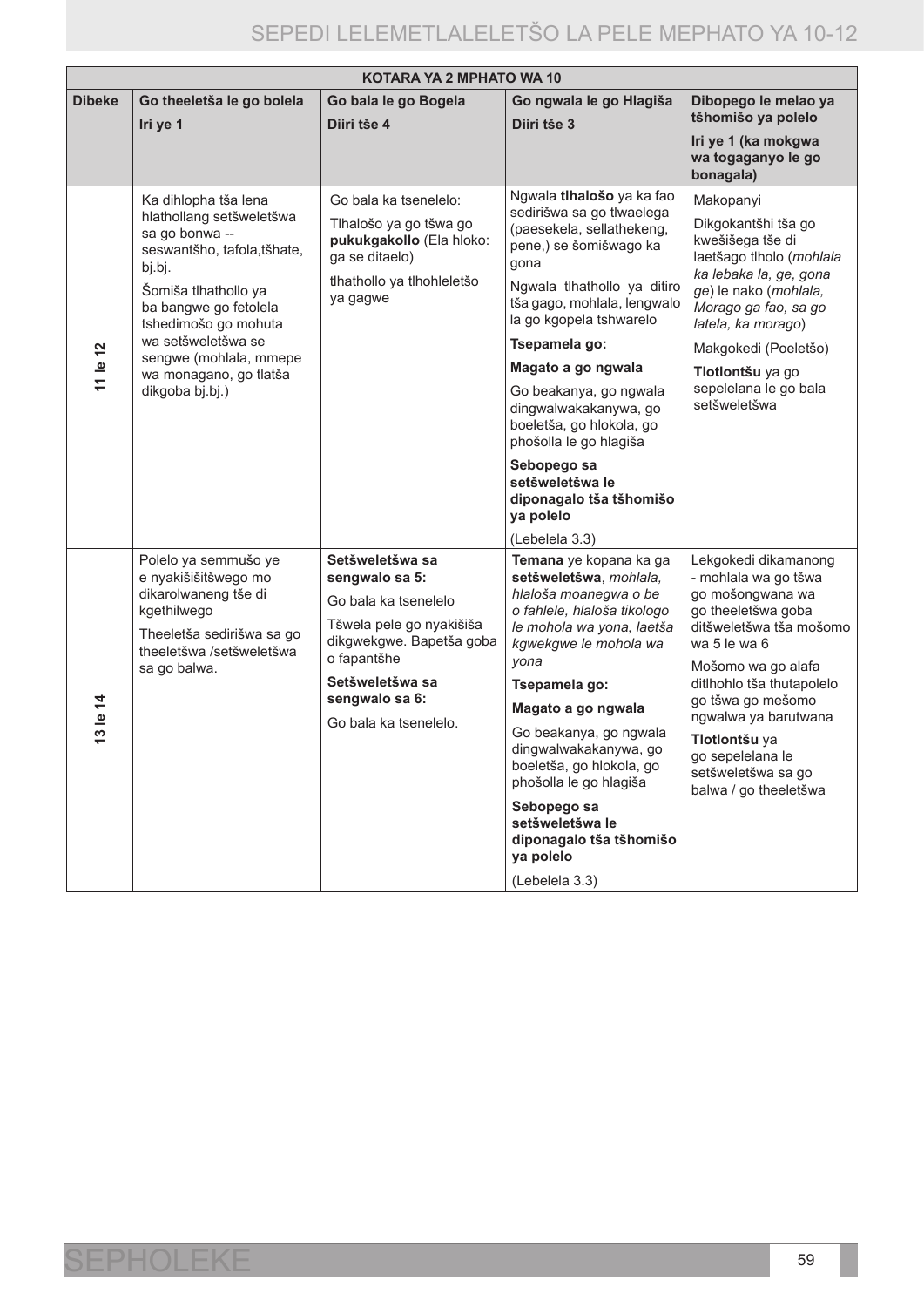| KOTARA YA 2 MPHATO WA 10 | | | | |
|---|---|---|---|---|
| **Dibeke** | **Go theeletša le go bolela**<br>**Iri ye 1** | **Go bala le go Bogela**<br>**Diiri tše 4** | **Go ngwala le go Hlagiša**<br>**Diiri tše 3** | **Dibopego le melao ya tšhomišo ya polelo**<br>**Iri ye 1 (ka mokgwa wa togaganyo le go bonagala)** |
| **11 le 12** | Ka dihlopha tša lena hlathollang setšweletšwa sa go bonwa -- seswantšho, tafola,tšhate, bj.bj.<br><br>Šomiša tlhathollo ya ba bangwe go fetolela tshedimošo go mohuta wa setšweletšwa se sengwe (mohlala, mmepe wa monagano, go tlatša dikgoba bj.bj.) | Go bala ka tsenelelo:<br><br>Tlhalošo ya go tšwa go **pukukgakollo** (Ela hloko: ga se ditaelo)<br><br>tlhathollo ya tlhohleletšo ya gagwe | Ngwala **tlhalošo** ya ka fao sedirišwa sa go tlwaelega (paesekela, sellathekeng, pene,) se šomišwago ka gona<br><br>Ngwala tlhathollo ya ditiro tša gago, mohlala, lengwalo la go kgopela tshwarelo<br><br>**Tsepamela go:**<br><br>**Magato a go ngwala**<br><br>Go beakanya, go ngwala dingwalwakakanywa, go boeletša, go hlokola, go phošolla le go hlagiša<br><br>**Sebopego sa setšweletšwa le diponagalo tša tšhomišo ya polelo**<br><br>(Lebelela 3.3) | Makopanyi<br><br>Dikgokantšhi tša go kwešišega tše di laetšago tlholo (*mohlala ka lebaka la, ge, gona ge*) le nako (*mohlala, Morago ga fao, sa go latela, ka morago*)<br><br>Makgokedi (Poeletšo)<br><br>**Tlotlontšu** ya go sepelelana le go bala setšweletšwa |
| **13 le 14** | Polelo ya semmušo ye e nyakišišitšwego mo dikarolwaneng tše di kgethilwego<br><br>Theeletša sedirišwa sa go theeletšwa /setšweletšwa sa go balwa. | **Setšweletšwa sa sengwalo sa 5:**<br><br>Go bala ka tsenelelo<br><br>Tšwela pele go nyakišiša dikgwekgwe. Bapetša goba o fapantšhe<br><br>**Setšweletšwa sa sengwalo sa 6:**<br><br>Go bala ka tsenelelo. | **Temana** ye kopana ka ga **setšweletšwa**, *mohlala, hlaloša moanegwa o be o fahlele, hlaloša tikologo le mohola wa yona, laetša kgwekgwe le mohola wa yona*<br><br>**Tsepamela go:**<br><br>**Magato a go ngwala**<br><br>Go beakanya, go ngwala dingwalwakakanywa, go boeletša, go hlokola, go phošolla le go hlagiša<br><br>**Sebopego sa setšweletšwa le diponagalo tša tšhomišo ya polelo**<br><br>(Lebelela 3.3) | Lekgokedi dikamanong - mohlala wa go tšwa go mošongwana wa go theeletšwa goba ditšweletšwa tša mošomo wa 5 le wa 6<br><br>Mošomo wa go alafa ditlhohlo tša thutapolelo go tšwa go mešomo ngwalwa ya barutwana<br><br>**Tlotlontšu** ya go sepelelana le setšweletšwa sa go balwa / go theeletšwa |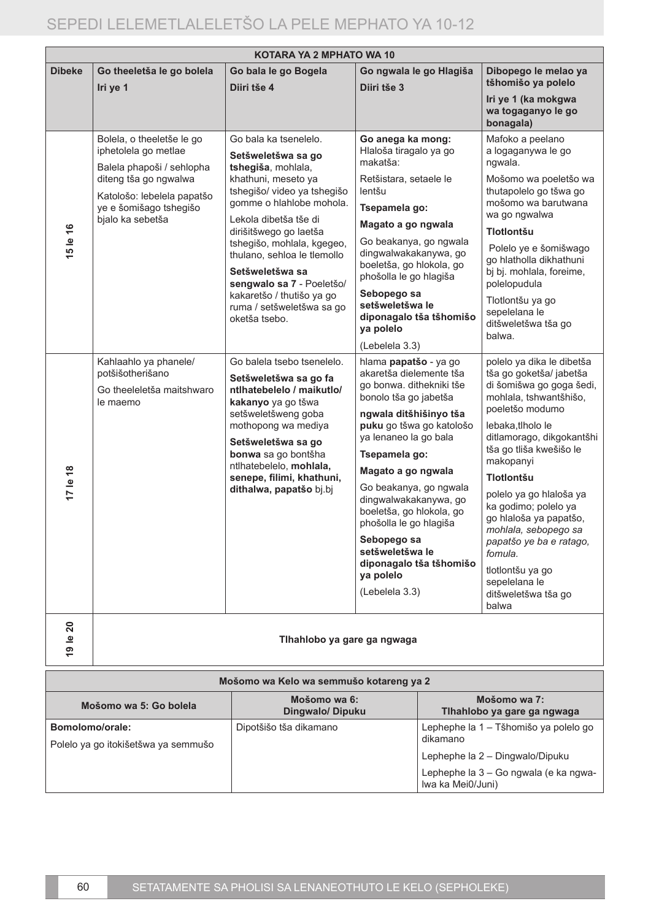| KOTARA YA 2 MPHATO WA 10 | | | | |
|---|---|---|---|---|
| **Dibeke** | **Go theeletša le go bolela**<br>**Iri ye 1** | **Go bala le go Bogela**<br>**Diiri tše 4** | **Go ngwala le go Hlagiša**<br>**Diiri tše 3** | **Dibopego le melao ya tšhomišo ya polelo**<br>**Iri ye 1 (ka mokgwa wa togaganyo le go bonagala)** |
| **15 le 16** | Bolela, o theeletše le go iphetolela go metlae<br>Balela phapoši / sehlopha diteng tša go ngwalwa<br>Katološo: lebelela papatšo ye e šomišago tshegišo bjalo ka sebetša | Go bala ka tsenelelo.<br>**Setšweletšwa sa go tshegiša**, mohlala, khathuni, meseto ya tshegišo/ video ya tshegišo gomme o hlahlobe mohola.<br>Lekola dibetša tše di dirišitšwego go laetša tshegišo, mohlala, kgegeo, thulano, sehloa le tlemollo<br>**Setšweletšwa sa sengwalo sa 7** - Poeletšo/ kakaretšo / thutišo ya go ruma / setšweletšwa sa go oketša tsebo. | **Go anega ka mong:** Hlaloša tiragalo ya go makatša:<br>Retšistara, setaele le lentšu<br>**Tsepamela go:**<br>**Magato a go ngwala**<br>Go beakanya, go ngwala dingwalwakakanywa, go boeletša, go hlokola, go phošolla le go hlagiša<br>**Sebopego sa setšweletšwa le diponagalo tša tšhomišo ya polelo**<br>(Lebelela 3.3) | Mafoko a peelano a logaganywa le go ngwala.<br>Mošomo wa poeletšo wa thutapolelo go tšwa go mošomo wa barutwana wa go ngwalwa<br>**Tlotlontšu**<br>Polelo ye e šomišwago go hlatholla dikhathuni bj bj. mohlala, foreime, polelopudula<br>Tlotlontšu ya go sepelelana le ditšweletšwa tša go balwa. |
| **17 le 18** | Kahlaahlo ya phanele/ potšišotherišano<br>Go theeleletša maitshwaro le maemo | Go balela tsebo tsenelelo.<br>**Setšweletšwa sa go fa ntlhatebelelo / maikutlo/ kakanyo** ya go tšwa setšweletšweng goba mothopong wa mediya<br>**Setšweletšwa sa go bonwa** sa go bontšha ntlhatebelelo, **mohlala, senepe, filimi, khathuni, dithalwa, papatšo** bj.bj | hlama **papatšo** - ya go akaretša dielemente tša go bonwa. dithekniki tše bonolo tša go jabetša<br>**ngwala ditšhišinyo tša puku** go tšwa go katološo ya lenaneo la go bala<br>**Tsepamela go:**<br>**Magato a go ngwala**<br>Go beakanya, go ngwala dingwalwakakanywa, go boeletša, go hlokola, go phošolla le go hlagiša<br>**Sebopego sa setšweletšwa le diponagalo tša tšhomišo ya polelo**<br>(Lebelela 3.3) | polelo ya dika le dibetša tša go goketša/ jabetša di šomišwa go goga šedi, mohlala, tshwantšhišo, poeletšo modumo<br>lebaka,tlholo le ditlamorago, dikgokantšhi tša go tliša kwešišo le makopanyi<br>**Tlotlontšu**<br>polelo ya go hlaloša ya ka godimo; polelo ya go hlaloša ya papatšo, *mohlala, sebopego sa papatšo ye ba e ratago, fomula.*<br>tlotlontšu ya go sepelelana le ditšweletšwa tša go balwa |
| **19 le 20** | **Tlhahlobo ya gare ga ngwaga** | | | |

| Mošomo wa Kelo wa semmušo kotareng ya 2 | | |
|---|---|---|
| **Mošomo wa 5: Go bolela** | **Mošomo wa 6: Dingwalo/ Dipuku** | **Mošomo wa 7: Tlhahlobo ya gare ga ngwaga** |
| **Bomolomo/orale:**<br>Polelo ya go itokišetšwa ya semmušo | Dipotšišo tša dikamano | Lephephe la 1 – Tšhomišo ya polelo go dikamano<br>Lephephe la 2 – Dingwalo/Dipuku<br>Lephephe la 3 – Go ngwala (e ka ngwalwa ka Mei0/Juni) |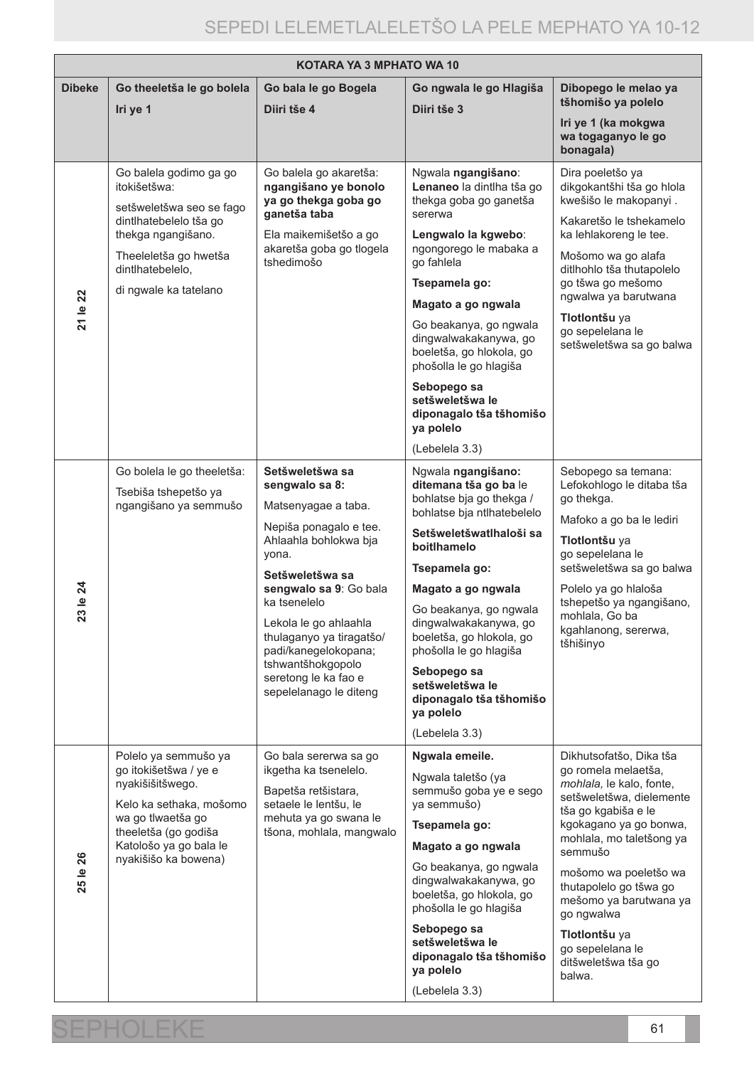| KOTARA YA 3 MPHATO WA 10 | | | | |
|---|---|---|---|---|
| **Dibeke** | **Go theeletša le go bolela**<br>**Iri ye 1** | **Go bala le go Bogela**<br>**Diiri tše 4** | **Go ngwala le go Hlagiša**<br>**Diiri tše 3** | **Dibopego le melao ya tšhomišo ya polelo**<br>**Iri ye 1 (ka mokgwa wa togaganyo le go bonagala)** |
| **21 le 22** | Go balela godimo ga go itokišetšwa:<br>setšweletšwa seo se fago dintlhatebelelo tša go thekga ngangišano.<br>Theeleletša go hwetša dintlhatebelelo,<br>di ngwale ka tatelano | Go balela go akaretša: **ngangišano ye bonolo ya go thekga goba go ganetša taba**<br>Ela maikemišetšo a go akaretša goba go tlogela tshedimošo | Ngwala **ngangišano**: **Lenaneo** la dintlha tša go thekga goba go ganetša sererwa<br>**Lengwalo la kgwebo**: ngongorego le mabaka a go fahlela<br>**Tsepamela go:**<br>**Magato a go ngwala**<br>Go beakanya, go ngwala dingwalwakakanywa, go boeletša, go hlokola, go phošolla le go hlagiša<br>**Sebopego sa setšweletšwa le diponagalo tša tšhomišo ya polelo**<br>(Lebelela 3.3) | Dira poeletšo ya dikgokantšhi tša go hlola kwešišo le makopanyi .<br>Kakaretšo le tshekamelo ka lehlakoreng le tee.<br>Mošomo wa go alafa ditlhohlo tša thutapolelo go tšwa go mešomo ngwalwa ya barutwana<br>**Tlotlontšu** ya go sepelelana le setšweletšwa sa go balwa |
| **23 le 24** | Go bolela le go theeletša:<br>Tsebiša tshepetšo ya ngangišano ya semmušo | **Setšweletšwa sa sengwalo sa 8:**<br>Matsenyagae a taba.<br>Nepiša ponagalo e tee. Ahlaahla bohlokwa bja yona.<br>**Setšweletšwa sa sengwalo sa 9**: Go bala ka tsenelelo<br>Lekola le go ahlaahla thulaganyo ya tiragatšo/ padi/kanegelokopana; tshwantšhokgopolo seretong le ka fao e sepelelanago le diteng | Ngwala **ngangišano: ditemana tša go ba** le bohlatse bja go thekga / bohlatse bja ntlhatebelelo<br>**Setšweletšwatlhaloši sa boitlhamelo**<br>**Tsepamela go:**<br>**Magato a go ngwala**<br>Go beakanya, go ngwala dingwalwakakanywa, go boeletša, go hlokola, go phošolla le go hlagiša<br>**Sebopego sa setšweletšwa le diponagalo tša tšhomišo ya polelo**<br>(Lebelela 3.3) | Sebopego sa temana: Lefokohlogo le ditaba tša go thekga.<br>Mafoko a go ba le lediri<br>**Tlotlontšu** ya go sepelelana le setšweletšwa sa go balwa<br>Polelo ya go hlaloša tshepetšo ya ngangišano, mohlala, Go ba kgahlanong, sererwa, tšhišinyo |
| **25 le 26** | Polelo ya semmušo ya go itokišetšwa / ye e nyakišišitšwego.<br>Kelo ka sethaka, mošomo wa go tlwaetša go theeletša (go godiša Katološo ya go bala le nyakišišo ka bowena) | Go bala sererwa sa go ikgetha ka tsenelelo.<br>Bapetša retšistara, setaele le lentšu, le mehuta ya go swana le tšona, mohlala, mangwalo | **Ngwala emeile.**<br>Ngwala taletšo (ya semmušo goba ye e sego ya semmušo)<br>**Tsepamela go:**<br>**Magato a go ngwala**<br>Go beakanya, go ngwala dingwalwakakanywa, go boeletša, go hlokola, go phošolla le go hlagiša<br>**Sebopego sa setšweletšwa le diponagalo tša tšhomišo ya polelo**<br>(Lebelela 3.3) | Dikhutsofatšo, Dika tša go romela melaetša, *mohlala,* le kalo, fonte, setšweletšwa, dielemente tša go kgabiša e le kgokagano ya go bonwa, mohlala, mo taletšong ya semmušo<br>mošomo wa poeletšo wa thutapolelo go tšwa go mešomo ya barutwana ya go ngwalwa<br>**Tlotlontšu** ya go sepelelana le ditšweletšwa tša go balwa. |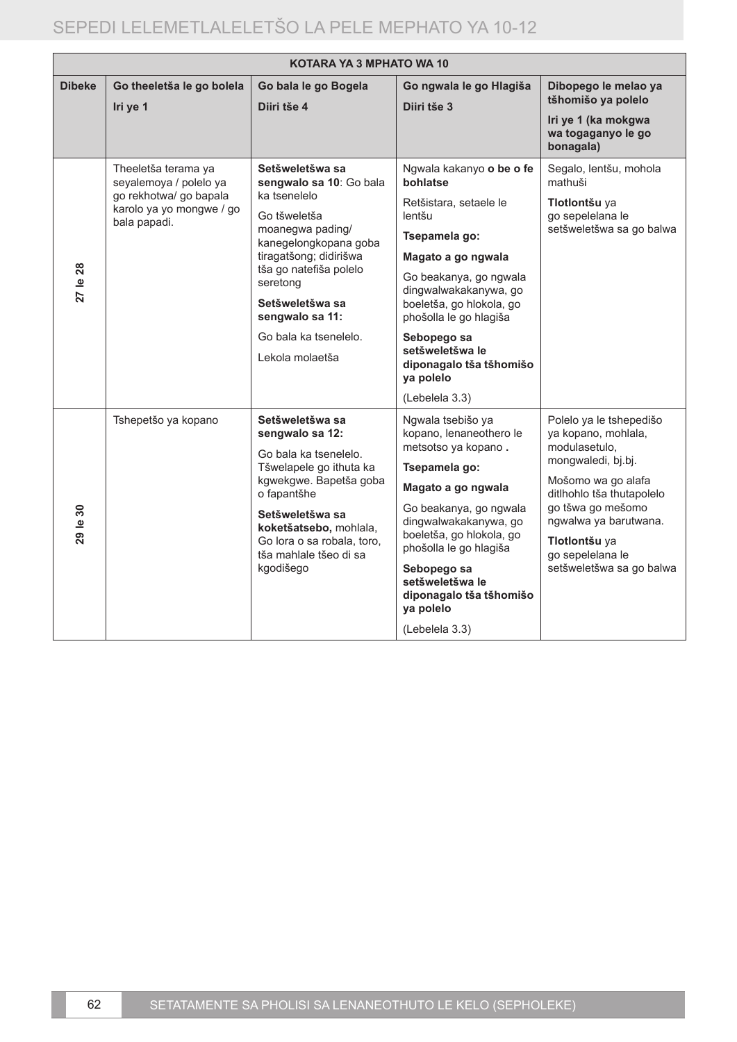| KOTARA YA 3 MPHATO WA 10 | | | | |
|---|---|---|---|---|
| **Dibeke** | **Go theeletša le go bolela** <br> **Iri ye 1** | **Go bala le go Bogela** <br> **Diiri tše 4** | **Go ngwala le go Hlagiša** <br> **Diiri tše 3** | **Dibopego le melao ya tšhomišo ya polelo** <br> **Iri ye 1 (ka mokgwa wa togaganyo le go bonagala)** |
| **27 le 28** | Theeletša terama ya seyalemoya / polelo ya go rekhotwa/ go bapala karolo ya yo mongwe / go bala papadi. | **Setšweletšwa sa sengwalo sa 10**: Go bala ka tsenelelo <br> Go tšweletša moanegwa pading/ kanegelongkopana goba tiragatšong; didirišwa tša go natefiša polelo seretong <br> **Setšweletšwa sa sengwalo sa 11:** <br> Go bala ka tsenelelo. <br> Lekola molaetša | Ngwala kakanyo **o be o fe bohlatse** <br> Retšistara, setaele le lentšu <br> **Tsepamela go:** <br> **Magato a go ngwala** <br> Go beakanya, go ngwala dingwalwakakanywa, go boeletša, go hlokola, go phošolla le go hlagiša <br> **Sebopego sa setšweletšwa le diponagalo tša tšhomišo ya polelo** <br> (Lebelela 3.3) | Segalo, lentšu, mohola mathuši <br> **Tlotlontšu** ya go sepelelana le setšweletšwa sa go balwa |
| **29 le 30** | Tshepetšo ya kopano | **Setšweletšwa sa sengwalo sa 12:** <br> Go bala ka tsenelelo. Tšwelapele go ithuta ka kgwekgwe. Bapetša goba o fapantšhe <br> **Setšweletšwa sa koketšatsebo,** mohlala, Go lora o sa robala, toro, tša mahlale tšeo di sa kgodišego | Ngwala tsebišo ya kopano, lenaneothero le metsotso ya kopano **.** <br> **Tsepamela go:** <br> **Magato a go ngwala** <br> Go beakanya, go ngwala dingwalwakakanywa, go boeletša, go hlokola, go phošolla le go hlagiša <br> **Sebopego sa setšweletšwa le diponagalo tša tšhomišo ya polelo** <br> (Lebelela 3.3) | Polelo ya le tshepedišo ya kopano, mohlala, modulasetulo, mongwaledi, bj.bj. <br> Mošomo wa go alafa ditlhohlo tša thutapolelo go tšwa go mešomo ngwalwa ya barutwana. <br> **Tlotlontšu** ya go sepelelana le setšweletšwa sa go balwa |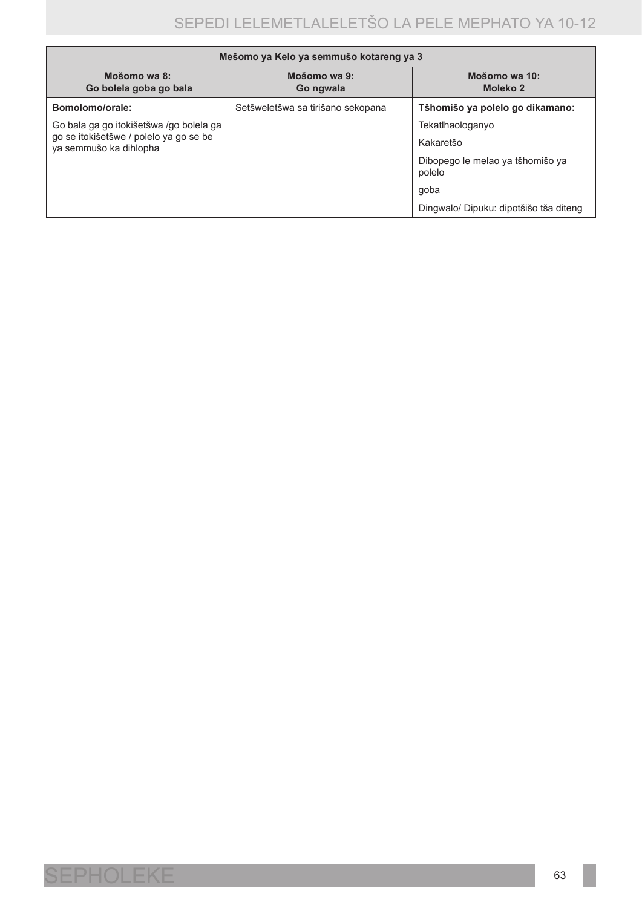| Mešomo ya Kelo ya semmušo kotareng ya 3 | | |
|---|---|---|
| **Mošomo wa 8: Go bolela goba go bala** | **Mošomo wa 9: Go ngwala** | **Mošomo wa 10: Moleko 2** |
| **Bomolomo/orale:**<br>Go bala ga go itokišetšwa /go bolela ga go se itokišetšwe / polelo ya go se be ya semmušo ka dihlopha | Setšweletšwa sa tirišano sekopana | **Tšhomišo ya polelo go dikamano:**<br>Tekatlhaologanyo<br>Kakaretšo<br>Dibopego le melao ya tšhomišo ya polelo<br>goba<br>Dingwalo/ Dipuku: dipotšišo tša diteng |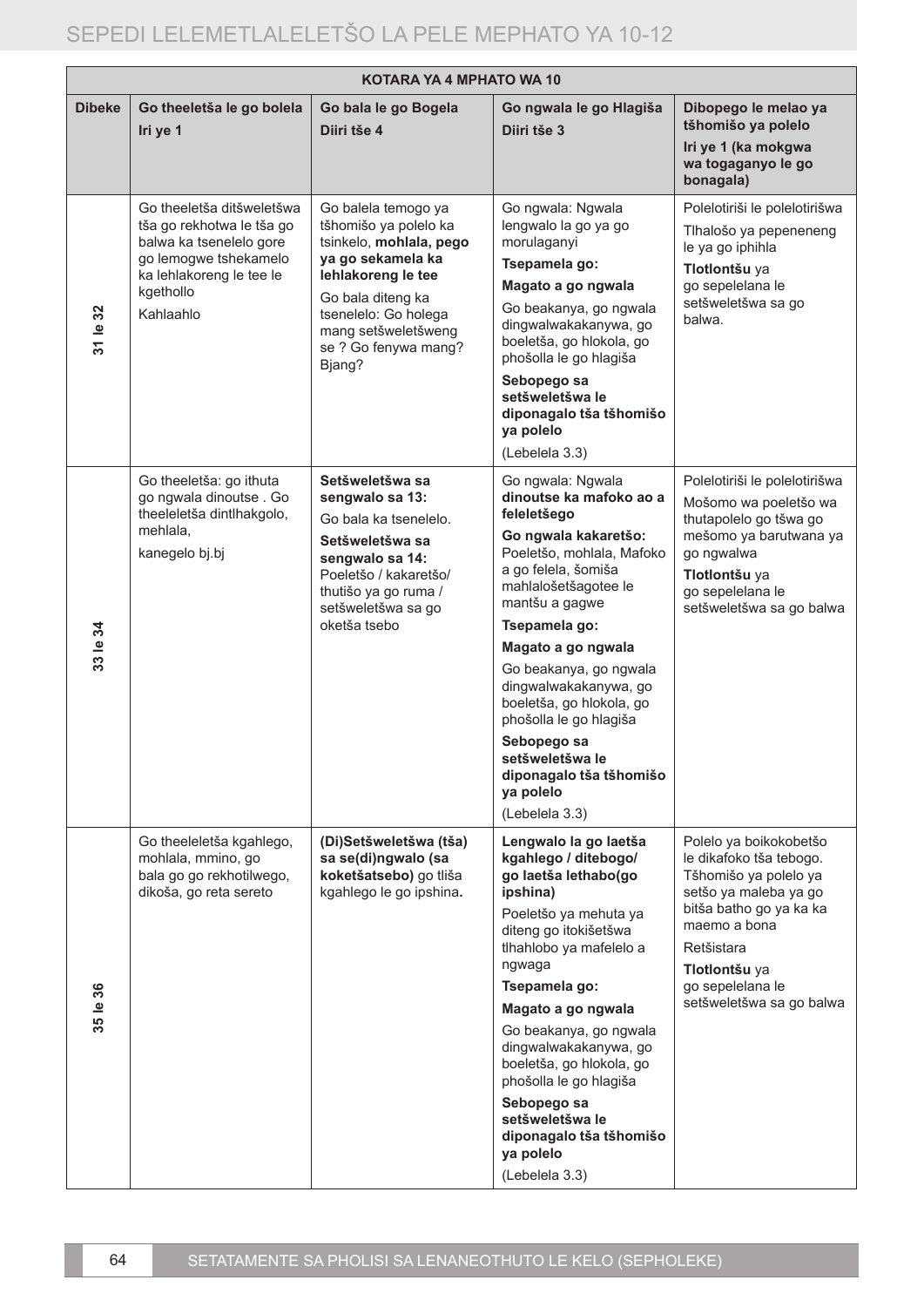| KOTARA YA 4 MPHATO WA 10 | | | | |
|---|---|---|---|---|
| **Dibeke** | **Go theeletša le go bolela**<br>**Iri ye 1** | **Go bala le go Bogela**<br>**Diiri tše 4** | **Go ngwala le go Hlagiša**<br>**Diiri tše 3** | **Dibopego le melao ya tšhomišo ya polelo**<br>**Iri ye 1 (ka mokgwa wa togaganyo le go bonagala)** |
| **31 le 32** | Go theeletša ditšweletšwa tša go rekhotwa le tša go balwa ka tsenelelo gore go lemogwe tshekamelo ka lehlakoreng le tee le kgethollo<br>Kahlaahlo | Go balela temogo ya tšhomišo ya polelo ka tsinkelo, **mohlala, pego ya go sekamela ka lehlakoreng le tee**<br>Go bala diteng ka tsenelelo: Go holega mang setšweletšweng se ? Go fenywa mang? Bjang? | Go ngwala: Ngwala lengwalo la go ya go morulaganyi<br>**Tsepamela go:**<br>**Magato a go ngwala**<br>Go beakanya, go ngwala dingwalwakakanywa, go boeletša, go hlokola, go phošolla le go hlagiša<br>**Sebopego sa setšweletšwa le diponagalo tša tšhomišo ya polelo**<br>(Lebelela 3.3) | Polelotiriši le polelotirišwa<br>Tlhalošo ya pepeneneng le ya go iphihla<br>**Tlotlontšu** ya go sepelelana le setšweletšwa sa go balwa. |
| **33 le 34** | Go theeletša: go ithuta go ngwala dinoutse . Go theeleletša dintlhakgolo, mehlala,<br>kanegelo bj.bj | **Setšweletšwa sa sengwalo sa 13:**<br>Go bala ka tsenelelo.<br>**Setšweletšwa sa sengwalo sa 14:**<br>Poeletšo / kakaretšo/ thutišo ya go ruma / setšweletšwa sa go oketša tsebo | Go ngwala: Ngwala **dinoutse ka mafoko ao a feleletšego**<br>**Go ngwala kakaretšo:** Poeletšo, mohlala, Mafoko a go felela, šomiša mahlalošetšagotee le mantšu a gagwe<br>**Tsepamela go:**<br>**Magato a go ngwala**<br>Go beakanya, go ngwala dingwalwakakanywa, go boeletša, go hlokola, go phošolla le go hlagiša<br>**Sebopego sa setšweletšwa le diponagalo tša tšhomišo ya polelo**<br>(Lebelela 3.3) | Polelotiriši le polelotirišwa<br>Mošomo wa poeletšo wa thutapolelo go tšwa go mešomo ya barutwana ya go ngwalwa<br>**Tlotlontšu** ya go sepelelana le setšweletšwa sa go balwa |
| **35 le 36** | Go theeleletša kgahlego, mohlala, mmino, go bala go go rekhotilwego, dikoša, go reta sereto | **(Di)Setšweletšwa (tša) sa se(di)ngwalo (sa koketšatsebo)** go tliša kgahlego le go ipshina**.** | **Lengwalo la go laetša kgahlego / ditebogo/ go laetša lethabo(go ipshina)**<br>Poeletšo ya mehuta ya diteng go itokišetšwa tlhahlobo ya mafelelo a ngwaga<br>**Tsepamela go:**<br>**Magato a go ngwala**<br>Go beakanya, go ngwala dingwalwakakanywa, go boeletša, go hlokola, go phošolla le go hlagiša<br>**Sebopego sa setšweletšwa le diponagalo tša tšhomišo ya polelo**<br>(Lebelela 3.3) | Polelo ya boikokobetšo le dikafoko tša tebogo.<br>Tšhomišo ya polelo ya setšo ya maleba ya go bitša batho go ya ka ka maemo a bona<br>Retšistara<br>**Tlotlontšu** ya go sepelelana le setšweletšwa sa go balwa |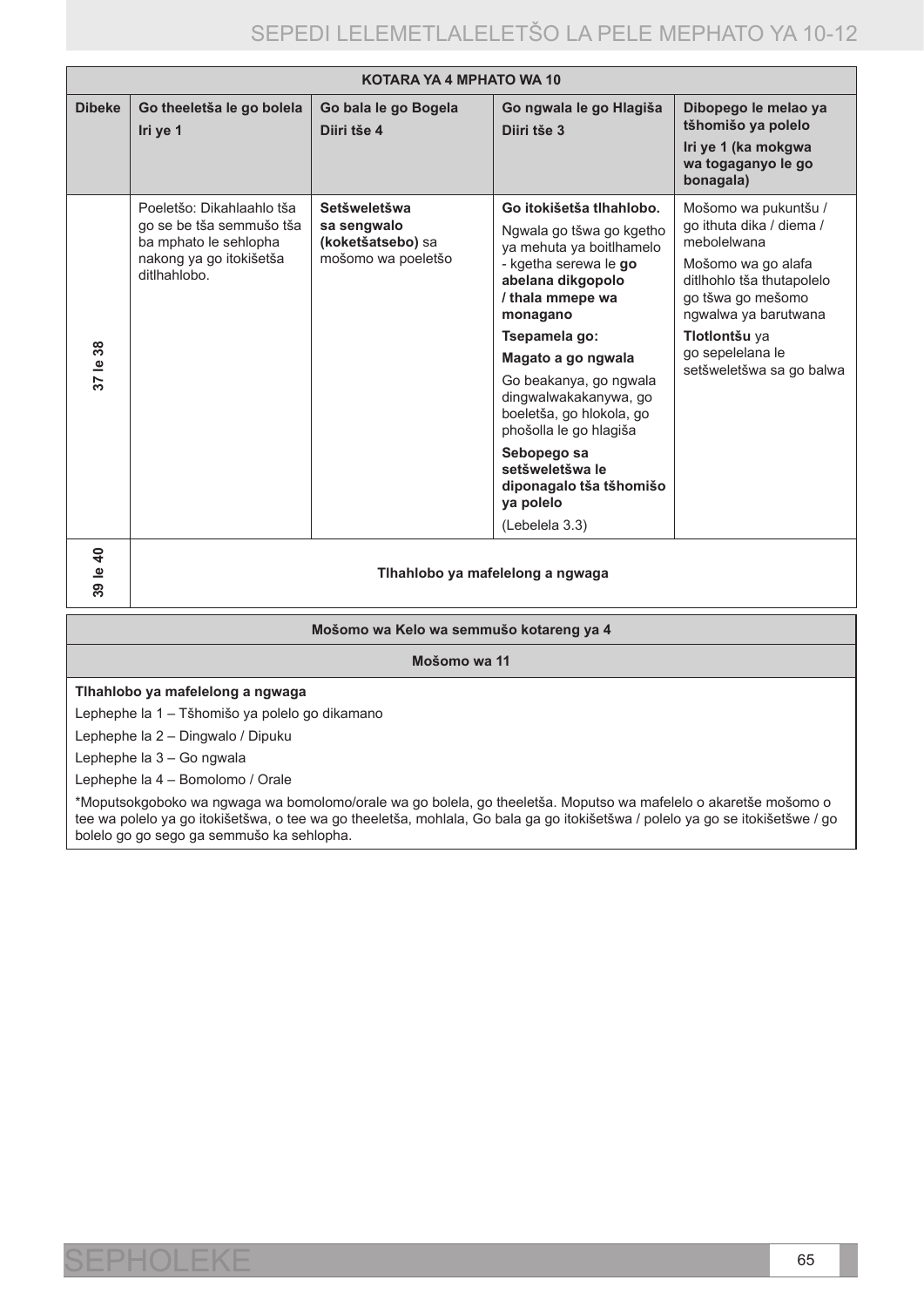| KOTARA YA 4 MPHATO WA 10 | | | | |
|---|---|---|---|---|
| **Dibeke** | **Go theeletša le go bolela**<br>**Iri ye 1** | **Go bala le go Bogela**<br>**Diiri tše 4** | **Go ngwala le go Hlagiša**<br>**Diiri tše 3** | **Dibopego le melao ya tšhomišo ya polelo**<br>**Iri ye 1 (ka mokgwa wa togaganyo le go bonagala)** |
| **37 le 38** | Poeletšo: Dikahlaahlo tša go se be tša semmušo tša ba mphato le sehlopha nakong ya go itokišetša ditlhahlobo. | **Setšweletšwa sa sengwalo (koketšatsebo)** sa mošomo wa poeletšo | **Go itokišetša tlhahlobo.**<br>Ngwala go tšwa go kgetho ya mehuta ya boitlhamelo - kgetha serewa le **go abelana dikgopolo / thala mmepe wa monagano**<br>**Tsepamela go:**<br>**Magato a go ngwala**<br>Go beakanya, go ngwala dingwalwakakanywa, go boeletša, go hlokola, go phošolla le go hlagiša<br>**Sebopego sa setšweletšwa le diponagalo tša tšhomišo ya polelo**<br>(Lebelela 3.3) | Mošomo wa pukuntšu / go ithuta dika / diema / mebolelwana<br>Mošomo wa go alafa ditlhohlo tša thutapolelo go tšwa go mešomo ngwalwa ya barutwana<br>**Tlotlontšu** ya go sepelelana le setšweletšwa sa go balwa |
| **39 le 40** | **Tlhahlobo ya mafelelong a ngwaga** | | | |

| Mošomo wa Kelo wa semmušo kotareng ya 4 |
|---|
| **Mošomo wa 11** |
| **Tlhahlobo ya mafelelong a ngwaga**<br>Lephephe la 1 – Tšhomišo ya polelo go dikamano<br>Lephephe la 2 – Dingwalo / Dipuku<br>Lephephe la 3 – Go ngwala<br>Lephephe la 4 – Bomolomo / Orale<br>*Moputsokgoboko wa ngwaga wa bomolomo/orale wa go bolela, go theeletša. Moputso wa mafelelo o akaretše mošomo o tee wa polelo ya go itokišetšwa, o tee wa go theeletša, mohlala, Go bala ga go itokišetšwa / polelo ya go se itokišetšwe / go bolelo go go sego ga semmušo ka sehlopha. |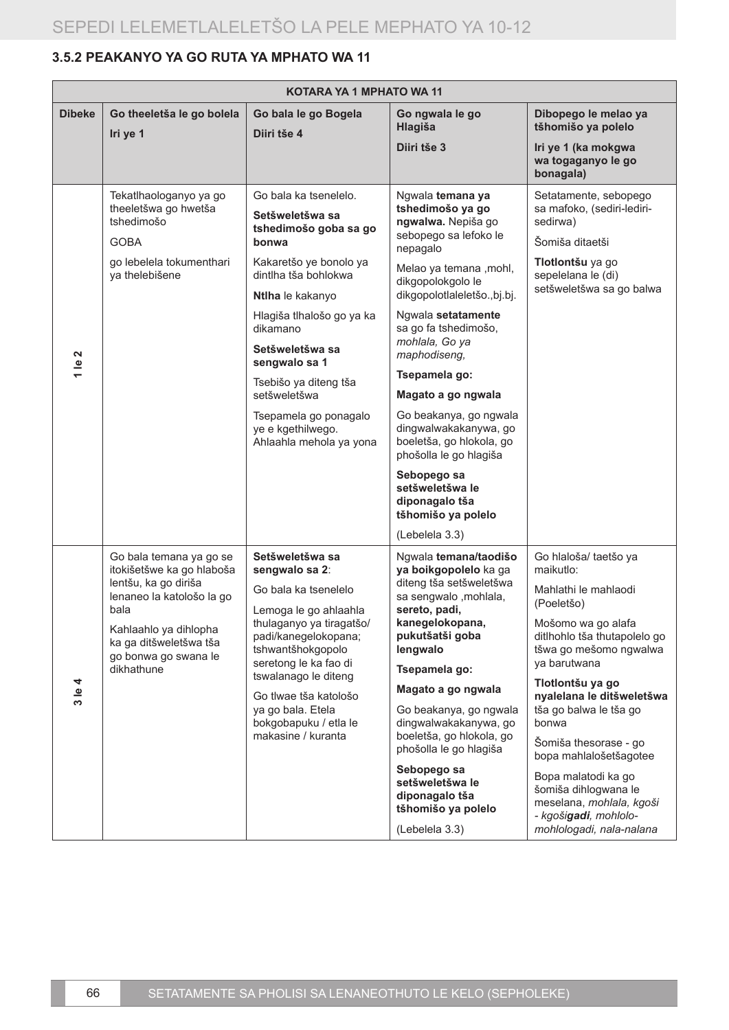### 3.5.2 PEAKANYO YA GO RUTA YA MPHATO WA 11

| KOTARA YA 1 MPHATO WA 11 | | | | |
|---|---|---|---|---|
| **Dibeke** | **Go theeletša le go bolela**<br>**Iri ye 1** | **Go bala le go Bogela**<br>**Diiri tše 4** | **Go ngwala le go Hlagiša**<br>**Diiri tše 3** | **Dibopego le melao ya tšhomišo ya polelo**<br>**Iri ye 1 (ka mokgwa wa togaganyo le go bonagala)** |
| **1 le 2** | Tekatlhaologanyo ya go theeletšwa go hwetša tshedimošo<br>GOBA<br>go lebelela tokumenthari ya thelebišene | Go bala ka tsenelelo.<br>**Setšweletšwa sa tshedimošo goba sa go bonwa**<br>Kakaretšo ye bonolo ya dintlha tša bohlokwa<br>**Ntlha** le kakanyo<br>Hlagiša tlhalošo go ya ka dikamano<br>**Setšweletšwa sa sengwalo sa 1**<br>Tsebišo ya diteng tša setšweletšwa<br>Tsepamela go ponagalo ye e kgethilwego. Ahlaahla mehola ya yona | Ngwala **temana ya tshedimošo ya go ngwalwa.** Nepiša go sebopego sa lefoko le nepagalo<br>Melao ya temana ,mohl, dikgopolokgolo le dikgopolotlaleletšo.,bj.bj.<br>Ngwala **setatamente** sa go fa tshedimošo, *mohlala, Go ya maphodiseng,*<br>**Tsepamela go:**<br>**Magato a go ngwala**<br>Go beakanya, go ngwala dingwalwakakanywa, go boeletša, go hlokola, go phošolla le go hlagiša<br>**Sebopego sa setšweletšwa le diponagalo tša tšhomišo ya polelo**<br>(Lebelela 3.3) | Setatamente, sebopego sa mafoko, (sediri-lediri-sedirwa)<br>Šomiša ditaetši<br>**Tlotlontšu** ya go sepelelana le (di) setšweletšwa sa go balwa |
| **3 le 4** | Go bala temana ya go se itokišetšwe ka go hlaboša lentšu, ka go diriša lenaneo la katološo la go bala<br>Kahlaahlo ya dihlopha ka ga ditšweletšwa tša go bonwa go swana le dikhathune | **Setšweletšwa sa sengwalo sa 2**:<br>Go bala ka tsenelelo<br>Lemoga le go ahlaahla thulaganyo ya tiragatšo/ padi/kanegelokopana; tshwantšhokgopolo seretong le ka fao di tswalanago le diteng<br>Go tlwae tša katološo ya go bala. Etela bokgobapuku / etla le makasine / kuranta | Ngwala **temana/taodišo ya boikgopolelo** ka ga diteng tša setšweletšwa sa sengwalo ,mohlala, **sereto, padi, kanegelokopana, pukutšatši goba lengwalo**<br>**Tsepamela go:**<br>**Magato a go ngwala**<br>Go beakanya, go ngwala dingwalwakakanywa, go boeletša, go hlokola, go phošolla le go hlagiša<br>**Sebopego sa setšweletšwa le diponagalo tša tšhomišo ya polelo**<br>(Lebelela 3.3) | Go hlaloša/ taetšo ya maikutlo:<br>Mahlathi le mahlaodi (Poeletšo)<br>Mošomo wa go alafa ditlhohlo tša thutapolelo go tšwa go mešomo ngwalwa ya barutwana<br>**Tlotlontšu ya go nyalelana le ditšweletšwa** tša go balwa le tša go bonwa<br>Šomiša thesorase - go bopa mahlalošetšagotee<br>Bopa malatodi ka go šomiša dihlogwana le meselana, *mohlala, kgoši - kgoši**gadi**, mohlolo-mohlologadi, nala-nalana* |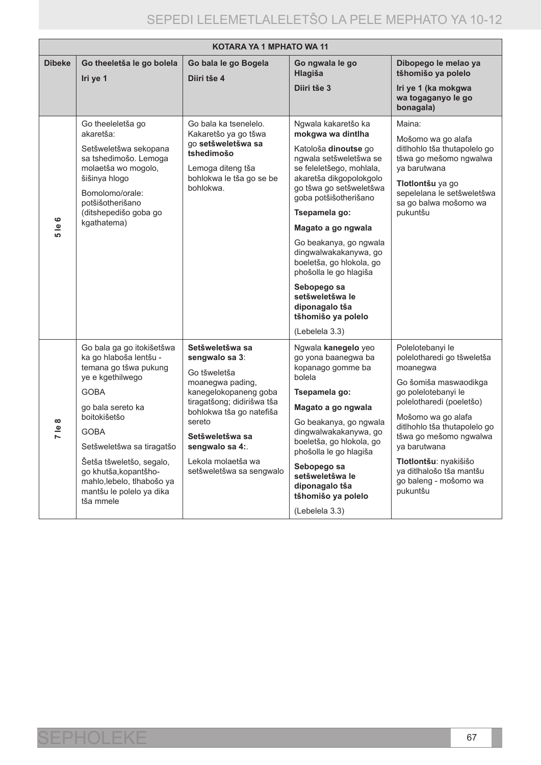| KOTARA YA 1 MPHATO WA 11 | | | | |
|---|---|---|---|---|
| **Dibeke** | **Go theeletša le go bolela**<br>**Iri ye 1** | **Go bala le go Bogela**<br>**Diiri tše 4** | **Go ngwala le go Hlagiša**<br>**Diiri tše 3** | **Dibopego le melao ya tšhomišo ya polelo**<br>**Iri ye 1 (ka mokgwa wa togaganyo le go bonagala)** |
| **5 le 6** | Go theeleletša go akaretša:<br>Setšweletšwa sekopana sa tshedimošo. Lemoga molaetša wo mogolo, šišinya hlogo<br>Bomolomo/orale: potšišotherišano (ditshepedišo goba go kgathatema) | Go bala ka tsenelelo. Kakaretšo ya go tšwa go **setšweletšwa sa tshedimošo**<br>Lemoga diteng tša bohlokwa le tša go se be bohlokwa. | Ngwala kakaretšo ka **mokgwa wa dintlha**<br>Katološa **dinoutse** go ngwala setšweletšwa se se feleletšego, mohlala, akaretša dikgopolokgolo go tšwa go setšweletšwa goba potšišotherišano<br>**Tsepamela go:**<br>**Magato a go ngwala**<br>Go beakanya, go ngwala dingwalwakakanywa, go boeletša, go hlokola, go phošolla le go hlagiša<br>**Sebopego sa setšweletšwa le diponagalo tša tšhomišo ya polelo**<br>(Lebelela 3.3) | Maina:<br>Mošomo wa go alafa ditlhohlo tša thutapolelo go tšwa go mešomo ngwalwa ya barutwana<br>**Tlotlontšu** ya go sepelelana le setšweletšwa sa go balwa mošomo wa pukuntšu |
| **7 le 8** | Go bala ga go itokišetšwa ka go hlaboša lentšu - temana go tšwa pukung ye e kgethilwego<br>GOBA<br>go bala sereto ka boitokišetšo<br>GOBA<br>Setšweletšwa sa tiragatšo<br>Šetša tšweletšo, segalo, go khutša,kopantšho-mahlo,lebelo, tlhabošo ya mantšu le polelo ya dika tša mmele | **Setšweletšwa sa sengwalo sa 3**:<br>Go tšweletša moanegwa pading, kanegelokopaneng goba tiragatšong; didirišwa tša bohlokwa tša go natefiša sereto<br>**Setšweletšwa sa sengwalo sa 4:**.<br>Lekola molaetša wa setšweletšwa sa sengwalo | Ngwala **kanegelo** yeo go yona baanegwa ba kopanago gomme ba bolela<br>**Tsepamela go:**<br>**Magato a go ngwala**<br>Go beakanya, go ngwala dingwalwakakanywa, go boeletša, go hlokola, go phošolla le go hlagiša<br>**Sebopego sa setšweletšwa le diponagalo tša tšhomišo ya polelo**<br>(Lebelela 3.3) | Polelotebanyi le polelotharedi go tšweletša moanegwa<br>Go šomiša maswaodikga go polelotebanyi le polelotharedi (poeletšo)<br>Mošomo wa go alafa ditlhohlo tša thutapolelo go tšwa go mešomo ngwalwa ya barutwana<br>**Tlotlontšu**: nyakišišo ya ditlhalošo tša mantšu go baleng - mošomo wa pukuntšu |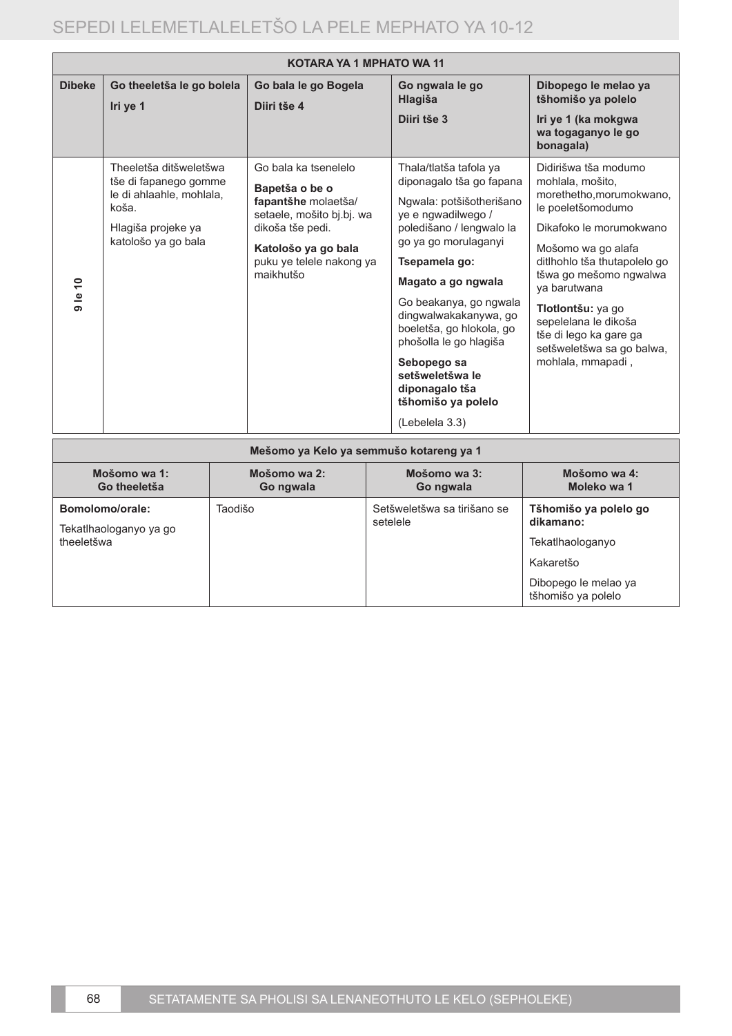| KOTARA YA 1 MPHATO WA 11 | | | | |
|---|---|---|---|---|
| **Dibeke** | **Go theeletša le go bolela**<br><br>**Iri ye 1** | **Go bala le go Bogela**<br><br>**Diiri tše 4** | **Go ngwala le go Hlagiša**<br><br>**Diiri tše 3** | **Dibopego le melao ya tšhomišo ya polelo**<br><br>**Iri ye 1 (ka mokgwa wa togaganyo le go bonagala)** |
| **9 le 10** | Theeletša ditšweletšwa tše di fapanego gomme le di ahlaahle, mohlala, koša.<br><br>Hlagiša projeke ya katološo ya go bala | Go bala ka tsenelelo<br><br>**Bapetša o be o fapantšhe** molaetša/ setaele, mošito bj.bj. wa dikoša tše pedi.<br><br>**Katološo ya go bala** puku ye telele nakong ya maikhutšo | Thala/tlatša tafola ya diponagalo tša go fapana<br><br>Ngwala: potšišotherišano ye e ngwadilwego / poledišano / lengwalo la go ya go morulaganyi<br><br>**Tsepamela go:**<br><br>**Magato a go ngwala**<br><br>Go beakanya, go ngwala dingwalwakakanywa, go boeletša, go hlokola, go phošolla le go hlagiša<br><br>**Sebopego sa setšweletšwa le diponagalo tša tšhomišo ya polelo**<br><br>(Lebelela 3.3) | Didirišwa tša modumo mohlala, mošito, morethetho,morumokwano, le poeletšomodumo<br><br>Dikafoko le morumokwano<br><br>Mošomo wa go alafa ditlhohlo tša thutapolelo go tšwa go mešomo ngwalwa ya barutwana<br><br>**Tlotlontšu:** ya go sepelelana le dikoša tše di lego ka gare ga setšweletšwa sa go balwa, mohlala, mmapadi , |

| Mešomo ya Kelo ya semmušo kotareng ya 1 | | | |
|---|---|---|---|
| **Mošomo wa 1:<br>Go theeletša** | **Mošomo wa 2:<br>Go ngwala** | **Mošomo wa 3:<br>Go ngwala** | **Mošomo wa 4:<br>Moleko wa 1** |
| **Bomolomo/orale:**<br><br>Tekatlhaologanyo ya go theeletšwa | Taodišo | Setšweletšwa sa tirišano se setelele | **Tšhomišo ya polelo go dikamano:**<br><br>Tekatlhaologanyo<br><br>Kakaretšo<br><br>Dibopego le melao ya tšhomišo ya polelo |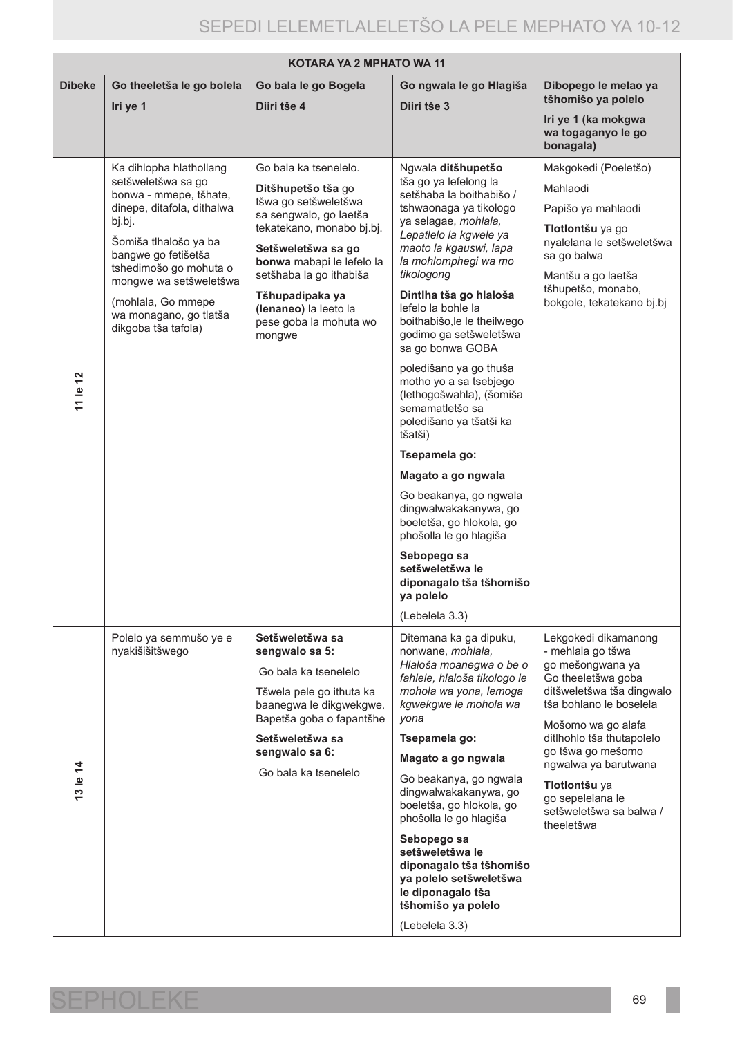| KOTARA YA 2 MPHATO WA 11 | | | | |
|---|---|---|---|---|
| **Dibeke** | **Go theeletša le go bolela**<br>**Iri ye 1** | **Go bala le go Bogela**<br>**Diiri tše 4** | **Go ngwala le go Hlagiša**<br>**Diiri tše 3** | **Dibopego le melao ya tšhomišo ya polelo**<br>**Iri ye 1 (ka mokgwa wa togaganyo le go bonagala)** |
| **11 le 12** | Ka dihlopha hlathollang setšweletšwa sa go bonwa - mmepe, tšhate, dinepe, ditafola, dithalwa bj.bj.<br><br>Šomiša tlhalošo ya ba bangwe go fetišetša tshedimošo go mohuta o mongwe wa setšweletšwa<br><br>(mohlala, Go mmepe wa monagano, go tlatša dikgoba tša tafola) | Go bala ka tsenelelo.<br><br>**Ditšhupetšo tša** go tšwa go setšweletšwa sa sengwalo, go laetša tekatekano, monabo bj.bj.<br><br>**Setšweletšwa sa go bonwa** mabapi le lefelo la setšhaba la go ithabiša<br><br>**Tšhupadipaka ya (lenaneo)** la leeto la pese goba la mohuta wo mongwe | Ngwala **ditšhupetšo** tša go ya lefelong la setšhaba la boithabišo / tshwaonaga ya tikologo ya selagae, *mohlala, Lepatlelo la kgwele ya maoto la kgauswi, lapa la mohlomphegi wa mo tikologong*<br><br>**Dintlha tša go hlaloša** lefelo la bohle la boithabišo,le le theilwego godimo ga setšweletšwa sa go bonwa GOBA<br><br>poledišano ya go thuša motho yo a sa tsebjego (lethogošwahla), (šomiša semamatletšo sa poledišano ya tšatši ka tšatši)<br><br>**Tsepamela go:**<br><br>**Magato a go ngwala**<br><br>Go beakanya, go ngwala dingwalwakakanywa, go boeletša, go hlokola, go phošolla le go hlagiša<br><br>**Sebopego sa setšweletšwa le diponagalo tša tšhomišo ya polelo**<br><br>(Lebelela 3.3) | Makgokedi (Poeletšo)<br><br>Mahlaodi<br><br>Papišo ya mahlaodi<br><br>**Tlotlontšu** ya go nyalelana le setšweletšwa sa go balwa<br><br>Mantšu a go laetša tšhupetšo, monabo, bokgole, tekatekano bj.bj |
| **13 le 14** | Polelo ya semmušo ye e nyakišišitšwego | **Setšweletšwa sa sengwalo sa 5:**<br><br>Go bala ka tsenelelo<br><br>Tšwela pele go ithuta ka baanegwa le dikgwekgwe. Bapetša goba o fapantšhe<br><br>**Setšweletšwa sa sengwalo sa 6:**<br><br>Go bala ka tsenelelo | Ditemana ka ga dipuku, nonwane, *mohlala, Hlaloša moanegwa o be o fahlele, hlaloša tikologo le mohola wa yona, lemoga kgwekgwe le mohola wa yona*<br><br>**Tsepamela go:**<br><br>**Magato a go ngwala**<br><br>Go beakanya, go ngwala dingwalwakakanywa, go boeletša, go hlokola, go phošolla le go hlagiša<br><br>**Sebopego sa setšweletšwa le diponagalo tša tšhomišo ya polelo setšweletšwa le diponagalo tša tšhomišo ya polelo**<br><br>(Lebelela 3.3) | Lekgokedi dikamanong - mehlala go tšwa go mešongwana ya Go theeletšwa goba ditšweletšwa tša dingwalo tša bohlano le boselela<br><br>Mošomo wa go alafa ditlhohlo tša thutapolelo go tšwa go mešomo ngwalwa ya barutwana<br><br>**Tlotlontšu** ya go sepelelana le setšweletšwa sa balwa / theeletšwa |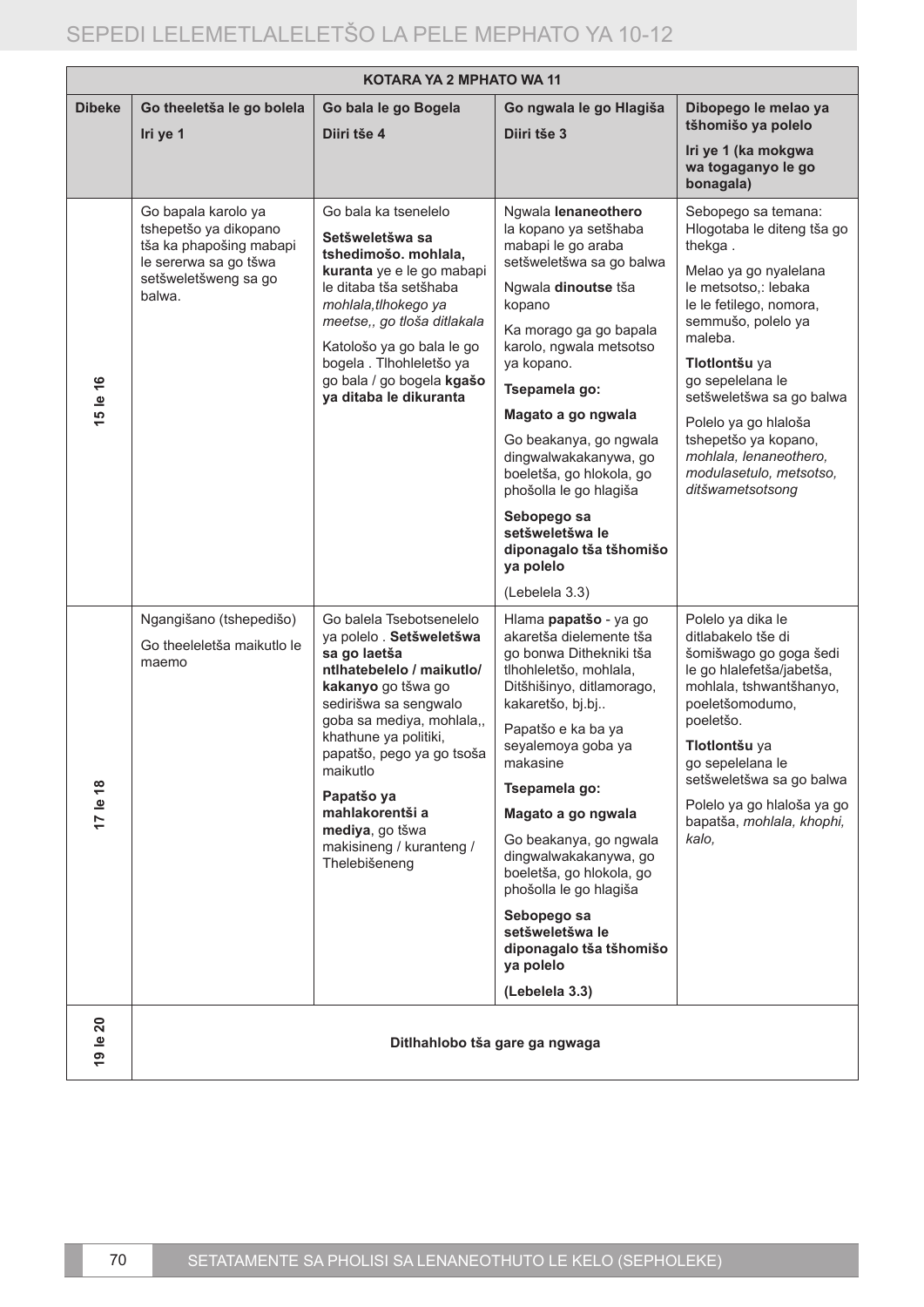| KOTARA YA 2 MPHATO WA 11 | | | | |
|---|---|---|---|---|
| **Dibeke** | **Go theeletša le go bolela**<br>**Iri ye 1** | **Go bala le go Bogela**<br>**Diiri tše 4** | **Go ngwala le go Hlagiša**<br>**Diiri tše 3** | **Dibopego le melao ya tšhomišo ya polelo**<br>**Iri ye 1 (ka mokgwa wa togaganyo le go bonagala)** |
| **15 le 16** | Go bapala karolo ya tshepetšo ya dikopano tša ka phapošing mabapi le sererwa sa go tšwa setšweletšweng sa go balwa. | Go bala ka tsenelelo<br>**Setšweletšwa sa tshedimošo. mohlala, kuranta** ye e le go mabapi le ditaba tša setšhaba *mohlala,tlhokego ya meetse,, go tloša ditlakala*<br>Katološo ya go bala le go bogela . Tlhohleletšo ya go bala / go bogela **kgašo ya ditaba le dikuranta** | Ngwala **lenaneothero** la kopano ya setšhaba mabapi le go araba setšweletšwa sa go balwa<br>Ngwala **dinoutse** tša kopano<br>Ka morago ga go bapala karolo, ngwala metsotso ya kopano.<br>**Tsepamela go:**<br>**Magato a go ngwala**<br>Go beakanya, go ngwala dingwalwakakanywa, go boeletša, go hlokola, go phošolla le go hlagiša<br>**Sebopego sa setšweletšwa le diponagalo tša tšhomišo ya polelo**<br>(Lebelela 3.3) | Sebopego sa temana: Hlogotaba le diteng tša go thekga .<br>Melao ya go nyalelana le metsotso,: lebaka le le fetilego, nomora, semmušo, polelo ya maleba.<br>**Tlotlontšu** ya go sepelelana le setšweletšwa sa go balwa<br>Polelo ya go hlaloša tshepetšo ya kopano, *mohlala, lenaneothero, modulasetulo, metsotso, ditšwametsotsong* |
| **17 le 18** | Ngangišano (tshepedišo)<br>Go theeleletša maikutlo le maemo | Go balela Tsebotsenelelo ya polelo . **Setšweletšwa sa go laetša ntlhatebelelo / maikutlo/ kakanyo** go tšwa go sedirišwa sa sengwalo goba sa mediya, mohlala,, khathune ya politiki, papatšo, pego ya go tsoša maikutlo<br>**Papatšo ya mahlakorentši a mediya**, go tšwa makisineng / kuranteng / Thelebišeneng | Hlama **papatšo** - ya go akaretša dielemente tša go bonwa Dithekniki tša tlhohleletšo, mohlala, Ditšhišinyo, ditlamorago, kakaretšo, bj.bj..<br>Papatšo e ka ba ya seyalemoya goba ya makasine<br>**Tsepamela go:**<br>**Magato a go ngwala**<br>Go beakanya, go ngwala dingwalwakakanywa, go boeletša, go hlokola, go phošolla le go hlagiša<br>**Sebopego sa setšweletšwa le diponagalo tša tšhomišo ya polelo**<br>**(Lebelela 3.3)** | Polelo ya dika le ditlabakelo tše di šomišwago go goga šedi le go hlalefetša/jabetša, mohlala, tshwantšhanyo, poeletšomodumo, poeletšo.<br>**Tlotlontšu** ya go sepelelana le setšweletšwa sa go balwa<br>Polelo ya go hlaloša ya go bapatša, *mohlala, khophi, kalo,* |
| **19 le 20** | **Ditlhahlobo tša gare ga ngwaga** | | | |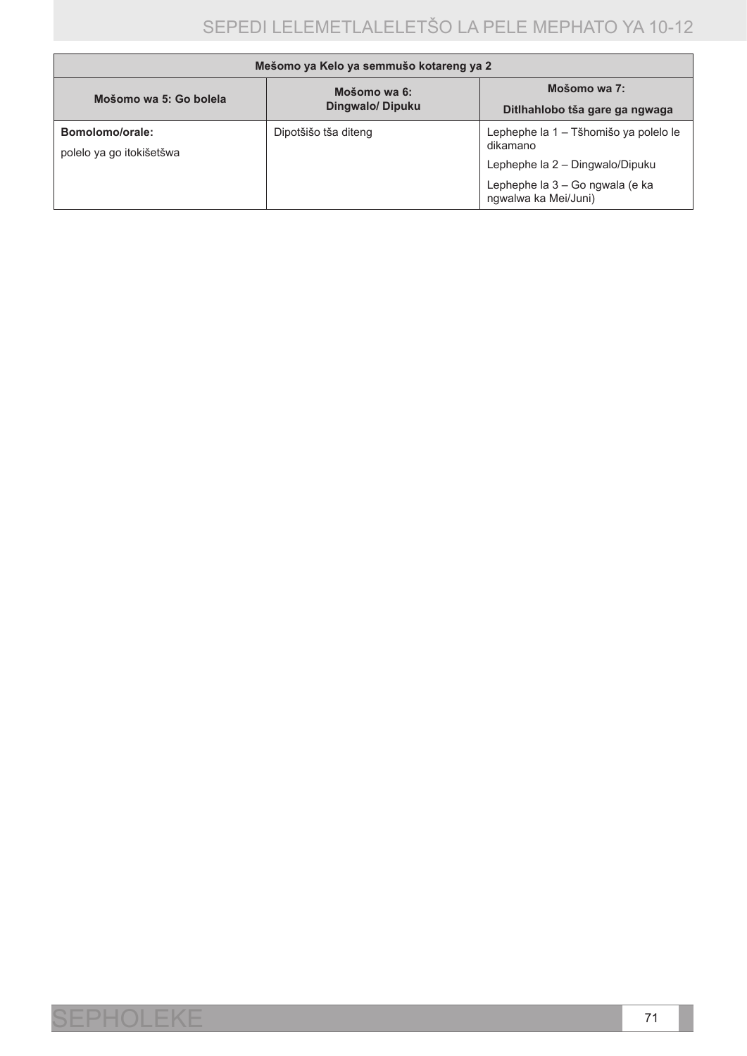| Mešomo ya Kelo ya semmušo kotareng ya 2 | | |
|---|---|---|
| **Mošomo wa 5: Go bolela** | **Mošomo wa 6: Dingwalo/ Dipuku** | **Mošomo wa 7: Ditlhahlobo tša gare ga ngwaga** |
| **Bomolomo/orale:** polelo ya go itokišetšwa | Dipotšišo tša diteng | Lephephe la 1 – Tšhomišo ya polelo le dikamano<br>Lephephe la 2 – Dingwalo/Dipuku<br>Lephephe la 3 – Go ngwala (e ka ngwalwa ka Mei/Juni) |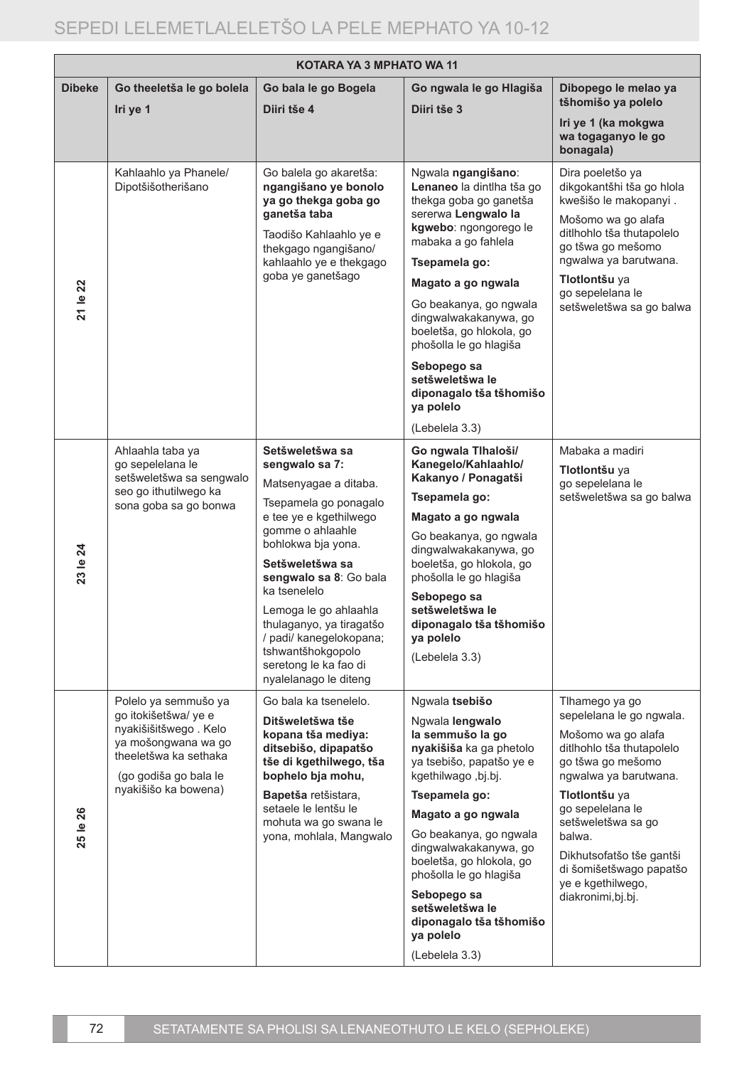| KOTARA YA 3 MPHATO WA 11 | | | | |
|---|---|---|---|---|
| **Dibeke** | **Go theeletša le go bolela**<br>**Iri ye 1** | **Go bala le go Bogela**<br>**Diiri tše 4** | **Go ngwala le go Hlagiša**<br>**Diiri tše 3** | **Dibopego le melao ya tšhomišo ya polelo**<br>**Iri ye 1 (ka mokgwa wa togaganyo le go bonagala)** |
| **21 le 22** | Kahlaahlo ya Phanele/ Dipotšišotherišano | Go balela go akaretša: **ngangišano ye bonolo ya go thekga goba go ganetša taba**<br>Taodišo Kahlaahlo ye e thekgago ngangišano/ kahlaahlo ye e thekgago goba ye ganetšago | Ngwala **ngangišano**: **Lenaneo** la dintlha tša go thekga goba go ganetša sererwa **Lengwalo la kgwebo**: ngongorego le mabaka a go fahlela<br>**Tsepamela go:**<br>**Magato a go ngwala**<br>Go beakanya, go ngwala dingwalwakakanywa, go boeletša, go hlokola, go phošolla le go hlagiša<br>**Sebopego sa setšweletšwa le diponagalo tša tšhomišo ya polelo**<br>(Lebelela 3.3) | Dira poeletšo ya dikgokantšhi tša go hlola kwešišo le makopanyi .<br>Mošomo wa go alafa ditlhohlo tša thutapolelo go tšwa go mešomo ngwalwa ya barutwana.<br>**Tlotlontšu** ya go sepelelana le setšweletšwa sa go balwa |
| **23 le 24** | Ahlaahla taba ya go sepelelana le setšweletšwa sa sengwalo seo go ithutilwego ka sona goba sa go bonwa | **Setšweletšwa sa sengwalo sa 7:**<br>Matsenyagae a ditaba.<br>Tsepamela go ponagalo e tee ye e kgethilwego gomme o ahlaahle bohlokwa bja yona.<br>**Setšweletšwa sa sengwalo sa 8**: Go bala ka tsenelelo<br>Lemoga le go ahlaahla thulaganyo, ya tiragatšo / padi/ kanegelokopana; tshwantšhokgopolo seretong le ka fao di nyalelanago le diteng | **Go ngwala Tlhaloši/ Kanegelo/Kahlaahlo/ Kakanyo / Ponagatši**<br>**Tsepamela go:**<br>**Magato a go ngwala**<br>Go beakanya, go ngwala dingwalwakakanywa, go boeletša, go hlokola, go phošolla le go hlagiša<br>**Sebopego sa setšweletšwa le diponagalo tša tšhomišo ya polelo**<br>(Lebelela 3.3) | Mabaka a madiri<br>**Tlotlontšu** ya go sepelelana le setšweletšwa sa go balwa |
| **25 le 26** | Polelo ya semmušo ya go itokišetšwa/ ye e nyakišišitšwego . Kelo ya mošongwana wa go theeletšwa ka sethaka<br>(go godiša go bala le nyakišišo ka bowena) | Go bala ka tsenelelo.<br>**Ditšweletšwa tše kopana tša mediya: ditsebišo, dipapatšo tše di kgethilwego, tša bophelo bja mohu,**<br>**Bapetša** retšistara, setaele le lentšu le mohuta wa go swana le yona, mohlala, Mangwalo | Ngwala **tsebišo**<br>Ngwala **lengwalo la semmušo la go nyakišiša** ka ga phetolo ya tsebišo, papatšo ye e kgethilwago ,bj.bj.<br>**Tsepamela go:**<br>**Magato a go ngwala**<br>Go beakanya, go ngwala dingwalwakakanywa, go boeletša, go hlokola, go phošolla le go hlagiša<br>**Sebopego sa setšweletšwa le diponagalo tša tšhomišo ya polelo**<br>(Lebelela 3.3) | Tlhamego ya go sepelelana le go ngwala.<br>Mošomo wa go alafa ditlhohlo tša thutapolelo go tšwa go mešomo ngwalwa ya barutwana.<br>**Tlotlontšu** ya go sepelelana le setšweletšwa sa go balwa.<br>Dikhutsofatšo tše gantši di šomišetšwago papatšo ye e kgethilwego, diakronimi,bj.bj. |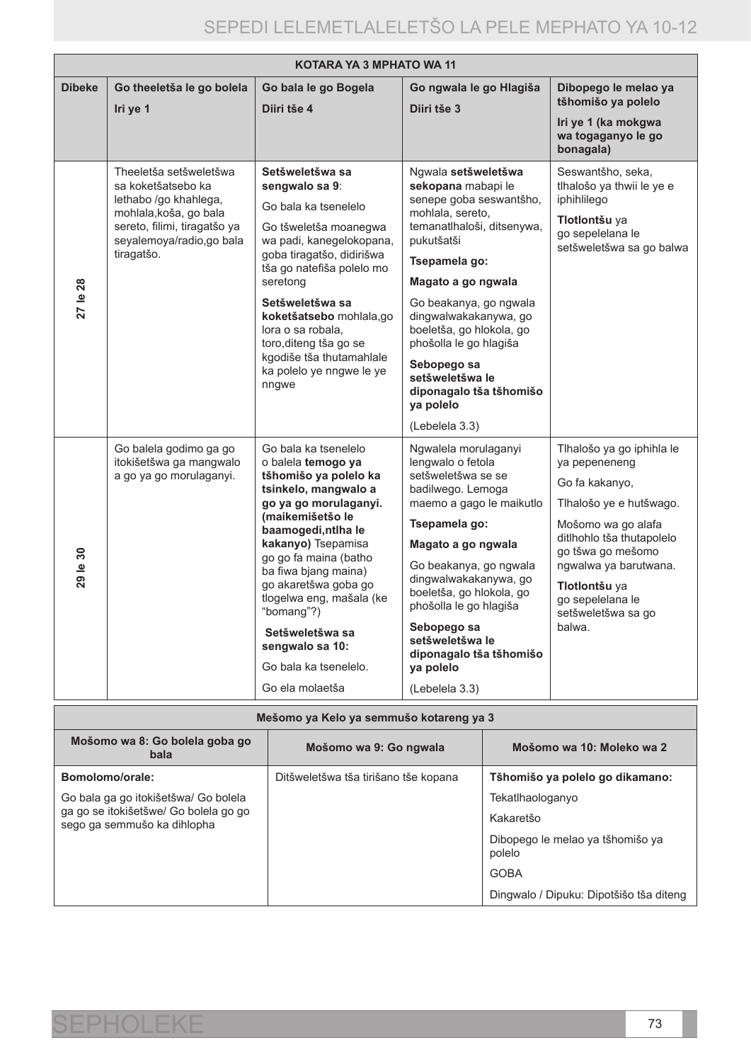| KOTARA YA 3 MPHATO WA 11 | | | | |
|---|---|---|---|---|
| **Dibeke** | **Go theeletša le go bolela**<br>**Iri ye 1** | **Go bala le go Bogela**<br>**Diiri tše 4** | **Go ngwala le go Hlagiša**<br>**Diiri tše 3** | **Dibopego le melao ya tšhomišo ya polelo**<br>**Iri ye 1 (ka mokgwa wa togaganyo le go bonagala)** |
| **27 le 28** | Theeletša setšweletšwa sa koketšatsebo ka lethabo /go khahlega, mohlala,koša, go bala sereto, filimi, tiragatšo ya seyalemoya/radio,go bala tiragatšo. | **Setšweletšwa sa sengwalo sa 9**:<br>Go bala ka tsenelelo<br>Go tšweletša moanegwa wa padi, kanegelokopana, goba tiragatšo, didirišwa tša go natefiša polelo mo seretong<br>**Setšweletšwa sa koketšatsebo** mohlala,go lora o sa robala, toro,diteng tša go se kgodiše tša thutamahlale ka polelo ye nngwe le ye nngwe | Ngwala **setšweletšwa sekopana** mabapi le senepe goba seswantšho, mohlala, sereto, temanatlhaloši, ditsenywa, pukutšatši<br>**Tsepamela go:**<br>**Magato a go ngwala**<br>Go beakanya, go ngwala dingwalwakakanywa, go boeletša, go hlokola, go phošolla le go hlagiša<br>**Sebopego sa setšweletšwa le diponagalo tša tšhomišo ya polelo**<br>(Lebelela 3.3) | Seswantšho, seka, tlhalošo ya thwii le ye e iphihlilego<br>**Tlotlontšu** ya go sepelelana le setšweletšwa sa go balwa |
| **29 le 30** | Go balela godimo ga go itokišetšwa ga mangwalo a go ya go morulaganyi. | Go bala ka tsenelelo o balela **temogo ya tšhomišo ya polelo ka tsinkelo, mangwalo a go ya go morulaganyi. (maikemišetšo le baamogedi,ntlha le kakanyo)** Tsepamisa go go fa maina (batho ba fiwa bjang maina) go akaretšwa goba go tlogelwa eng, mašala (ke "bomang"?)<br>**Setšweletšwa sa sengwalo sa 10:**<br>Go bala ka tsenelelo.<br>Go ela molaetša | Ngwalela morulaganyi lengwalo o fetola setšweletšwa se se badilwego. Lemoga maemo a gago le maikutlo<br>**Tsepamela go:**<br>**Magato a go ngwala**<br>Go beakanya, go ngwala dingwalwakakanywa, go boeletša, go hlokola, go phošolla le go hlagiša<br>**Sebopego sa setšweletšwa le diponagalo tša tšhomišo ya polelo**<br>(Lebelela 3.3) | Tlhalošo ya go iphihla le ya pepeneneng<br>Go fa kakanyo,<br>Tlhalošo ye e hutšwago.<br>Mošomo wa go alafa ditlhohlo tša thutapolelo go tšwa go mešomo ngwalwa ya barutwana.<br>**Tlotlontšu** ya go sepelelana le setšweletšwa sa go balwa. |

| Mešomo ya Kelo ya semmušo kotareng ya 3 | | |
|---|---|---|
| **Mošomo wa 8: Go bolela goba go bala** | **Mošomo wa 9: Go ngwala** | **Mošomo wa 10: Moleko wa 2** |
| **Bomolomo/orale:**<br>Go bala ga go itokišetšwa/ Go bolela ga go se itokišetšwe/ Go bolela go go sego ga semmušo ka dihlopha | Ditšweletšwa tša tirišano tše kopana | **Tšhomišo ya polelo go dikamano:**<br>Tekatlhaologanyo<br>Kakaretšo<br>Dibopego le melao ya tšhomišo ya polelo<br>GOBA<br>Dingwalo / Dipuku: Dipotšišo tša diteng |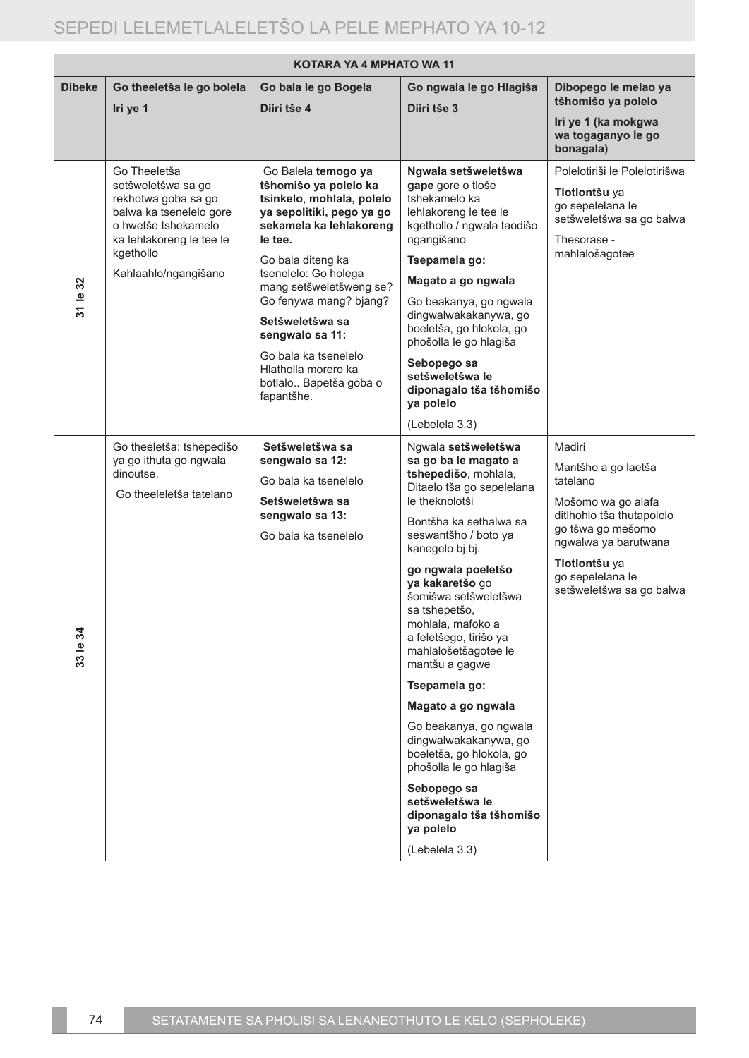| KOTARA YA 4 MPHATO WA 11 | | | | |
|---|---|---|---|---|
| **Dibeke** | **Go theeletša le go bolela**<br>**Iri ye 1** | **Go bala le go Bogela**<br>**Diiri tše 4** | **Go ngwala le go Hlagiša**<br>**Diiri tše 3** | **Dibopego le melao ya tšhomišo ya polelo**<br>**Iri ye 1 (ka mokgwa wa togaganyo le go bonagala)** |
| **31 le 32** | Go Theeletša setšweletšwa sa go rekhotwa goba sa go balwa ka tsenelelo gore o hwetše tshekamelo ka lehlakoreng le tee le kgethollo<br>Kahlaahlo/ngangišano | Go Balela **temogo ya tšhomišo ya polelo ka tsinkelo**, **mohlala, polelo ya sepolitiki, pego ya go sekamela ka lehlakoreng le tee.**<br>Go bala diteng ka tsenelelo: Go holega mang setšweletšweng se? Go fenywa mang? bjang?<br>**Setšweletšwa sa sengwalo sa 11:**<br>Go bala ka tsenelelo Hlatholla morero ka botlalo.. Bapetša goba o fapantšhe. | **Ngwala setšweletšwa gape** gore o tloše tshekamelo ka lehlakoreng le tee le kgethollo / ngwala taodišo ngangišano<br>**Tsepamela go:**<br>**Magato a go ngwala**<br>Go beakanya, go ngwala dingwalwakakanywa, go boeletša, go hlokola, go phošolla le go hlagiša<br>**Sebopego sa setšweletšwa le diponagalo tša tšhomišo ya polelo**<br>(Lebelela 3.3) | Polelotiriši le Polelotirišwa<br>**Tlotlontšu** ya go sepelelana le setšweletšwa sa go balwa<br>Thesorase - mahlalošagotee |
| **33 le 34** | Go theeletša: tshepedišo ya go ithuta go ngwala dinoutse.<br>Go theeleletša tatelano | **Setšweletšwa sa sengwalo sa 12:**<br>Go bala ka tsenelelo<br>**Setšweletšwa sa sengwalo sa 13:**<br>Go bala ka tsenelelo | Ngwala **setšweletšwa sa go ba le magato a tshepedišo**, mohlala, Ditaelo tša go sepelelana le theknolotši<br>Bontšha ka sethalwa sa seswantšho / boto ya kanegelo bj.bj.<br>**go ngwala poeletšo ya kakaretšo** go šomišwa setšweletšwa sa tshepetšo, mohlala, mafoko a a feletšego, tirišo ya mahlalošetšagotee le mantšu a gagwe<br>**Tsepamela go:**<br>**Magato a go ngwala**<br>Go beakanya, go ngwala dingwalwakakanywa, go boeletša, go hlokola, go phošolla le go hlagiša<br>**Sebopego sa setšweletšwa le diponagalo tša tšhomišo ya polelo**<br>(Lebelela 3.3) | Madiri<br>Mantšho a go laetša tatelano<br>Mošomo wa go alafa ditlhohlo tša thutapolelo go tšwa go mešomo ngwalwa ya barutwana<br>**Tlotlontšu** ya go sepelelana le setšweletšwa sa go balwa |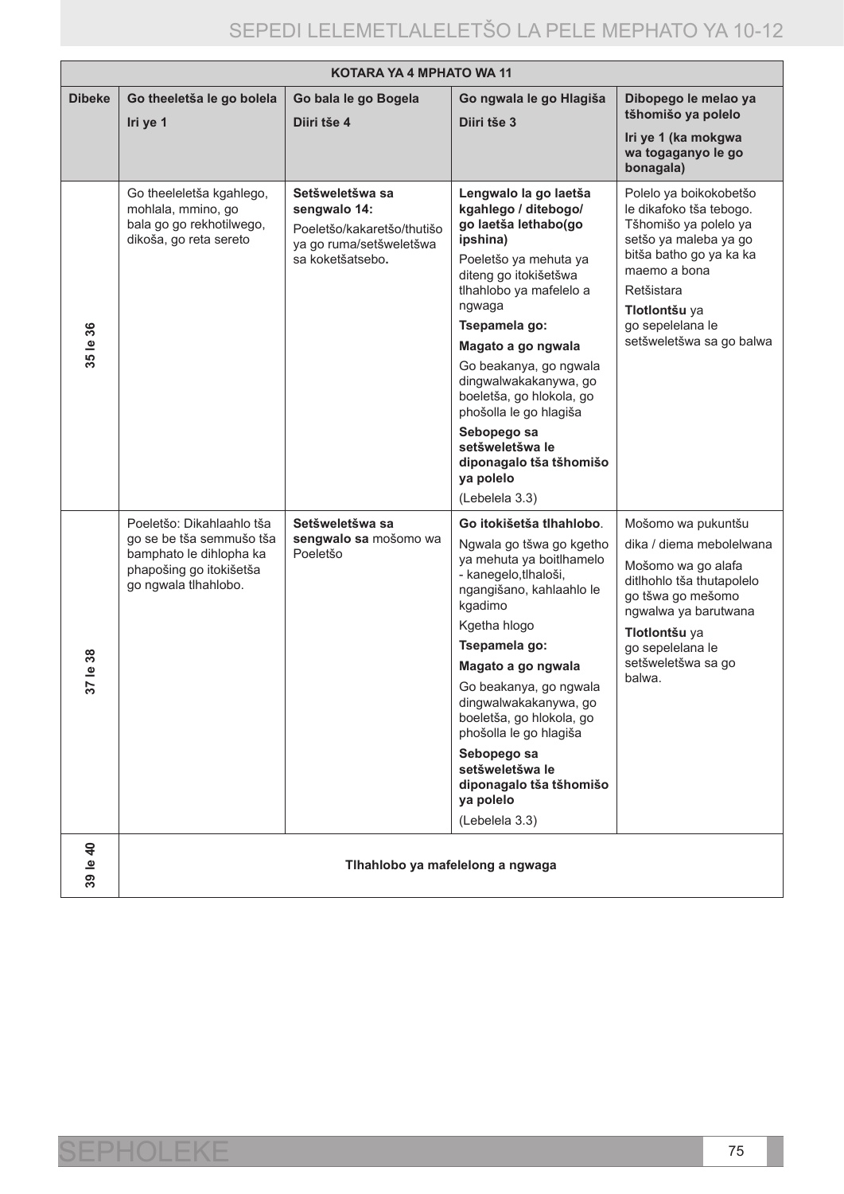| KOTARA YA 4 MPHATO WA 11 | | | | |
|---|---|---|---|---|
| **Dibeke** | **Go theeletša le go bolela**<br>**Iri ye 1** | **Go bala le go Bogela**<br>**Diiri tše 4** | **Go ngwala le go Hlagiša**<br>**Diiri tše 3** | **Dibopego le melao ya tšhomišo ya polelo**<br>**Iri ye 1 (ka mokgwa wa togaganyo le go bonagala)** |
| **35 le 36** | Go theeleletša kgahlego, mohlala, mmino, go bala go go rekhotilwego, dikoša, go reta sereto | **Setšweletšwa sa sengwalo 14:**<br>Poeletšo/kakaretšo/thutišo ya go ruma/setšweletšwa sa koketšatsebo**.** | **Lengwalo la go laetša kgahlego / ditebogo/ go laetša lethabo(go ipshina)**<br>Poeletšo ya mehuta ya diteng go itokišetšwa tlhahlobo ya mafelelo a ngwaga<br>**Tsepamela go:**<br>**Magato a go ngwala**<br>Go beakanya, go ngwala dingwalwakakanywa, go boeletša, go hlokola, go phošolla le go hlagiša<br>**Sebopego sa setšweletšwa le diponagalo tša tšhomišo ya polelo**<br>(Lebelela 3.3) | Polelo ya boikokobetšo le dikafoko tša tebogo. Tšhomišo ya polelo ya setšo ya maleba ya go bitša batho go ya ka ka maemo a bona<br>Retšistara<br>**Tlotlontšu** ya go sepelelana le setšweletšwa sa go balwa |
| **37 le 38** | Poeletšo: Dikahlaahlo tša go se be tša semmušo tša bamphato le dihlopha ka phapošing go itokišetša go ngwala tlhahlobo. | **Setšweletšwa sa sengwalo sa** mošomo wa Poeletšo | **Go itokišetša tlhahlobo**.<br>Ngwala go tšwa go kgetho ya mehuta ya boitlhamelo - kanegelo,tlhaloši, ngangišano, kahlaahlo le kgadimo<br>Kgetha hlogo<br>**Tsepamela go:**<br>**Magato a go ngwala**<br>Go beakanya, go ngwala dingwalwakakanywa, go boeletša, go hlokola, go phošolla le go hlagiša<br>**Sebopego sa setšweletšwa le diponagalo tša tšhomišo ya polelo**<br>(Lebelela 3.3) | Mošomo wa pukuntšu<br>dika / diema mebolelwana<br>Mošomo wa go alafa ditlhohlo tša thutapolelo go tšwa go mešomo ngwalwa ya barutwana<br>**Tlotlontšu** ya go sepelelana le setšweletšwa sa go balwa. |
| **39 le 40** | **Tlhahlobo ya mafelelong a ngwaga** | | | |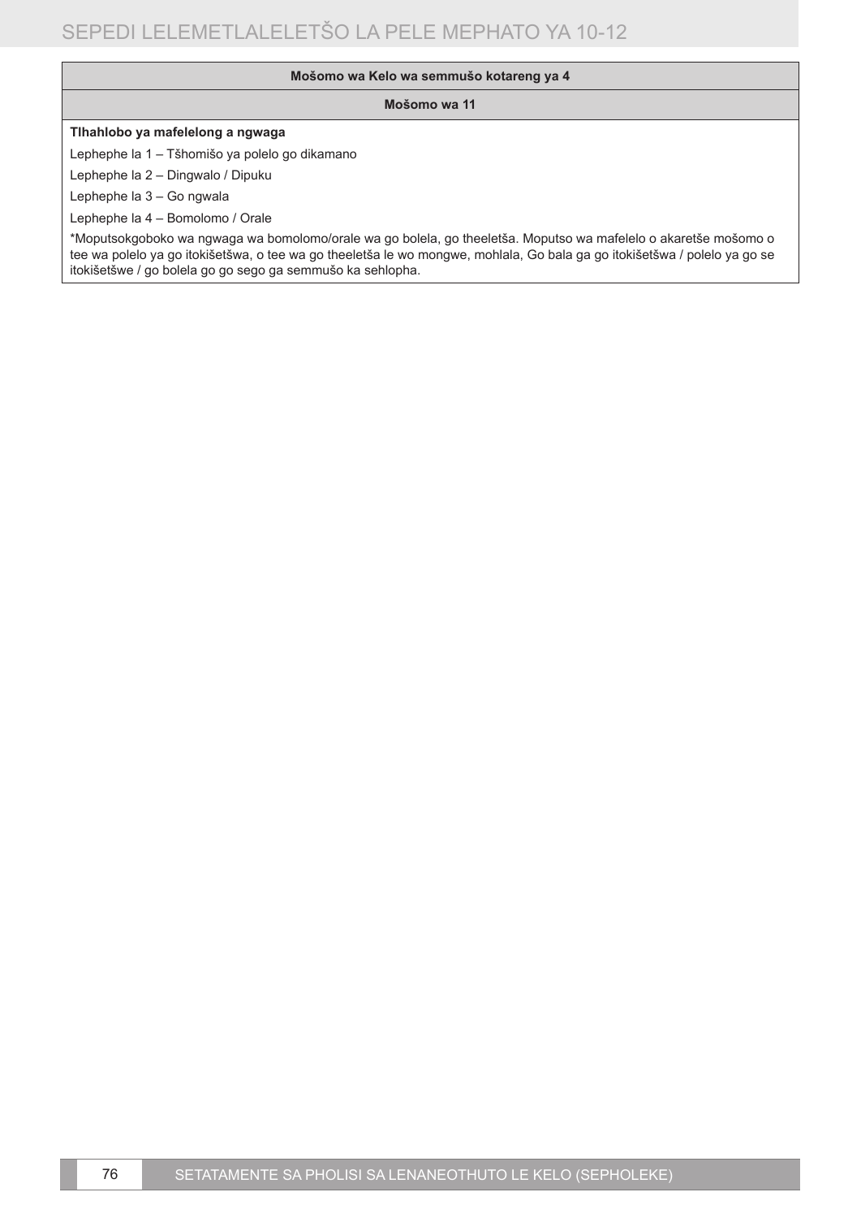| Mošomo wa Kelo wa semmušo kotareng ya 4 |
| --- |
| **Mošomo wa 11** |
| **Tlhahlobo ya mafelelong a ngwaga**<br>Lephephe la 1 – Tšhomišo ya polelo go dikamano<br>Lephephe la 2 – Dingwalo / Dipuku<br>Lephephe la 3 – Go ngwala<br>Lephephe la 4 – Bomolomo / Orale<br>*Moputsokgoboko wa ngwaga wa bomolomo/orale wa go bolela, go theeletša. Moputso wa mafelelo o akaretše mošomo o tee wa polelo ya go itokišetšwa, o tee wa go theeletša le wo mongwe, mohlala, Go bala ga go itokišetšwa / polelo ya go se itokišetšwe / go bolela go go sego ga semmušo ka sehlopha. |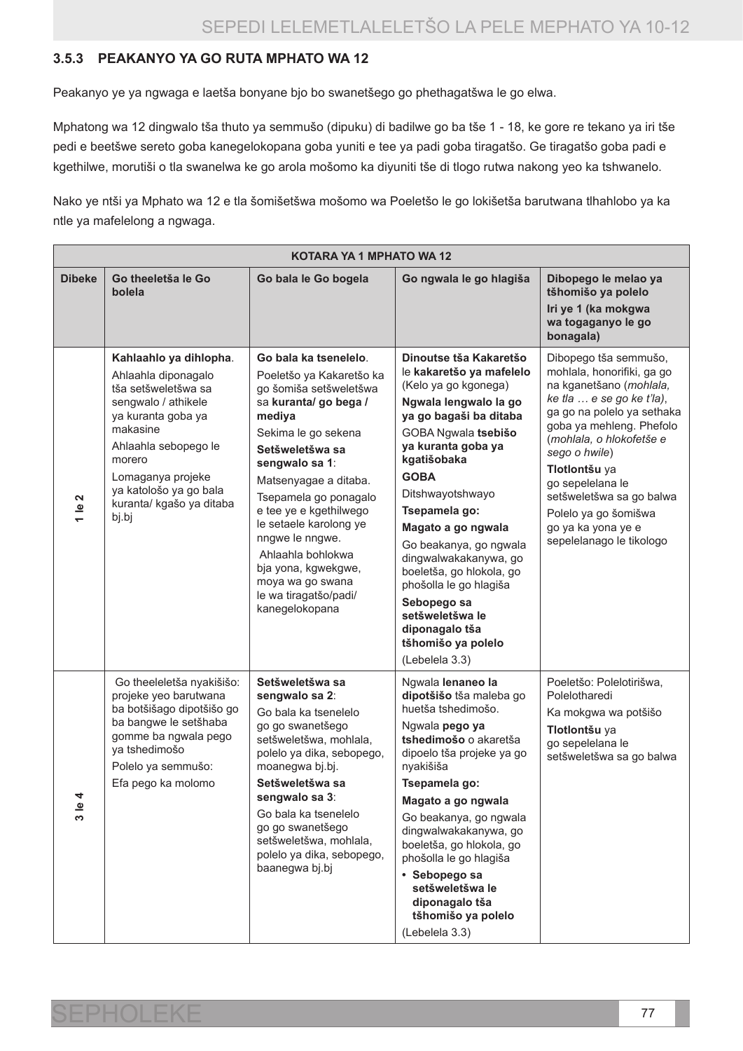### 3.5.3 PEAKANYO YA GO RUTA MPHATO WA 12

Peakanyo ye ya ngwaga e laetša bonyane bjo bo swanetšego go phethagatšwa le go elwa.

Mphatong wa 12 dingwalo tša thuto ya semmušo (dipuku) di badilwe go ba tše 1 - 18, ke gore re tekano ya iri tše pedi e beetšwe sereto goba kanegelokopana goba yuniti e tee ya padi goba tiragatšo. Ge tiragatšo goba padi e kgethilwe, morutiši o tla swanelwa ke go arola mošomo ka diyuniti tše di tlogo rutwa nakong yeo ka tshwanelo.

Nako ye ntši ya Mphato wa 12 e tla šomišetšwa mošomo wa Poeletšo le go lokišetša barutwana tlhahlobo ya ka ntle ya mafelelong a ngwaga.

| KOTARA YA 1 MPHATO WA 12 | | | | |
|---|---|---|---|---|
| **Dibeke** | **Go theeletša le Go bolela** | **Go bala le Go bogela** | **Go ngwala le go hlagiša** | **Dibopego le melao ya tšhomišo ya polelo**<br>**Iri ye 1 (ka mokgwa wa togaganyo le go bonagala)** |
| **1 le 2** | **Kahlaahlo ya dihlopha**.<br>Ahlaahla diponagalo tša setšweletšwa sa sengwalo / athikele ya kuranta goba ya makasine<br>Ahlaahla sebopego le morero<br>Lomaganya projeke ya katološo ya go bala kuranta/ kgašo ya ditaba bj.bj | **Go bala ka tsenelelo**.<br>Poeletšo ya Kakaretšo ka go šomiša setšweletšwa sa **kuranta/ go bega / mediya**<br>Sekima le go sekena<br>**Setšweletšwa sa sengwalo sa 1**:<br>Matsenyagae a ditaba.<br>Tsepamela go ponagalo e tee ye e kgethilwego le setaele karolong ye nngwe le nngwe.<br>Ahlaahla bohlokwa bja yona, kgwekgwe, moya wa go swana le wa tiragatšo/padi/ kanegelokopana | **Dinoutse tša Kakaretšo** le **kakaretšo ya mafelelo** (Kelo ya go kgonega)<br>**Ngwala lengwalo la go ya go bagaši ba ditaba**<br>GOBA Ngwala **tsebišo ya kuranta goba ya kgatišobaka**<br>**GOBA**<br>Ditshwayotshwayo<br>**Tsepamela go:**<br>**Magato a go ngwala**<br>Go beakanya, go ngwala dingwalwakakanywa, go boeletša, go hlokola, go phošolla le go hlagiša<br>**Sebopego sa setšweletšwa le diponagalo tša tšhomišo ya polelo**<br>(Lebelela 3.3) | Dibopego tša semmušo, mohlala, honorifiki, ga go na kganetšano (*mohlala, ke tla … e se go ke t'la)*, ga go na polelo ya sethaka goba ya mehleng. Phefolo (*mohlala, o hlokofetše e sego o hwile*)<br>**Tlotlontšu** ya go sepelelana le setšweletšwa sa go balwa<br>Polelo ya go šomišwa go ya ka yona ye e sepelelanago le tikologo |
| **3 le 4** | Go theeleletša nyakišišo: projeke yeo barutwana ba botšišago dipotšišo go ba bangwe le setšhaba gomme ba ngwala pego ya tshedimošo<br>Polelo ya semmušo:<br>Efa pego ka molomo | **Setšweletšwa sa sengwalo sa 2**:<br>Go bala ka tsenelelo go go swanetšego setšweletšwa, mohlala, polelo ya dika, sebopego, moanegwa bj.bj.<br>**Setšweletšwa sa sengwalo sa 3**:<br>Go bala ka tsenelelo go go swanetšego setšweletšwa, mohlala, polelo ya dika, sebopego, baanegwa bj.bj | Ngwala **lenaneo la dipotšišo** tša maleba go huetša tshedimošo.<br>Ngwala **pego ya tshedimošo** o akaretša dipoelo tša projeke ya go nyakišiša<br>**Tsepamela go:**<br>**Magato a go ngwala**<br>Go beakanya, go ngwala dingwalwakakanywa, go boeletša, go hlokola, go phošolla le go hlagiša<br>• **Sebopego sa setšweletšwa le diponagalo tša tšhomišo ya polelo**<br>(Lebelela 3.3) | Poeletšo: Polelotirišwa, Polelotharedi<br>Ka mokgwa wa potšišo<br>**Tlotlontšu** ya go sepelelana le setšweletšwa sa go balwa |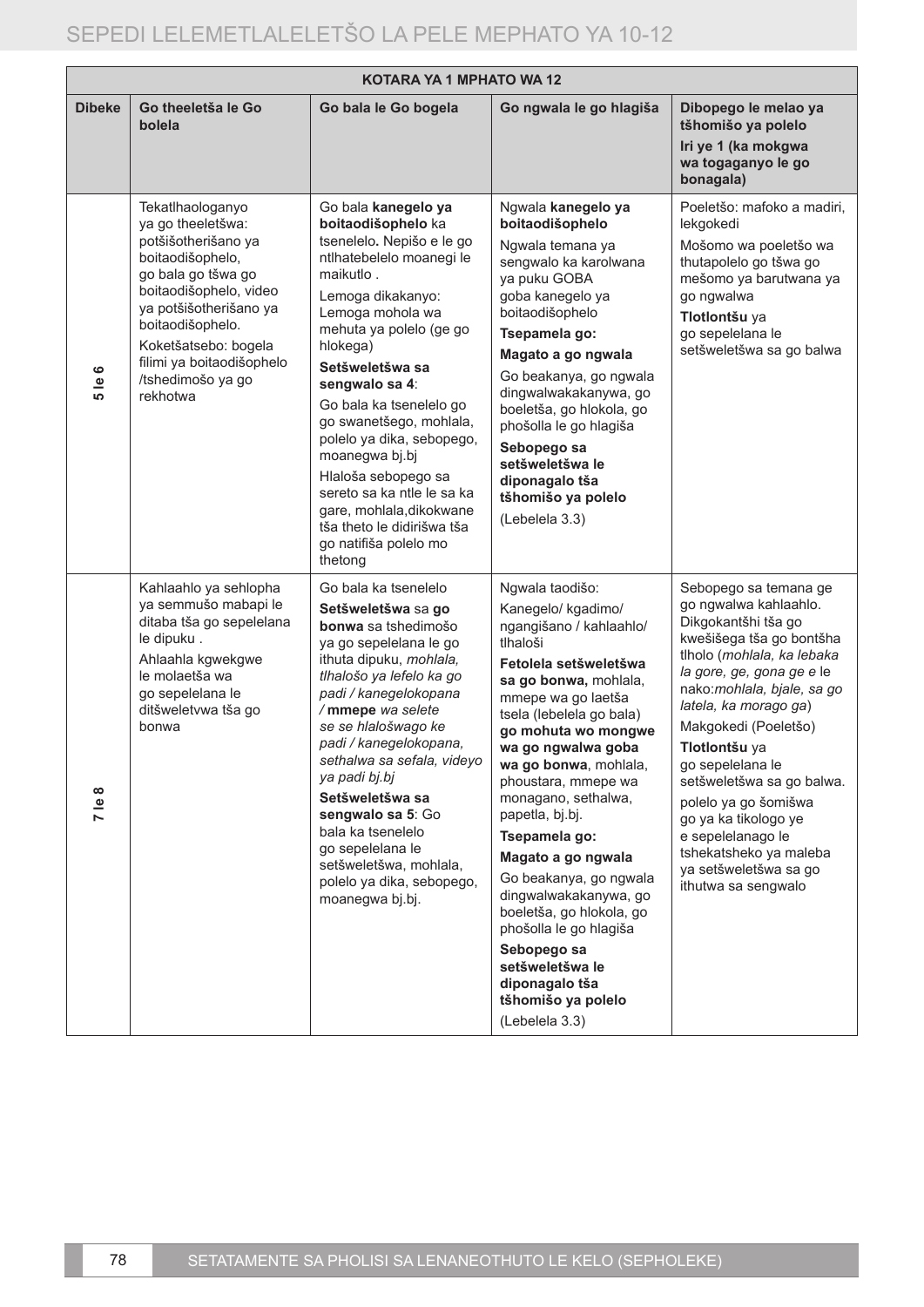| KOTARA YA 1 MPHATO WA 12 | | | | |
|---|---|---|---|---|
| **Dibeke** | **Go theeletša le Go bolela** | **Go bala le Go bogela** | **Go ngwala le go hlagiša** | **Dibopego le melao ya tšhomišo ya polelo** **Iri ye 1 (ka mokgwa wa togaganyo le go bonagala)** |
| **5 le 6** | Tekatlhaologanyo ya go theeletšwa: potšišotherišano ya boitaodišophelo, go bala go tšwa go boitaodišophelo, video ya potšišotherišano ya boitaodišophelo. Koketšatsebo: bogela filimi ya boitaodišophelo /tshedimošo ya go rekhotwa | Go bala **kanegelo ya boitaodišophelo** ka tsenelelo**.** Nepišo e le go ntlhatebelelo moanegi le maikutlo . Lemoga dikakanyo: Lemoga mohola wa mehuta ya polelo (ge go hlokega) **Setšweletšwa sa sengwalo sa 4**: Go bala ka tsenelelo go go swanetšego, mohlala, polelo ya dika, sebopego, moanegwa bj.bj Hlaloša sebopego sa sereto sa ka ntle le sa ka gare, mohlala,dikokwane tša theto le didirišwa tša go natifiša polelo mo thetong | Ngwala **kanegelo ya boitaodišophelo** Ngwala temana ya sengwalo ka karolwana ya puku GOBA goba kanegelo ya boitaodišophelo **Tsepamela go:** **Magato a go ngwala** Go beakanya, go ngwala dingwalwakakanywa, go boeletša, go hlokola, go phošolla le go hlagiša **Sebopego sa setšweletšwa le diponagalo tša tšhomišo ya polelo** (Lebelela 3.3) | Poeletšo: mafoko a madiri, lekgokedi Mošomo wa poeletšo wa thutapolelo go tšwa go mešomo ya barutwana ya go ngwalwa **Tlotlontšu** ya go sepelelana le setšweletšwa sa go balwa |
| **7 le 8** | Kahlaahlo ya sehlopha ya semmušo mabapi le ditaba tša go sepelelana le dipuku . Ahlaahla kgwekgwe le molaetša wa go sepelelana le ditšweletvwa tša go bonwa | Go bala ka tsenelelo **Setšweletšwa** sa **go bonwa** sa tshedimošo ya go sepelelana le go ithuta dipuku, *mohlala, tlhalošo ya lefelo ka go padi / kanegelokopana* / **mmepe** *wa selete se se hlalošwago ke padi / kanegelokopana, sethalwa sa sefala, videyo ya padi bj.bj* **Setšweletšwa sa sengwalo sa 5**: Go bala ka tsenelelo go sepelelana le setšweletšwa, mohlala, polelo ya dika, sebopego, moanegwa bj.bj. | Ngwala taodišo: Kanegelo/ kgadimo/ ngangišano / kahlaahlo/ tlhaloši **Fetolela setšweletšwa sa go bonwa,** mohlala, mmepe wa go laetša tsela (lebelela go bala) **go mohuta wo mongwe wa go ngwalwa goba wa go bonwa**, mohlala, phoustara, mmepe wa monagano, sethalwa, papetla, bj.bj. **Tsepamela go:** **Magato a go ngwala** Go beakanya, go ngwala dingwalwakakanywa, go boeletša, go hlokola, go phošolla le go hlagiša **Sebopego sa setšweletšwa le diponagalo tša tšhomišo ya polelo** (Lebelela 3.3) | Sebopego sa temana ge go ngwalwa kahlaahlo. Dikgokantšhi tša go kwešišega tša go bontšha tlholo (*mohlala, ka lebaka la gore, ge, gona ge e* le nako:*mohlala, bjale, sa go latela, ka morago ga*) Makgokedi (Poeletšo) **Tlotlontšu** ya go sepelelana le setšweletšwa sa go balwa. polelo ya go šomišwa go ya ka tikologo ye e sepelelanago le tshekatsheko ya maleba ya setšweletšwa sa go ithutwa sa sengwalo |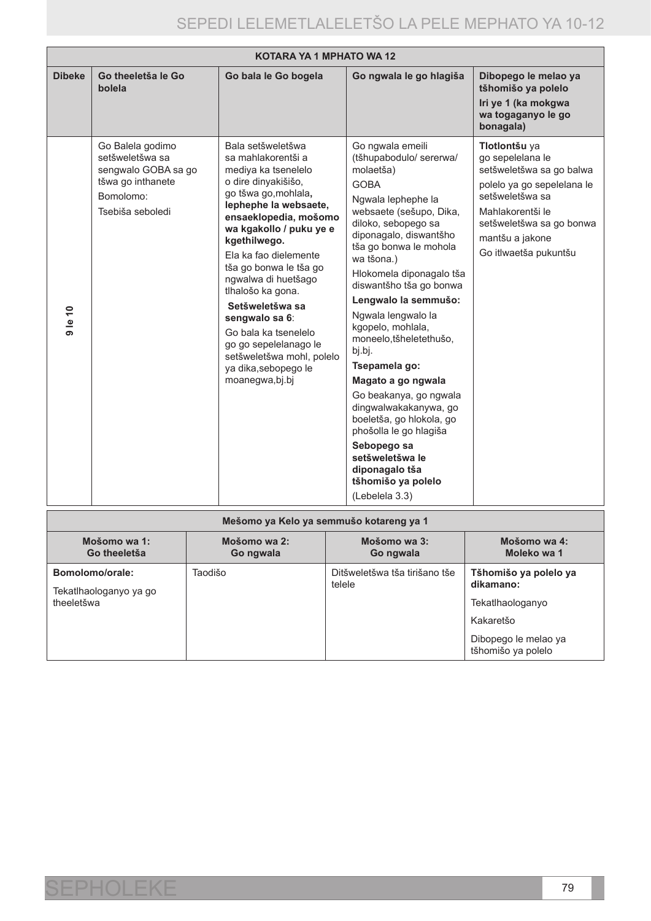| KOTARA YA 1 MPHATO WA 12 | | | | |
|---|---|---|---|---|
| **Dibeke** | **Go theeletša le Go bolela** | **Go bala le Go bogela** | **Go ngwala le go hlagiša** | **Dibopego le melao ya tšhomišo ya polelo**<br><br>**Iri ye 1 (ka mokgwa wa togaganyo le go bonagala)** |
| **9 le 10** | Go Balela godimo setšweletšwa sa sengwalo GOBA sa go tšwa go inthanete<br><br>Bomolomo:<br><br>Tsebiša seboledi | Bala setšweletšwa sa mahlakorentši a mediya ka tsenelelo o dire dinyakišišo, go tšwa go,mohlala**, lephephe la websaete, ensaeklopedia, mošomo wa kgakollo / puku ye e kgethilwego.**<br><br>Ela ka fao dielemente tša go bonwa le tša go ngwalwa di huetšago tlhalošo ka gona.<br><br>**Setšweletšwa sa sengwalo sa 6**:<br><br>Go bala ka tsenelelo go go sepelelanago le setšweletšwa mohl, polelo ya dika,sebopego le moanegwa,bj.bj | Go ngwala emeili (tšhupabodulo/ sererwa/ molaetša)<br><br>GOBA<br><br>Ngwala lephephe la websaete (sešupo, Dika, diloko, sebopego sa diponagalo, diswantšho tša go bonwa le mohola wa tšona.)<br><br>Hlokomela diponagalo tša diswantšho tša go bonwa<br><br>**Lengwalo la semmušo:**<br><br>Ngwala lengwalo la kgopelo, mohlala, moneelo,tšheletethušo, bj.bj.<br><br>**Tsepamela go:**<br><br>**Magato a go ngwala**<br><br>Go beakanya, go ngwala dingwalwakakanywa, go boeletša, go hlokola, go phošolla le go hlagiša<br><br>**Sebopego sa setšweletšwa le diponagalo tša tšhomišo ya polelo**<br><br>(Lebelela 3.3) | **Tlotlontšu** ya go sepelelana le setšweletšwa sa go balwa<br><br>polelo ya go sepelelana le setšweletšwa sa<br><br>Mahlakorentši le setšweletšwa sa go bonwa<br><br>mantšu a jakone<br><br>Go itlwaetša pukuntšu |

| Mešomo ya Kelo ya semmušo kotareng ya 1 | | | |
|---|---|---|---|
| **Mošomo wa 1: Go theeletša** | **Mošomo wa 2: Go ngwala** | **Mošomo wa 3: Go ngwala** | **Mošomo wa 4: Moleko wa 1** |
| **Bomolomo/orale:**<br><br>Tekatlhaologanyo ya go theeletšwa | Taodišo | Ditšweletšwa tša tirišano tše telele | **Tšhomišo ya polelo ya dikamano:**<br><br>Tekatlhaologanyo<br><br>Kakaretšo<br><br>Dibopego le melao ya tšhomišo ya polelo |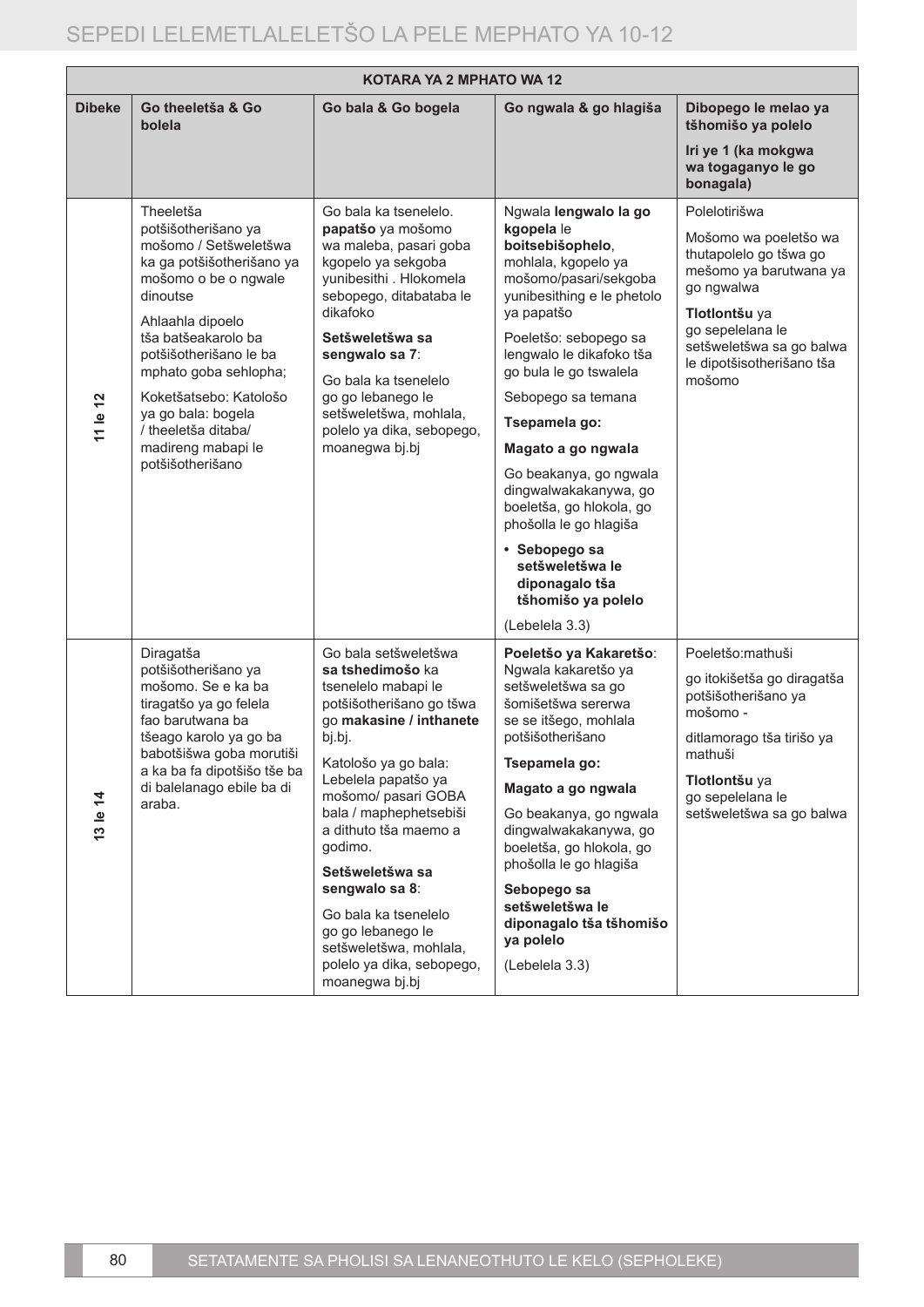| KOTARA YA 2 MPHATO WA 12 | | | | |
|---|---|---|---|---|
| **Dibeke** | **Go theeletša & Go bolela** | **Go bala & Go bogela** | **Go ngwala & go hlagiša** | **Dibopego le melao ya tšhomišo ya polelo**<br><br>**Iri ye 1 (ka mokgwa wa togaganyo le go bonagala)** |
| **11 le 12** | Theeletša potšišotherišano ya mošomo / Setšweletšwa ka ga potšišotherišano ya mošomo o be o ngwale dinoutse<br><br>Ahlaahla dipoelo tša batšeakarolo ba potšišotherišano le ba mphato goba sehlopha;<br><br>Koketšatsebo: Katološo ya go bala: bogela / theeletša ditaba/ madireng mabapi le potšišotherišano | Go bala ka tsenelelo. **papatšo** ya mošomo wa maleba, pasari goba kgopelo ya sekgoba yunibesithi . Hlokomela sebopego, ditabataba le dikafoko<br><br>**Setšweletšwa sa sengwalo sa 7**:<br><br>Go bala ka tsenelelo go go lebanego le setšweletšwa, mohlala, polelo ya dika, sebopego, moanegwa bj.bj | Ngwala **lengwalo la go kgopela** le **boitsebišophelo**, mohlala, kgopelo ya mošomo/pasari/sekgoba yunibesithing e le phetolo ya papatšo<br><br>Poeletšo: sebopego sa lengwalo le dikafoko tša go bula le go tswalela<br><br>Sebopego sa temana<br><br>**Tsepamela go:**<br><br>**Magato a go ngwala**<br><br>Go beakanya, go ngwala dingwalwakakanywa, go boeletša, go hlokola, go phošolla le go hlagiša<br><br>• **Sebopego sa setšweletšwa le diponagalo tša tšhomišo ya polelo**<br><br>(Lebelela 3.3) | Polelotirišwa<br><br>Mošomo wa poeletšo wa thutapolelo go tšwa go mešomo ya barutwana ya go ngwalwa<br><br>**Tlotlontšu** ya go sepelelana le setšweletšwa sa go balwa le dipotšisotherišano tša mošomo |
| **13 le 14** | Diragatša potšišotherišano ya mošomo. Se e ka ba tiragatšo ya go felela fao barutwana ba tšeago karolo ya go ba babotšišwa goba morutiši a ka ba fa dipotšišo tše ba di balelanago ebile ba di araba. | Go bala setšweletšwa **sa tshedimošo** ka tsenelelo mabapi le potšišotherišano go tšwa go **makasine / inthanete** bj.bj.<br><br>Katološo ya go bala: Lebelela papatšo ya mošomo/ pasari GOBA bala / maphephetsebiši a dithuto tša maemo a godimo.<br><br>**Setšweletšwa sa sengwalo sa 8**:<br><br>Go bala ka tsenelelo go go lebanego le setšweletšwa, mohlala, polelo ya dika, sebopego, moanegwa bj.bj | **Poeletšo ya Kakaretšo**: Ngwala kakaretšo ya setšweletšwa sa go šomišetšwa sererwa se se itšego, mohlala potšišotherišano<br><br>**Tsepamela go:**<br><br>**Magato a go ngwala**<br><br>Go beakanya, go ngwala dingwalwakakanywa, go boeletša, go hlokola, go phošolla le go hlagiša<br><br>**Sebopego sa setšweletšwa le diponagalo tša tšhomišo ya polelo**<br><br>(Lebelela 3.3) | Poeletšo:mathuši<br><br>go itokišetša go diragatša potšišotherišano ya mošomo -<br><br>ditlamorago tša tirišo ya mathuši<br><br>**Tlotlontšu** ya go sepelelana le setšweletšwa sa go balwa |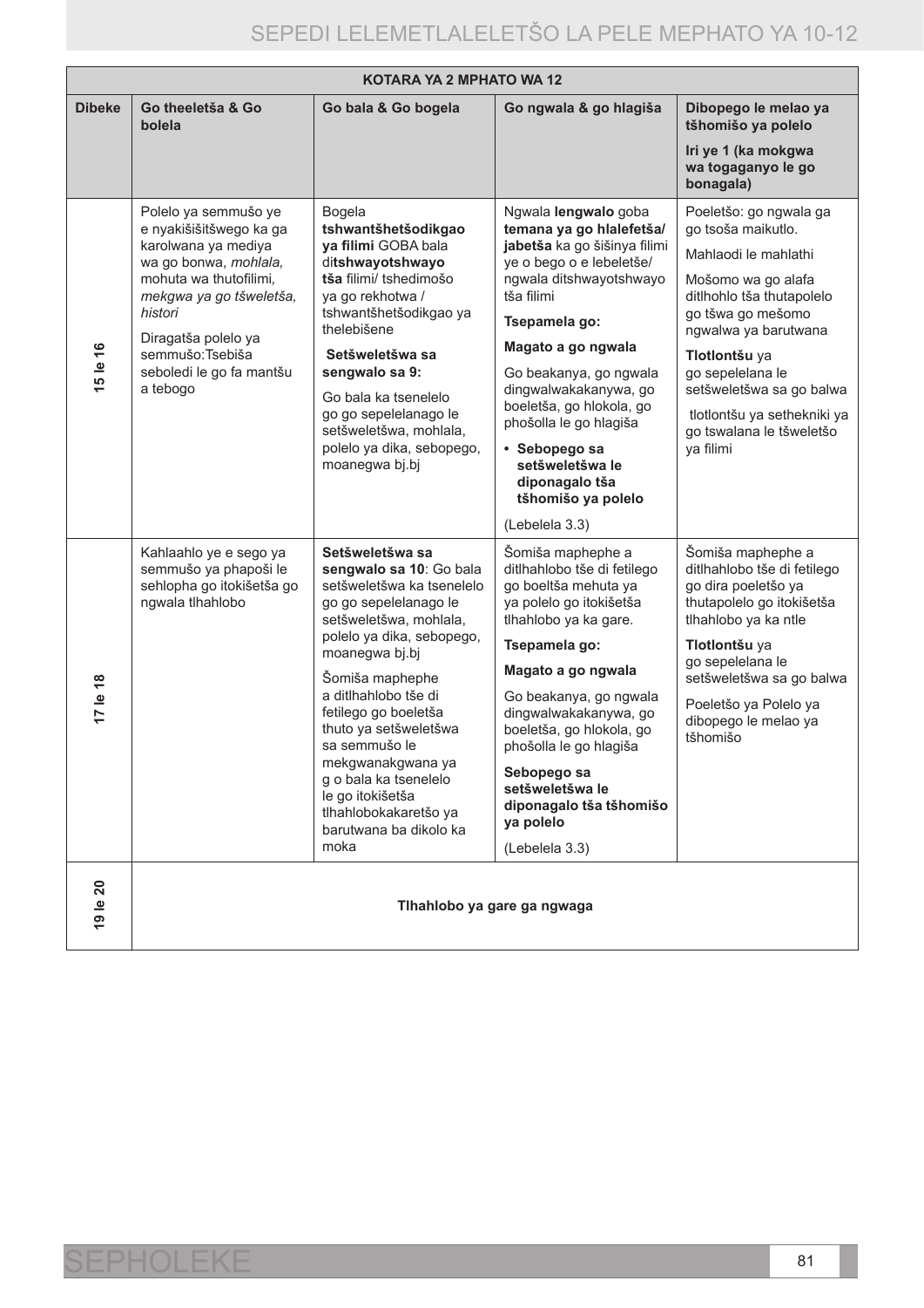| KOTARA YA 2 MPHATO WA 12 | | | | |
|---|---|---|---|---|
| **Dibeke** | **Go theeletša & Go bolela** | **Go bala & Go bogela** | **Go ngwala & go hlagiša** | **Dibopego le melao ya tšhomišo ya polelo**<br><br>**Iri ye 1 (ka mokgwa wa togaganyo le go bonagala)** |
| **15 le 16** | Polelo ya semmušo ye e nyakišišitšwego ka ga karolwana ya mediya wa go bonwa, *mohlala,* mohuta wa thutofilimi, *mekgwa ya go tšweletša, histori*<br><br>Diragatša polelo ya semmušo:Tsebiša seboledi le go fa mantšu a tebogo | Bogela **tshwantšhetšodikgao ya filimi** GOBA bala di**tshwayotshwayo tša** filimi/ tshedimošo ya go rekhotwa / tshwantšhetšodikgao ya thelebišene<br><br>**Setšweletšwa sa sengwalo sa 9:**<br><br>Go bala ka tsenelelo go go sepelelanago le setšweletšwa, mohlala, polelo ya dika, sebopego, moanegwa bj.bj | Ngwala **lengwalo** goba **temana ya go hlalefetša/ jabetša** ka go šišinya filimi ye o bego o e lebeletše/ ngwala ditshwayotshwayo tša filimi<br><br>**Tsepamela go:**<br><br>**Magato a go ngwala**<br><br>Go beakanya, go ngwala dingwalwakakanywa, go boeletša, go hlokola, go phošolla le go hlagiša<br><br>• **Sebopego sa setšweletšwa le diponagalo tša tšhomišo ya polelo**<br><br>(Lebelela 3.3) | Poeletšo: go ngwala ga go tsoša maikutlo.<br><br>Mahlaodi le mahlathi<br><br>Mošomo wa go alafa ditlhohlo tša thutapolelo go tšwa go mešomo ngwalwa ya barutwana<br><br>**Tlotlontšu** ya go sepelelana le setšweletšwa sa go balwa<br><br>tlotlontšu ya sethekniki ya go tswalana le tšweletšo ya filimi |
| **17 le 18** | Kahlaahlo ye e sego ya semmušo ya phapoši le sehlopha go itokišetša go ngwala tlhahlobo | **Setšweletšwa sa sengwalo sa 10**: Go bala setšweletšwa ka tsenelelo go go sepelelanago le setšweletšwa, mohlala, polelo ya dika, sebopego, moanegwa bj.bj<br><br>Šomiša maphephe a ditlhahlobo tše di fetilego go boeletša thuto ya setšweletšwa sa semmušo le mekgwanakgwana ya g o bala ka tsenelelo le go itokišetša tlhahlobokakaretšo ya barutwana ba dikolo ka moka | Šomiša maphephe a ditlhahlobo tše di fetilego go boeltša mehuta ya ya polelo go itokišetša tlhahlobo ya ka gare.<br><br>**Tsepamela go:**<br><br>**Magato a go ngwala**<br><br>Go beakanya, go ngwala dingwalwakakanywa, go boeletša, go hlokola, go phošolla le go hlagiša<br><br>**Sebopego sa setšweletšwa le diponagalo tša tšhomišo ya polelo**<br><br>(Lebelela 3.3) | Šomiša maphephe a ditlhahlobo tše di fetilego go dira poeletšo ya thutapolelo go itokišetša tlhahlobo ya ka ntle<br><br>**Tlotlontšu** ya go sepelelana le setšweletšwa sa go balwa<br><br>Poeletšo ya Polelo ya dibopego le melao ya tšhomišo |
| **19 le 20** | **Tlhahlobo ya gare ga ngwaga** | | | |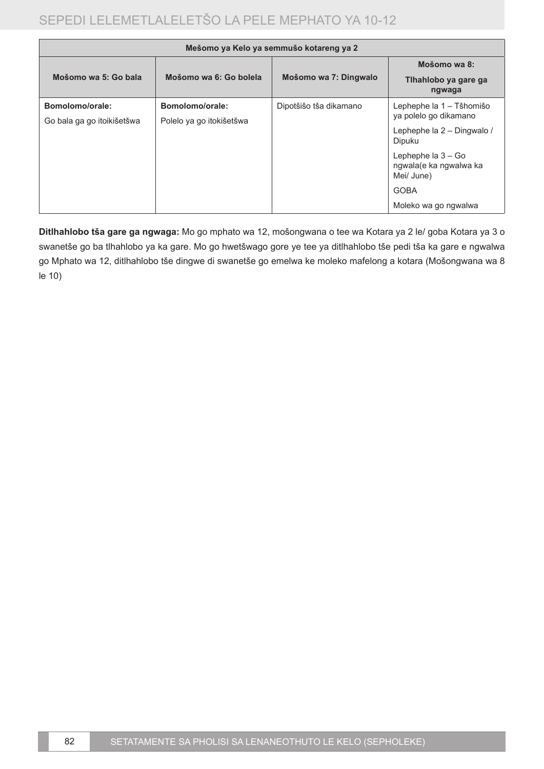| Mešomo ya Kelo ya semmušo kotareng ya 2 | | | |
|---|---|---|---|
| **Mošomo wa 5: Go bala** | **Mošomo wa 6: Go bolela** | **Mošomo wa 7: Dingwalo** | **Mošomo wa 8: Tlhahlobo ya gare ga ngwaga** |
| **Bomolomo/orale:** Go bala ga go itoikišetšwa | **Bomolomo/orale:** Polelo ya go itokišetšwa | Dipotšišo tša dikamano | Lephephe la 1 – Tšhomišo ya polelo go dikamano<br>Lephephe la 2 – Dingwalo / Dipuku<br>Lephephe la 3 – Go ngwala(e ka ngwalwa ka Mei/ June)<br>GOBA<br>Moleko wa go ngwalwa |

**Ditlhahlobo tša gare ga ngwaga:** Mo go mphato wa 12, mošongwana o tee wa Kotara ya 2 le/ goba Kotara ya 3 o swanetše go ba tlhahlobo ya ka gare. Mo go hwetšwago gore ye tee ya ditlhahlobo tše pedi tša ka gare e ngwalwa go Mphato wa 12, ditlhahlobo tše dingwe di swanetše go emelwa ke moleko mafelong a kotara (Mošongwana wa 8 le 10)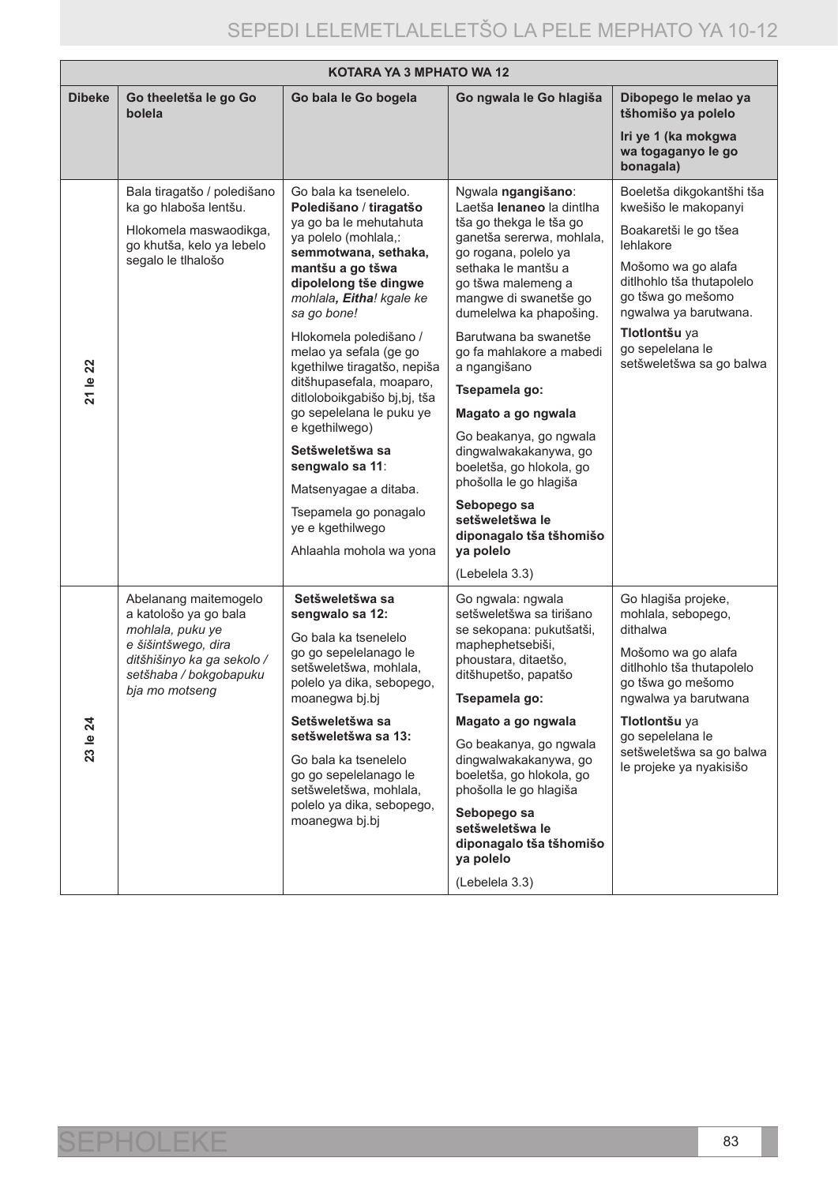| KOTARA YA 3 MPHATO WA 12 | | | | |
|---|---|---|---|---|
| **Dibeke** | **Go theeletša le go Go bolela** | **Go bala le Go bogela** | **Go ngwala le Go hlagiša** | **Dibopego le melao ya tšhomišo ya polelo** <br> **Iri ye 1 (ka mokgwa wa togaganyo le go bonagala)** |
| **21 le 22** | Bala tiragatšo / poledišano ka go hlaboša lentšu. <br> Hlokomela maswaodikga, go khutša, kelo ya lebelo segalo le tlhalošo | Go bala ka tsenelelo. **Poledišano** / **tiragatšo** ya go ba le mehutahuta ya polelo (mohlala,: **semmotwana, sethaka, mantšu a go tšwa dipolelong tše dingwe** *mohlala, **Eitha**! kgale ke sa go bone!* <br> Hlokomela poledišano / melao ya sefala (ge go kgethilwe tiragatšo, nepiša ditšhupasefala, moaparo, ditloloboikgabišo bj,bj, tša go sepelelana le puku ye e kgethilwego) <br> **Setšweletšwa sa sengwalo sa 11**: <br> Matsenyagae a ditaba. <br> Tsepamela go ponagalo ye e kgethilwego <br> Ahlaahla mohola wa yona | Ngwala **ngangišano**: Laetša **lenaneo** la dintlha tša go thekga le tša go ganetša sererwa, mohlala, go rogana, polelo ya sethaka le mantšu a go tšwa malemeng a mangwe di swanetše go dumelelwa ka phapošing. <br> Barutwana ba swanetše go fa mahlakore a mabedi a ngangišano <br> **Tsepamela go:** <br> **Magato a go ngwala** <br> Go beakanya, go ngwala dingwalwakakanywa, go boeletša, go hlokola, go phošolla le go hlagiša <br> **Sebopego sa setšweletšwa le diponagalo tša tšhomišo ya polelo** <br> (Lebelela 3.3) | Boeletša dikgokantšhi tša kwešišo le makopanyi <br> Boakaretši le go tšea lehlakore <br> Mošomo wa go alafa ditlhohlo tša thutapolelo go tšwa go mešomo ngwalwa ya barutwana. <br> **Tlotlontšu** ya go sepelelana le setšweletšwa sa go balwa |
| **23 le 24** | Abelanang maitemogelo a katološo ya go bala *mohlala, puku ye e šišintšwego, dira ditšhišinyo ka ga sekolo / setšhaba / bokgobapuku bja mo motseng* | **Setšweletšwa sa sengwalo sa 12:** <br> Go bala ka tsenelelo go go sepelelanago le setšweletšwa, mohlala, polelo ya dika, sebopego, moanegwa bj.bj <br> **Setšweletšwa sa setšweletšwa sa 13:** <br> Go bala ka tsenelelo go go sepelelanago le setšweletšwa, mohlala, polelo ya dika, sebopego, moanegwa bj.bj | Go ngwala: ngwala setšweletšwa sa tirišano se sekopana: pukutšatši, maphephetsebiši, phoustara, ditaetšo, ditšhupetšo, papatšo <br> **Tsepamela go:** <br> **Magato a go ngwala** <br> Go beakanya, go ngwala dingwalwakakanywa, go boeletša, go hlokola, go phošolla le go hlagiša <br> **Sebopego sa setšweletšwa le diponagalo tša tšhomišo ya polelo** <br> (Lebelela 3.3) | Go hlagiša projeke, mohlala, sebopego, dithalwa <br> Mošomo wa go alafa ditlhohlo tša thutapolelo go tšwa go mešomo ngwalwa ya barutwana <br> **Tlotlontšu** ya go sepelelana le setšweletšwa sa go balwa le projeke ya nyakisišo |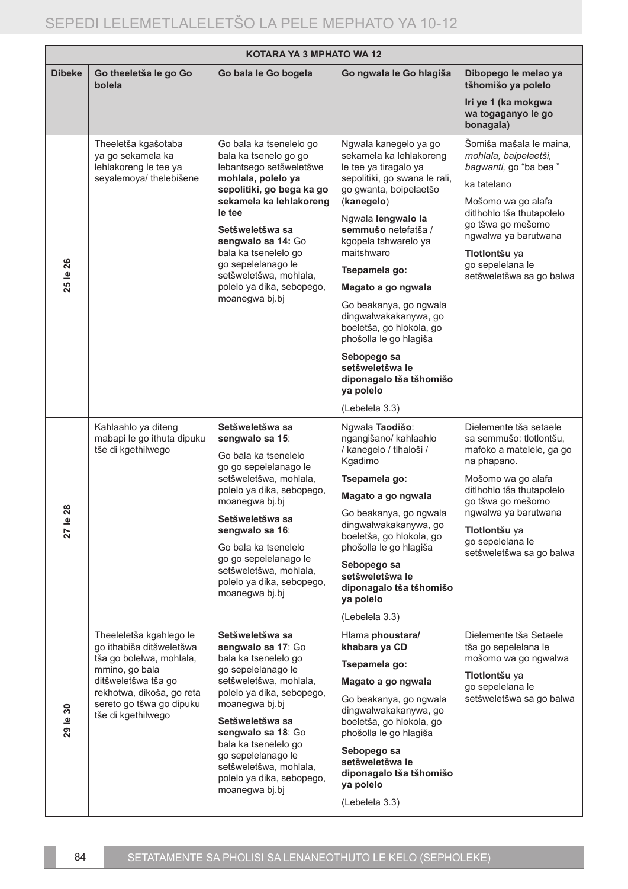| KOTARA YA 3 MPHATO WA 12 | | | | |
|---|---|---|---|---|
| **Dibeke** | **Go theeletša le go Go bolela** | **Go bala le Go bogela** | **Go ngwala le Go hlagiša** | **Dibopego le melao ya tšhomišo ya polelo**<br><br>**Iri ye 1 (ka mokgwa wa togaganyo le go bonagala)** |
| **25 le 26** | Theeletša kgašotaba ya go sekamela ka lehlakoreng le tee ya seyalemoya/ thelebišene | Go bala ka tsenelelo go bala ka tsenelo go go lebantsego setšweletšwe **mohlala, polelo ya sepolitiki, go bega ka go sekamela ka lehlakoreng le tee**<br><br>**Setšweletšwa sa sengwalo sa 14:** Go bala ka tsenelelo go go sepelelanago le setšweletšwa, mohlala, polelo ya dika, sebopego, moanegwa bj.bj | Ngwala kanegelo ya go sekamela ka lehlakoreng le tee ya tiragalo ya sepolitiki, go swana le rali, go gwanta, boipelaetšo (**kanegelo**)<br><br>Ngwala **lengwalo la semmušo** netefatša / kgopela tshwarelo ya maitshwaro<br><br>**Tsepamela go:**<br><br>**Magato a go ngwala**<br><br>Go beakanya, go ngwala dingwalwakakanywa, go boeletša, go hlokola, go phošolla le go hlagiša<br><br>**Sebopego sa setšweletšwa le diponagalo tša tšhomišo ya polelo**<br><br>(Lebelela 3.3) | Šomiša mašala le maina, *mohlala, baipelaetši, bagwanti,* go "ba bea "<br><br>ka tatelano<br><br>Mošomo wa go alafa ditlhohlo tša thutapolelo go tšwa go mešomo ngwalwa ya barutwana<br><br>**Tlotlontšu** ya go sepelelana le setšweletšwa sa go balwa |
| **27 le 28** | Kahlaahlo ya diteng mabapi le go ithuta dipuku tše di kgethilwego | **Setšweletšwa sa sengwalo sa 15**:<br><br>Go bala ka tsenelelo go go sepelelanago le setšweletšwa, mohlala, polelo ya dika, sebopego, moanegwa bj.bj<br><br>**Setšweletšwa sa sengwalo sa 16**:<br><br>Go bala ka tsenelelo go go sepelelanago le setšweletšwa, mohlala, polelo ya dika, sebopego, moanegwa bj.bj | Ngwala **Taodišo**: ngangišano/ kahlaahlo / kanegelo / tlhaloši / Kgadimo<br><br>**Tsepamela go:**<br><br>**Magato a go ngwala**<br><br>Go beakanya, go ngwala dingwalwakakanywa, go boeletša, go hlokola, go phošolla le go hlagiša<br><br>**Sebopego sa setšweletšwa le diponagalo tša tšhomišo ya polelo**<br><br>(Lebelela 3.3) | Dielemente tša setaele sa semmušo: tlotlontšu, mafoko a matelele, ga go na phapano.<br><br>Mošomo wa go alafa ditlhohlo tša thutapolelo go tšwa go mešomo ngwalwa ya barutwana<br><br>**Tlotlontšu** ya go sepelelana le setšweletšwa sa go balwa |
| **29 le 30** | Theeleletša kgahlego le go ithabiša ditšweletšwa tša go bolelwa, mohlala, mmino, go bala ditšweletšwa tša go rekhotwa, dikoša, go reta sereto go tšwa go dipuku tše di kgethilwego | **Setšweletšwa sa sengwalo sa 17**: Go bala ka tsenelelo go go sepelelanago le setšweletšwa, mohlala, polelo ya dika, sebopego, moanegwa bj.bj<br><br>**Setšweletšwa sa sengwalo sa 18**: Go bala ka tsenelelo go go sepelelanago le setšweletšwa, mohlala, polelo ya dika, sebopego, moanegwa bj.bj | Hlama **phoustara/ khabara ya CD**<br><br>**Tsepamela go:**<br><br>**Magato a go ngwala**<br><br>Go beakanya, go ngwala dingwalwakakanywa, go boeletša, go hlokola, go phošolla le go hlagiša<br><br>**Sebopego sa setšweletšwa le diponagalo tša tšhomišo ya polelo**<br><br>(Lebelela 3.3) | Dielemente tša Setaele tša go sepelelana le mošomo wa go ngwalwa<br><br>**Tlotlontšu** ya go sepelelana le setšweletšwa sa go balwa |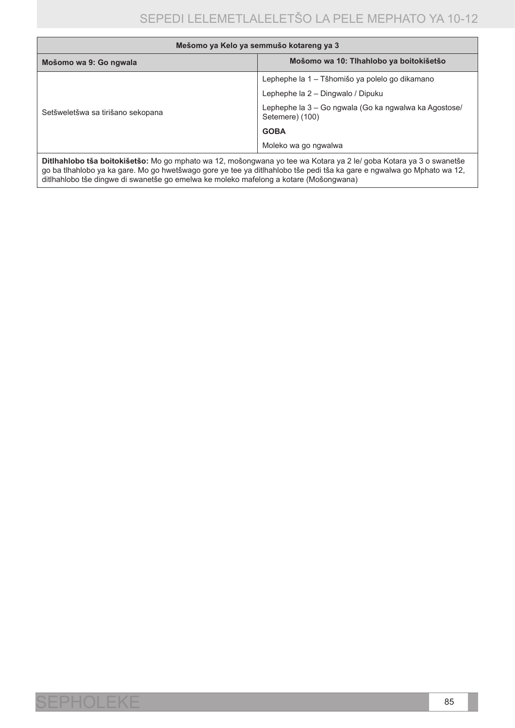| Mešomo ya Kelo ya semmušo kotareng ya 3 | |
|---|---|
| **Mošomo wa 9: Go ngwala** | **Mošomo wa 10: Tlhahlobo ya boitokišetšo** |
| Setšweletšwa sa tirišano sekopana | Lephephe la 1 – Tšhomišo ya polelo go dikamano<br>Lephephe la 2 – Dingwalo / Dipuku<br>Lephephe la 3 – Go ngwala (Go ka ngwalwa ka Agostose/ Setemere) (100)<br>**GOBA**<br>Moleko wa go ngwalwa |
| **Ditlhahlobo tša boitokišetšo:** Mo go mphato wa 12, mošongwana yo tee wa Kotara ya 2 le/ goba Kotara ya 3 o swanetše go ba tlhahlobo ya ka gare. Mo go hwetšwago gore ye tee ya ditlhahlobo tše pedi tša ka gare e ngwalwa go Mphato wa 12, ditlhahlobo tše dingwe di swanetše go emelwa ke moleko mafelong a kotare (Mošongwana) | |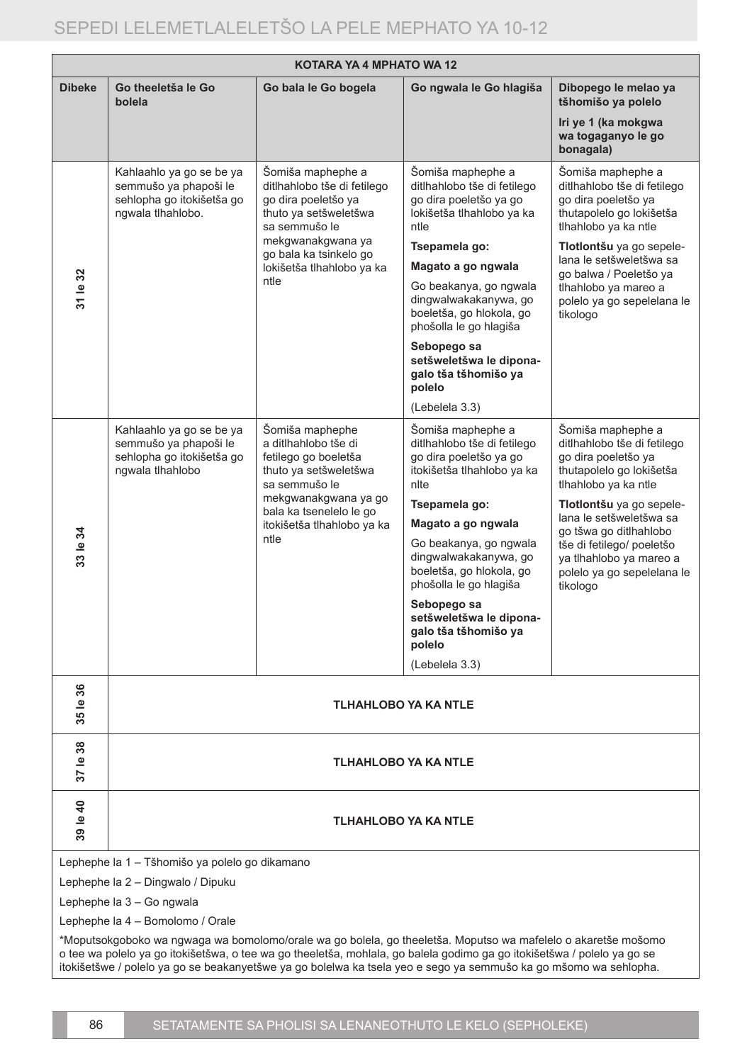| KOTARA YA 4 MPHATO WA 12 | | | | |
|---|---|---|---|---|
| **Dibeke** | **Go theeletša le Go bolela** | **Go bala le Go bogela** | **Go ngwala le Go hlagiša** | **Dibopego le melao ya tšhomišo ya polelo**<br>**Iri ye 1 (ka mokgwa wa togaganyo le go bonagala)** |
| **31 le 32** | Kahlaahlo ya go se be ya semmušo ya phapoši le sehlopha go itokišetša go ngwala tlhahlobo. | Šomiša maphephe a ditlhahlobo tše di fetilego go dira poeletšo ya thuto ya setšweletšwa sa semmušo le mekgwanakgwana ya go bala ka tsinkelo go lokišetša tlhahlobo ya ka ntle | Šomiša maphephe a ditlhahlobo tše di fetilego go dira poeletšo ya go lokišetša tlhahlobo ya ka ntle<br>**Tsepamela go:**<br>**Magato a go ngwala**<br>Go beakanya, go ngwala dingwalwakakanywa, go boeletša, go hlokola, go phošolla le go hlagiša<br>**Sebopego sa setšweletšwa le diponagalo tša tšhomišo ya polelo**<br>(Lebelela 3.3) | Šomiša maphephe a ditlhahlobo tše di fetilego go dira poeletšo ya thutapolelo go lokišetša tlhahlobo ya ka ntle<br>**Tlotlontšu** ya go sepelelana le setšweletšwa sa go balwa / Poeletšo ya tlhahlobo ya mareo a polelo ya go sepelelana le tikologo |
| **33 le 34** | Kahlaahlo ya go se be ya semmušo ya phapoši le sehlopha go itokišetša go ngwala tlhahlobo | Šomiša maphephe a ditlhahlobo tše di fetilego go boeletša thuto ya setšweletšwa sa semmušo le mekgwanakgwana ya go bala ka tsenelelo le go itokišetša tlhahlobo ya ka ntle | Šomiša maphephe a ditlhahlobo tše di fetilego go dira poeletšo ya go itokišetša tlhahlobo ya ka nlte<br>**Tsepamela go:**<br>**Magato a go ngwala**<br>Go beakanya, go ngwala dingwalwakakanywa, go boeletša, go hlokola, go phošolla le go hlagiša<br>**Sebopego sa setšweletšwa le diponagalo tša tšhomišo ya polelo**<br>(Lebelela 3.3) | Šomiša maphephe a ditlhahlobo tše di fetilego go dira poeletšo ya thutapolelo go lokišetša tlhahlobo ya ka ntle<br>**Tlotlontšu** ya go sepelelana le setšweletšwa sa go tšwa go ditlhahlobo tše di fetilego/ poeletšo ya tlhahlobo ya mareo a polelo ya go sepelelana le tikologo |
| **35 le 36** | **TLHAHLOBO YA KA NTLE** | | | |
| **37 le 38** | **TLHAHLOBO YA KA NTLE** | | | |
| **39 le 40** | **TLHAHLOBO YA KA NTLE** | | | |

Lephephe la 1 – Tšhomišo ya polelo go dikamano

Lephephe la 2 – Dingwalo / Dipuku

Lephephe la 3 – Go ngwala

Lephephe la 4 – Bomolomo / Orale

*Moputsokgoboko wa ngwaga wa bomolomo/orale wa go bolela, go theeletša. Moputso wa mafelelo o akaretše mošomo o tee wa polelo ya go itokišetšwa, o tee wa go theeletša, mohlala, go balela godimo ga go itokišetšwa / polelo ya go se itokišetšwe / polelo ya go se beakanyetšwe ya go bolelwa ka tsela yeo e sego ya semmušo ka go mšomo wa sehlopha.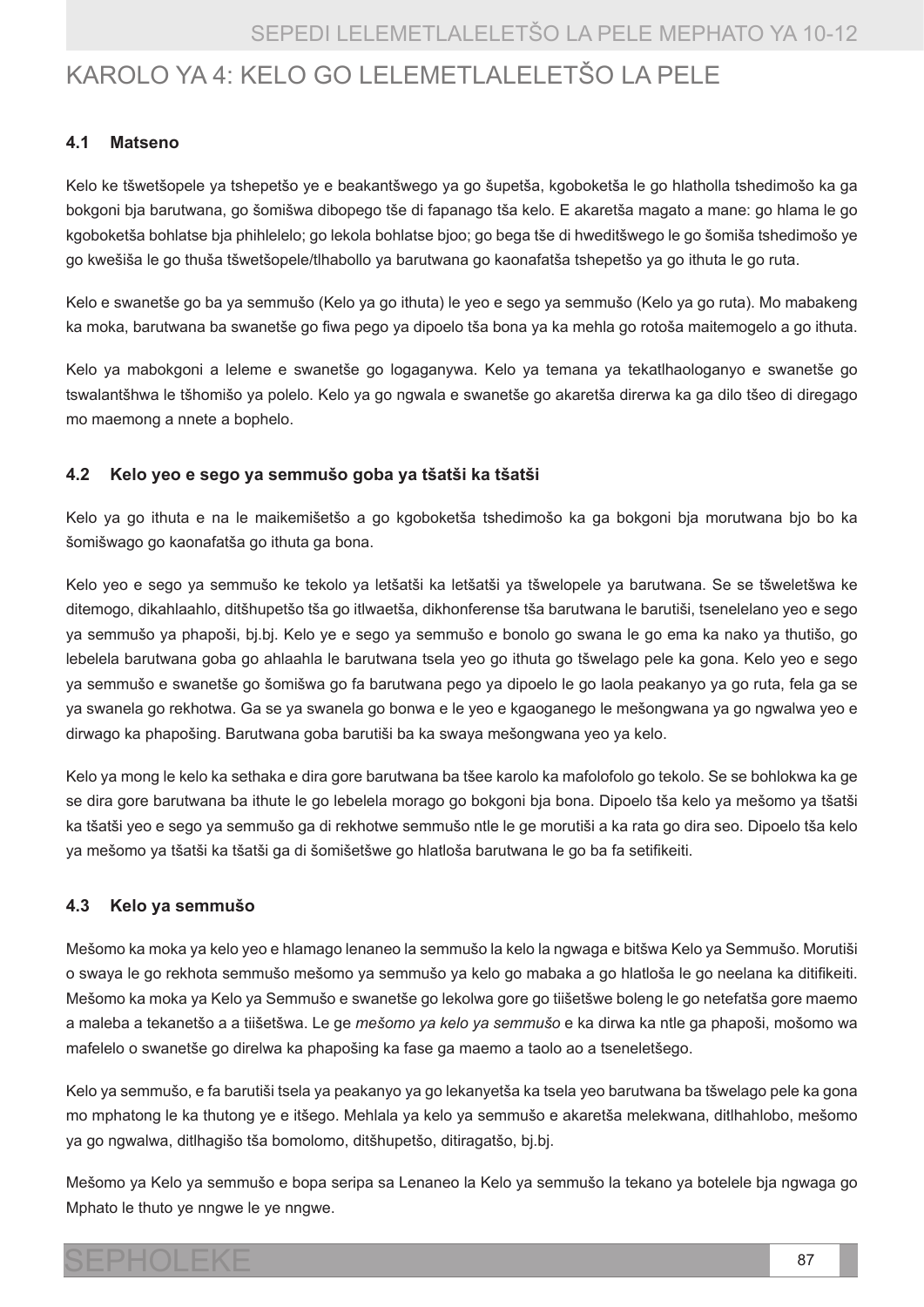# KAROLO YA 4: KELO GO LELEMETLALELETŠO LA PELE

## 4.1 Matseno

Kelo ke tšwetšopele ya tshepetšo ye e beakantšwego ya go šupetša, kgoboketša le go hlatholla tshedimošo ka ga bokgoni bja barutwana, go šomišwa dibopego tše di fapanago tša kelo. E akaretša magato a mane: go hlama le go kgoboketša bohlatse bja phihlelelo; go lekola bohlatse bjoo; go bega tše di hweditšwego le go šomiša tshedimošo ye go kwešiša le go thuša tšwetšopele/tlhabollo ya barutwana go kaonafatša tshepetšo ya go ithuta le go ruta.

Kelo e swanetše go ba ya semmušo (Kelo ya go ithuta) le yeo e sego ya semmušo (Kelo ya go ruta). Mo mabakeng ka moka, barutwana ba swanetše go fiwa pego ya dipoelo tša bona ya ka mehla go rotoša maitemogelo a go ithuta.

Kelo ya mabokgoni a leleme e swanetše go logaganywa. Kelo ya temana ya tekatlhaologanyo e swanetše go tswalantšhwa le tšhomišo ya polelo. Kelo ya go ngwala e swanetše go akaretša direrwa ka ga dilo tšeo di diregago mo maemong a nnete a bophelo.

## 4.2 Kelo yeo e sego ya semmušo goba ya tšatši ka tšatši

Kelo ya go ithuta e na le maikemišetšo a go kgoboketša tshedimošo ka ga bokgoni bja morutwana bjo bo ka šomišwago go kaonafatša go ithuta ga bona.

Kelo yeo e sego ya semmušo ke tekolo ya letšatši ka letšatši ya tšwelopele ya barutwana. Se se tšweletšwa ke ditemogo, dikahlaahlo, ditšhupetšo tša go itlwaetša, dikhonferense tša barutwana le barutiši, tsenelelano yeo e sego ya semmušo ya phapoši, bj.bj. Kelo ye e sego ya semmušo e bonolo go swana le go ema ka nako ya thutišo, go lebelela barutwana goba go ahlaahla le barutwana tsela yeo go ithuta go tšwelago pele ka gona. Kelo yeo e sego ya semmušo e swanetše go šomišwa go fa barutwana pego ya dipoelo le go laola peakanyo ya go ruta, fela ga se ya swanela go rekhotwa. Ga se ya swanela go bonwa e le yeo e kgaoganego le mešongwana ya go ngwalwa yeo e dirwago ka phapošing. Barutwana goba barutiši ba ka swaya mešongwana yeo ya kelo.

Kelo ya mong le kelo ka sethaka e dira gore barutwana ba tšee karolo ka mafolofolo go tekolo. Se se bohlokwa ka ge se dira gore barutwana ba ithute le go lebelela morago go bokgoni bja bona. Dipoelo tša kelo ya mešomo ya tšatši ka tšatši yeo e sego ya semmušo ga di rekhotwe semmušo ntle le ge morutiši a ka rata go dira seo. Dipoelo tša kelo ya mešomo ya tšatši ka tšatši ga di šomišetšwe go hlatloša barutwana le go ba fa setifikeiti.

## 4.3 Kelo ya semmušo

Mešomo ka moka ya kelo yeo e hlamago lenaneo la semmušo la kelo la ngwaga e bitšwa Kelo ya Semmušo. Morutiši o swaya le go rekhota semmušo mešomo ya semmušo ya kelo go mabaka a go hlatloša le go neelana ka ditifikeiti. Mešomo ka moka ya Kelo ya Semmušo e swanetše go lekolwa gore go tiišetšwe boleng le go netefatša gore maemo a maleba a tekanetšo a a tiišetšwa. Le ge *mešomo ya kelo ya semmušo* e ka dirwa ka ntle ga phapoši, mošomo wa mafelelo o swanetše go direlwa ka phapošing ka fase ga maemo a taolo ao a tseneletšego.

Kelo ya semmušo, e fa barutiši tsela ya peakanyo ya go lekanyetša ka tsela yeo barutwana ba tšwelago pele ka gona mo mphatong le ka thutong ye e itšego. Mehlala ya kelo ya semmušo e akaretša melekwana, ditlhahlobo, mešomo ya go ngwalwa, ditlhagišo tša bomolomo, ditšhupetšo, ditiragatšo, bj.bj.

Mešomo ya Kelo ya semmušo e bopa seripa sa Lenaneo la Kelo ya semmušo la tekano ya botelele bja ngwaga go Mphato le thuto ye nngwe le ye nngwe.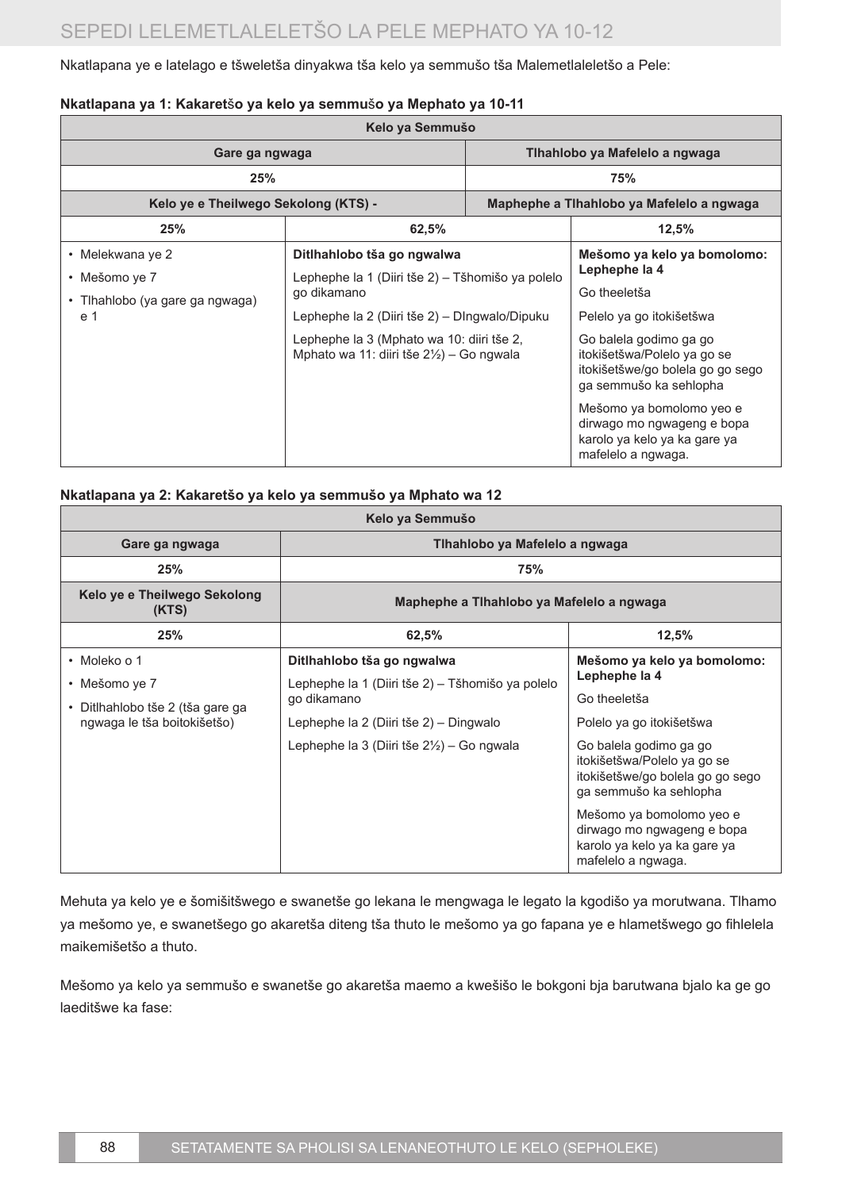Nkatlapana ye e latelago e tšweletša dinyakwa tša kelo ya semmušo tša Malemetlaleletšo a Pele:

**Nkatlapana ya 1: Kakaretšo ya kelo ya semmušo ya Mephato ya 10-11**

| Kelo ya Semmušo | | |
|---|---|---|
| **Gare ga ngwaga** | **Tlhahlobo ya Mafelelo a ngwaga** | |
| **25%** | **75%** | |
| **Kelo ye e Theilwego Sekolong (KTS) -** | **Maphephe a Tlhahlobo ya Mafelelo a ngwaga** | |
| **25%** | **62,5%** | **12,5%** |
| • Melekwana ye 2<br>• Mešomo ye 7<br>• Tlhahlobo (ya gare ga ngwaga) e 1 | **Ditlhahlobo tša go ngwalwa**<br>Lephephe la 1 (Diiri tše 2) – Tšhomišo ya polelo go dikamano<br>Lephephe la 2 (Diiri tše 2) – DIngwalo/Dipuku<br>Lephephe la 3 (Mphato wa 10: diiri tše 2, Mphato wa 11: diiri tše 2½) – Go ngwala | **Mešomo ya kelo ya bomolomo: Lephephe la 4**<br>Go theeletša<br>Pelelo ya go itokišetšwa<br>Go balela godimo ga go itokišetšwa/Polelo ya go se itokišetšwe/go bolela go go sego ga semmušo ka sehlopha<br>Mešomo ya bomolomo yeo e dirwago mo ngwageng e bopa karolo ya kelo ya ka gare ya mafelelo a ngwaga. |

**Nkatlapana ya 2: Kakaretšo ya kelo ya semmušo ya Mphato wa 12**

| Kelo ya Semmušo | | |
|---|---|---|
| **Gare ga ngwaga** | **Tlhahlobo ya Mafelelo a ngwaga** | |
| **25%** | **75%** | |
| **Kelo ye e Theilwego Sekolong (KTS)** | **Maphephe a Tlhahlobo ya Mafelelo a ngwaga** | |
| **25%** | **62,5%** | **12,5%** |
| • Moleko o 1<br>• Mešomo ye 7<br>• Ditlhahlobo tše 2 (tša gare ga ngwaga le tša boitokišetšo) | **Ditlhahlobo tša go ngwalwa**<br>Lephephe la 1 (Diiri tše 2) – Tšhomišo ya polelo go dikamano<br>Lephephe la 2 (Diiri tše 2) – Dingwalo<br>Lephephe la 3 (Diiri tše 2½) – Go ngwala | **Mešomo ya kelo ya bomolomo: Lephephe la 4**<br>Go theeletša<br>Polelo ya go itokišetšwa<br>Go balela godimo ga go itokišetšwa/Polelo ya go se itokišetšwe/go bolela go go sego ga semmušo ka sehlopha<br>Mešomo ya bomolomo yeo e dirwago mo ngwageng e bopa karolo ya kelo ya ka gare ya mafelelo a ngwaga. |

Mehuta ya kelo ye e šomišitšwego e swanetše go lekana le mengwaga le legato la kgodišo ya morutwana. Tlhamo ya mešomo ye, e swanetšego go akaretša diteng tša thuto le mešomo ya go fapana ye e hlametšwego go fihlelela maikemišetšo a thuto.

Mešomo ya kelo ya semmušo e swanetše go akaretša maemo a kwešišo le bokgoni bja barutwana bjalo ka ge go laeditšwe ka fase: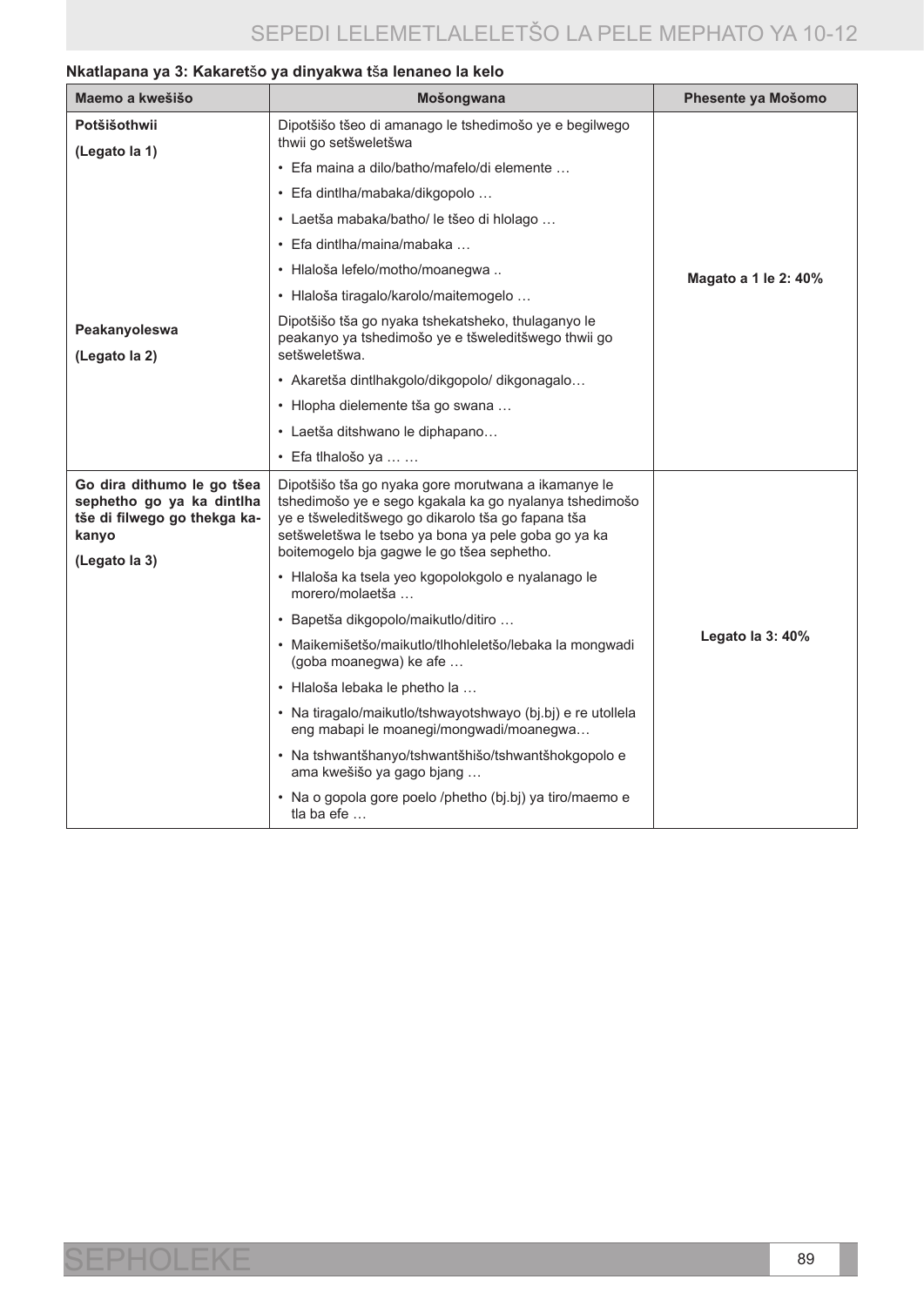**Nkatlapana ya 3: Kakaretšo ya dinyakwa tša lenaneo la kelo**

| Maemo a kwešišo | Mošongwana | Phesente ya Mošomo |
|---|---|---|
| **Potšišothwii** **(Legato la 1)** | Dipotšišo tšeo di amanago le tshedimošo ye e begilwego thwii go setšweletšwa • Efa maina a dilo/batho/mafelo/di elemente … • Efa dintlha/mabaka/dikgopolo … • Laetša mabaka/batho/ le tšeo di hlolago … • Efa dintlha/maina/mabaka … • Hlaloša lefelo/motho/moanegwa .. • Hlaloša tiragalo/karolo/maitemogelo … | **Magato a 1 le 2: 40%** |
| **Peakanyoleswa** **(Legato la 2)** | Dipotšišo tša go nyaka tshekatsheko, thulaganyo le peakanyo ya tshedimošo ye e tšweleditšwego thwii go setšweletšwa. • Akaretša dintlhakgolo/dikgopolo/ dikgonagalo… • Hlopha dielemente tša go swana … • Laetša ditshwano le diphapano… • Efa tlhalošo ya … … | |
| **Go dira dithumo le go tšea sephetho go ya ka dintlha tše di filwego go thekga kakanyo** **(Legato la 3)** | Dipotšišo tša go nyaka gore morutwana a ikamanye le tshedimošo ye e sego kgakala ka go nyalanya tshedimošo ye e tšweleditšwego go dikarolo tša go fapana tša setšweletšwa le tsebo ya bona ya pele goba go ya ka boitemogelo bja gagwe le go tšea sephetho. • Hlaloša ka tsela yeo kgopolokgolo e nyalanago le morero/molaetša … • Bapetša dikgopolo/maikutlo/ditiro … • Maikemišetšo/maikutlo/tlhohleletšo/lebaka la mongwadi (goba moanegwa) ke afe … • Hlaloša lebaka le phetho la … • Na tiragalo/maikutlo/tshwayotshwayo (bj.bj) e re utollela eng mabapi le moanegi/mongwadi/moanegwa… • Na tshwantšhanyo/tshwantšhišo/tshwantšhokgopolo e ama kwešišo ya gago bjang … • Na o gopola gore poelo /phetho (bj.bj) ya tiro/maemo e tla ba efe … | **Legato la 3: 40%** |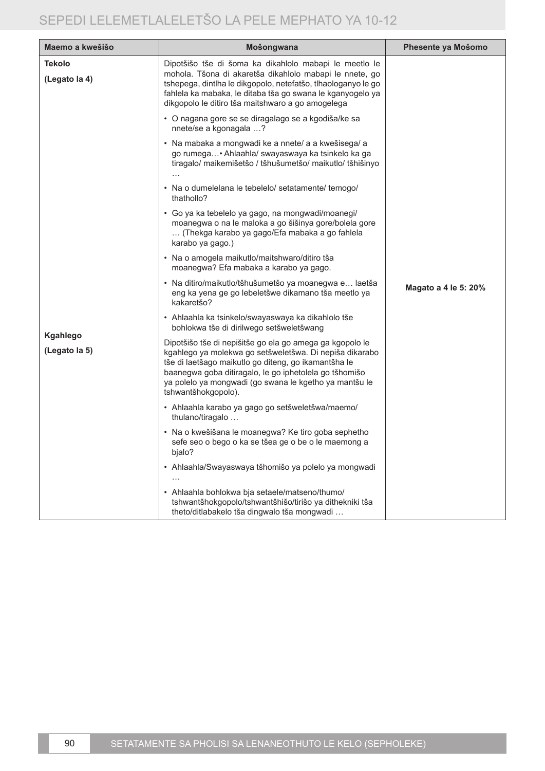| Maemo a kwešišo | Mošongwana | Phesente ya Mošomo |
|---|---|---|
| **Tekolo**<br><br>**(Legato la 4)** | Dipotšišo tše di šoma ka dikahlolo mabapi le meetlo le mohola. Tšona di akaretša dikahlolo mabapi le nnete, go tshepega, dintlha le dikgopolo, netefatšo, tlhaologanyo le go fahlela ka mabaka, le ditaba tša go swana le kganyogelo ya dikgopolo le ditiro tša maitshwaro a go amogelega<br><br>• O nagana gore se se diragalago se a kgodiša/ke sa nnete/se a kgonagala …?<br><br>• Na mabaka a mongwadi ke a nnete/ a a kwešisega/ a go rumega…• Ahlaahla/ swayaswaya ka tsinkelo ka ga tiragalo/ maikemišetšo / tšhušumetšo/ maikutlo/ tšhišinyo …<br><br>• Na o dumelelana le tebelelo/ setatamente/ temogo/ thathollo?<br><br>• Go ya ka tebelelo ya gago, na mongwadi/moanegi/ moanegwa o na le maloka a go šišinya gore/bolela gore … (Thekga karabo ya gago/Efa mabaka a go fahlela karabo ya gago.)<br><br>• Na o amogela maikutlo/maitshwaro/ditiro tša moanegwa? Efa mabaka a karabo ya gago.<br><br>• Na ditiro/maikutlo/tšhušumetšo ya moanegwa e… laetša eng ka yena ge go lebeletšwe dikamano tša meetlo ya kakaretšo?<br><br>• Ahlaahla ka tsinkelo/swayaswaya ka dikahlolo tše bohlokwa tše di dirilwego setšweletšwang | **Magato a 4 le 5: 20%** |
| **Kgahlego**<br><br>**(Legato la 5)** | Dipotšišo tše di nepišitše go ela go amega ga kgopolo le kgahlego ya molekwa go setšweletšwa. Di nepiša dikarabo tše di laetšago maikutlo go diteng, go ikamantšha le baanegwa goba ditiragalo, le go iphetolela go tšhomišo ya polelo ya mongwadi (go swana le kgetho ya mantšu le tshwantšhokgopolo).<br><br>• Ahlaahla karabo ya gago go setšweletšwa/maemo/ thulano/tiragalo …<br><br>• Na o kwešišana le moanegwa? Ke tiro goba sephetho sefe seo o bego o ka se tšea ge o be o le maemong a bjalo?<br><br>• Ahlaahla/Swayaswaya tšhomišo ya polelo ya mongwadi …<br><br>• Ahlaahla bohlokwa bja setaele/matseno/thumo/ tshwantšhokgopolo/tshwantšhišo/tirišo ya dithekniki tša theto/ditlabakelo tša dingwalo tša mongwadi … | |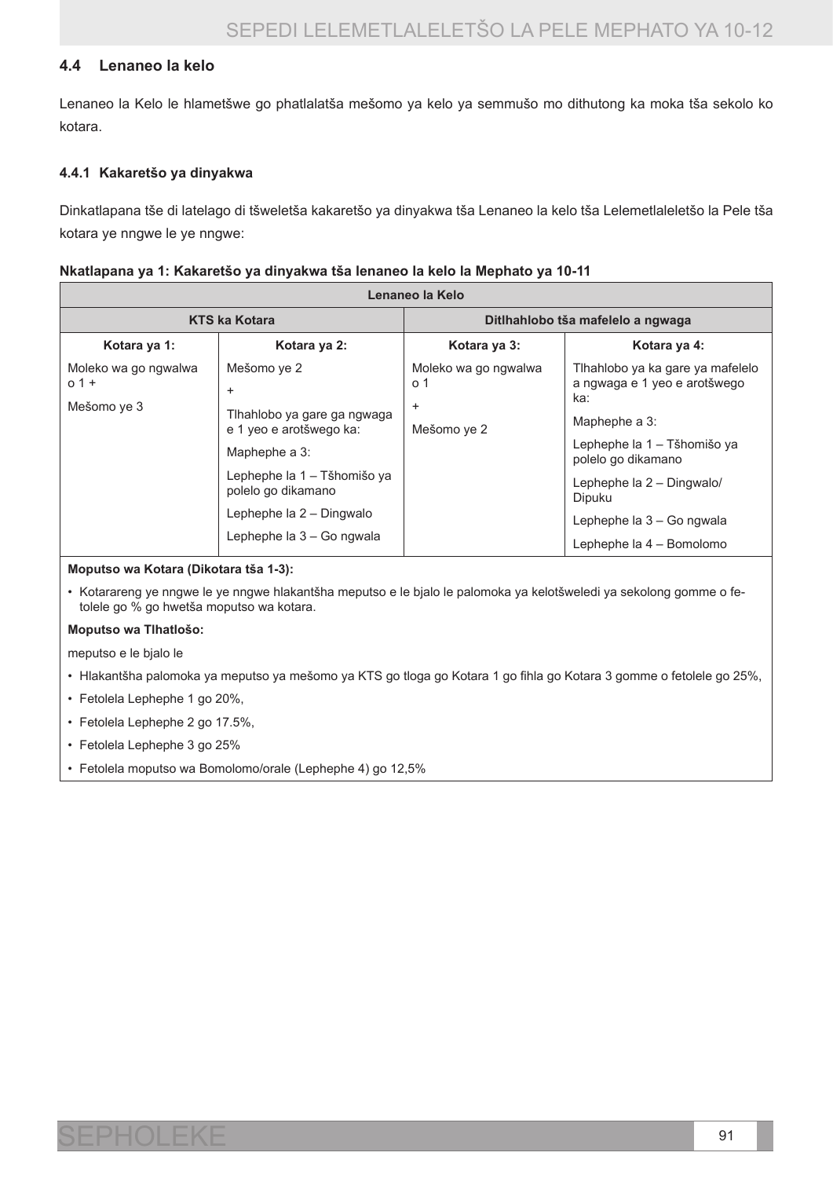## 4.4 Lenaneo la kelo

Lenaneo la Kelo le hlametšwe go phatlalatša mešomo ya kelo ya semmušo mo dithutong ka moka tša sekolo ko kotara.

### 4.4.1 Kakaretšo ya dinyakwa

Dinkatlapana tše di latelago di tšweletša kakaretšo ya dinyakwa tša Lenaneo la kelo tša Lelemetlaleletšo la Pele tša kotara ye nngwe le ye nngwe:

**Nkatlapana ya 1: Kakaretšo ya dinyakwa tša lenaneo la kelo la Mephato ya 10-11**

| Lenaneo la Kelo | | | |
|---|---|---|---|
| **KTS ka Kotara** | | **Ditlhahlobo tša mafelelo a ngwaga** | |
| **Kotara ya 1:** | **Kotara ya 2:** | **Kotara ya 3:** | **Kotara ya 4:** |
| Moleko wa go ngwalwa o 1 + <br> Mešomo ye 3 | Mešomo ye 2 <br> + <br> Tlhahlobo ya gare ga ngwaga e 1 yeo e arotšwego ka: <br> Maphephe a 3: <br> Lephephe la 1 – Tšhomišo ya polelo go dikamano <br> Lephephe la 2 – Dingwalo <br> Lephephe la 3 – Go ngwala | Moleko wa go ngwalwa o 1 <br> + <br> Mešomo ye 2 | Tlhahlobo ya ka gare ya mafelelo a ngwaga e 1 yeo e arotšwego ka: <br> Maphephe a 3: <br> Lephephe la 1 – Tšhomišo ya polelo go dikamano <br> Lephephe la 2 – Dingwalo/ Dipuku <br> Lephephe la 3 – Go ngwala <br> Lephephe la 4 – Bomolomo |

**Moputso wa Kotara (Dikotara tša 1-3):**

- Kotarareng ye nngwe le ye nngwe hlakantšha meputso e le bjalo le palomoka ya kelotšweledi ya sekolong gomme o fetolele go % go hwetša moputso wa kotara.

**Moputso wa Tlhatlošo:**

meputso e le bjalo le

- Hlakantšha palomoka ya meputso ya mešomo ya KTS go tloga go Kotara 1 go fihla go Kotara 3 gomme o fetolele go 25%,
- Fetolela Lephephe 1 go 20%,
- Fetolela Lephephe 2 go 17.5%,
- Fetolela Lephephe 3 go 25%
- Fetolela moputso wa Bomolomo/orale (Lephephe 4) go 12,5%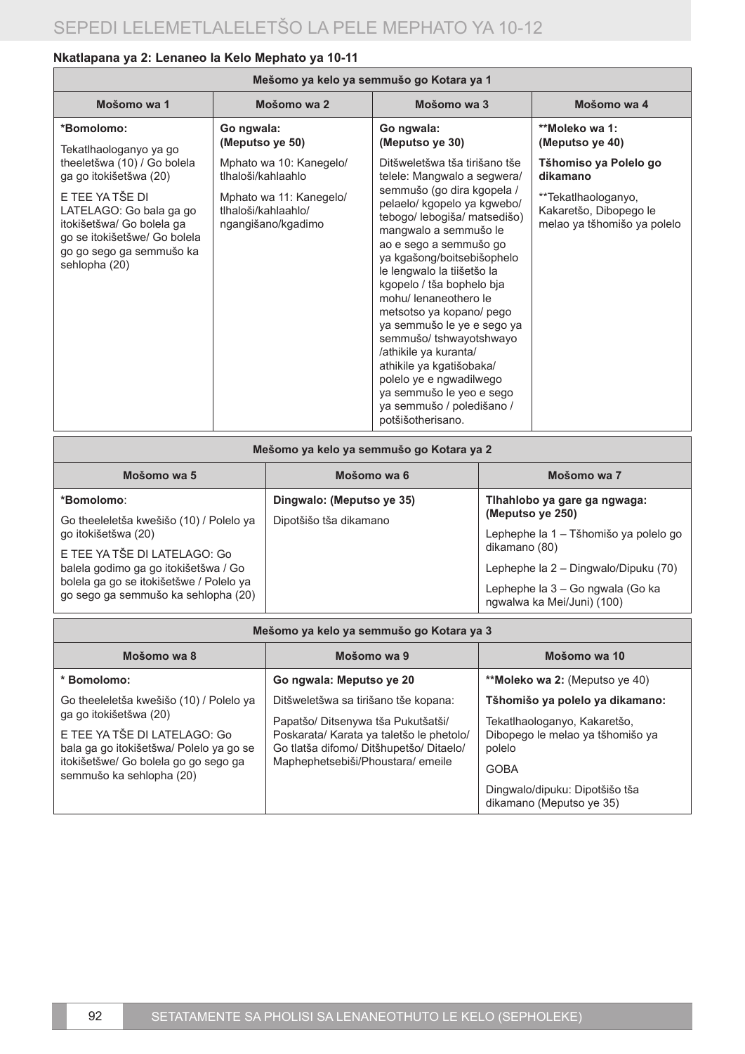**Nkatlapana ya 2: Lenaneo la Kelo Mephato ya 10-11**

| Mešomo ya kelo ya semmušo go Kotara ya 1 | | | |
|---|---|---|---|
| **Mošomo wa 1** | **Mošomo wa 2** | **Mošomo wa 3** | **Mošomo wa 4** |
| **\*Bomolomo:**<br><br>Tekatlhaologanyo ya go theeletšwa (10) / Go bolela ga go itokišetšwa (20)<br><br>E TEE YA TŠE DI LATELAGO: Go bala ga go itokišetšwa/ Go bolela ga go se itokišetšwe/ Go bolela go go sego ga semmušo ka sehlopha (20) | **Go ngwala: (Meputso ye 50)**<br><br>Mphato wa 10: Kanegelo/ tlhaloši/kahlaahlo<br><br>Mphato wa 11: Kanegelo/ tlhaloši/kahlaahlo/ ngangišano/kgadimo | **Go ngwala: (Meputso ye 30)**<br><br>Ditšweletšwa tša tirišano tše telele: Mangwalo a segwera/ semmušo (go dira kgopela / pelaelo/ kgopelo ya kgwebo/ tebogo/ lebogiša/ matsedišo) mangwalo a semmušo le ao e sego a semmušo go ya kgašong/boitsebišophelo le lengwalo la tiišetšo la kgopelo / tša bophelo bja mohu/ lenaneothero le metsotso ya kopano/ pego ya semmušo le ye e sego ya semmušo/ tshwayotshwayo /athikile ya kuranta/ athikile ya kgatišobaka/ polelo ye e ngwadilwego ya semmušo le yeo e sego ya semmušo / poledišano / potšišotherisano. | **\*\*Moleko wa 1: (Meputso ye 40)**<br><br>**Tšhomiso ya Polelo go dikamano**<br><br>\*\*Tekatlhaologanyo, Kakaretšo, Dibopego le melao ya tšhomišo ya polelo |

| Mešomo ya kelo ya semmušo go Kotara ya 2 | | |
|---|---|---|
| **Mošomo wa 5** | **Mošomo wa 6** | **Mošomo wa 7** |
| **\*Bomolomo**:<br><br>Go theeleletša kwešišo (10) / Polelo ya go itokišetšwa (20)<br><br>E TEE YA TŠE DI LATELAGO: Go balela godimo ga go itokišetšwa / Go bolela ga go se itokišetšwe / Polelo ya go sego ga semmušo ka sehlopha (20) | **Dingwalo: (Meputso ye 35)**<br><br>Dipotšišo tša dikamano | **Tlhahlobo ya gare ga ngwaga: (Meputso ye 250)**<br><br>Lephephe la 1 – Tšhomišo ya polelo go dikamano (80)<br><br>Lephephe la 2 – Dingwalo/Dipuku (70)<br><br>Lephephe la 3 – Go ngwala (Go ka ngwalwa ka Mei/Juni) (100) |

| Mešomo ya kelo ya semmušo go Kotara ya 3 | | |
|---|---|---|
| **Mošomo wa 8** | **Mošomo wa 9** | **Mošomo wa 10** |
| **\* Bomolomo:**<br><br>Go theeleletša kwešišo (10) / Polelo ya ga go itokišetšwa (20)<br><br>E TEE YA TŠE DI LATELAGO: Go bala ga go itokišetšwa/ Polelo ya go se itokišetšwe/ Go bolela go go sego ga semmušo ka sehlopha (20) | **Go ngwala: Meputso ye 20**<br><br>Ditšweletšwa sa tirišano tše kopana:<br><br>Papatšo/ Ditsenywa tša Pukutšatši/ Poskarata/ Karata ya taletšo le phetolo/ Go tlatša difomo/ Ditšhupetšo/ Ditaelo/ Maphephetsebiši/Phoustara/ emeile | **\*\*Moleko wa 2:** (Meputso ye 40)<br><br>**Tšhomišo ya polelo ya dikamano:**<br><br>Tekatlhaologanyo, Kakaretšo, Dibopego le melao ya tšhomišo ya polelo<br><br>GOBA<br><br>Dingwalo/dipuku: Dipotšišo tša dikamano (Meputso ye 35) |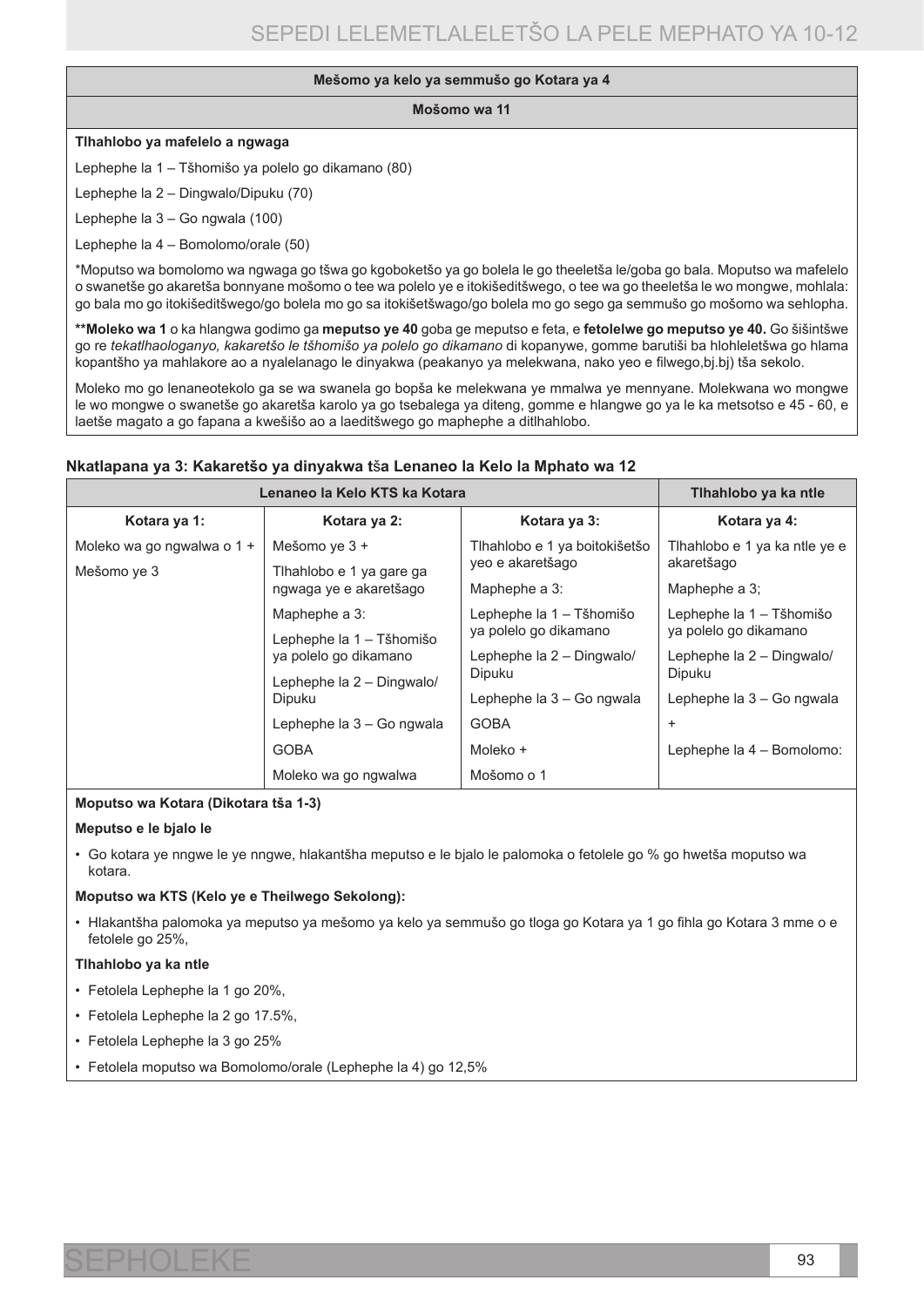| Mešomo ya kelo ya semmušo go Kotara ya 4 |
|---|
| **Mošomo wa 11** |
| **Tlhahlobo ya mafelelo a ngwaga**<br><br>Lephephe la 1 – Tšhomišo ya polelo go dikamano (80)<br><br>Lephephe la 2 – Dingwalo/Dipuku (70)<br><br>Lephephe la 3 – Go ngwala (100)<br><br>Lephephe la 4 – Bomolomo/orale (50)<br><br>*Moputso wa bomolomo wa ngwaga go tšwa go kgoboketšo ya go bolela le go theeletša le/goba go bala. Moputso wa mafelelo o swanetše go akaretša bonnyane mošomo o tee wa polelo ye e itokišeditšwego, o tee wa go theeletša le wo mongwe, mohlala: go bala mo go itokišeditšwego/go bolela mo go sa itokišetšwago/go bolela mo go sego ga semmušo go mošomo wa sehlopha.<br><br>**Moleko wa 1** o ka hlangwa godimo ga **meputso ye 40** goba ge meputso e feta, e **fetolelwe go meputso ye 40.** Go šišintšwe go re *tekatlhaologanyo, kakaretšo le tšhomišo ya polelo go dikamano* di kopanywe, gomme barutiši ba hlohleletšwa go hlama kopantšho ya mahlakore ao a nyalelanago le dinyakwa (peakanyo ya melekwana, nako yeo e filwego,bj.bj) tša sekolo.<br><br>Moleko mo go lenaneotekolo ga se wa swanela go bopša ke melekwana ye mmalwa ye mennyane. Molekwana wo mongwe le wo mongwe o swanetše go akaretša karolo ya go tsebalega ya diteng, gomme e hlangwe go ya le ka metsotso e 45 - 60, e laetše magato a go fapana a kwešišo ao a laeditšwego go maphephe a ditlhahlobo. |

**Nkatlapana ya 3: Kakaretšo ya dinyakwa tša Lenaneo la Kelo la Mphato wa 12**

| Lenaneo la Kelo KTS ka Kotara | | | Tlhahlobo ya ka ntle |
|---|---|---|---|
| **Kotara ya 1:** | **Kotara ya 2:** | **Kotara ya 3:** | **Kotara ya 4:** |
| Moleko wa go ngwalwa o 1 +<br><br>Mešomo ye 3 | Mešomo ye 3 +<br><br>Tlhahlobo e 1 ya gare ga ngwaga ye e akaretšago<br><br>Maphephe a 3:<br><br>Lephephe la 1 – Tšhomišo ya polelo go dikamano<br><br>Lephephe la 2 – Dingwalo/ Dipuku<br><br>Lephephe la 3 – Go ngwala<br><br>GOBA<br><br>Moleko wa go ngwalwa | Tlhahlobo e 1 ya boitokišetšo yeo e akaretšago<br><br>Maphephe a 3:<br><br>Lephephe la 1 – Tšhomišo ya polelo go dikamano<br><br>Lephephe la 2 – Dingwalo/ Dipuku<br><br>Lephephe la 3 – Go ngwala<br><br>GOBA<br><br>Moleko +<br><br>Mošomo o 1 | Tlhahlobo e 1 ya ka ntle ye e akaretšago<br><br>Maphephe a 3;<br><br>Lephephe la 1 – Tšhomišo ya polelo go dikamano<br><br>Lephephe la 2 – Dingwalo/ Dipuku<br><br>Lephephe la 3 – Go ngwala<br><br>+<br><br>Lephephe la 4 – Bomolomo: |

**Moputso wa Kotara (Dikotara tša 1-3)**

**Meputso e le bjalo le**

- Go kotara ye nngwe le ye nngwe, hlakantšha meputso e le bjalo le palomoka o fetolele go % go hwetša moputso wa kotara.

**Moputso wa KTS (Kelo ye e Theilwego Sekolong):**

- Hlakantšha palomoka ya meputso ya mešomo ya kelo ya semmušo go tloga go Kotara ya 1 go fihla go Kotara 3 mme o e fetolele go 25%,

**Tlhahlobo ya ka ntle**

- Fetolela Lephephe la 1 go 20%,
- Fetolela Lephephe la 2 go 17.5%,
- Fetolela Lephephe la 3 go 25%
- Fetolela moputso wa Bomolomo/orale (Lephephe la 4) go 12,5%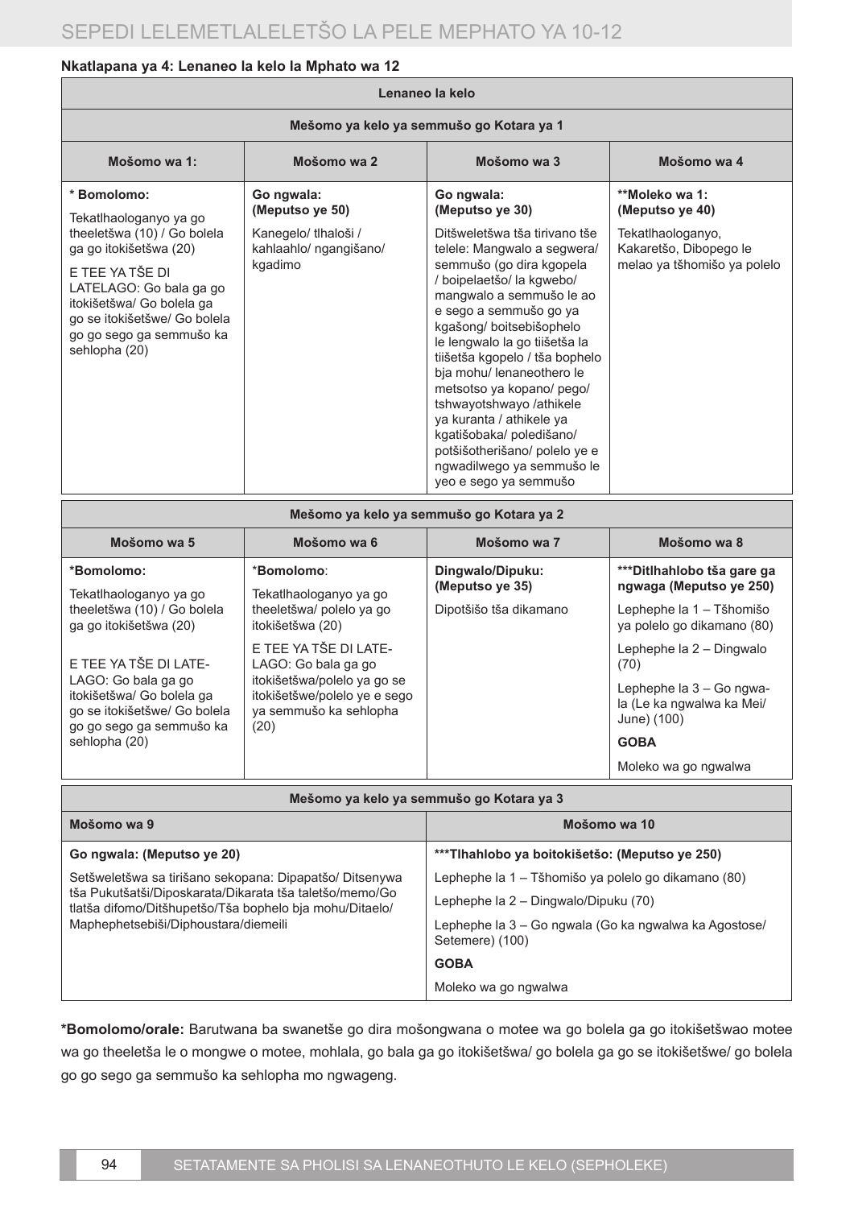**Nkatlapana ya 4: Lenaneo la kelo la Mphato wa 12**

| Lenaneo la kelo | | | |
|---|---|---|---|
| **Mešomo ya kelo ya semmušo go Kotara ya 1** | | | |
| **Mošomo wa 1:** | **Mošomo wa 2** | **Mošomo wa 3** | **Mošomo wa 4** |
| **\* Bomolomo:**<br>Tekatlhaologanyo ya go theeletšwa (10) / Go bolela ga go itokišetšwa (20)<br>E TEE YA TŠE DI LATELAGO: Go bala ga go itokišetšwa/ Go bolela ga go se itokišetšwe/ Go bolela go go sego ga semmušo ka sehlopha (20) | **Go ngwala: (Meputso ye 50)**<br>Kanegelo/ tlhaloši / kahlaahlo/ ngangišano/ kgadimo | **Go ngwala: (Meputso ye 30)**<br>Ditšweletšwa tša tirivano tše telele: Mangwalo a segwera/ semmušo (go dira kgopela / boipelaetšo/ la kgwebo/ mangwalo a semmušo le ao e sego a semmušo go ya kgašong/ boitsebišophelo le lengwalo la go tiišetša la tiišetša kgopelo / tša bophelo bja mohu/ lenaneothero le metsotso ya kopano/ pego/ tshwayotshwayo /athikele ya kuranta / athikele ya kgatišobaka/ poledišano/ potšišotherišano/ polelo ye e ngwadilwego ya semmušo le yeo e sego ya semmušo | **\*\*Moleko wa 1: (Meputso ye 40)**<br>Tekatlhaologanyo, Kakaretšo, Dibopego le melao ya tšhomišo ya polelo |

| Mešomo ya kelo ya semmušo go Kotara ya 2 | | | |
|---|---|---|---|
| **Mošomo wa 5** | **Mošomo wa 6** | **Mošomo wa 7** | **Mošomo wa 8** |
| **\*Bomolomo:**<br>Tekatlhaologanyo ya go theeletšwa (10) / Go bolela ga go itokišetšwa (20)<br>E TEE YA TŠE DI LATELAGO: Go bala ga go itokišetšwa/ Go bolela ga go se itokišetšwe/ Go bolela go go sego ga semmušo ka sehlopha (20) | **\*Bomolomo**:<br>Tekatlhaologanyo ya go theeletšwa/ polelo ya go itokišetšwa (20)<br>E TEE YA TŠE DI LATELAGO: Go bala ga go itokišetšwa/polelo ya go se itokišetšwe/polelo ye e sego ya semmušo ka sehlopha (20) | **Dingwalo/Dipuku: (Meputso ye 35)**<br>Dipotšišo tša dikamano | **\*\*\*Ditlhahlobo tša gare ga ngwaga (Meputso ye 250)**<br>Lephephe la 1 – Tšhomišo ya polelo go dikamano (80)<br>Lephephe la 2 – Dingwalo (70)<br>Lephephe la 3 – Go ngwala (Le ka ngwalwa ka Mei/ June) (100)<br>**GOBA**<br>Moleko wa go ngwalwa |

| Mešomo ya kelo ya semmušo go Kotara ya 3 | |
|---|---|
| **Mošomo wa 9** | **Mošomo wa 10** |
| **Go ngwala: (Meputso ye 20)**<br>Setšweletšwa sa tirišano sekopana: Dipapatšo/ Ditsenywa tša Pukutšatši/Diposkarata/Dikarata tša taletšo/memo/Go tlatša difomo/Ditšhupetšo/Tša bophelo bja mohu/Ditaelo/ Maphephetsebiši/Diphoustara/diemeili | **\*\*\*Tlhahlobo ya boitokišetšo: (Meputso ye 250)**<br>Lephephe la 1 – Tšhomišo ya polelo go dikamano (80)<br>Lephephe la 2 – Dingwalo/Dipuku (70)<br>Lephephe la 3 – Go ngwala (Go ka ngwalwa ka Agostose/ Setemere) (100)<br>**GOBA**<br>Moleko wa go ngwalwa |

**\*Bomolomo/orale:** Barutwana ba swanetše go dira mošongwana o motee wa go bolela ga go itokišetšwao motee wa go theeletša le o mongwe o motee, mohlala, go bala ga go itokišetšwa/ go bolela ga go se itokišetšwe/ go bolela go go sego ga semmušo ka sehlopha mo ngwageng.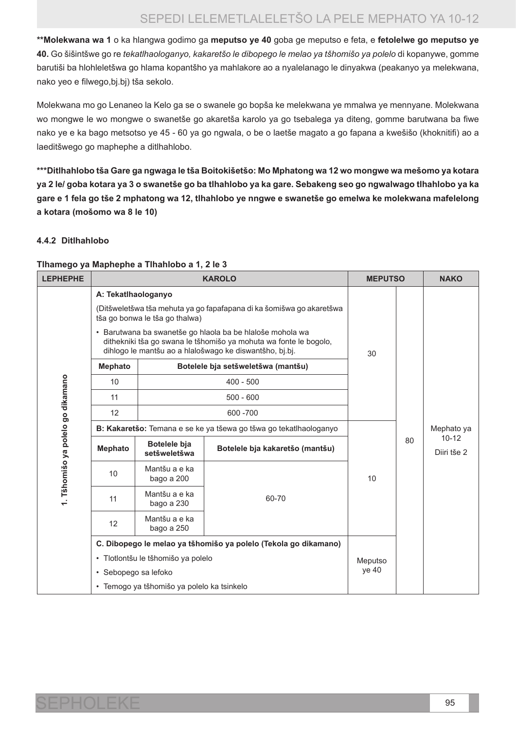**Molekwana wa 1 o ka hlangwa godimo ga meputso ye 40 goba ge meputso e feta, e fetolelwe go meputso ye 40.** Go šišintšwe go re *tekatlhaologanyo, kakaretšo le dibopego le melao ya tšhomišo ya polelo* di kopanywe, gomme barutiši ba hlohleletšwa go hlama kopantšho ya mahlakore ao a nyalelanago le dinyakwa (peakanyo ya melekwana, nako yeo e filwego,bj.bj) tša sekolo.

Molekwana mo go Lenaneo la Kelo ga se o swanele go bopša ke melekwana ye mmalwa ye mennyane. Molekwana wo mongwe le wo mongwe o swanetše go akaretša karolo ya go tsebalega ya diteng, gomme barutwana ba fiwe nako ye e ka bago metsotso ye 45 - 60 ya go ngwala, o be o laetše magato a go fapana a kwešišo (khoknitifi) ao a laeditšwego go maphephe a ditlhahlobo.

**\*\*\*Ditlhahlobo tša Gare ga ngwaga le tša Boitokišetšo: Mo Mphatong wa 12 wo mongwe wa mešomo ya kotara ya 2 le/ goba kotara ya 3 o swanetše go ba tlhahlobo ya ka gare. Sebakeng seo go ngwalwago tlhahlobo ya ka gare e 1 fela go tše 2 mphatong wa 12, tlhahlobo ye nngwe e swanetše go emelwa ke molekwana mafelelong a kotara (mošomo wa 8 le 10)**

#### 4.4.2 Ditlhahlobo

**Tlhamego ya Maphephe a Tlhahlobo a 1, 2 le 3**

| LEPHEPHE | KAROLO | | | MEPUTSO | | NAKO |
|---|---|---|---|---|---|---|
| 1. Tšhomišo ya polelo go dikamano | **A: Tekatlhaologanyo**<br>(Ditšweletšwa tša mehuta ya go fapafapana di ka šomišwa go akaretšwa tša go bonwa le tša go thalwa)<br>• Barutwana ba swanetše go hlaola ba be hlaloše mohola wa dithekniki tša go swana le tšhomišo ya mohuta wa fonte le bogolo, dihlogo le mantšu ao a hlalošwago ke diswantšho, bj.bj. | | | 30 | 80 | Mephato ya 10-12<br>Diiri tše 2 |
| | **Mephato** | **Botelele bja setšweletšwa (mantšu)** | | | | |
| | 10 | 400 - 500 | | | | |
| | 11 | 500 - 600 | | | | |
| | 12 | 600 -700 | | | | |
| | **B: Kakaretšo:** Temana e se ke ya tšewa go tšwa go tekatlhaologanyo | | | 10 | | |
| | **Mephato** | **Botelele bja setšweletšwa** | **Botelele bja kakaretšo (mantšu)** | | | |
| | 10 | Mantšu a e ka bago a 200 | 60-70 | | | |
| | 11 | Mantšu a e ka bago a 230 | | | | |
| | 12 | Mantšu a e ka bago a 250 | | | | |
| | **C. Dibopego le melao ya tšhomišo ya polelo (Tekola go dikamano)**<br>• Tlotlontšu le tšhomišo ya polelo<br>• Sebopego sa lefoko<br>• Temogo ya tšhomišo ya polelo ka tsinkelo | | | Meputso ye 40 | | |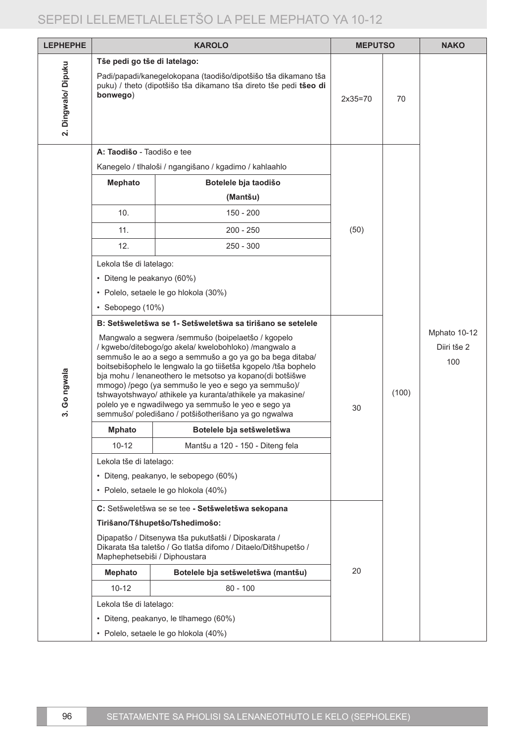| LEPHEPHE | KAROLO | MEPUTSO | | NAKO |
|---|---|---|---|---|
| 2. Dingwalo/ Dipuku | **Tše pedi go tše di latelago:**<br>Padi/papadi/kanegelokopana (taodišo/dipotšišo tša dikamano tša puku) / theto (dipotšišo tša dikamano tša direto tše pedi **tšeo di bonwego**) | 2x35=70 | 70 | Mphato 10-12<br>Diiri tše 2<br>100 |
| 3. Go ngwala | **A: Taodišo** - Taodišo e tee<br>Kanegelo / tlhaloši / ngangišano / kgadimo / kahlaahlo<br><br>**Mephato** – **Botelele bja taodišo (Mantšu)**<br>10. – 150 - 200<br>11. – 200 - 250<br>12. – 250 - 300<br><br>Lekola tše di latelago:<br>• Diteng le peakanyo (60%)<br>• Polelo, setaele le go hlokola (30%)<br>• Sebopego (10%) | (50) | (100) | |
| | **B: Setšweletšwa se 1- Setšweletšwa sa tirišano se setelele**<br>Mangwalo a segwera /semmušo (boipelaetšo / kgopelo / kgwebo/ditebogo/go akela/ kwelobohloko) /mangwalo a semmušo le ao a sego a semmušo a go ya go ba bega ditaba/ boitsebišophelo le lengwalo la go tiišetša kgopelo /tša bophelo bja mohu / lenaneothero le metsotso ya kopano(di botšišwe mmogo) /pego (ya semmušo le yeo e sego ya semmušo)/ tshwayotshwayo/ athikele ya kuranta/athikele ya makasine/ polelo ye e ngwadilwego ya semmušo le yeo e sego ya semmušo/ poledišano / potšišotherišano ya go ngwalwa<br><br>**Mphato** – **Botelele bja setšweletšwa**<br>10-12 – Mantšu a 120 - 150 - Diteng fela<br><br>Lekola tše di latelago:<br>• Diteng, peakanyo, le sebopego (60%)<br>• Polelo, setaele le go hlokola (40%) | 30 | | |
| | **C:** Setšweletšwa se se tee **- Setšweletšwa sekopana**<br>**Tirišano/Tšhupetšo/Tshedimošo:**<br>Dipapatšo / Ditsenywa tša pukutšatši / Diposkarata / Dikarata tša taletšo / Go tlatša difomo / Ditaelo/Ditšhupetšo / Maphephetsebiši / Diphoustara<br><br>**Mephato** – **Botelele bja setšweletšwa (mantšu)**<br>10-12 – 80 - 100<br><br>Lekola tše di latelago:<br>• Diteng, peakanyo, le tlhamego (60%)<br>• Polelo, setaele le go hlokola (40%) | 20 | | |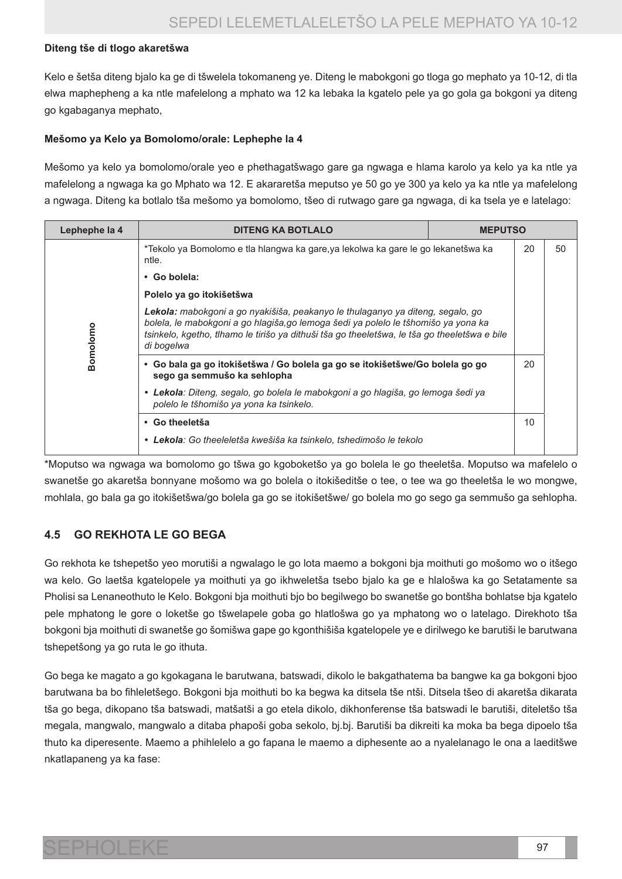**Diteng tše di tlogo akaretšwa**

Kelo e šetša diteng bjalo ka ge di tšwelela tokomaneng ye. Diteng le mabokgoni go tloga go mephato ya 10-12, di tla elwa maphepheng a ka ntle mafelelong a mphato wa 12 ka lebaka la kgatelo pele ya go gola ga bokgoni ya diteng go kgabaganya mephato,

**Mešomo ya Kelo ya Bomolomo/orale: Lephephe la 4**

Mešomo ya kelo ya bomolomo/orale yeo e phethagatšwago gare ga ngwaga e hlama karolo ya kelo ya ka ntle ya mafelelong a ngwaga ka go Mphato wa 12. E akararetša meputso ye 50 go ye 300 ya kelo ya ka ntle ya mafelelong a ngwaga. Diteng ka botlalo tša mešomo ya bomolomo, tšeo di rutwago gare ga ngwaga, di ka tsela ye e latelago:

| Lephephe la 4 | DITENG KA BOTLALO | MEPUTSO | |
|---|---|---|---|
| Bomolomo | *Tekolo ya Bomolomo e tla hlangwa ka gare,ya lekolwa ka gare le go lekanetšwa ka ntle.<br>• **Go bolela:**<br>**Polelo ya go itokišetšwa**<br>***Lekola:*** *mabokgoni a go nyakišiša, peakanyo le thulaganyo ya diteng, segalo, go bolela, le mabokgoni a go hlagiša,go lemoga šedi ya polelo le tšhomišo ya yona ka tsinkelo, kgetho, tlhamo le tirišo ya dithuši tša go theeletšwa, le tša go theeletšwa e bile di bogelwa* | 20 | 50 |
| | • **Go bala ga go itokišetšwa / Go bolela ga go se itokišetšwe/Go bolela go go sego ga semmušo ka sehlopha**<br>• ***Lekola****: Diteng, segalo, go bolela le mabokgoni a go hlagiša, go lemoga šedi ya polelo le tšhomišo ya yona ka tsinkelo.* | 20 | |
| | • **Go theeletša**<br>• ***Lekola****: Go theeleletša kwešišo ka tsinkelo, tshedimošo le tekolo* | 10 | |

*Moputso wa ngwaga wa bomolomo go tšwa go kgoboketšo ya go bolela le go theeletša. Moputso wa mafelelo o swanetše go akaretša bonnyane mošomo wa go bolela o itokišeditše o tee, o tee wa go theeletša le wo mongwe, mohlala, go bala ga go itokišetšwa/go bolela ga go se itokišetšwe/ go bolela mo go sego ga semmušo ga sehlopha.

## 4.5 GO REKHOTA LE GO BEGA

Go rekhota ke tshepetšo yeo morutiši a ngwalago le go lota maemo a bokgoni bja moithuti go mošomo wo o itšego wa kelo. Go laetša kgatelopele ya moithuti ya go ikhweletša tsebo bjalo ka ge e hlalošwa ka go Setatamente sa Pholisi sa Lenaneothuto le Kelo. Bokgoni bja moithuti bjo bo begilwego bo swanetše go bontšha bohlatse bja kgatelo pele mphatong le gore o loketše go tšwelapele goba go hlatlošwa go ya mphatong wo o latelago. Direkhoto tša bokgoni bja moithuti di swanetše go šomišwa gape go kgonthišiša kgatelopele ye e dirilwego ke barutiši le barutwana tshepetšong ya go ruta le go ithuta.

Go bega ke magato a go kgokagana le barutwana, batswadi, dikolo le bakgathatema ba bangwe ka ga bokgoni bjoo barutwana ba bo fihleletšego. Bokgoni bja moithuti bo ka begwa ka ditsela tše ntši. Ditsela tšeo di akaretša dikarata tša go bega, dikopano tša batswadi, matšatši a go etela dikolo, dikhonferense tša batswadi le barutiši, diteletšo tša megala, mangwalo, mangwalo a ditaba phapoši goba sekolo, bj.bj. Barutiši ba dikreiti ka moka ba bega dipoelo tša thuto ka diperesente. Maemo a phihlelelo a go fapana le maemo a diphesente ao a nyalelanago le ona a laeditšwe nkatlapaneng ya ka fase: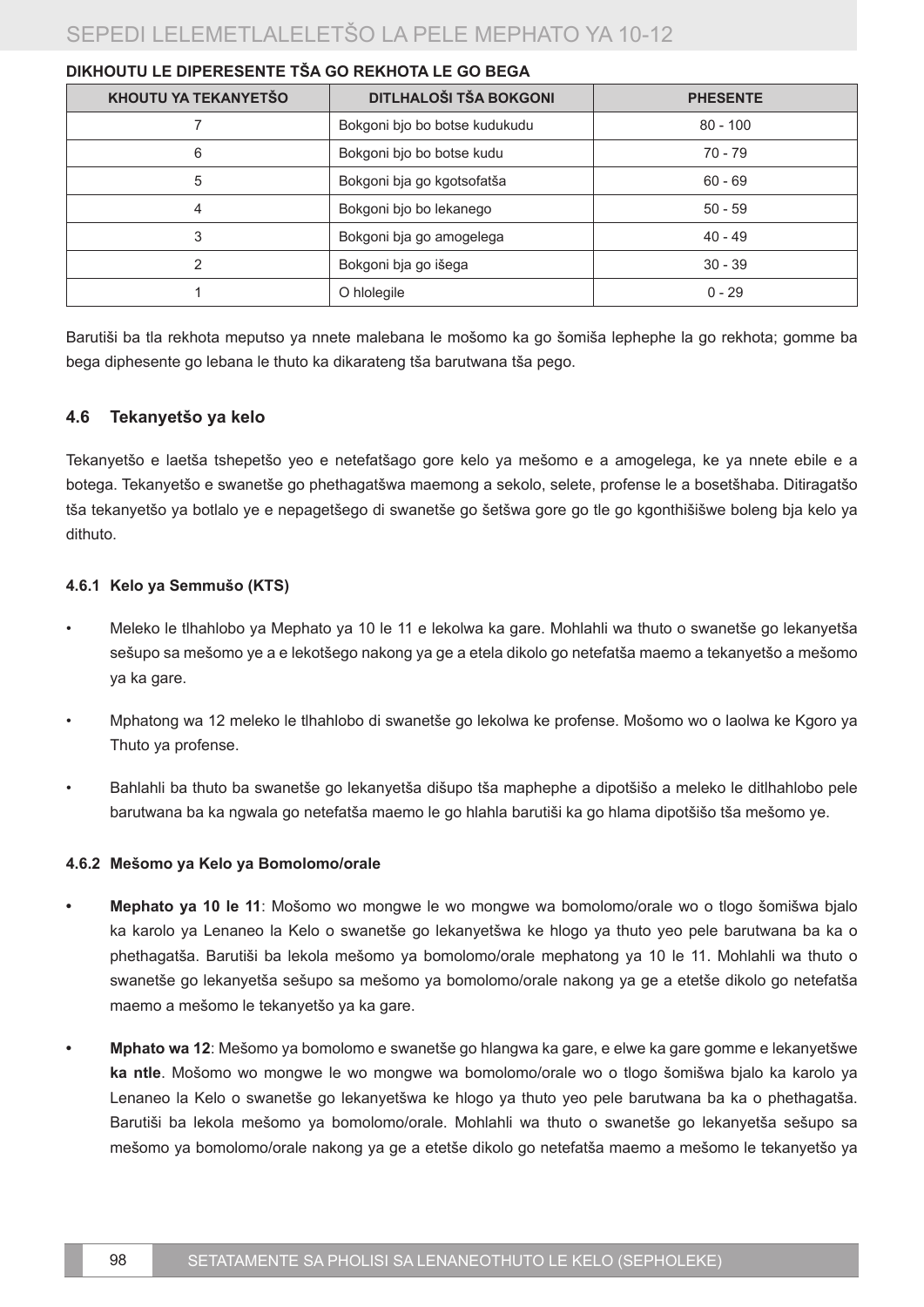**DIKHOUTU LE DIPERESENTE TŠA GO REKHOTA LE GO BEGA**

| KHOUTU YA TEKANYETŠO | DITLHALOŠI TŠA BOKGONI | PHESENTE |
|---|---|---|
| 7 | Bokgoni bjo bo botse kudukudu | 80 - 100 |
| 6 | Bokgoni bjo bo botse kudu | 70 - 79 |
| 5 | Bokgoni bja go kgotsofatša | 60 - 69 |
| 4 | Bokgoni bjo bo lekanego | 50 - 59 |
| 3 | Bokgoni bja go amogelega | 40 - 49 |
| 2 | Bokgoni bja go išega | 30 - 39 |
| 1 | O hlolegile | 0 - 29 |

Barutiši ba tla rekhota meputso ya nnete malebana le mošomo ka go šomiša lephephe la go rekhota; gomme ba bega diphesente go lebana le thuto ka dikarateng tša barutwana tša pego.

### 4.6 Tekanyetšo ya kelo

Tekanyetšo e laetša tshepetšo yeo e netefatšago gore kelo ya mešomo e a amogelega, ke ya nnete ebile e a botega. Tekanyetšo e swanetše go phethagatšwa maemong a sekolo, selete, profense le a bosetšhaba. Ditiragatšo tša tekanyetšo ya botlalo ye e nepagetšego di swanetše go šetšwa gore go tle go kgonthišišwe boleng bja kelo ya dithuto.

#### 4.6.1 Kelo ya Semmušo (KTS)

- Meleko le tlhahlobo ya Mephato ya 10 le 11 e lekolwa ka gare. Mohlahli wa thuto o swanetše go lekanyetša sešupo sa mešomo ye a e lekotšego nakong ya ge a etela dikolo go netefatša maemo a tekanyetšo a mešomo ya ka gare.
- Mphatong wa 12 meleko le tlhahlobo di swanetše go lekolwa ke profense. Mošomo wo o laolwa ke Kgoro ya Thuto ya profense.
- Bahlahli ba thuto ba swanetše go lekanyetša dišupo tša maphephe a dipotšišo a meleko le ditlhahlobo pele barutwana ba ka ngwala go netefatša maemo le go hlahla barutiši ka go hlama dipotšišo tša mešomo ye.

#### 4.6.2 Mešomo ya Kelo ya Bomolomo/orale

- **Mephato ya 10 le 11**: Mošomo wo mongwe le wo mongwe wa bomolomo/orale wo o tlogo šomišwa bjalo ka karolo ya Lenaneo la Kelo o swanetše go lekanyetšwa ke hlogo ya thuto yeo pele barutwana ba ka o phethagatša. Barutiši ba lekola mešomo ya bomolomo/orale mephatong ya 10 le 11. Mohlahli wa thuto o swanetše go lekanyetša sešupo sa mešomo ya bomolomo/orale nakong ya ge a etetše dikolo go netefatša maemo a mešomo le tekanyetšo ya ka gare.
- **Mphato wa 12**: Mešomo ya bomolomo e swanetše go hlangwa ka gare, e elwe ka gare gomme e lekanyetšwe **ka ntle**. Mošomo wo mongwe le wo mongwe wa bomolomo/orale wo o tlogo šomišwa bjalo ka karolo ya Lenaneo la Kelo o swanetše go lekanyetšwa ke hlogo ya thuto yeo pele barutwana ba ka o phethagatša. Barutiši ba lekola mešomo ya bomolomo/orale. Mohlahli wa thuto o swanetše go lekanyetša sešupo sa mešomo ya bomolomo/orale nakong ya ge a etetše dikolo go netefatša maemo a mešomo le tekanyetšo ya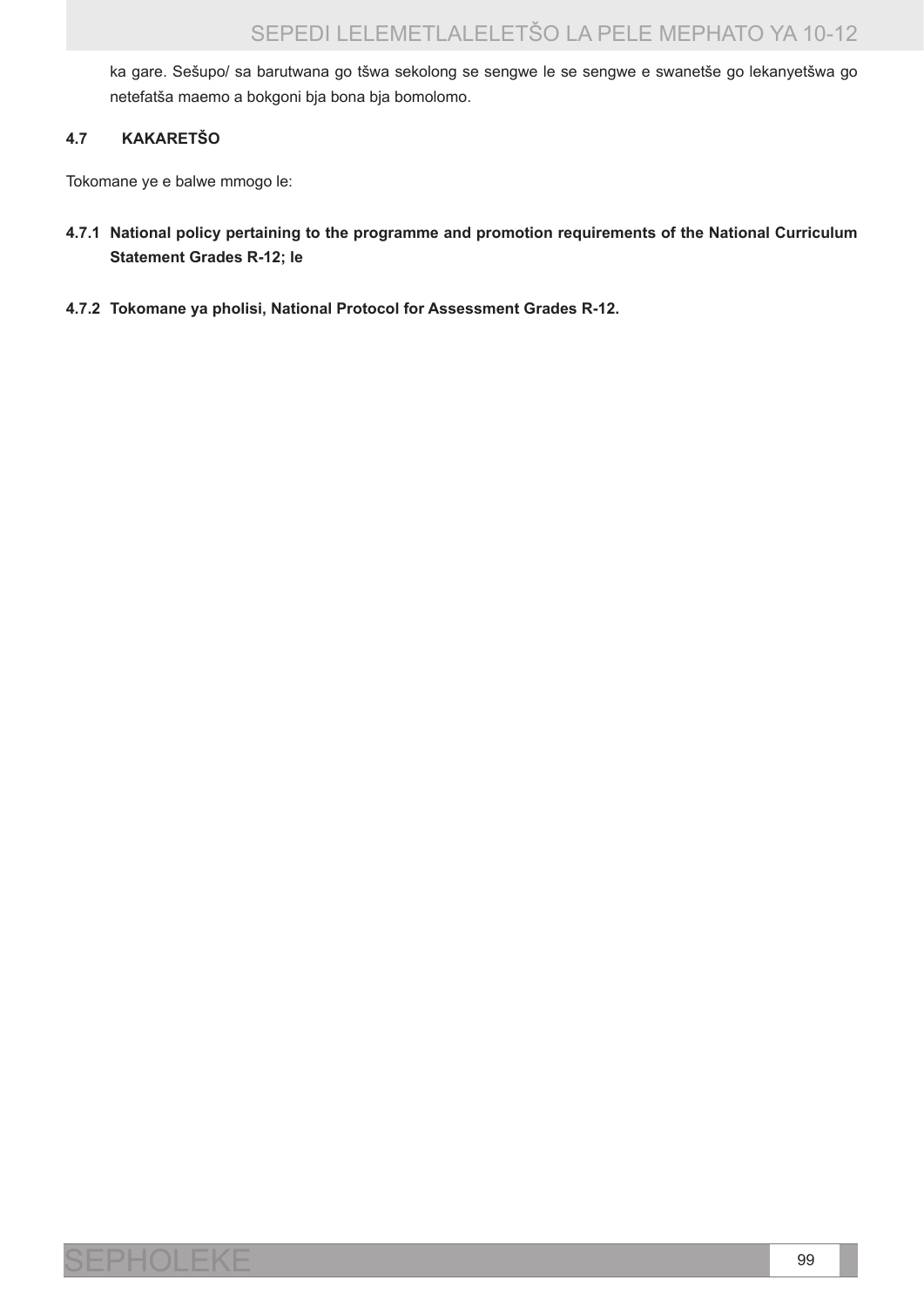ka gare. Sešupo/ sa barutwana go tšwa sekolong se sengwe le se sengwe e swanetše go lekanyetšwa go netefatša maemo a bokgoni bja bona bja bomolomo.

## 4.7 KAKARETŠO

Tokomane ye e balwe mmogo le:

**4.7.1 National policy pertaining to the programme and promotion requirements of the National Curriculum Statement Grades R-12; le**

**4.7.2 Tokomane ya pholisi, National Protocol for Assessment Grades R-12.**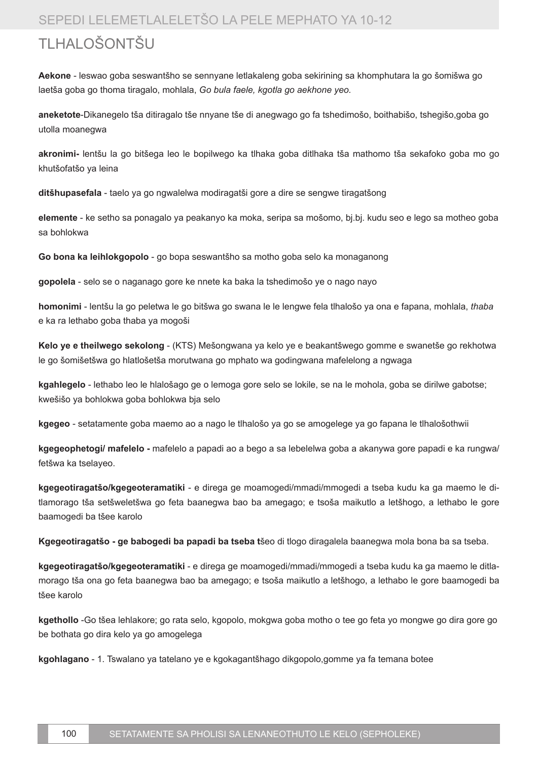# TLHALOŠONTŠU

**Aekone** - leswao goba seswantšho se sennyane letlakaleng goba sekirining sa khomphutara la go šomišwa go laetša goba go thoma tiragalo, mohlala, *Go bula faele, kgotla go aekhone yeo.*

**aneketote**-Dikanegelo tša ditiragalo tše nnyane tše di anegwago go fa tshedimošo, boithabišo, tshegišo,goba go utolla moanegwa

**akronimi-** lentšu la go bitšega leo le bopilwego ka tlhaka goba ditlhaka tša mathomo tša sekafoko goba mo go khutšofatšo ya leina

**ditšhupasefala** - taelo ya go ngwalelwa modiragatši gore a dire se sengwe tiragatšong

**elemente** - ke setho sa ponagalo ya peakanyo ka moka, seripa sa mošomo, bj.bj. kudu seo e lego sa motheo goba sa bohlokwa

**Go bona ka leihlokgopolo** - go bopa seswantšho sa motho goba selo ka monaganong

**gopolela** - selo se o naganago gore ke nnete ka baka la tshedimošo ye o nago nayo

**homonimi** - lentšu la go peletwa le go bitšwa go swana le le lengwe fela tlhalošo ya ona e fapana, mohlala, *thaba* e ka ra lethabo goba thaba ya mogoši

**Kelo ye e theilwego sekolong** - (KTS) Mešongwana ya kelo ye e beakantšwego gomme e swanetše go rekhotwa le go šomišetšwa go hlatlošetša morutwana go mphato wa godingwana mafelelong a ngwaga

**kgahlegelo** - lethabo leo le hlalošago ge o lemoga gore selo se lokile, se na le mohola, goba se dirilwe gabotse; kwešišo ya bohlokwa goba bohlokwa bja selo

**kgegeo** - setatamente goba maemo ao a nago le tlhalošo ya go se amogelege ya go fapana le tlhalošothwii

**kgegeophetogi/ mafelelo -** mafelelo a papadi ao a bego a sa lebelelwa goba a akanywa gore papadi e ka rungwa/ fetšwa ka tselayeo.

**kgegeotiragatšo/kgegeoteramatiki** - e direga ge moamogedi/mmadi/mmogedi a tseba kudu ka ga maemo le ditlamorago tša setšweletšwa go feta baanegwa bao ba amegago; e tsoša maikutlo a letšhogo, a lethabo le gore baamogedi ba tšee karolo

**Kgegeotiragatšo - ge babogedi ba papadi ba tseba t**šeo di tlogo diragalela baanegwa mola bona ba sa tseba.

**kgegeotiragatšo/kgegeoteramatiki** - e direga ge moamogedi/mmadi/mmogedi a tseba kudu ka ga maemo le ditlamorago tša ona go feta baanegwa bao ba amegago; e tsoša maikutlo a letšhogo, a lethabo le gore baamogedi ba tšee karolo

**kgethollo** -Go tšea lehlakore; go rata selo, kgopolo, mokgwa goba motho o tee go feta yo mongwe go dira gore go be bothata go dira kelo ya go amogelega

**kgohlagano** - 1. Tswalano ya tatelano ye e kgokagantšhago dikgopolo,gomme ya fa temana botee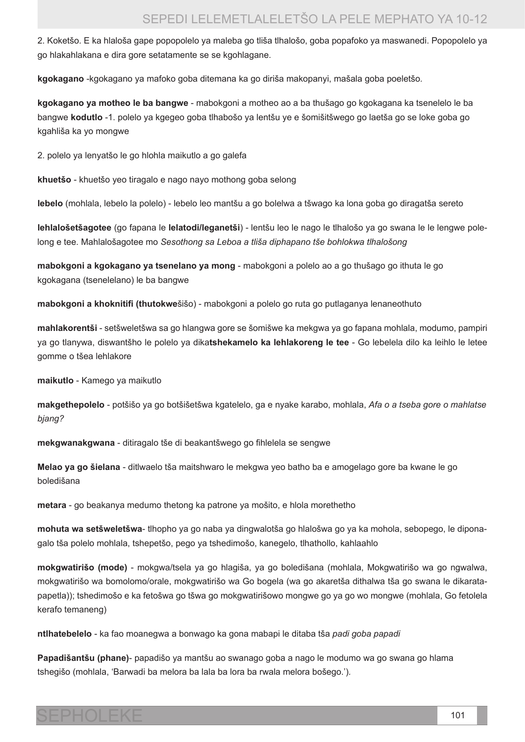2. Koketšo. E ka hlaloša gape popopolelo ya maleba go tliša tlhalošo, goba popafoko ya maswanedi. Popopolelo ya go hlakahlakana e dira gore setatamente se se kgohlagane.

**kgokagano** -kgokagano ya mafoko goba ditemana ka go diriša makopanyi, mašala goba poeletšo.

**kgokagano ya motheo le ba bangwe** - mabokgoni a motheo ao a ba thušago go kgokagana ka tsenelelo le ba bangwe **kodutlo** -1. polelo ya kgegeo goba tlhabošo ya lentšu ye e šomišitšwego go laetša go se loke goba go kgahliša ka yo mongwe

2. polelo ya lenyatšo le go hlohla maikutlo a go galefa

**khuetšo** - khuetšo yeo tiragalo e nago nayo mothong goba selong

**lebelo** (mohlala, lebelo la polelo) - lebelo leo mantšu a go bolelwa a tšwago ka lona goba go diragatša sereto

**lehlalošetšagotee** (go fapana le **lelatodi/leganetši**) - lentšu leo le nago le tlhalošo ya go swana le le lengwe polelong e tee. Mahlalošagotee mo *Sesothong sa Leboa a tliša diphapano tše bohlokwa tlhalošong*

**mabokgoni a kgokagano ya tsenelano ya mong** - mabokgoni a polelo ao a go thušago go ithuta le go kgokagana (tsenelelano) le ba bangwe

**mabokgoni a khoknitifi (thutokwe**šišo) - mabokgoni a polelo go ruta go putlaganya lenaneothuto

**mahlakorentši** - setšweletšwa sa go hlangwa gore se šomišwe ka mekgwa ya go fapana mohlala, modumo, pampiri ya go tlanywa, diswantšho le polelo ya dika**tshekamelo ka lehlakoreng le tee** - Go lebelela dilo ka leihlo le letee gomme o tšea lehlakore

**maikutlo** - Kamego ya maikutlo

**makgethepolelo** - potšišo ya go botšišetšwa kgatelelo, ga e nyake karabo, mohlala, *Afa o a tseba gore o mahlatse bjang?*

**mekgwanakgwana** - ditiragalo tše di beakantšwego go fihlelela se sengwe

**Melao ya go šielana** - ditlwaelo tša maitshwaro le mekgwa yeo batho ba e amogelago gore ba kwane le go boledišana

**metara** - go beakanya medumo thetong ka patrone ya mošito, e hlola morethetho

**mohuta wa setšweletšwa**- tlhopho ya go naba ya dingwalotša go hlalošwa go ya ka mohola, sebopego, le diponagalo tša polelo mohlala, tshepetšo, pego ya tshedimošo, kanegelo, tlhathollo, kahlaahlo

**mokgwatirišo (mode)** - mokgwa/tsela ya go hlagiša, ya go boledišana (mohlala, Mokgwatirišo wa go ngwalwa, mokgwatirišo wa bomolomo/orale, mokgwatirišo wa Go bogela (wa go akaretša dithalwa tša go swana le dikaratapapetla)); tshedimošo e ka fetošwa go tšwa go mokgwatirišowo mongwe go ya go wo mongwe (mohlala, Go fetolela kerafo temaneng)

**ntlhatebelelo** - ka fao moanegwa a bonwago ka gona mabapi le ditaba tša *padi goba papadi*

**Papadišantšu (phane)**- papadišo ya mantšu ao swanago goba a nago le modumo wa go swana go hlama tshegišo (mohlala, 'Barwadi ba melora ba lala ba lora ba rwala melora bošego.').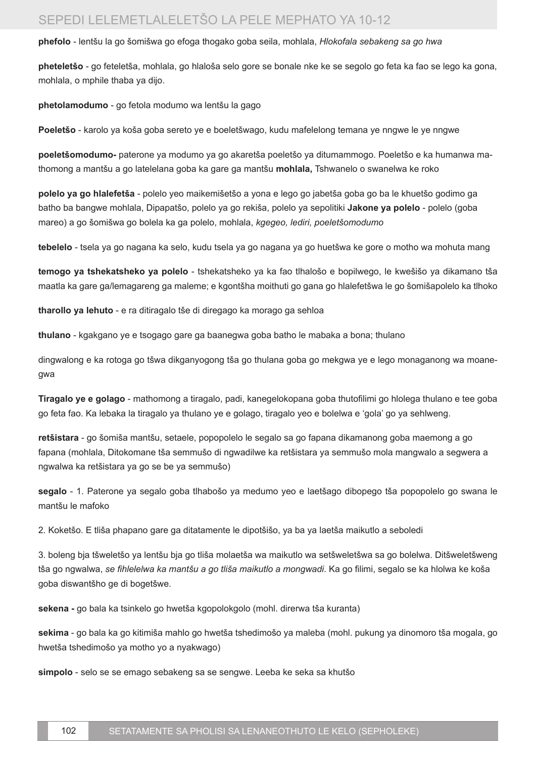**phefolo** - lentšu la go šomišwa go efoga thogako goba seila, mohlala, *Hlokofala sebakeng sa go hwa*

**pheteletšo** - go feteletša, mohlala, go hlaloša selo gore se bonale nke ke se segolo go feta ka fao se lego ka gona, mohlala, o mphile thaba ya dijo.

**phetolamodumo** - go fetola modumo wa lentšu la gago

**Poeletšo** - karolo ya koša goba sereto ye e boeletšwago, kudu mafelelong temana ye nngwe le ye nngwe

**poeletšomodumo-** paterone ya modumo ya go akaretša poeletšo ya ditumammogo. Poeletšo e ka humanwa mathomong a mantšu a go latelelana goba ka gare ga mantšu **mohlala,** Tshwanelo o swanelwa ke roko

**polelo ya go hlalefetša** - polelo yeo maikemišetšo a yona e lego go jabetša goba go ba le khuetšo godimo ga batho ba bangwe mohlala, Dipapatšo, polelo ya go rekiša, polelo ya sepolitiki **Jakone ya polelo** - polelo (goba mareo) a go šomišwa go bolela ka ga polelo, mohlala, *kgegeo, lediri, poeletšomodumo*

**tebelelo** - tsela ya go nagana ka selo, kudu tsela ya go nagana ya go huetšwa ke gore o motho wa mohuta mang

**temogo ya tshekatsheko ya polelo** - tshekatsheko ya ka fao tlhalošo e bopilwego, le kwešišo ya dikamano tša maatla ka gare ga/lemagareng ga maleme; e kgontšha moithuti go gana go hlalefetšwa le go šomišapolelo ka tlhoko

**tharollo ya lehuto** - e ra ditiragalo tše di diregago ka morago ga sehloa

**thulano** - kgakgano ye e tsogago gare ga baanegwa goba batho le mabaka a bona; thulano

dingwalong e ka rotoga go tšwa dikganyogong tša go thulana goba go mekgwa ye e lego monaganong wa moanegwa

**Tiragalo ye e golago** - mathomong a tiragalo, padi, kanegelokopana goba thutofilimi go hlolega thulano e tee goba go feta fao. Ka lebaka la tiragalo ya thulano ye e golago, tiragalo yeo e bolelwa e 'gola' go ya sehlweng.

**retšistara** - go šomiša mantšu, setaele, popopolelo le segalo sa go fapana dikamanong goba maemong a go fapana (mohlala, Ditokomane tša semmušo di ngwadilwe ka retšistara ya semmušo mola mangwalo a segwera a ngwalwa ka retšistara ya go se be ya semmušo)

**segalo** - 1. Paterone ya segalo goba tlhabošo ya medumo yeo e laetšago dibopego tša popopolelo go swana le mantšu le mafoko

2. Koketšo. E tliša phapano gare ga ditatamente le dipotšišo, ya ba ya laetša maikutlo a seboledi

3. boleng bja tšweletšo ya lentšu bja go tliša molaetša wa maikutlo wa setšweletšwa sa go bolelwa. Ditšweletšweng tša go ngwalwa, *se fihlelelwa ka mantšu a go tliša maikutlo a mongwadi*. Ka go filimi, segalo se ka hlolwa ke koša goba diswantšho ge di bogetšwe.

**sekena -** go bala ka tsinkelo go hwetša kgopolokgolo (mohl. direrwa tša kuranta)

**sekima** - go bala ka go kitimiša mahlo go hwetša tshedimošo ya maleba (mohl. pukung ya dinomoro tša mogala, go hwetša tshedimošo ya motho yo a nyakwago)

**simpolo** - selo se se emago sebakeng sa se sengwe. Leeba ke seka sa khutšo